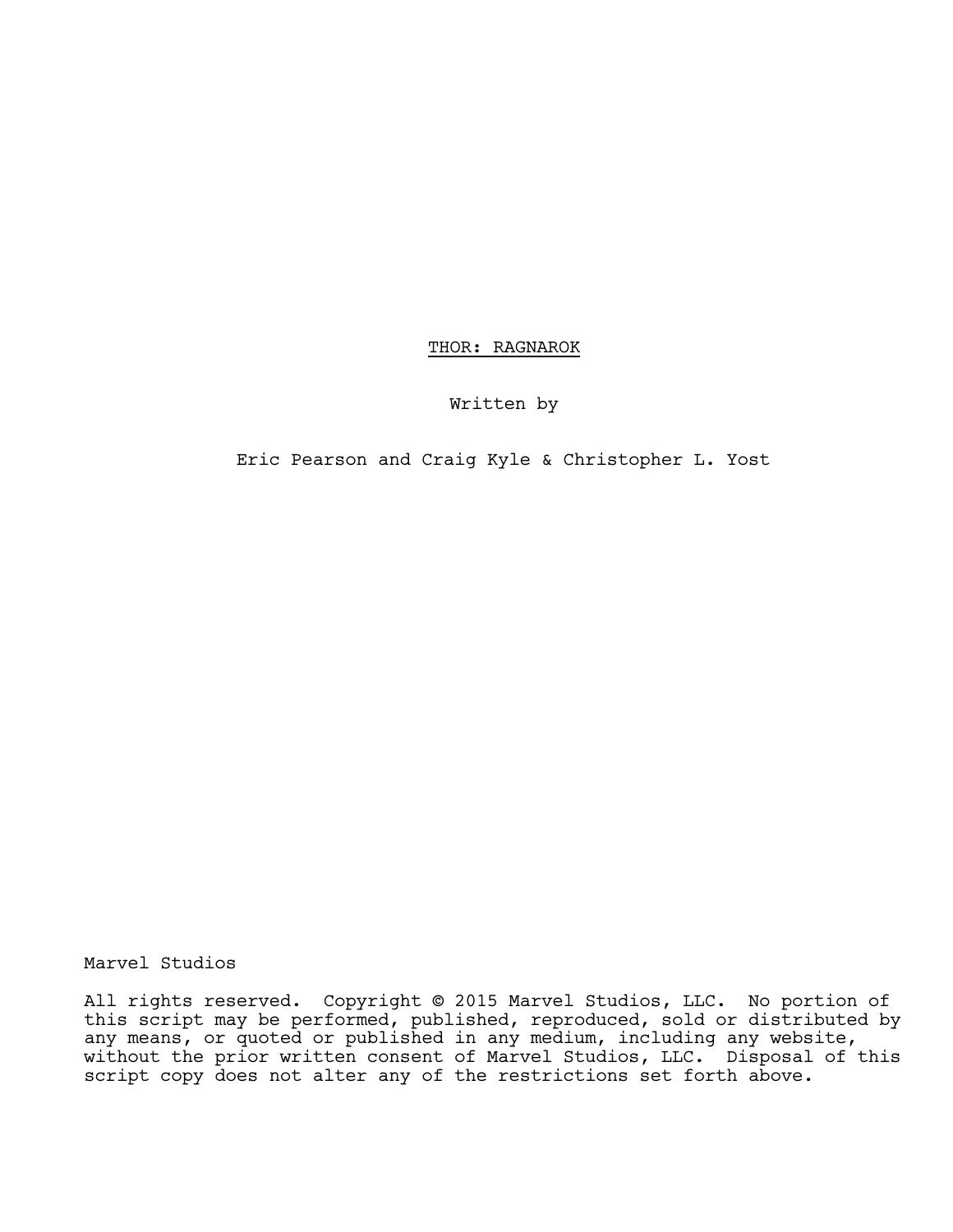# THOR: RAGNAROK

Written by

Eric Pearson and Craig Kyle & Christopher L. Yost

Marvel Studios

All rights reserved. Copyright © 2015 Marvel Studios, LLC. No portion of this script may be performed, published, reproduced, sold or distributed by any means, or quoted or published in any medium, including any website, without the prior written consent of Marvel Studios, LLC. Disposal of this script copy does not alter any of the restrictions set forth above.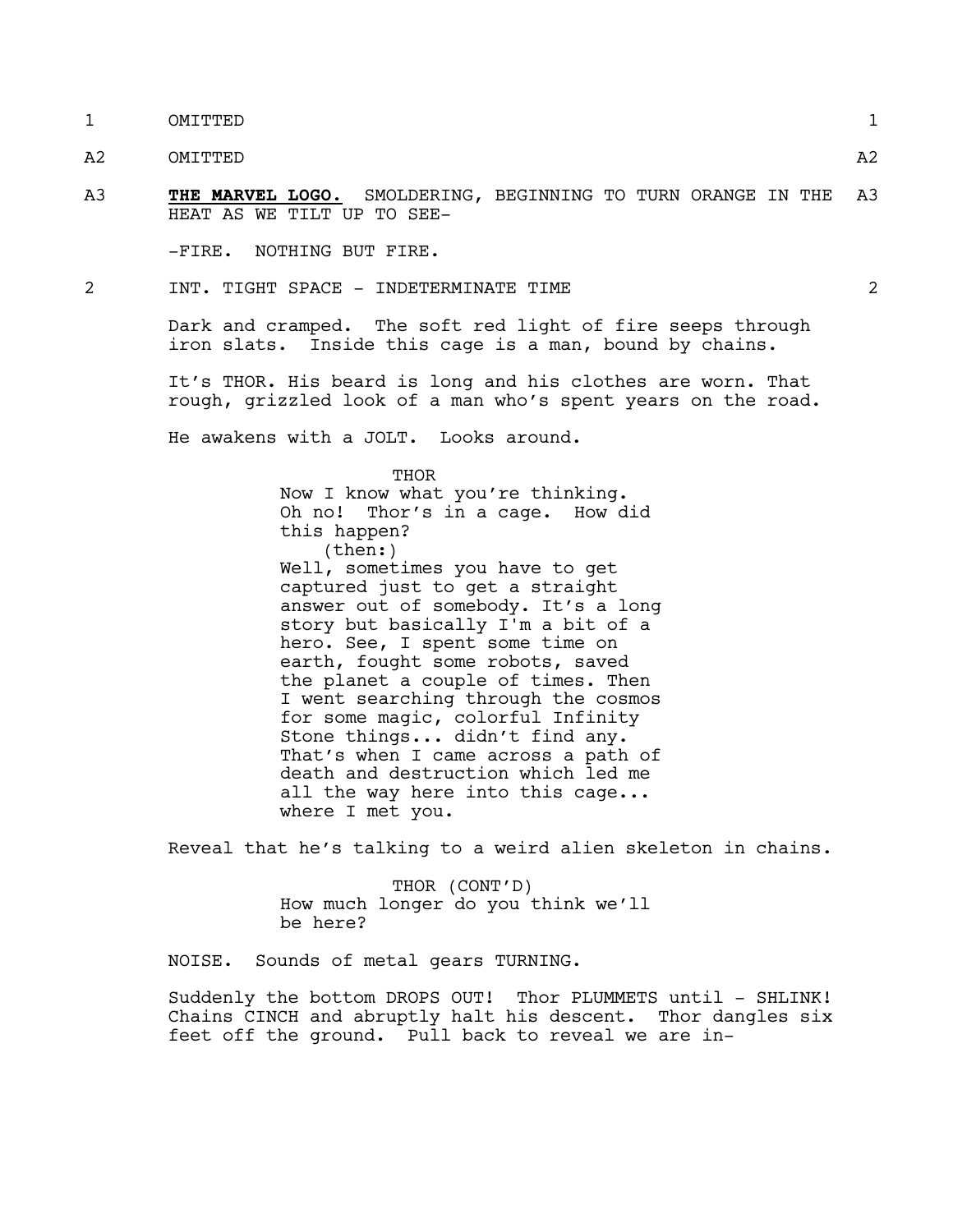1 OMITTED 1

A2 OMITTED A2

A3 **THE MARVEL LOGO.** SMOLDERING, BEGINNING TO TURN ORANGE IN THE HEAT AS WE TILT UP TO SEE- A3

-FIRE. NOTHING BUT FIRE.

2 INT. TIGHT SPACE - INDETERMINATE TIME 2

Dark and cramped. The soft red light of fire seeps through iron slats. Inside this cage is a man, bound by chains.

It's THOR. His beard is long and his clothes are worn. That rough, grizzled look of a man who's spent years on the road.

He awakens with a JOLT. Looks around.

THOR
Now I know what you're thinking. Oh no! Thor's in a cage. How did this happen?
(then:)
Well, sometimes you have to get captured just to get a straight answer out of somebody. It's a long story but basically I'm a bit of a hero. See, I spent some time on earth, fought some robots, saved the planet a couple of times. Then I went searching through the cosmos for some magic, colorful Infinity Stone things... didn't find any. That's when I came across a path of death and destruction which led me all the way here into this cage... where I met you.

Reveal that he's talking to a weird alien skeleton in chains.

THOR (CONT'D)
How much longer do you think we'll be here?

NOISE. Sounds of metal gears TURNING.

Suddenly the bottom DROPS OUT! Thor PLUMMETS until - SHLINK! Chains CINCH and abruptly halt his descent. Thor dangles six feet off the ground. Pull back to reveal we are in-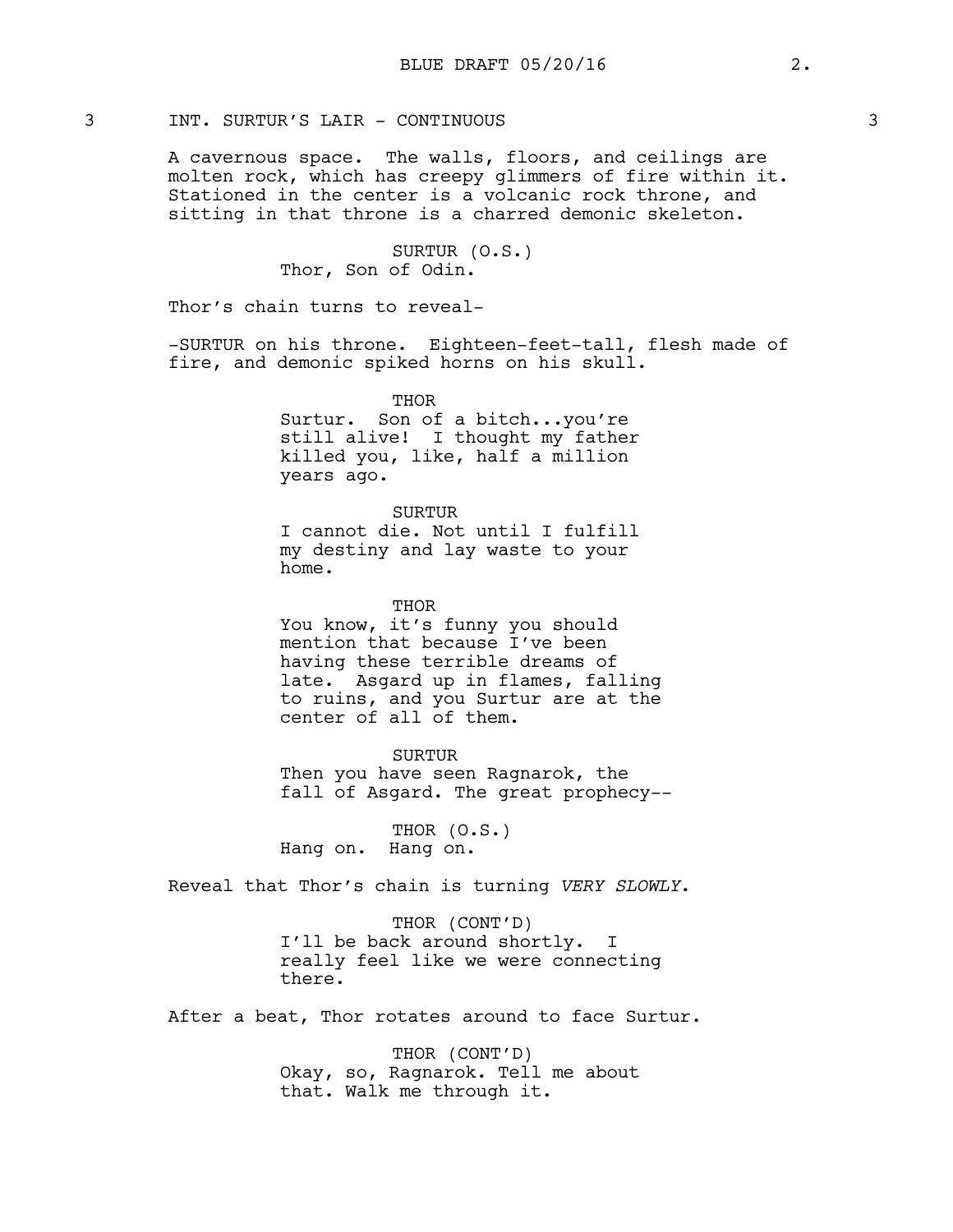3 INT. SURTUR'S LAIR - CONTINUOUS 3

A cavernous space. The walls, floors, and ceilings are molten rock, which has creepy glimmers of fire within it. Stationed in the center is a volcanic rock throne, and sitting in that throne is a charred demonic skeleton.

SURTUR (O.S.)
Thor, Son of Odin.

Thor's chain turns to reveal-

-SURTUR on his throne. Eighteen-feet-tall, flesh made of fire, and demonic spiked horns on his skull.

THOR
Surtur. Son of a bitch...you're still alive! I thought my father killed you, like, half a million years ago.

SURTUR
I cannot die. Not until I fulfill my destiny and lay waste to your home.

THOR
You know, it's funny you should mention that because I've been having these terrible dreams of late. Asgard up in flames, falling to ruins, and you Surtur are at the center of all of them.

SURTUR
Then you have seen Ragnarok, the fall of Asgard. The great prophecy--

THOR (O.S.)
Hang on. Hang on.

Reveal that Thor's chain is turning *VERY SLOWLY*.

THOR (CONT'D)
I'll be back around shortly. I really feel like we were connecting there.

After a beat, Thor rotates around to face Surtur.

THOR (CONT'D)
Okay, so, Ragnarok. Tell me about that. Walk me through it.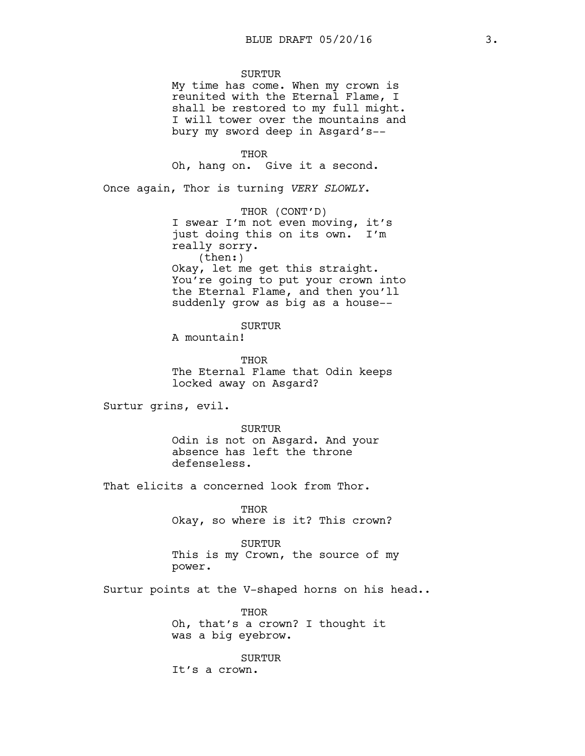SURTUR
My time has come. When my crown is reunited with the Eternal Flame, I shall be restored to my full might. I will tower over the mountains and bury my sword deep in Asgard's--

THOR
Oh, hang on. Give it a second.

Once again, Thor is turning *VERY SLOWLY.*

THOR (CONT'D)
I swear I'm not even moving, it's just doing this on its own. I'm really sorry.
(then:)
Okay, let me get this straight. You're going to put your crown into the Eternal Flame, and then you'll suddenly grow as big as a house--

SURTUR
A mountain!

THOR
The Eternal Flame that Odin keeps locked away on Asgard?

Surtur grins, evil.

SURTUR
Odin is not on Asgard. And your absence has left the throne defenseless.

That elicits a concerned look from Thor.

THOR
Okay, so where is it? This crown?

SURTUR
This is my Crown, the source of my power.

Surtur points at the V-shaped horns on his head..

THOR
Oh, that's a crown? I thought it was a big eyebrow.

SURTUR
It's a crown.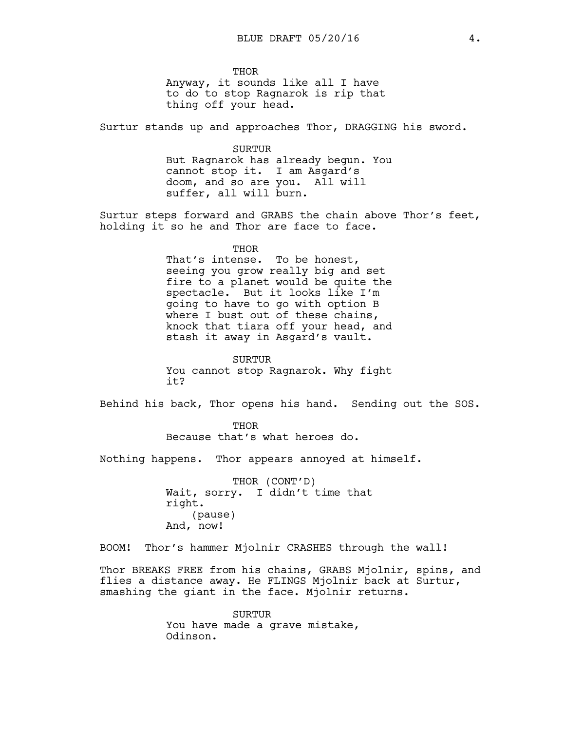THOR
Anyway, it sounds like all I have to do to stop Ragnarok is rip that thing off your head.

Surtur stands up and approaches Thor, DRAGGING his sword.

SURTUR
But Ragnarok has already begun. You cannot stop it. I am Asgard's doom, and so are you. All will suffer, all will burn.

Surtur steps forward and GRABS the chain above Thor's feet, holding it so he and Thor are face to face.

THOR
That's intense. To be honest, seeing you grow really big and set fire to a planet would be quite the spectacle. But it looks like I'm going to have to go with option B where I bust out of these chains, knock that tiara off your head, and stash it away in Asgard's vault.

SURTUR
You cannot stop Ragnarok. Why fight it?

Behind his back, Thor opens his hand. Sending out the SOS.

THOR
Because that's what heroes do.

Nothing happens. Thor appears annoyed at himself.

THOR (CONT'D)
Wait, sorry. I didn't time that right.
(pause)
And, now!

BOOM! Thor's hammer Mjolnir CRASHES through the wall!

Thor BREAKS FREE from his chains, GRABS Mjolnir, spins, and flies a distance away. He FLINGS Mjolnir back at Surtur, smashing the giant in the face. Mjolnir returns.

SURTUR
You have made a grave mistake, Odinson.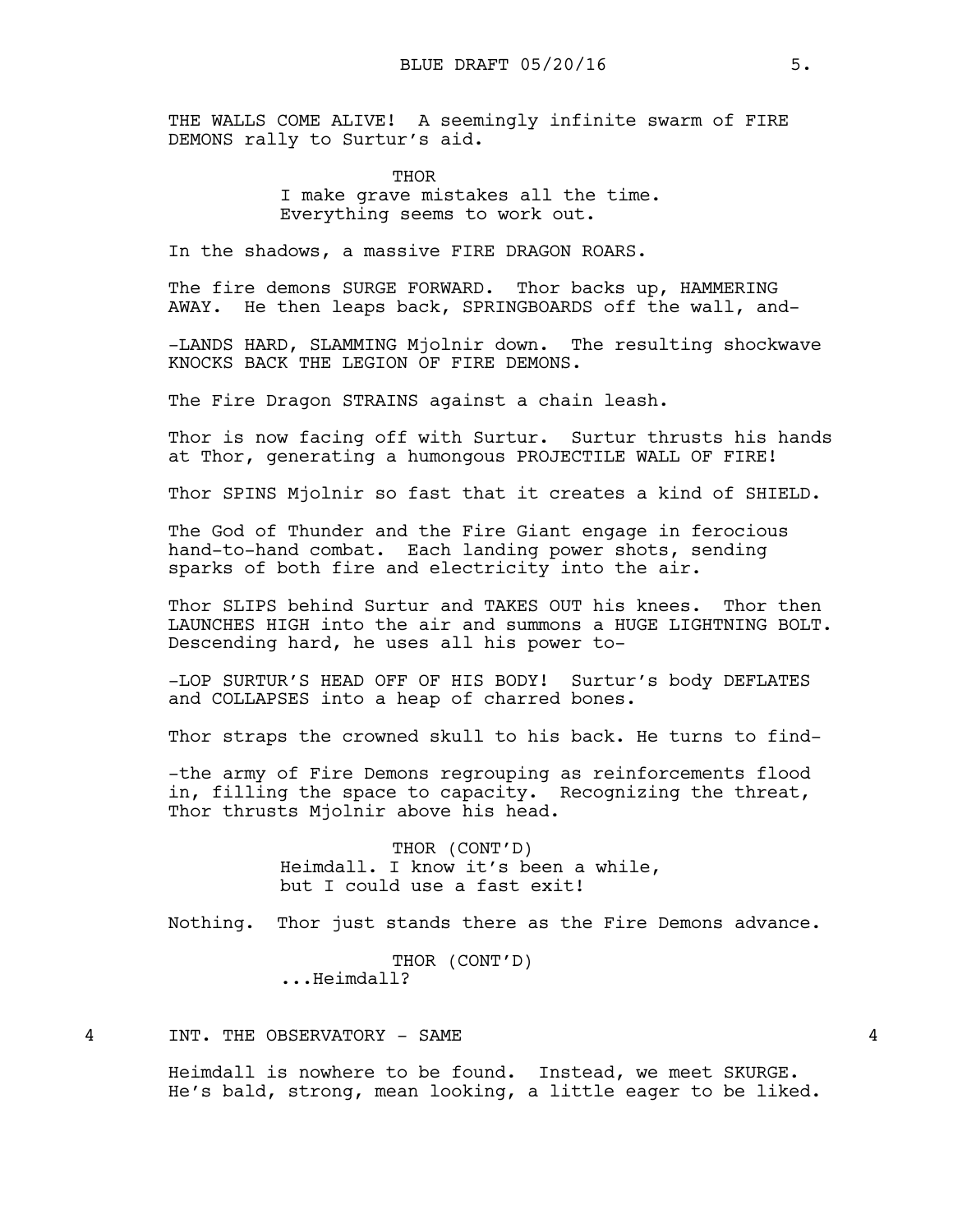THE WALLS COME ALIVE! A seemingly infinite swarm of FIRE DEMONS rally to Surtur's aid.

THOR
I make grave mistakes all the time. Everything seems to work out.

In the shadows, a massive FIRE DRAGON ROARS.

The fire demons SURGE FORWARD. Thor backs up, HAMMERING AWAY. He then leaps back, SPRINGBOARDS off the wall, and-

-LANDS HARD, SLAMMING Mjolnir down. The resulting shockwave KNOCKS BACK THE LEGION OF FIRE DEMONS.

The Fire Dragon STRAINS against a chain leash.

Thor is now facing off with Surtur. Surtur thrusts his hands at Thor, generating a humongous PROJECTILE WALL OF FIRE!

Thor SPINS Mjolnir so fast that it creates a kind of SHIELD.

The God of Thunder and the Fire Giant engage in ferocious hand-to-hand combat. Each landing power shots, sending sparks of both fire and electricity into the air.

Thor SLIPS behind Surtur and TAKES OUT his knees. Thor then LAUNCHES HIGH into the air and summons a HUGE LIGHTNING BOLT. Descending hard, he uses all his power to-

-LOP SURTUR'S HEAD OFF OF HIS BODY! Surtur's body DEFLATES and COLLAPSES into a heap of charred bones.

Thor straps the crowned skull to his back. He turns to find-

-the army of Fire Demons regrouping as reinforcements flood in, filling the space to capacity. Recognizing the threat, Thor thrusts Mjolnir above his head.

THOR (CONT'D)
Heimdall. I know it's been a while, but I could use a fast exit!

Nothing. Thor just stands there as the Fire Demons advance.

THOR (CONT'D)
...Heimdall?

4 INT. THE OBSERVATORY - SAME 4

Heimdall is nowhere to be found. Instead, we meet SKURGE. He's bald, strong, mean looking, a little eager to be liked.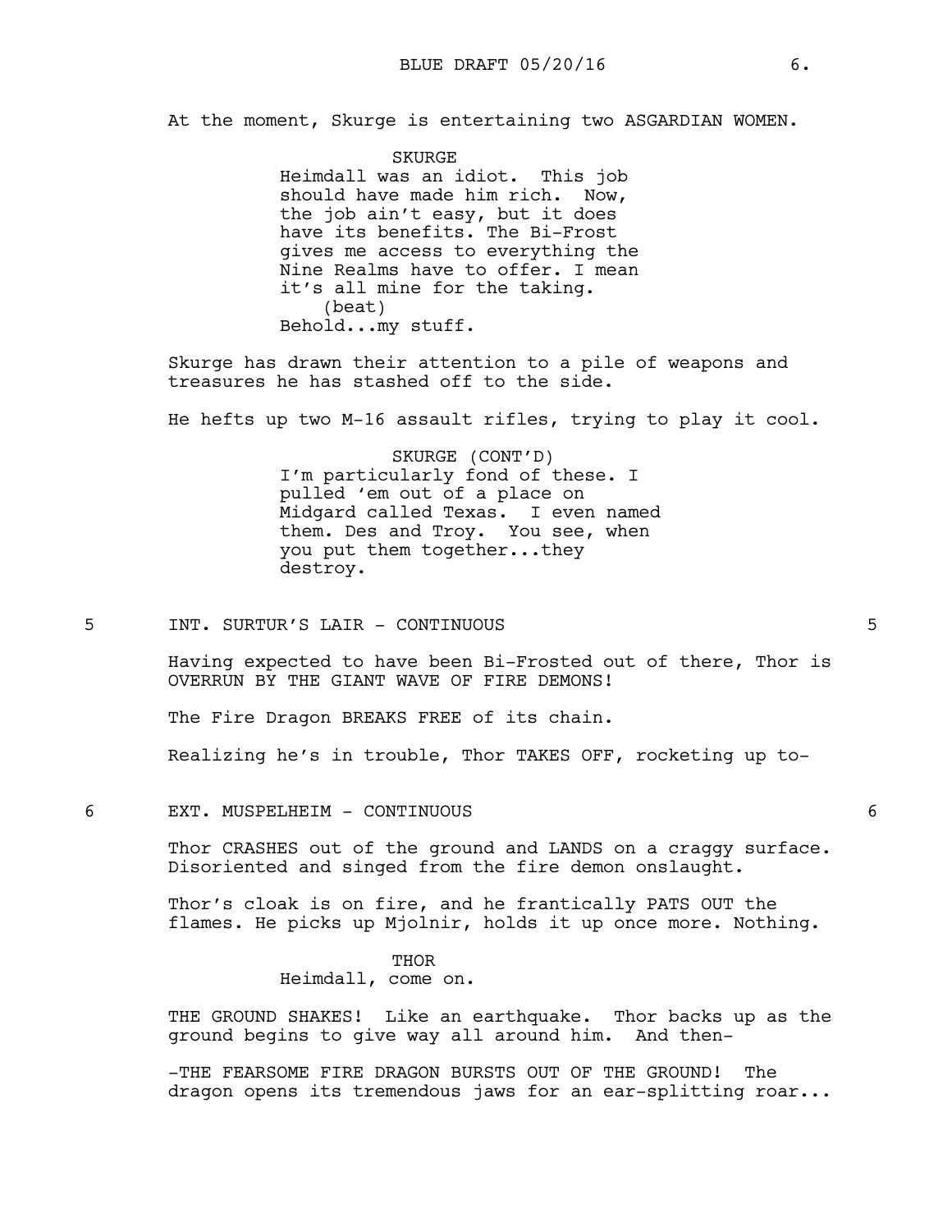At the moment, Skurge is entertaining two ASGARDIAN WOMEN.

SKURGE

Heimdall was an idiot. This job should have made him rich. Now, the job ain't easy, but it does have its benefits. The Bi-Frost gives me access to everything the Nine Realms have to offer. I mean it's all mine for the taking.

(beat)

Behold...my stuff.

Skurge has drawn their attention to a pile of weapons and treasures he has stashed off to the side.

He hefts up two M-16 assault rifles, trying to play it cool.

SKURGE (CONT'D)

I'm particularly fond of these. I pulled 'em out of a place on Midgard called Texas. I even named them. Des and Troy. You see, when you put them together...they destroy.

5 INT. SURTUR'S LAIR - CONTINUOUS 5

Having expected to have been Bi-Frosted out of there, Thor is OVERRUN BY THE GIANT WAVE OF FIRE DEMONS!

The Fire Dragon BREAKS FREE of its chain.

Realizing he's in trouble, Thor TAKES OFF, rocketing up to-

6 EXT. MUSPELHEIM - CONTINUOUS 6

Thor CRASHES out of the ground and LANDS on a craggy surface. Disoriented and singed from the fire demon onslaught.

Thor's cloak is on fire, and he frantically PATS OUT the flames. He picks up Mjolnir, holds it up once more. Nothing.

THOR

Heimdall, come on.

THE GROUND SHAKES! Like an earthquake. Thor backs up as the ground begins to give way all around him. And then-

-THE FEARSOME FIRE DRAGON BURSTS OUT OF THE GROUND! The dragon opens its tremendous jaws for an ear-splitting roar...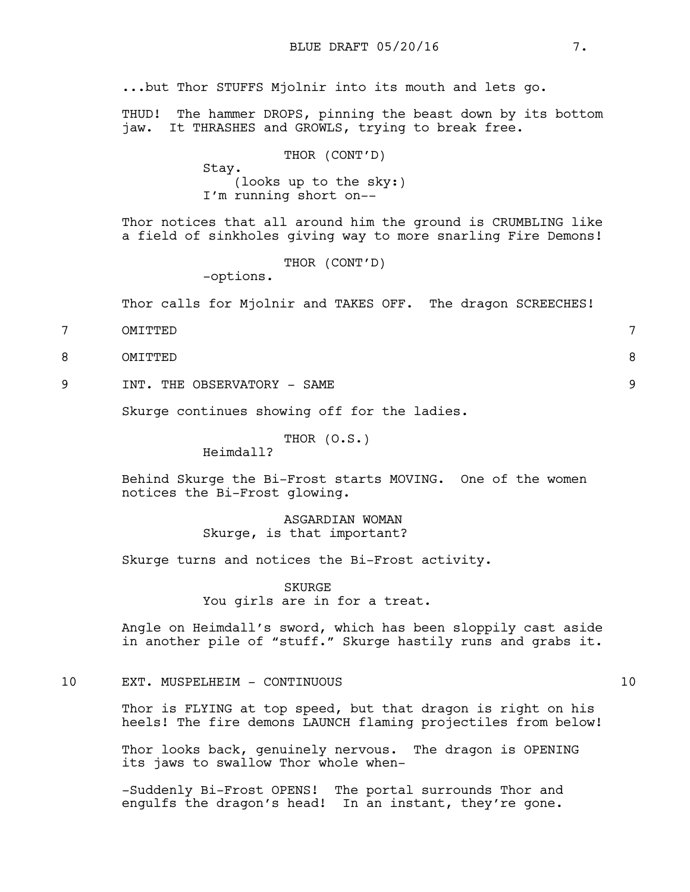...but Thor STUFFS Mjolnir into its mouth and lets go.

THUD! The hammer DROPS, pinning the beast down by its bottom jaw. It THRASHES and GROWLS, trying to break free.

THOR (CONT'D)
Stay.
(looks up to the sky:)
I'm running short on--

Thor notices that all around him the ground is CRUMBLING like a field of sinkholes giving way to more snarling Fire Demons!

THOR (CONT'D)
-options.

Thor calls for Mjolnir and TAKES OFF. The dragon SCREECHES!

7 OMITTED 7

8 OMITTED 8

9 INT. THE OBSERVATORY - SAME 9

Skurge continues showing off for the ladies.

THOR (O.S.)
Heimdall?

Behind Skurge the Bi-Frost starts MOVING. One of the women notices the Bi-Frost glowing.

ASGARDIAN WOMAN
Skurge, is that important?

Skurge turns and notices the Bi-Frost activity.

SKURGE
You girls are in for a treat.

Angle on Heimdall's sword, which has been sloppily cast aside in another pile of "stuff." Skurge hastily runs and grabs it.

10 EXT. MUSPELHEIM - CONTINUOUS 10

Thor is FLYING at top speed, but that dragon is right on his heels! The fire demons LAUNCH flaming projectiles from below!

Thor looks back, genuinely nervous. The dragon is OPENING its jaws to swallow Thor whole when-

-Suddenly Bi-Frost OPENS! The portal surrounds Thor and engulfs the dragon's head! In an instant, they're gone.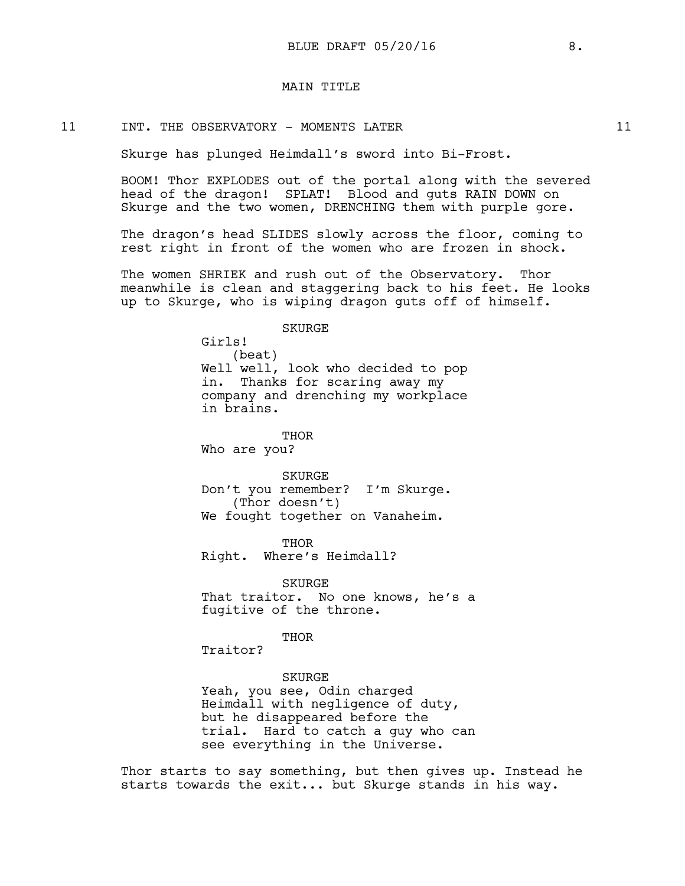MAIN TITLE

11 INT. THE OBSERVATORY - MOMENTS LATER 11

Skurge has plunged Heimdall's sword into Bi-Frost.

BOOM! Thor EXPLODES out of the portal along with the severed head of the dragon! SPLAT! Blood and guts RAIN DOWN on Skurge and the two women, DRENCHING them with purple gore.

The dragon's head SLIDES slowly across the floor, coming to rest right in front of the women who are frozen in shock.

The women SHRIEK and rush out of the Observatory. Thor meanwhile is clean and staggering back to his feet. He looks up to Skurge, who is wiping dragon guts off of himself.

SKURGE
Girls!
(beat)
Well well, look who decided to pop in. Thanks for scaring away my company and drenching my workplace in brains.

THOR
Who are you?

SKURGE
Don't you remember? I'm Skurge.
(Thor doesn't)
We fought together on Vanaheim.

THOR
Right. Where's Heimdall?

SKURGE
That traitor. No one knows, he's a fugitive of the throne.

THOR
Traitor?

SKURGE
Yeah, you see, Odin charged Heimdall with negligence of duty, but he disappeared before the trial. Hard to catch a guy who can see everything in the Universe.

Thor starts to say something, but then gives up. Instead he starts towards the exit... but Skurge stands in his way.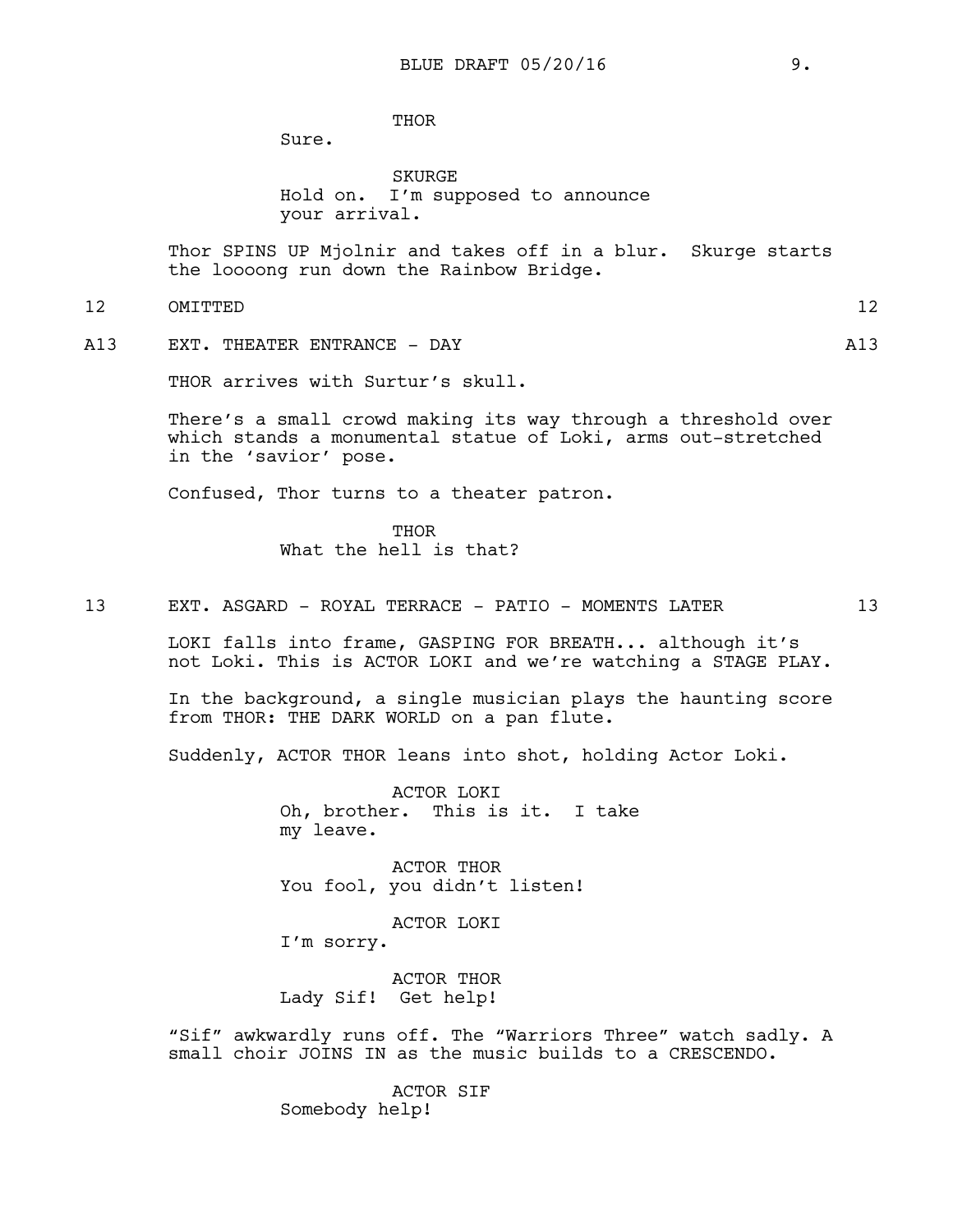THOR
Sure.

SKURGE
Hold on. I'm supposed to announce your arrival.

Thor SPINS UP Mjolnir and takes off in a blur. Skurge starts the loooong run down the Rainbow Bridge.

12 OMITTED 12

A13 EXT. THEATER ENTRANCE - DAY A13

THOR arrives with Surtur's skull.

There's a small crowd making its way through a threshold over which stands a monumental statue of Loki, arms out-stretched in the 'savior' pose.

Confused, Thor turns to a theater patron.

THOR
What the hell is that?

13 EXT. ASGARD - ROYAL TERRACE - PATIO - MOMENTS LATER 13

LOKI falls into frame, GASPING FOR BREATH... although it's not Loki. This is ACTOR LOKI and we're watching a STAGE PLAY.

In the background, a single musician plays the haunting score from THOR: THE DARK WORLD on a pan flute.

Suddenly, ACTOR THOR leans into shot, holding Actor Loki.

ACTOR LOKI
Oh, brother. This is it. I take my leave.

ACTOR THOR
You fool, you didn't listen!

ACTOR LOKI
I'm sorry.

ACTOR THOR
Lady Sif! Get help!

"Sif" awkwardly runs off. The "Warriors Three" watch sadly. A small choir JOINS IN as the music builds to a CRESCENDO.

ACTOR SIF
Somebody help!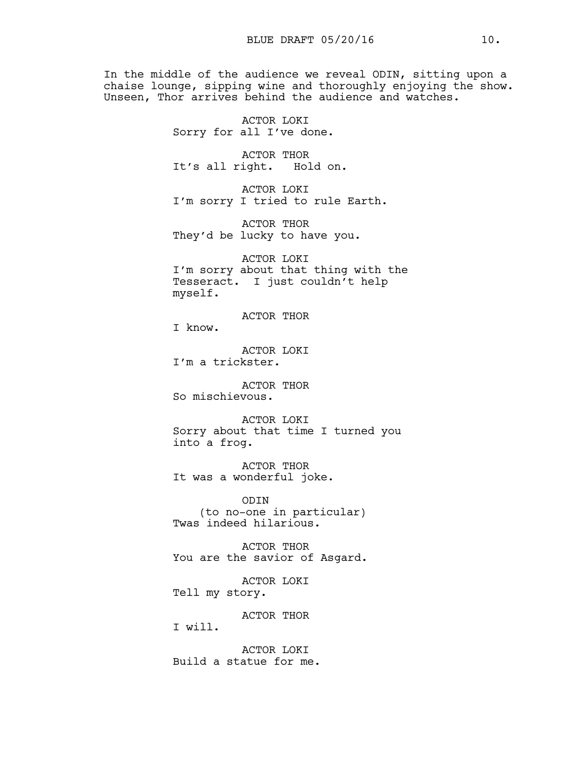In the middle of the audience we reveal ODIN, sitting upon a chaise lounge, sipping wine and thoroughly enjoying the show. Unseen, Thor arrives behind the audience and watches.

ACTOR LOKI
Sorry for all I've done.

ACTOR THOR
It's all right. Hold on.

ACTOR LOKI
I'm sorry I tried to rule Earth.

ACTOR THOR
They'd be lucky to have you.

ACTOR LOKI
I'm sorry about that thing with the Tesseract. I just couldn't help myself.

ACTOR THOR
I know.

ACTOR LOKI
I'm a trickster.

ACTOR THOR
So mischievous.

ACTOR LOKI
Sorry about that time I turned you into a frog.

ACTOR THOR
It was a wonderful joke.

ODIN
(to no-one in particular)
Twas indeed hilarious.

ACTOR THOR
You are the savior of Asgard.

ACTOR LOKI
Tell my story.

ACTOR THOR
I will.

ACTOR LOKI
Build a statue for me.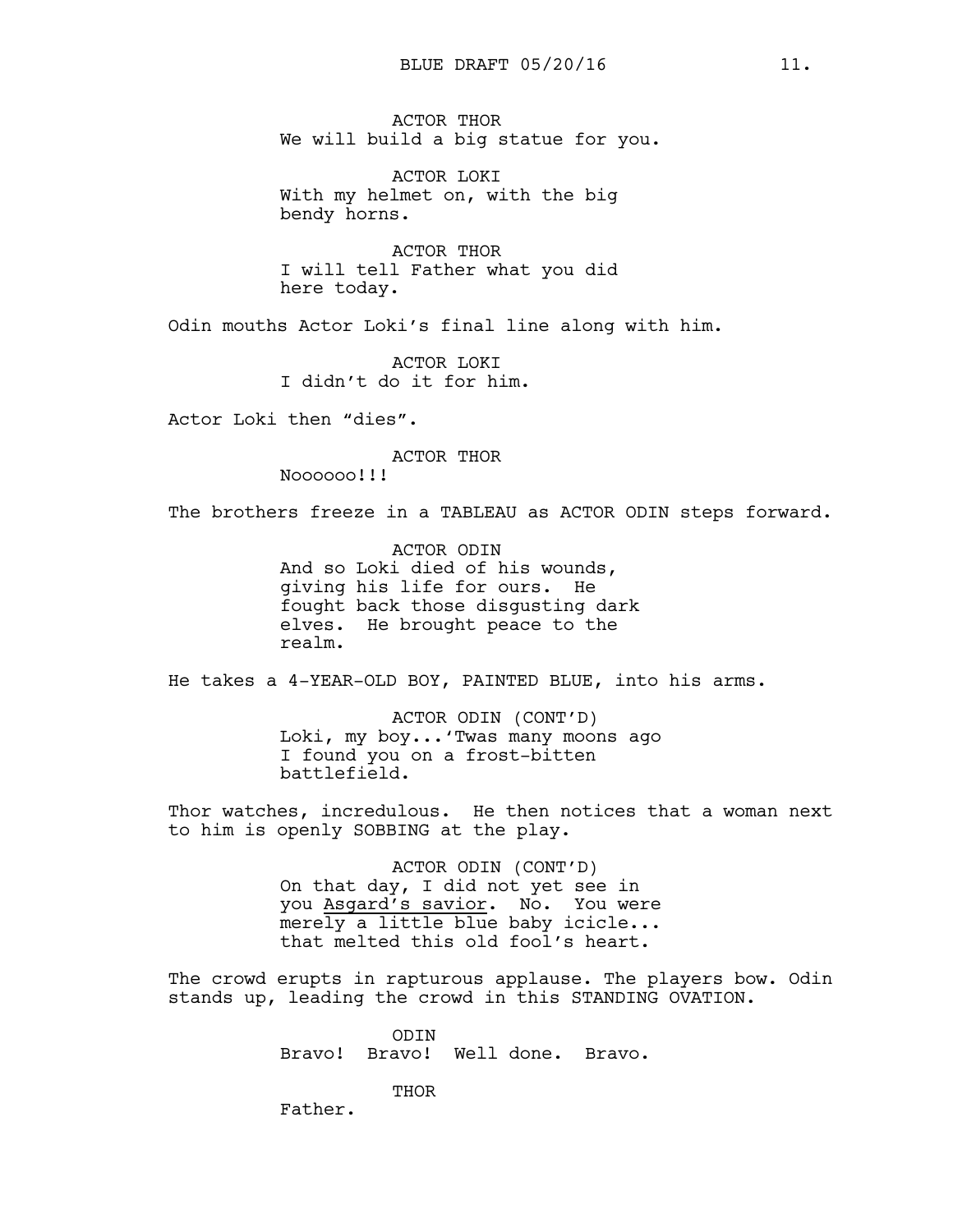ACTOR THOR
We will build a big statue for you.

ACTOR LOKI
With my helmet on, with the big bendy horns.

ACTOR THOR
I will tell Father what you did here today.

Odin mouths Actor Loki's final line along with him.

ACTOR LOKI
I didn't do it for him.

Actor Loki then "dies".

ACTOR THOR
Noooooo!!!

The brothers freeze in a TABLEAU as ACTOR ODIN steps forward.

ACTOR ODIN
And so Loki died of his wounds, giving his life for ours. He fought back those disgusting dark elves. He brought peace to the realm.

He takes a 4-YEAR-OLD BOY, PAINTED BLUE, into his arms.

ACTOR ODIN (CONT'D)
Loki, my boy...'Twas many moons ago I found you on a frost-bitten battlefield.

Thor watches, incredulous. He then notices that a woman next to him is openly SOBBING at the play.

ACTOR ODIN (CONT'D)
On that day, I did not yet see in you <u>Asgard's savior</u>. No. You were merely a little blue baby icicle... that melted this old fool's heart.

The crowd erupts in rapturous applause. The players bow. Odin stands up, leading the crowd in this STANDING OVATION.

ODIN
Bravo! Bravo! Well done. Bravo.

THOR
Father.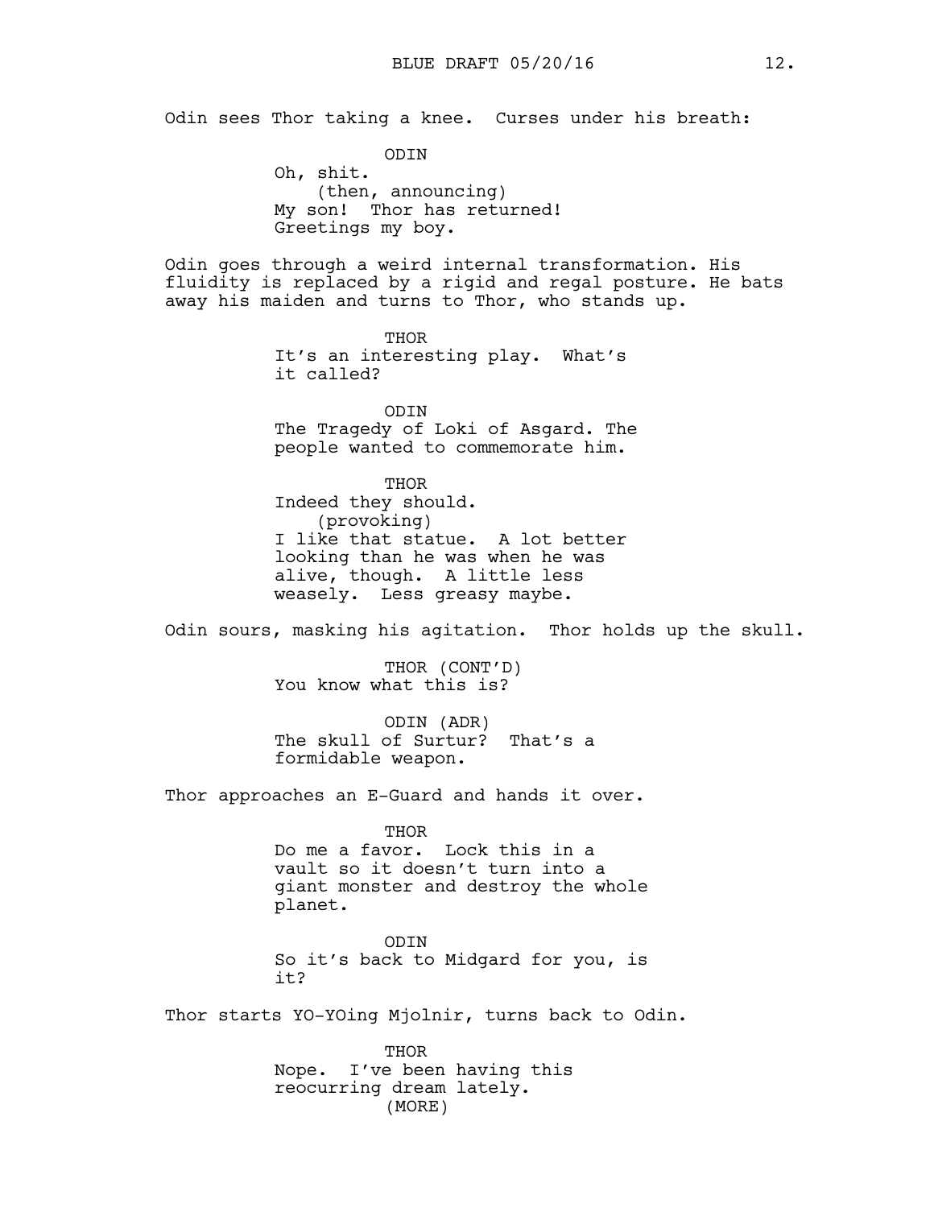Odin sees Thor taking a knee. Curses under his breath:

ODIN
Oh, shit.
(then, announcing)
My son! Thor has returned!
Greetings my boy.

Odin goes through a weird internal transformation. His fluidity is replaced by a rigid and regal posture. He bats away his maiden and turns to Thor, who stands up.

THOR
It's an interesting play. What's it called?

ODIN
The Tragedy of Loki of Asgard. The people wanted to commemorate him.

THOR
Indeed they should.
(provoking)
I like that statue. A lot better looking than he was when he was alive, though. A little less weasely. Less greasy maybe.

Odin sours, masking his agitation. Thor holds up the skull.

THOR (CONT'D)
You know what this is?

ODIN (ADR)
The skull of Surtur? That's a formidable weapon.

Thor approaches an E-Guard and hands it over.

THOR
Do me a favor. Lock this in a vault so it doesn't turn into a giant monster and destroy the whole planet.

ODIN
So it's back to Midgard for you, is it?

Thor starts YO-YOing Mjolnir, turns back to Odin.

THOR
Nope. I've been having this reocurring dream lately.
(MORE)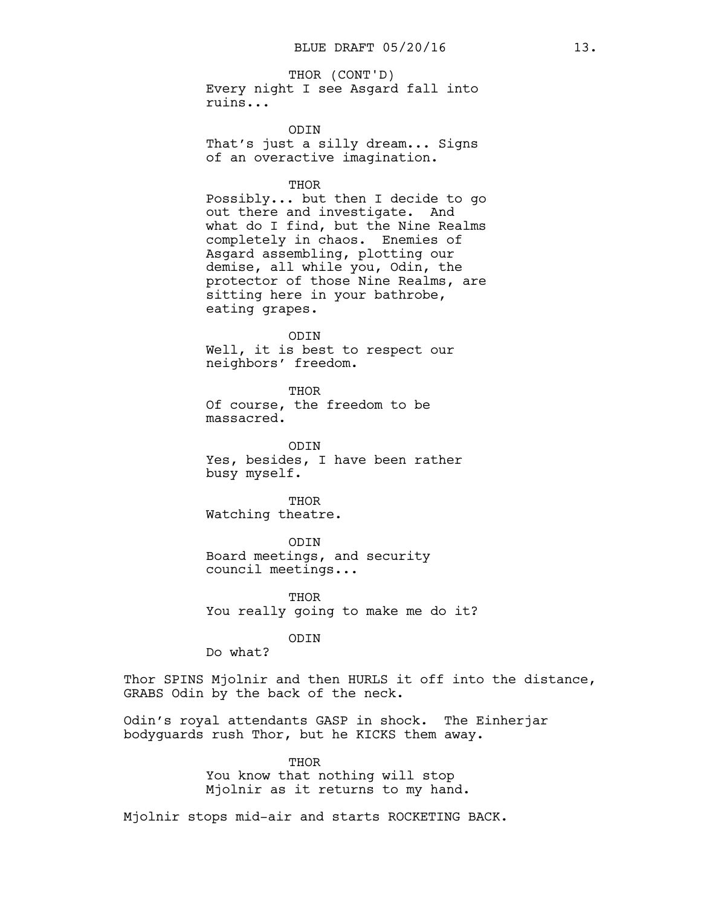THOR (CONT'D)
Every night I see Asgard fall into ruins...

ODIN
That's just a silly dream... Signs of an overactive imagination.

THOR
Possibly... but then I decide to go out there and investigate. And what do I find, but the Nine Realms completely in chaos. Enemies of Asgard assembling, plotting our demise, all while you, Odin, the protector of those Nine Realms, are sitting here in your bathrobe, eating grapes.

ODIN
Well, it is best to respect our neighbors' freedom.

THOR
Of course, the freedom to be massacred.

ODIN
Yes, besides, I have been rather busy myself.

THOR
Watching theatre.

ODIN
Board meetings, and security council meetings...

THOR
You really going to make me do it?

ODIN
Do what?

Thor SPINS Mjolnir and then HURLS it off into the distance, GRABS Odin by the back of the neck.

Odin's royal attendants GASP in shock. The Einherjar bodyguards rush Thor, but he KICKS them away.

THOR
You know that nothing will stop Mjolnir as it returns to my hand.

Mjolnir stops mid-air and starts ROCKETING BACK.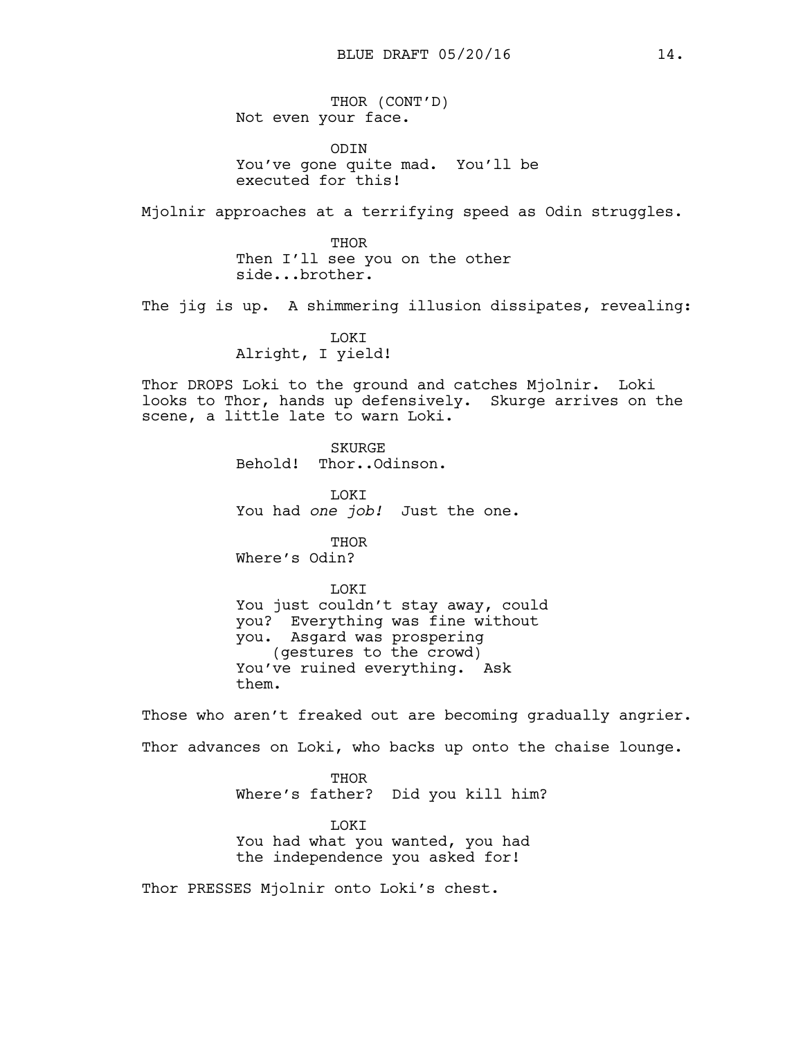THOR (CONT'D)
Not even your face.

ODIN
You've gone quite mad. You'll be executed for this!

Mjolnir approaches at a terrifying speed as Odin struggles.

THOR
Then I'll see you on the other side...brother.

The jig is up. A shimmering illusion dissipates, revealing:

LOKI
Alright, I yield!

Thor DROPS Loki to the ground and catches Mjolnir. Loki looks to Thor, hands up defensively. Skurge arrives on the scene, a little late to warn Loki.

SKURGE
Behold! Thor..Odinson.

LOKI
You had *one job!* Just the one.

THOR
Where's Odin?

LOKI
You just couldn't stay away, could you? Everything was fine without you. Asgard was prospering
(gestures to the crowd)
You've ruined everything. Ask them.

Those who aren't freaked out are becoming gradually angrier.

Thor advances on Loki, who backs up onto the chaise lounge.

THOR
Where's father? Did you kill him?

LOKI
You had what you wanted, you had the independence you asked for!

Thor PRESSES Mjolnir onto Loki's chest.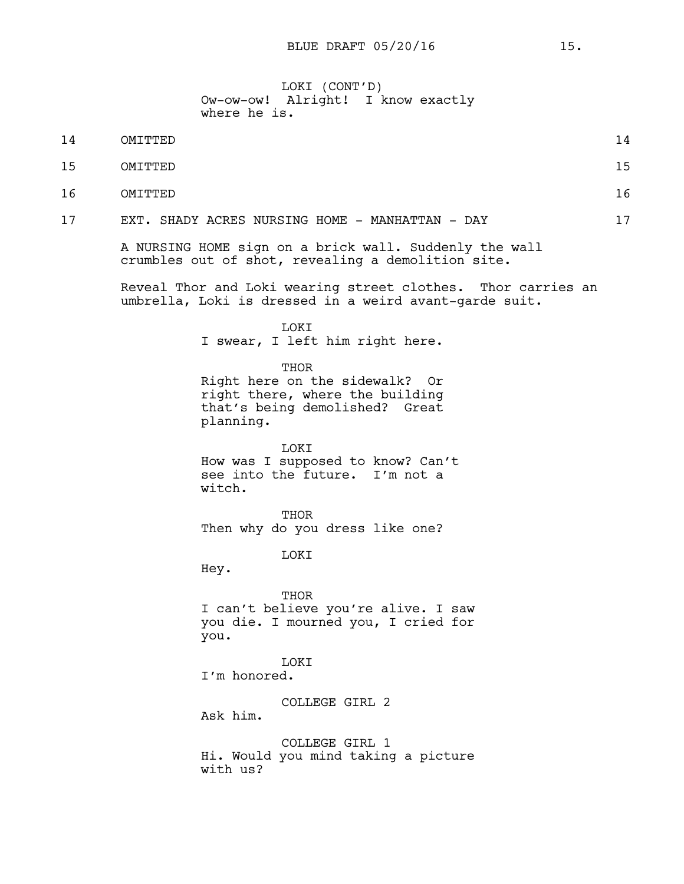LOKI (CONT'D)
Ow-ow-ow! Alright! I know exactly where he is.

14 OMITTED 14

15 OMITTED 15

16 OMITTED 16

17 EXT. SHADY ACRES NURSING HOME - MANHATTAN - DAY 17

A NURSING HOME sign on a brick wall. Suddenly the wall crumbles out of shot, revealing a demolition site.

Reveal Thor and Loki wearing street clothes. Thor carries an umbrella, Loki is dressed in a weird avant-garde suit.

LOKI
I swear, I left him right here.

THOR
Right here on the sidewalk? Or right there, where the building that's being demolished? Great planning.

LOKI
How was I supposed to know? Can't see into the future. I'm not a witch.

THOR
Then why do you dress like one?

LOKI
Hey.

THOR
I can't believe you're alive. I saw you die. I mourned you, I cried for you.

LOKI
I'm honored.

COLLEGE GIRL 2
Ask him.

COLLEGE GIRL 1
Hi. Would you mind taking a picture with us?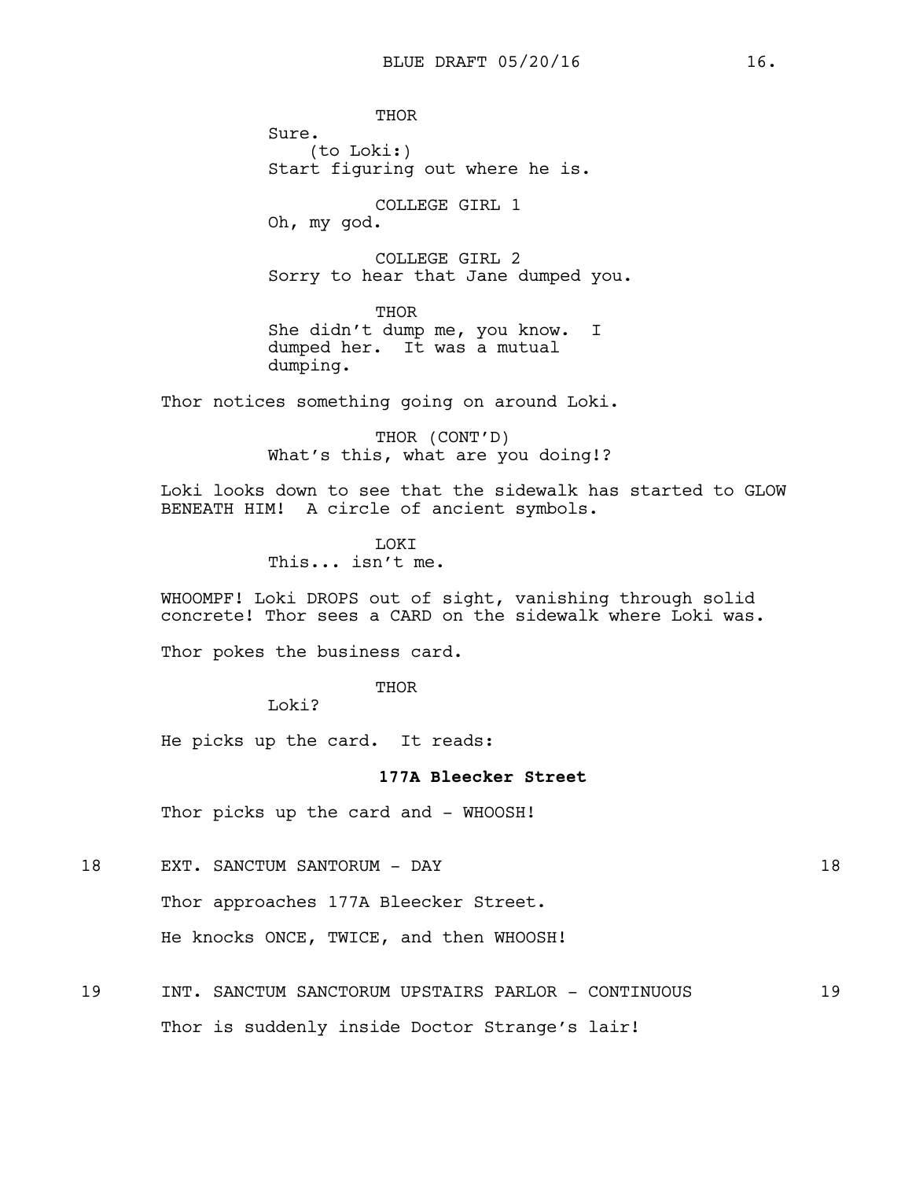THOR
Sure.
(to Loki:)
Start figuring out where he is.

COLLEGE GIRL 1
Oh, my god.

COLLEGE GIRL 2
Sorry to hear that Jane dumped you.

THOR
She didn't dump me, you know. I dumped her. It was a mutual dumping.

Thor notices something going on around Loki.

THOR (CONT'D)
What's this, what are you doing!?

Loki looks down to see that the sidewalk has started to GLOW BENEATH HIM! A circle of ancient symbols.

LOKI
This... isn't me.

WHOOMPF! Loki DROPS out of sight, vanishing through solid concrete! Thor sees a CARD on the sidewalk where Loki was.

Thor pokes the business card.

THOR
Loki?

He picks up the card. It reads:

**177A Bleecker Street**

Thor picks up the card and - WHOOSH!

18 EXT. SANCTUM SANTORUM - DAY 18

Thor approaches 177A Bleecker Street.

He knocks ONCE, TWICE, and then WHOOSH!

19 INT. SANCTUM SANCTORUM UPSTAIRS PARLOR - CONTINUOUS 19

Thor is suddenly inside Doctor Strange's lair!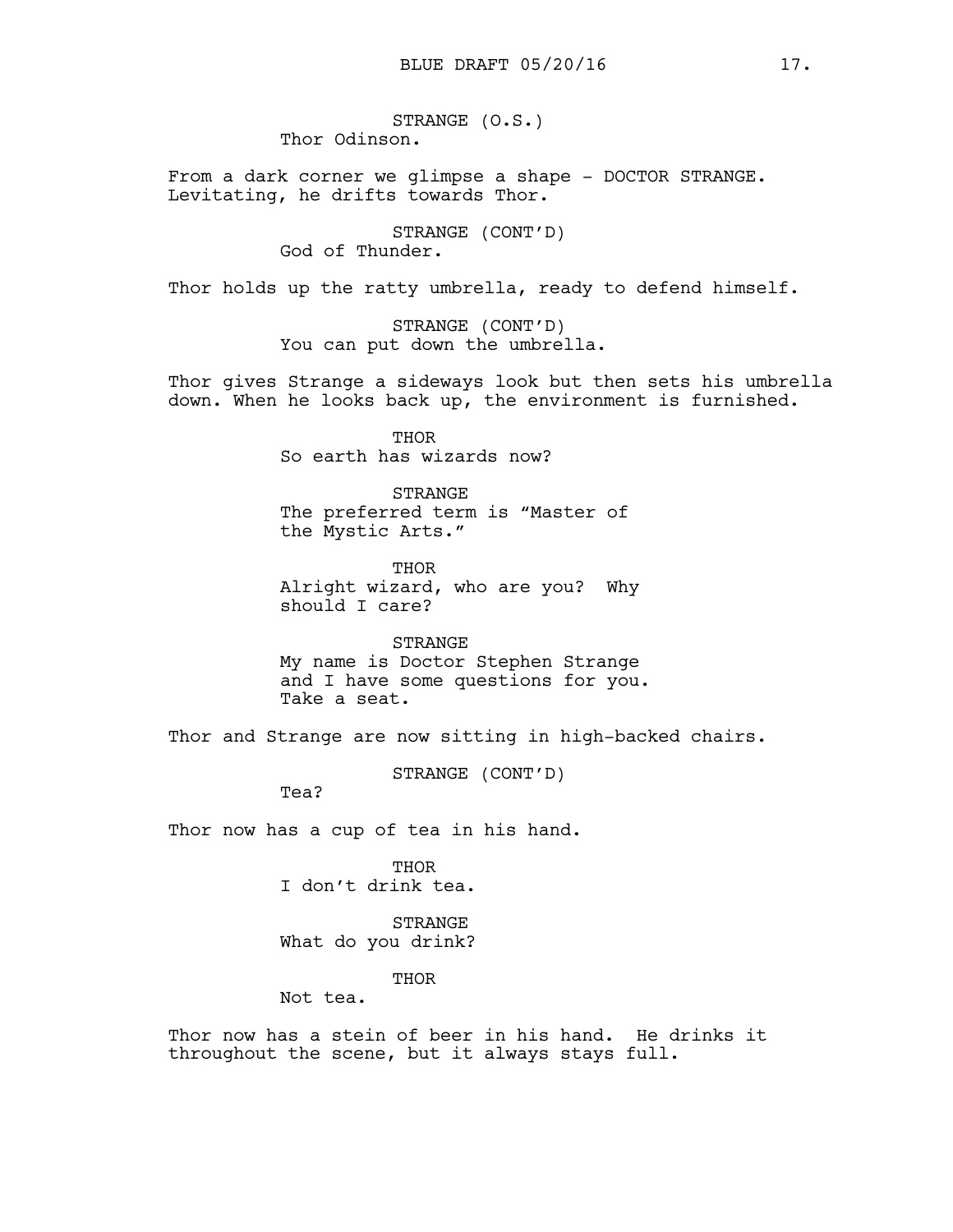STRANGE (O.S.)
Thor Odinson.

From a dark corner we glimpse a shape - DOCTOR STRANGE. Levitating, he drifts towards Thor.

STRANGE (CONT'D)
God of Thunder.

Thor holds up the ratty umbrella, ready to defend himself.

STRANGE (CONT'D)
You can put down the umbrella.

Thor gives Strange a sideways look but then sets his umbrella down. When he looks back up, the environment is furnished.

THOR
So earth has wizards now?

STRANGE
The preferred term is "Master of the Mystic Arts."

THOR
Alright wizard, who are you? Why should I care?

STRANGE
My name is Doctor Stephen Strange and I have some questions for you. Take a seat.

Thor and Strange are now sitting in high-backed chairs.

STRANGE (CONT'D)
Tea?

Thor now has a cup of tea in his hand.

THOR
I don't drink tea.

STRANGE
What do you drink?

THOR
Not tea.

Thor now has a stein of beer in his hand. He drinks it throughout the scene, but it always stays full.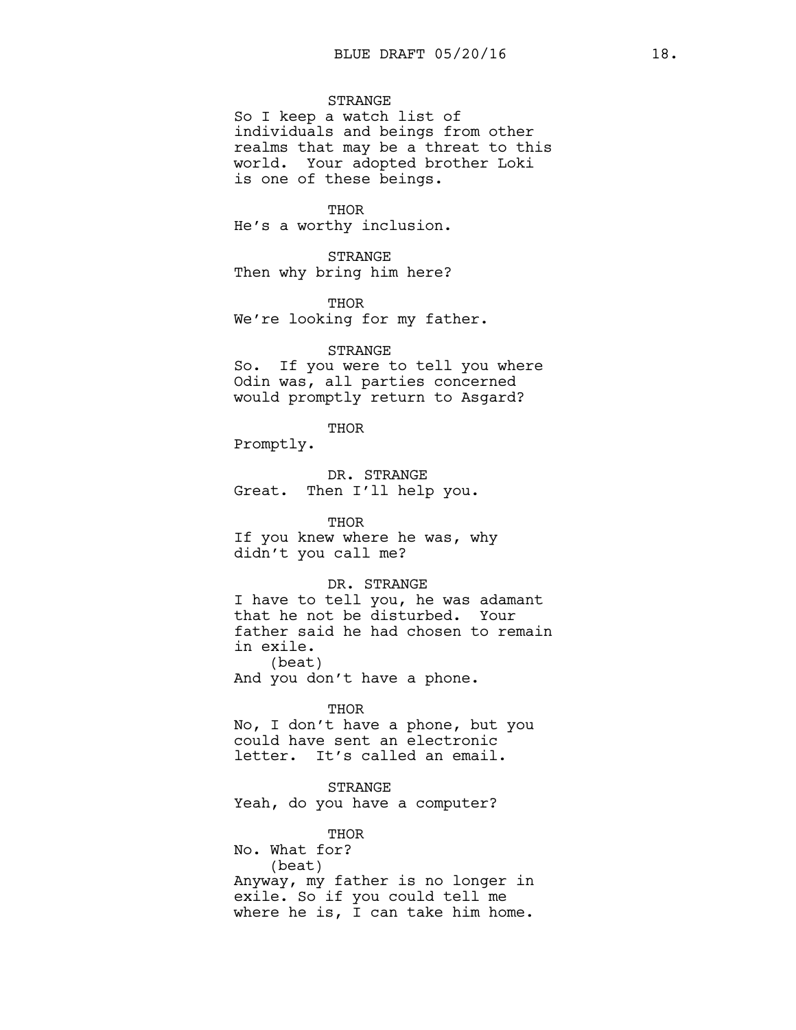STRANGE
So I keep a watch list of individuals and beings from other realms that may be a threat to this world. Your adopted brother Loki is one of these beings.

THOR
He's a worthy inclusion.

STRANGE
Then why bring him here?

THOR
We're looking for my father.

STRANGE
So. If you were to tell you where Odin was, all parties concerned would promptly return to Asgard?

THOR
Promptly.

DR. STRANGE
Great. Then I'll help you.

THOR
If you knew where he was, why didn't you call me?

DR. STRANGE
I have to tell you, he was adamant that he not be disturbed. Your father said he had chosen to remain in exile.
(beat)
And you don't have a phone.

THOR
No, I don't have a phone, but you could have sent an electronic letter. It's called an email.

STRANGE
Yeah, do you have a computer?

THOR
No. What for?
(beat)
Anyway, my father is no longer in exile. So if you could tell me where he is, I can take him home.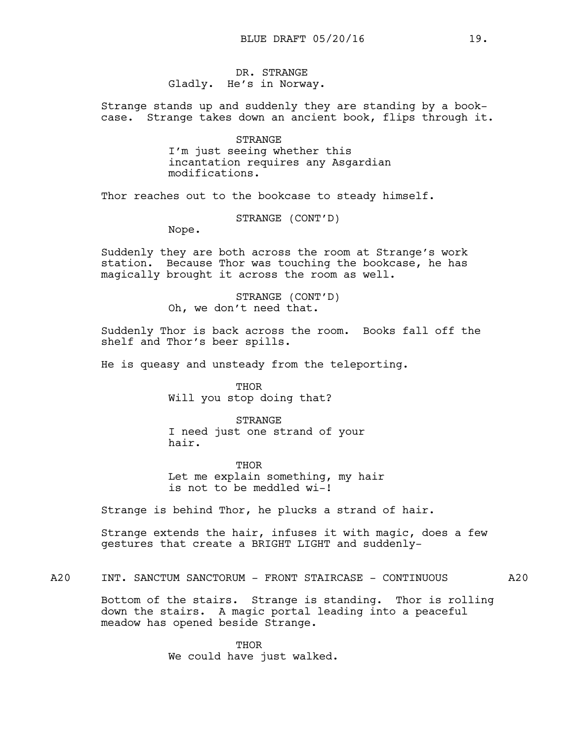DR. STRANGE
Gladly. He's in Norway.

Strange stands up and suddenly they are standing by a book-case. Strange takes down an ancient book, flips through it.

STRANGE
I'm just seeing whether this incantation requires any Asgardian modifications.

Thor reaches out to the bookcase to steady himself.

STRANGE (CONT'D)
Nope.

Suddenly they are both across the room at Strange's work station. Because Thor was touching the bookcase, he has magically brought it across the room as well.

STRANGE (CONT'D)
Oh, we don't need that.

Suddenly Thor is back across the room. Books fall off the shelf and Thor's beer spills.

He is queasy and unsteady from the teleporting.

THOR
Will you stop doing that?

STRANGE
I need just one strand of your hair.

THOR
Let me explain something, my hair is not to be meddled wi-!

Strange is behind Thor, he plucks a strand of hair.

Strange extends the hair, infuses it with magic, does a few gestures that create a BRIGHT LIGHT and suddenly-

A20 INT. SANCTUM SANCTORUM - FRONT STAIRCASE - CONTINUOUS A20

Bottom of the stairs. Strange is standing. Thor is rolling down the stairs. A magic portal leading into a peaceful meadow has opened beside Strange.

THOR
We could have just walked.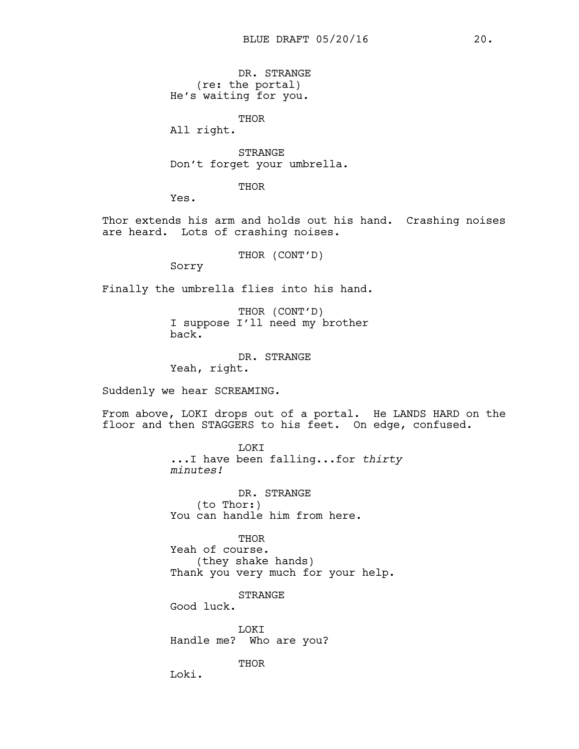DR. STRANGE
(re: the portal)
He's waiting for you.

THOR
All right.

STRANGE
Don't forget your umbrella.

THOR
Yes.

Thor extends his arm and holds out his hand. Crashing noises are heard. Lots of crashing noises.

THOR (CONT'D)
Sorry

Finally the umbrella flies into his hand.

THOR (CONT'D)
I suppose I'll need my brother back.

DR. STRANGE
Yeah, right.

Suddenly we hear SCREAMING.

From above, LOKI drops out of a portal. He LANDS HARD on the floor and then STAGGERS to his feet. On edge, confused.

LOKI
...I have been falling...for *thirty minutes!*

DR. STRANGE
(to Thor:)
You can handle him from here.

THOR
Yeah of course.
(they shake hands)
Thank you very much for your help.

STRANGE
Good luck.

LOKI
Handle me? Who are you?

THOR
Loki.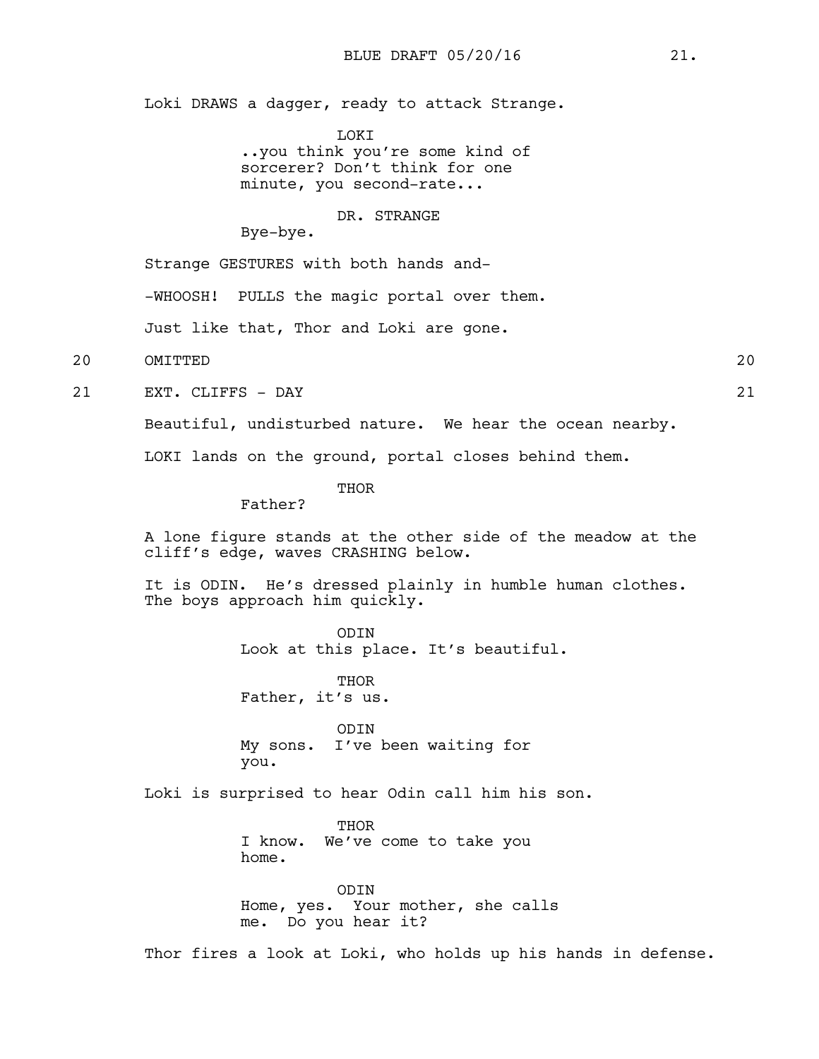Loki DRAWS a dagger, ready to attack Strange.

LOKI
..you think you're some kind of sorcerer? Don't think for one minute, you second-rate...

DR. STRANGE
Bye-bye.

Strange GESTURES with both hands and-

-WHOOSH! PULLS the magic portal over them.

Just like that, Thor and Loki are gone.

20 OMITTED 20

21 EXT. CLIFFS - DAY 21

Beautiful, undisturbed nature. We hear the ocean nearby.

LOKI lands on the ground, portal closes behind them.

THOR
Father?

A lone figure stands at the other side of the meadow at the cliff's edge, waves CRASHING below.

It is ODIN. He's dressed plainly in humble human clothes. The boys approach him quickly.

ODIN
Look at this place. It's beautiful.

THOR
Father, it's us.

ODIN
My sons. I've been waiting for you.

Loki is surprised to hear Odin call him his son.

THOR
I know. We've come to take you home.

ODIN
Home, yes. Your mother, she calls me. Do you hear it?

Thor fires a look at Loki, who holds up his hands in defense.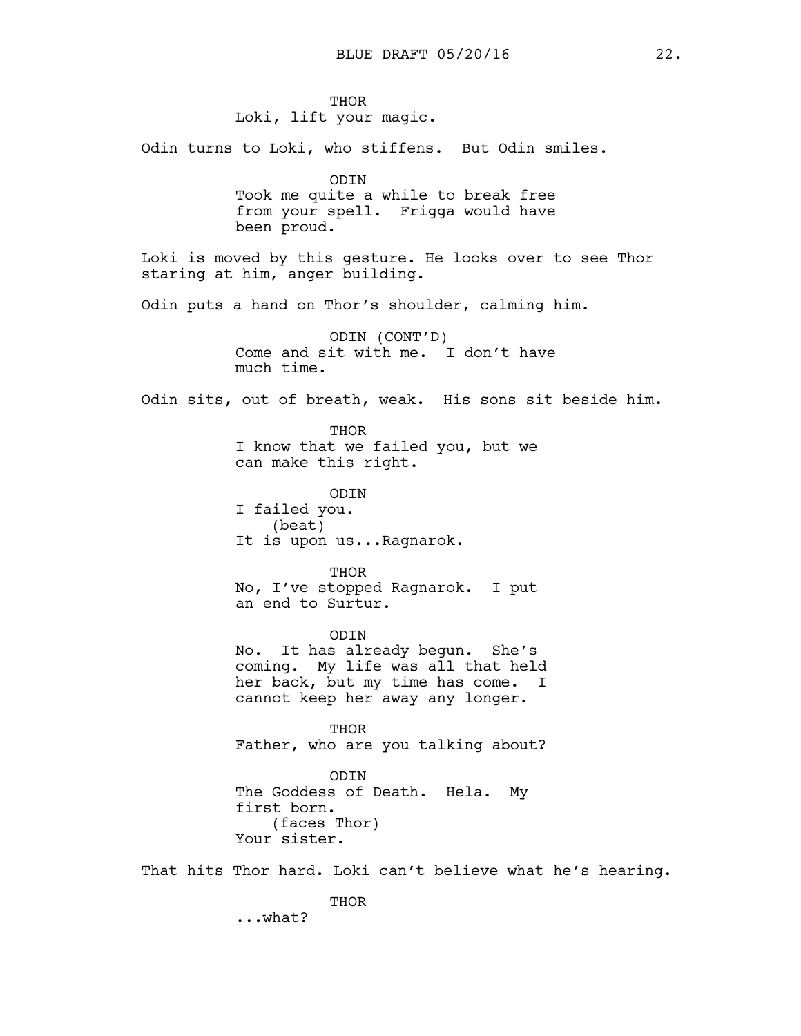THOR
Loki, lift your magic.

Odin turns to Loki, who stiffens. But Odin smiles.

ODIN
Took me quite a while to break free from your spell. Frigga would have been proud.

Loki is moved by this gesture. He looks over to see Thor staring at him, anger building.

Odin puts a hand on Thor's shoulder, calming him.

ODIN (CONT'D)
Come and sit with me. I don't have much time.

Odin sits, out of breath, weak. His sons sit beside him.

THOR
I know that we failed you, but we can make this right.

ODIN
I failed you.
(beat)
It is upon us...Ragnarok.

THOR
No, I've stopped Ragnarok. I put an end to Surtur.

ODIN
No. It has already begun. She's coming. My life was all that held her back, but my time has come. I cannot keep her away any longer.

THOR
Father, who are you talking about?

ODIN
The Goddess of Death. Hela. My first born.
(faces Thor)
Your sister.

That hits Thor hard. Loki can't believe what he's hearing.

THOR
...what?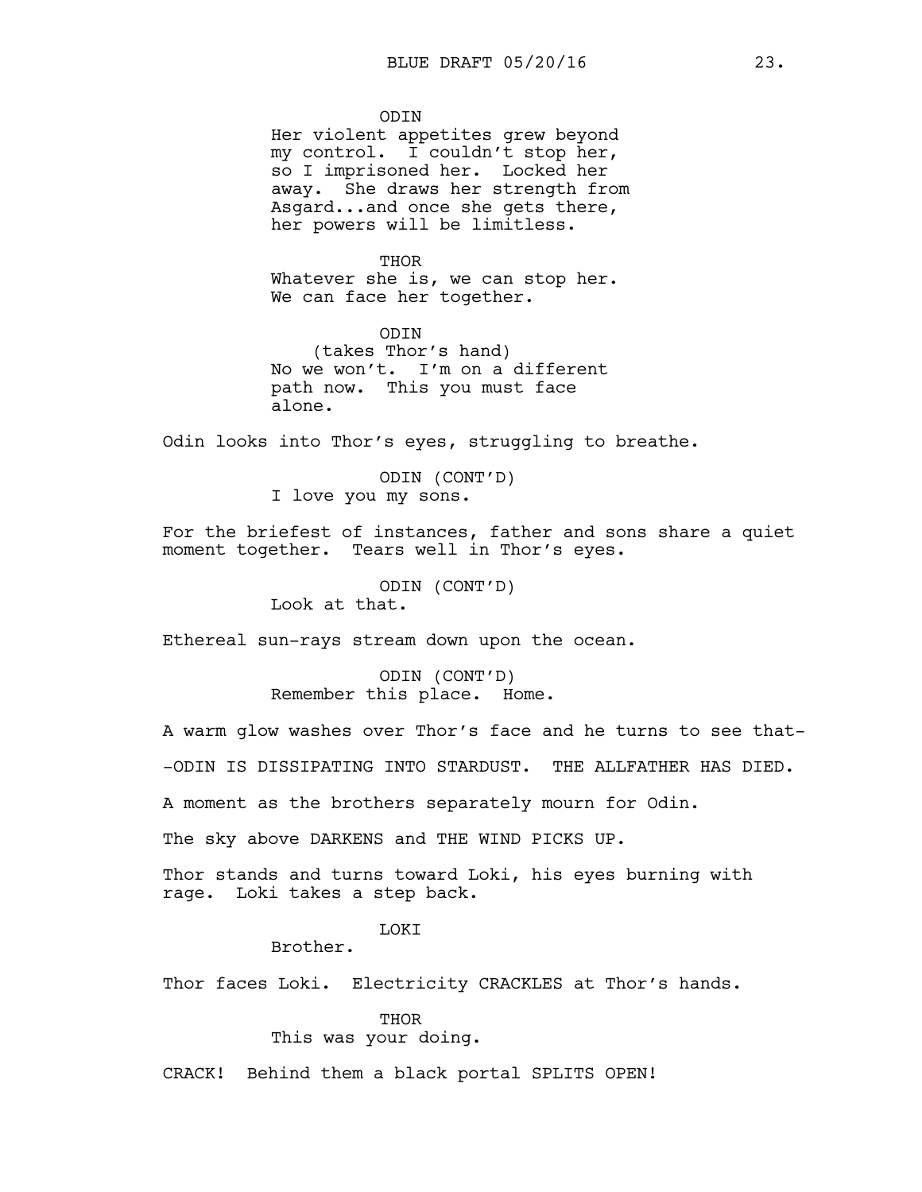ODIN

Her violent appetites grew beyond my control. I couldn't stop her, so I imprisoned her. Locked her away. She draws her strength from Asgard...and once she gets there, her powers will be limitless.

THOR

Whatever she is, we can stop her. We can face her together.

ODIN

(takes Thor's hand)

No we won't. I'm on a different path now. This you must face alone.

Odin looks into Thor's eyes, struggling to breathe.

ODIN (CONT'D)

I love you my sons.

For the briefest of instances, father and sons share a quiet moment together. Tears well in Thor's eyes.

ODIN (CONT'D)

Look at that.

Ethereal sun-rays stream down upon the ocean.

ODIN (CONT'D)

Remember this place. Home.

A warm glow washes over Thor's face and he turns to see that-

-ODIN IS DISSIPATING INTO STARDUST. THE ALLFATHER HAS DIED.

A moment as the brothers separately mourn for Odin.

The sky above DARKENS and THE WIND PICKS UP.

Thor stands and turns toward Loki, his eyes burning with rage. Loki takes a step back.

LOKI

Brother.

Thor faces Loki. Electricity CRACKLES at Thor's hands.

THOR

This was your doing.

CRACK! Behind them a black portal SPLITS OPEN!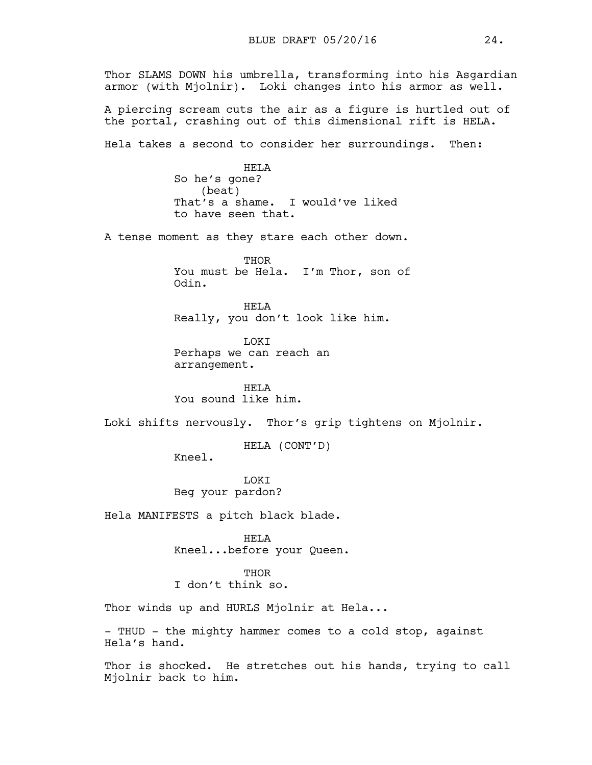Thor SLAMS DOWN his umbrella, transforming into his Asgardian armor (with Mjolnir). Loki changes into his armor as well.

A piercing scream cuts the air as a figure is hurtled out of the portal, crashing out of this dimensional rift is HELA.

Hela takes a second to consider her surroundings. Then:

HELA
So he's gone?
(beat)
That's a shame. I would've liked to have seen that.

A tense moment as they stare each other down.

THOR
You must be Hela. I'm Thor, son of Odin.

HELA
Really, you don't look like him.

LOKI
Perhaps we can reach an arrangement.

HELA
You sound like him.

Loki shifts nervously. Thor's grip tightens on Mjolnir.

HELA (CONT'D)
Kneel.

LOKI
Beg your pardon?

Hela MANIFESTS a pitch black blade.

HELA
Kneel...before your Queen.

THOR
I don't think so.

Thor winds up and HURLS Mjolnir at Hela...

- THUD - the mighty hammer comes to a cold stop, against Hela's hand.

Thor is shocked. He stretches out his hands, trying to call Mjolnir back to him.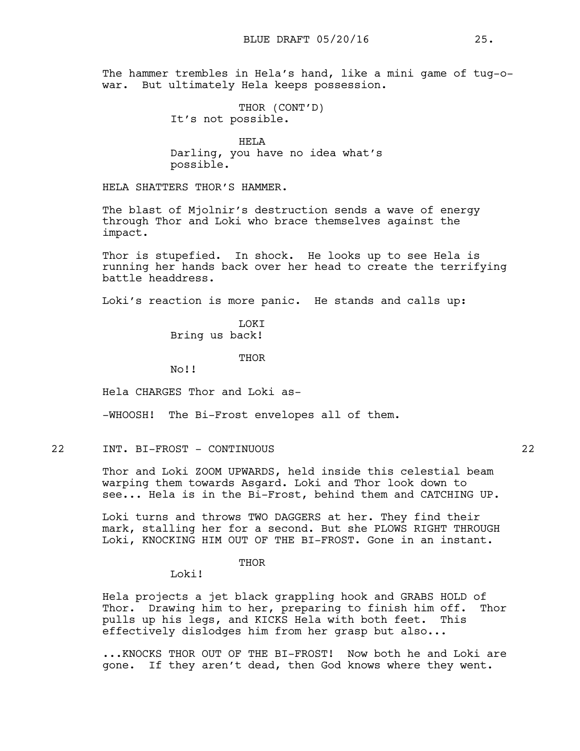The hammer trembles in Hela's hand, like a mini game of tug-o-war. But ultimately Hela keeps possession.

THOR (CONT'D)
It's not possible.

HELA
Darling, you have no idea what's possible.

HELA SHATTERS THOR'S HAMMER.

The blast of Mjolnir's destruction sends a wave of energy through Thor and Loki who brace themselves against the impact.

Thor is stupefied. In shock. He looks up to see Hela is running her hands back over her head to create the terrifying battle headdress.

Loki's reaction is more panic. He stands and calls up:

LOKI
Bring us back!

THOR
No!!

Hela CHARGES Thor and Loki as-

-WHOOSH! The Bi-Frost envelopes all of them.

22 INT. BI-FROST - CONTINUOUS 22

Thor and Loki ZOOM UPWARDS, held inside this celestial beam warping them towards Asgard. Loki and Thor look down to see... Hela is in the Bi-Frost, behind them and CATCHING UP.

Loki turns and throws TWO DAGGERS at her. They find their mark, stalling her for a second. But she PLOWS RIGHT THROUGH Loki, KNOCKING HIM OUT OF THE BI-FROST. Gone in an instant.

THOR
Loki!

Hela projects a jet black grappling hook and GRABS HOLD of Thor. Drawing him to her, preparing to finish him off. Thor pulls up his legs, and KICKS Hela with both feet. This effectively dislodges him from her grasp but also...

...KNOCKS THOR OUT OF THE BI-FROST! Now both he and Loki are gone. If they aren't dead, then God knows where they went.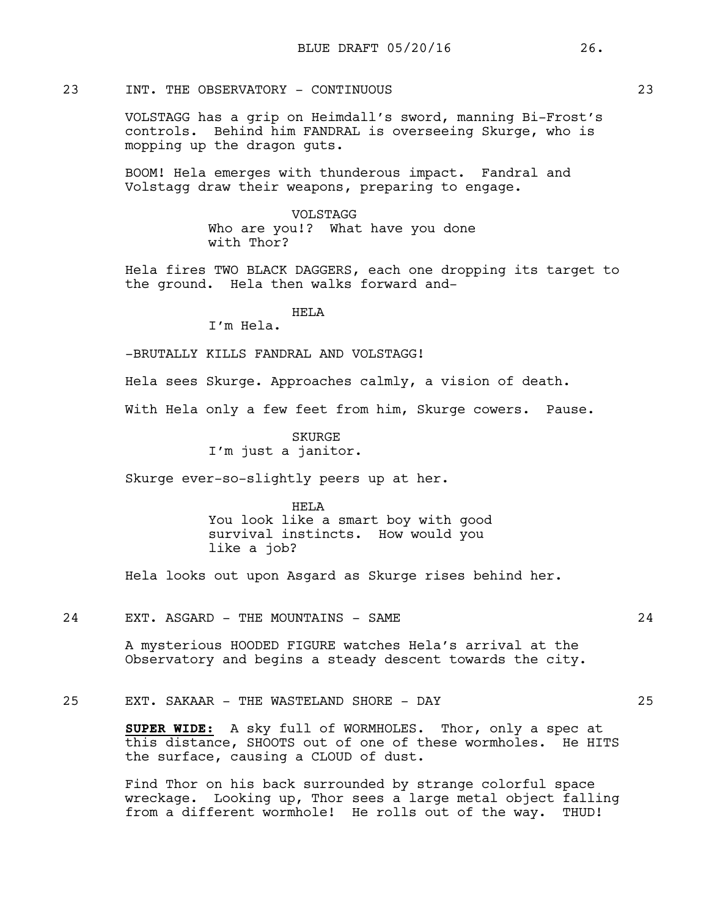23 INT. THE OBSERVATORY - CONTINUOUS 23

VOLSTAGG has a grip on Heimdall's sword, manning Bi-Frost's controls. Behind him FANDRAL is overseeing Skurge, who is mopping up the dragon guts.

BOOM! Hela emerges with thunderous impact. Fandral and Volstagg draw their weapons, preparing to engage.

VOLSTAGG
Who are you!? What have you done with Thor?

Hela fires TWO BLACK DAGGERS, each one dropping its target to the ground. Hela then walks forward and-

HELA
I'm Hela.

-BRUTALLY KILLS FANDRAL AND VOLSTAGG!

Hela sees Skurge. Approaches calmly, a vision of death.

With Hela only a few feet from him, Skurge cowers. Pause.

SKURGE
I'm just a janitor.

Skurge ever-so-slightly peers up at her.

HELA
You look like a smart boy with good survival instincts. How would you like a job?

Hela looks out upon Asgard as Skurge rises behind her.

24 EXT. ASGARD - THE MOUNTAINS - SAME 24

A mysterious HOODED FIGURE watches Hela's arrival at the Observatory and begins a steady descent towards the city.

25 EXT. SAKAAR - THE WASTELAND SHORE - DAY 25

**SUPER WIDE:** A sky full of WORMHOLES. Thor, only a spec at this distance, SHOOTS out of one of these wormholes. He HITS the surface, causing a CLOUD of dust.

Find Thor on his back surrounded by strange colorful space wreckage. Looking up, Thor sees a large metal object falling from a different wormhole! He rolls out of the way. THUD!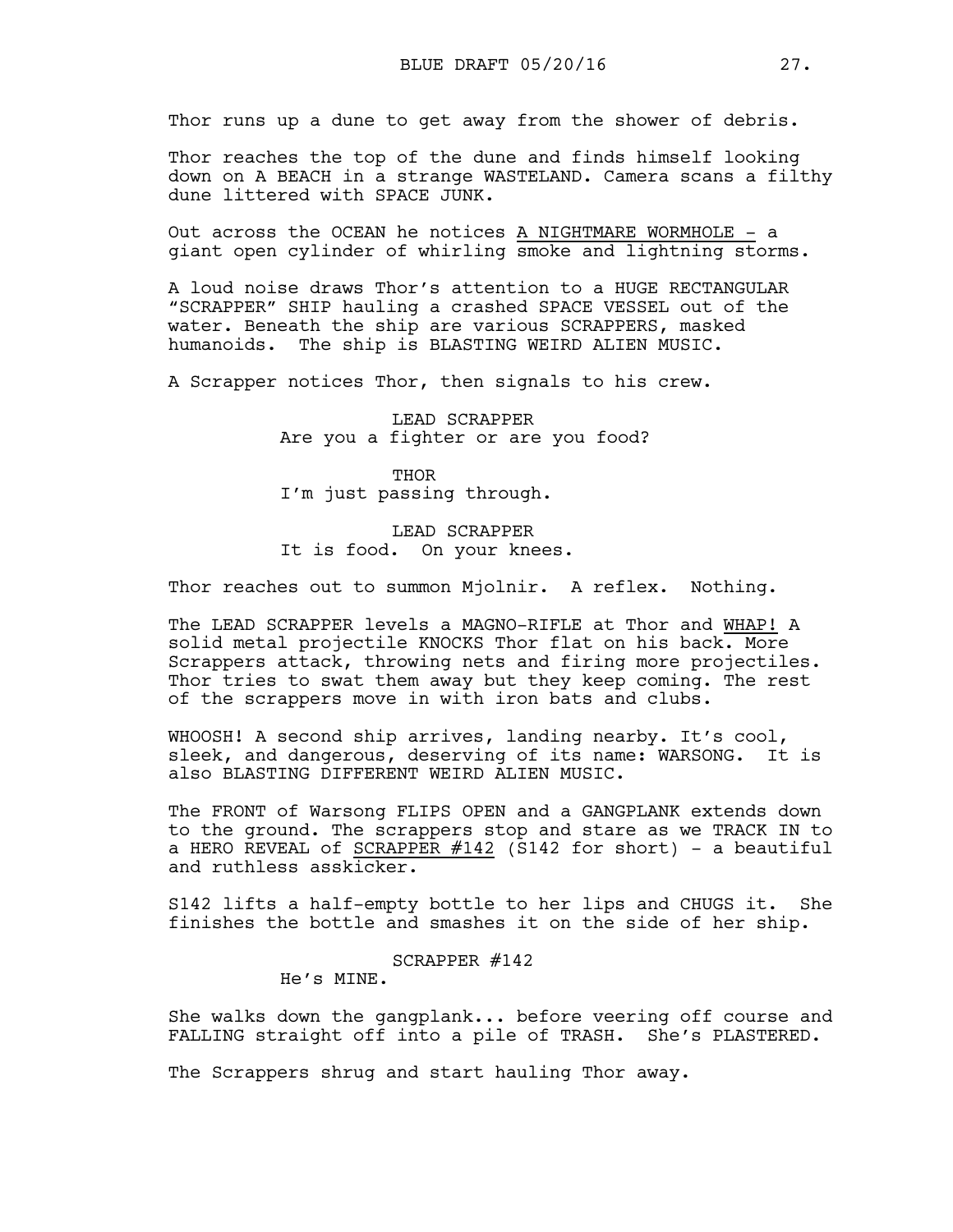Thor runs up a dune to get away from the shower of debris.

Thor reaches the top of the dune and finds himself looking down on A BEACH in a strange WASTELAND. Camera scans a filthy dune littered with SPACE JUNK.

Out across the OCEAN he notices <u>A NIGHTMARE WORMHOLE</u> - a giant open cylinder of whirling smoke and lightning storms.

A loud noise draws Thor's attention to a HUGE RECTANGULAR "SCRAPPER" SHIP hauling a crashed SPACE VESSEL out of the water. Beneath the ship are various SCRAPPERS, masked humanoids. The ship is BLASTING WEIRD ALIEN MUSIC.

A Scrapper notices Thor, then signals to his crew.

LEAD SCRAPPER
Are you a fighter or are you food?

THOR
I'm just passing through.

LEAD SCRAPPER
It is food. On your knees.

Thor reaches out to summon Mjolnir. A reflex. Nothing.

The LEAD SCRAPPER levels a MAGNO-RIFLE at Thor and <u>WHAP!</u> A solid metal projectile KNOCKS Thor flat on his back. More Scrappers attack, throwing nets and firing more projectiles. Thor tries to swat them away but they keep coming. The rest of the scrappers move in with iron bats and clubs.

WHOOSH! A second ship arrives, landing nearby. It's cool, sleek, and dangerous, deserving of its name: WARSONG. It is also BLASTING DIFFERENT WEIRD ALIEN MUSIC.

The FRONT of Warsong FLIPS OPEN and a GANGPLANK extends down to the ground. The scrappers stop and stare as we TRACK IN to a HERO REVEAL of <u>SCRAPPER #142</u> (S142 for short) - a beautiful and ruthless asskicker.

S142 lifts a half-empty bottle to her lips and CHUGS it. She finishes the bottle and smashes it on the side of her ship.

SCRAPPER #142
He's MINE.

She walks down the gangplank... before veering off course and FALLING straight off into a pile of TRASH. She's PLASTERED.

The Scrappers shrug and start hauling Thor away.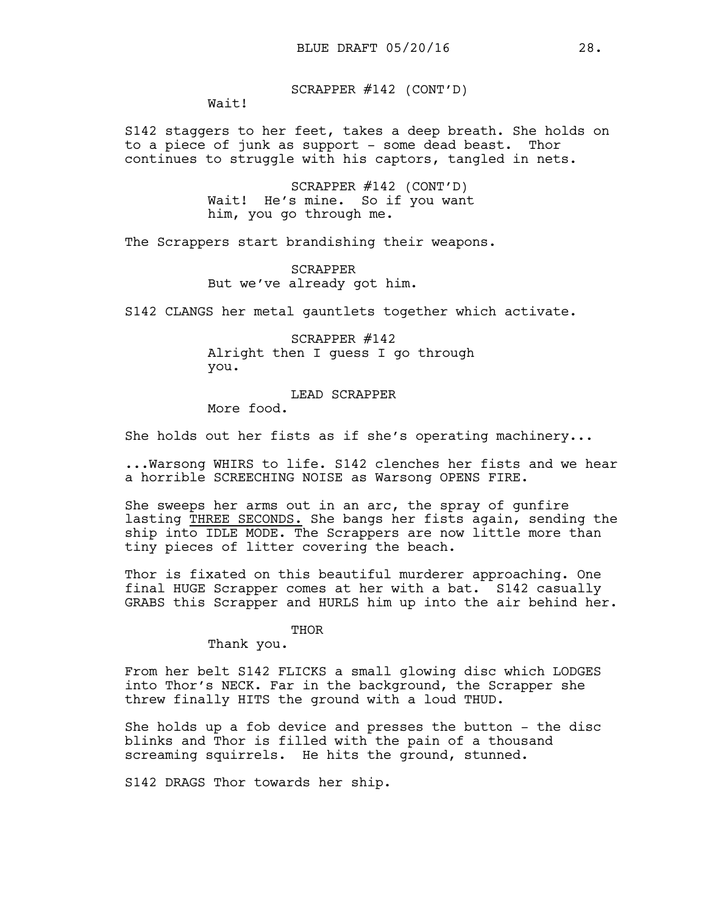SCRAPPER #142 (CONT'D)

Wait!

S142 staggers to her feet, takes a deep breath. She holds on to a piece of junk as support - some dead beast. Thor continues to struggle with his captors, tangled in nets.

SCRAPPER #142 (CONT'D)

Wait! He's mine. So if you want him, you go through me.

The Scrappers start brandishing their weapons.

SCRAPPER

But we've already got him.

S142 CLANGS her metal gauntlets together which activate.

SCRAPPER #142

Alright then I guess I go through you.

LEAD SCRAPPER

More food.

She holds out her fists as if she's operating machinery...

...Warsong WHIRS to life. S142 clenches her fists and we hear a horrible SCREECHING NOISE as Warsong OPENS FIRE.

She sweeps her arms out in an arc, the spray of gunfire lasting <u>THREE SECONDS.</u> She bangs her fists again, sending the ship into IDLE MODE. The Scrappers are now little more than tiny pieces of litter covering the beach.

Thor is fixated on this beautiful murderer approaching. One final HUGE Scrapper comes at her with a bat. S142 casually GRABS this Scrapper and HURLS him up into the air behind her.

THOR

Thank you.

From her belt S142 FLICKS a small glowing disc which LODGES into Thor's NECK. Far in the background, the Scrapper she threw finally HITS the ground with a loud THUD.

She holds up a fob device and presses the button - the disc blinks and Thor is filled with the pain of a thousand screaming squirrels. He hits the ground, stunned.

S142 DRAGS Thor towards her ship.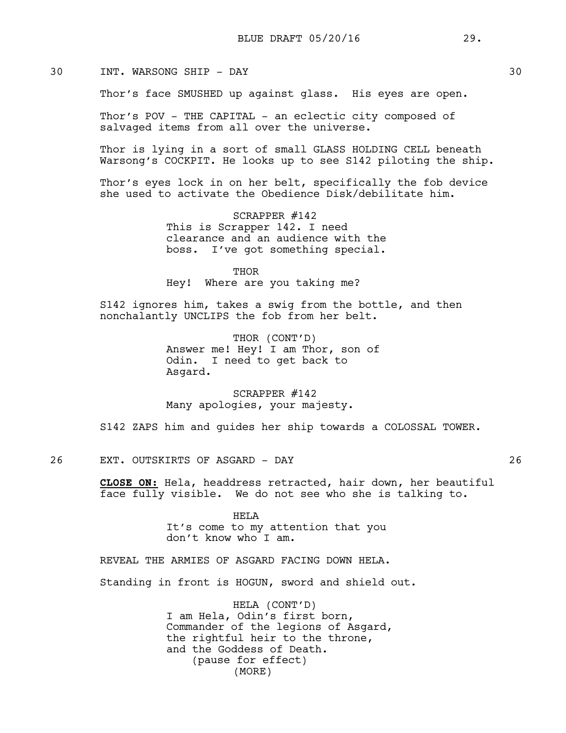30 INT. WARSONG SHIP - DAY 30

Thor's face SMUSHED up against glass. His eyes are open.

Thor's POV - THE CAPITAL - an eclectic city composed of salvaged items from all over the universe.

Thor is lying in a sort of small GLASS HOLDING CELL beneath Warsong's COCKPIT. He looks up to see S142 piloting the ship.

Thor's eyes lock in on her belt, specifically the fob device she used to activate the Obedience Disk/debilitate him.

SCRAPPER #142
This is Scrapper 142. I need clearance and an audience with the boss. I've got something special.

THOR
Hey! Where are you taking me?

S142 ignores him, takes a swig from the bottle, and then nonchalantly UNCLIPS the fob from her belt.

THOR (CONT'D)
Answer me! Hey! I am Thor, son of Odin. I need to get back to Asgard.

SCRAPPER #142
Many apologies, your majesty.

S142 ZAPS him and guides her ship towards a COLOSSAL TOWER.

26 EXT. OUTSKIRTS OF ASGARD - DAY 26

**CLOSE ON:** Hela, headdress retracted, hair down, her beautiful face fully visible. We do not see who she is talking to.

HELA
It's come to my attention that you don't know who I am.

REVEAL THE ARMIES OF ASGARD FACING DOWN HELA.

Standing in front is HOGUN, sword and shield out.

HELA (CONT'D)
I am Hela, Odin's first born, Commander of the legions of Asgard, the rightful heir to the throne, and the Goddess of Death.
(pause for effect)
(MORE)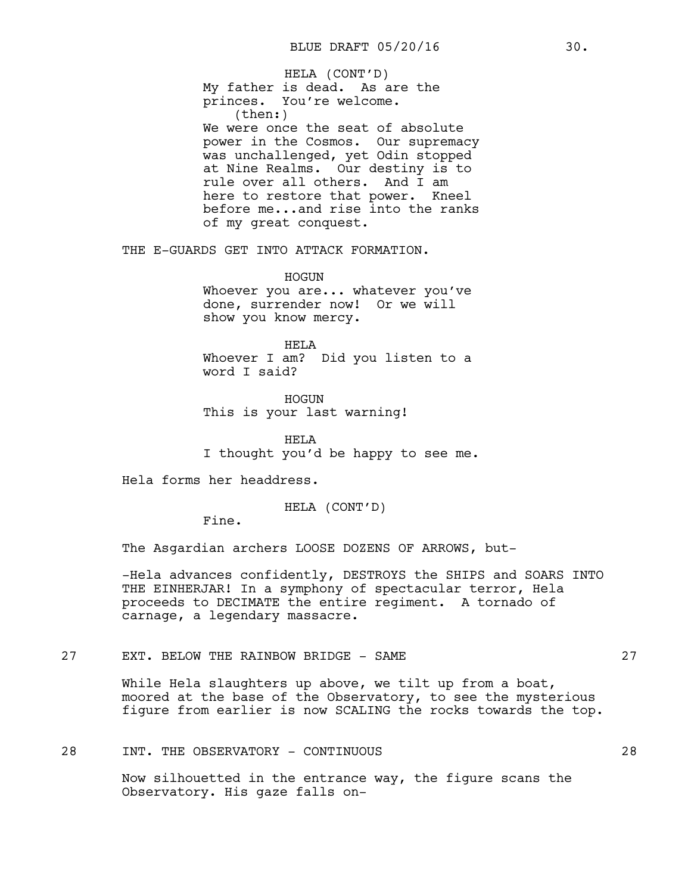HELA (CONT'D)
My father is dead. As are the princes. You're welcome.
(then:)
We were once the seat of absolute power in the Cosmos. Our supremacy was unchallenged, yet Odin stopped at Nine Realms. Our destiny is to rule over all others. And I am here to restore that power. Kneel before me...and rise into the ranks of my great conquest.

THE E-GUARDS GET INTO ATTACK FORMATION.

HOGUN
Whoever you are... whatever you've done, surrender now! Or we will show you know mercy.

HELA
Whoever I am? Did you listen to a word I said?

HOGUN
This is your last warning!

HELA
I thought you'd be happy to see me.

Hela forms her headdress.

HELA (CONT'D)
Fine.

The Asgardian archers LOOSE DOZENS OF ARROWS, but-

-Hela advances confidently, DESTROYS the SHIPS and SOARS INTO THE EINHERJAR! In a symphony of spectacular terror, Hela proceeds to DECIMATE the entire regiment. A tornado of carnage, a legendary massacre.

27 EXT. BELOW THE RAINBOW BRIDGE - SAME 27

While Hela slaughters up above, we tilt up from a boat, moored at the base of the Observatory, to see the mysterious figure from earlier is now SCALING the rocks towards the top.

28 INT. THE OBSERVATORY - CONTINUOUS 28

Now silhouetted in the entrance way, the figure scans the Observatory. His gaze falls on-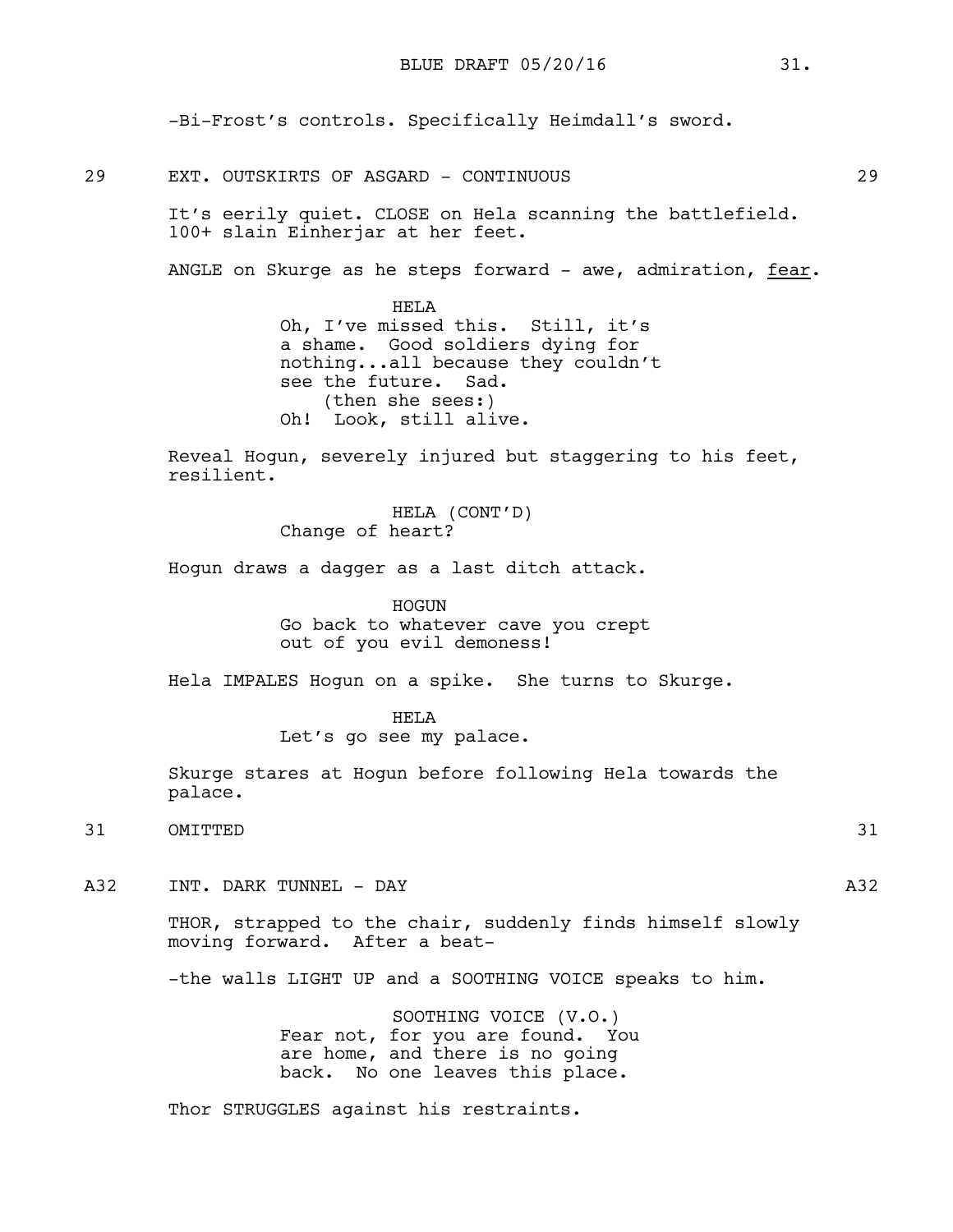-Bi-Frost's controls. Specifically Heimdall's sword.

29 EXT. OUTSKIRTS OF ASGARD - CONTINUOUS 29

It's eerily quiet. CLOSE on Hela scanning the battlefield. 100+ slain Einherjar at her feet.

ANGLE on Skurge as he steps forward - awe, admiration, fear.

HELA
Oh, I've missed this. Still, it's a shame. Good soldiers dying for nothing...all because they couldn't see the future. Sad.
(then she sees:)
Oh! Look, still alive.

Reveal Hogun, severely injured but staggering to his feet, resilient.

HELA (CONT'D)
Change of heart?

Hogun draws a dagger as a last ditch attack.

HOGUN
Go back to whatever cave you crept out of you evil demoness!

Hela IMPALES Hogun on a spike. She turns to Skurge.

HELA
Let's go see my palace.

Skurge stares at Hogun before following Hela towards the palace.

31 OMITTED 31

A32 INT. DARK TUNNEL - DAY A32

THOR, strapped to the chair, suddenly finds himself slowly moving forward. After a beat-

-the walls LIGHT UP and a SOOTHING VOICE speaks to him.

SOOTHING VOICE (V.O.)
Fear not, for you are found. You are home, and there is no going back. No one leaves this place.

Thor STRUGGLES against his restraints.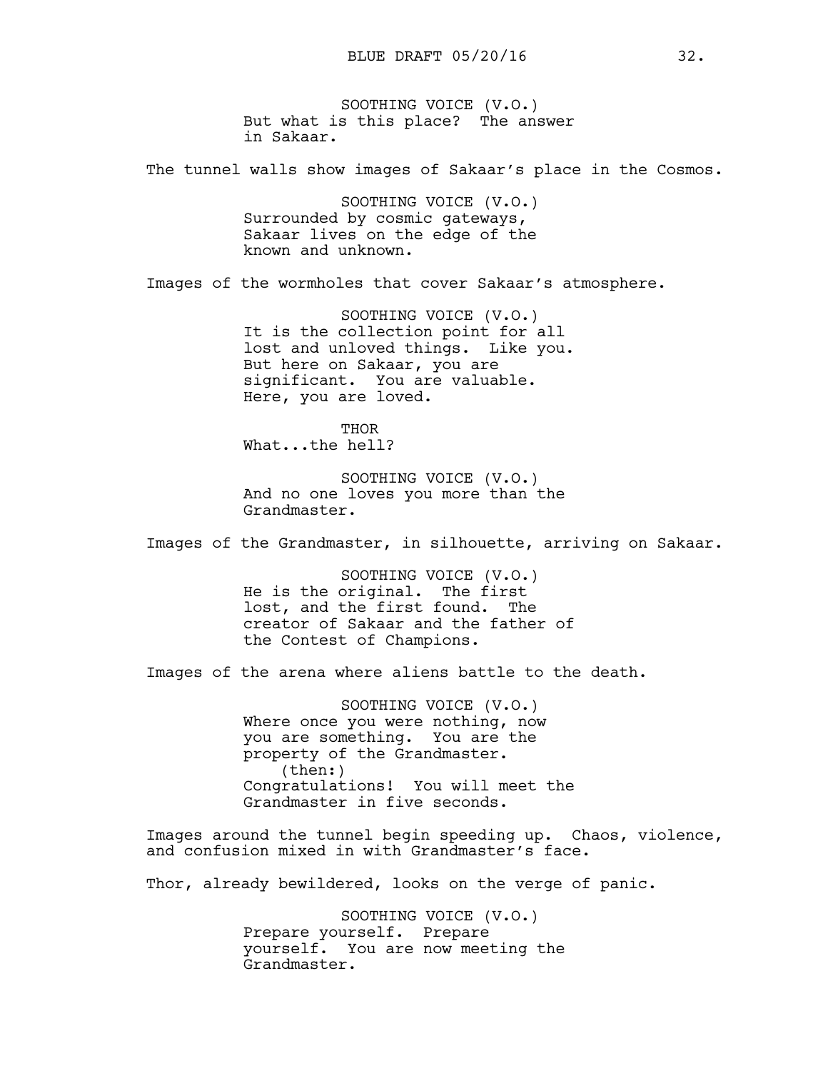SOOTHING VOICE (V.O.)
But what is this place? The answer in Sakaar.

The tunnel walls show images of Sakaar's place in the Cosmos.

SOOTHING VOICE (V.O.)
Surrounded by cosmic gateways, Sakaar lives on the edge of the known and unknown.

Images of the wormholes that cover Sakaar's atmosphere.

SOOTHING VOICE (V.O.)
It is the collection point for all lost and unloved things. Like you. But here on Sakaar, you are significant. You are valuable. Here, you are loved.

THOR
What...the hell?

SOOTHING VOICE (V.O.)
And no one loves you more than the Grandmaster.

Images of the Grandmaster, in silhouette, arriving on Sakaar.

SOOTHING VOICE (V.O.)
He is the original. The first lost, and the first found. The creator of Sakaar and the father of the Contest of Champions.

Images of the arena where aliens battle to the death.

SOOTHING VOICE (V.O.)
Where once you were nothing, now you are something. You are the property of the Grandmaster.
(then:)
Congratulations! You will meet the Grandmaster in five seconds.

Images around the tunnel begin speeding up. Chaos, violence, and confusion mixed in with Grandmaster's face.

Thor, already bewildered, looks on the verge of panic.

SOOTHING VOICE (V.O.)
Prepare yourself. Prepare yourself. You are now meeting the Grandmaster.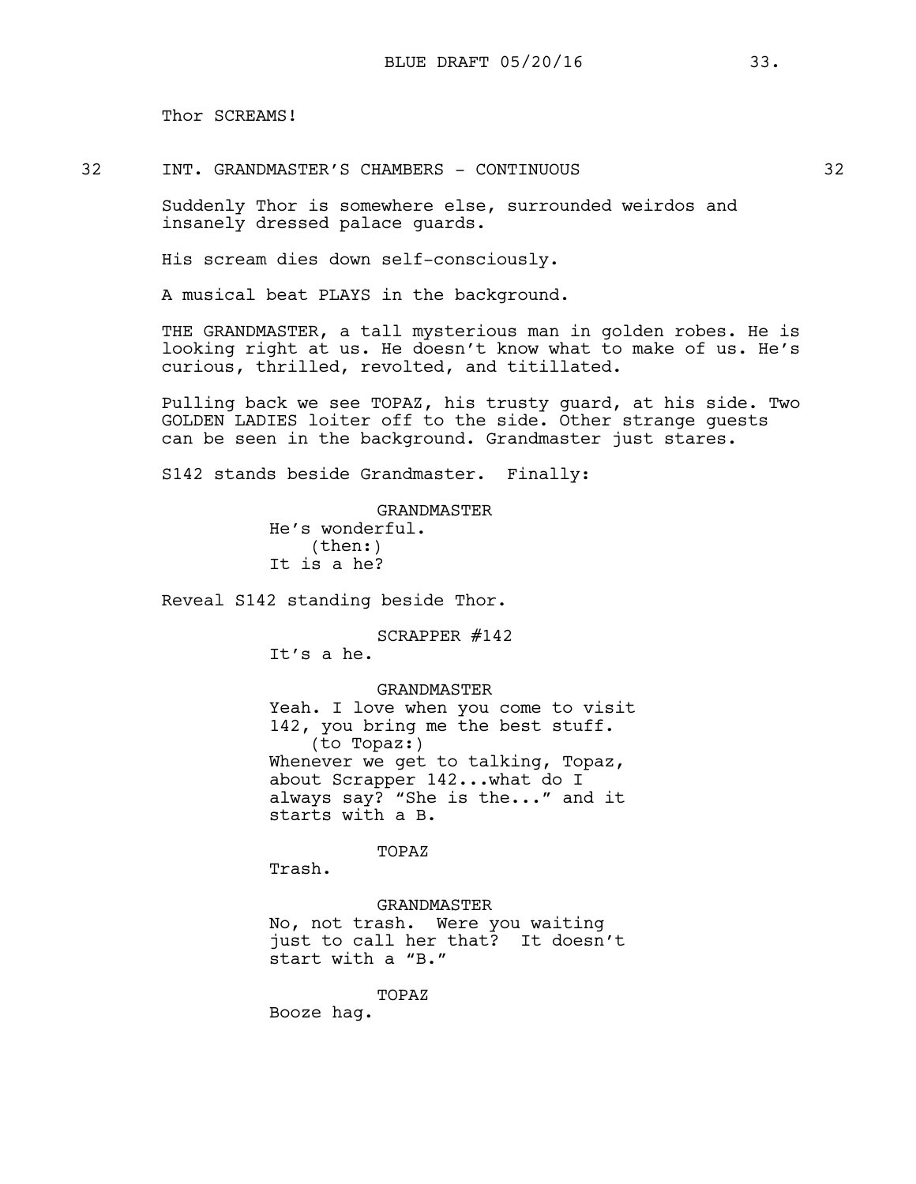Thor SCREAMS!

32 INT. GRANDMASTER'S CHAMBERS - CONTINUOUS 32

Suddenly Thor is somewhere else, surrounded weirdos and insanely dressed palace guards.

His scream dies down self-consciously.

A musical beat PLAYS in the background.

THE GRANDMASTER, a tall mysterious man in golden robes. He is looking right at us. He doesn't know what to make of us. He's curious, thrilled, revolted, and titillated.

Pulling back we see TOPAZ, his trusty guard, at his side. Two GOLDEN LADIES loiter off to the side. Other strange guests can be seen in the background. Grandmaster just stares.

S142 stands beside Grandmaster. Finally:

GRANDMASTER
He's wonderful.
(then:)
It is a he?

Reveal S142 standing beside Thor.

SCRAPPER #142
It's a he.

GRANDMASTER
Yeah. I love when you come to visit 142, you bring me the best stuff.
(to Topaz:)
Whenever we get to talking, Topaz, about Scrapper 142...what do I always say? "She is the..." and it starts with a B.

TOPAZ
Trash.

GRANDMASTER
No, not trash. Were you waiting just to call her that? It doesn't start with a "B."

TOPAZ
Booze hag.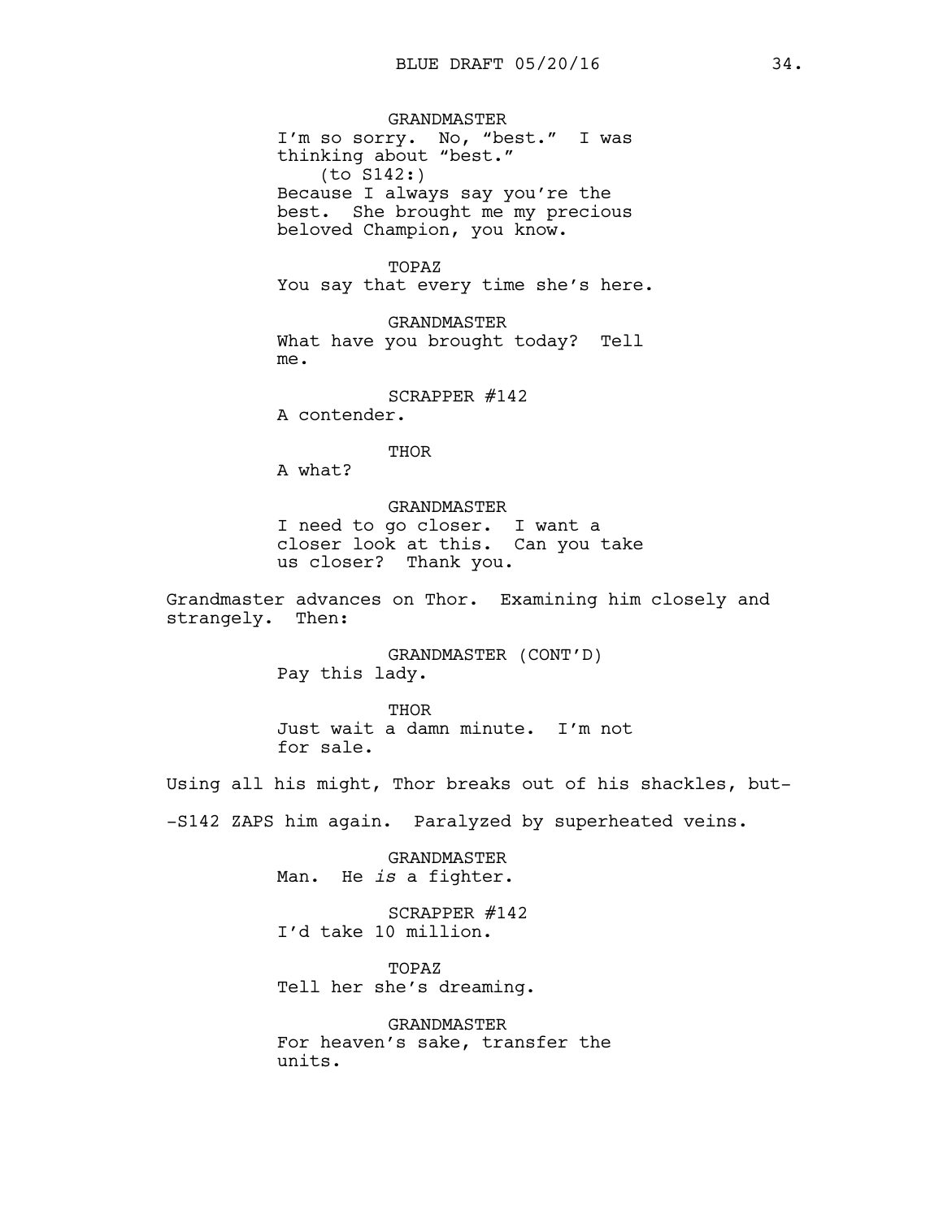GRANDMASTER
I'm so sorry. No, "best." I was thinking about "best."
(to S142:)
Because I always say you're the best. She brought me my precious beloved Champion, you know.

TOPAZ
You say that every time she's here.

GRANDMASTER
What have you brought today? Tell me.

SCRAPPER #142
A contender.

THOR
A what?

GRANDMASTER
I need to go closer. I want a closer look at this. Can you take us closer? Thank you.

Grandmaster advances on Thor. Examining him closely and strangely. Then:

GRANDMASTER (CONT'D)
Pay this lady.

THOR
Just wait a damn minute. I'm not for sale.

Using all his might, Thor breaks out of his shackles, but-

-S142 ZAPS him again. Paralyzed by superheated veins.

GRANDMASTER
Man. He *is* a fighter.

SCRAPPER #142
I'd take 10 million.

TOPAZ
Tell her she's dreaming.

GRANDMASTER
For heaven's sake, transfer the units.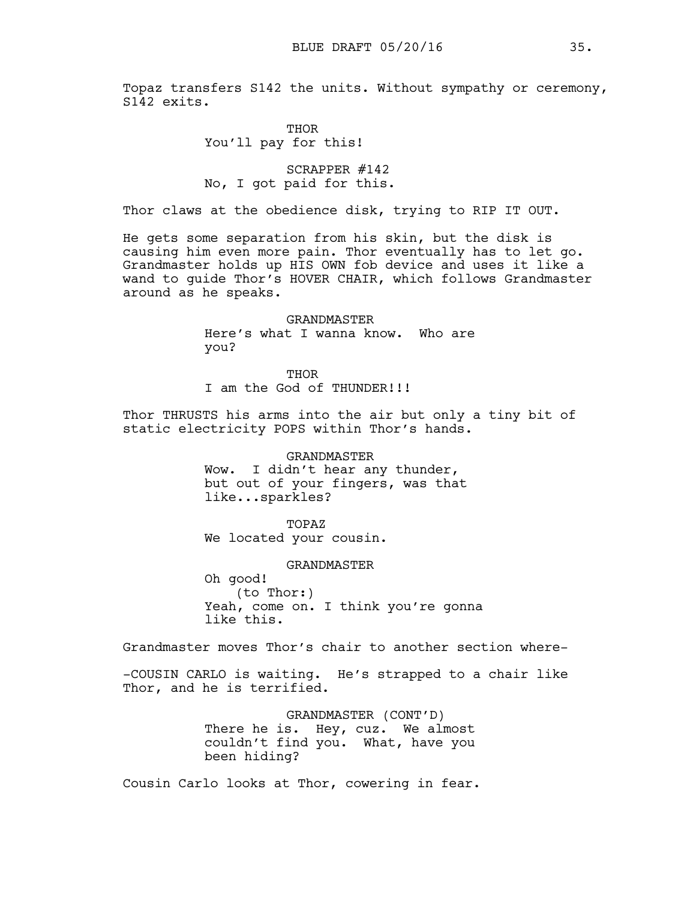Topaz transfers S142 the units. Without sympathy or ceremony, S142 exits.

THOR
You'll pay for this!

SCRAPPER #142
No, I got paid for this.

Thor claws at the obedience disk, trying to RIP IT OUT.

He gets some separation from his skin, but the disk is causing him even more pain. Thor eventually has to let go. Grandmaster holds up HIS OWN fob device and uses it like a wand to guide Thor's HOVER CHAIR, which follows Grandmaster around as he speaks.

GRANDMASTER
Here's what I wanna know. Who are you?

THOR
I am the God of THUNDER!!!

Thor THRUSTS his arms into the air but only a tiny bit of static electricity POPS within Thor's hands.

GRANDMASTER
Wow. I didn't hear any thunder, but out of your fingers, was that like...sparkles?

TOPAZ
We located your cousin.

GRANDMASTER
Oh good!
(to Thor:)
Yeah, come on. I think you're gonna like this.

Grandmaster moves Thor's chair to another section where-

-COUSIN CARLO is waiting. He's strapped to a chair like Thor, and he is terrified.

GRANDMASTER (CONT'D)
There he is. Hey, cuz. We almost couldn't find you. What, have you been hiding?

Cousin Carlo looks at Thor, cowering in fear.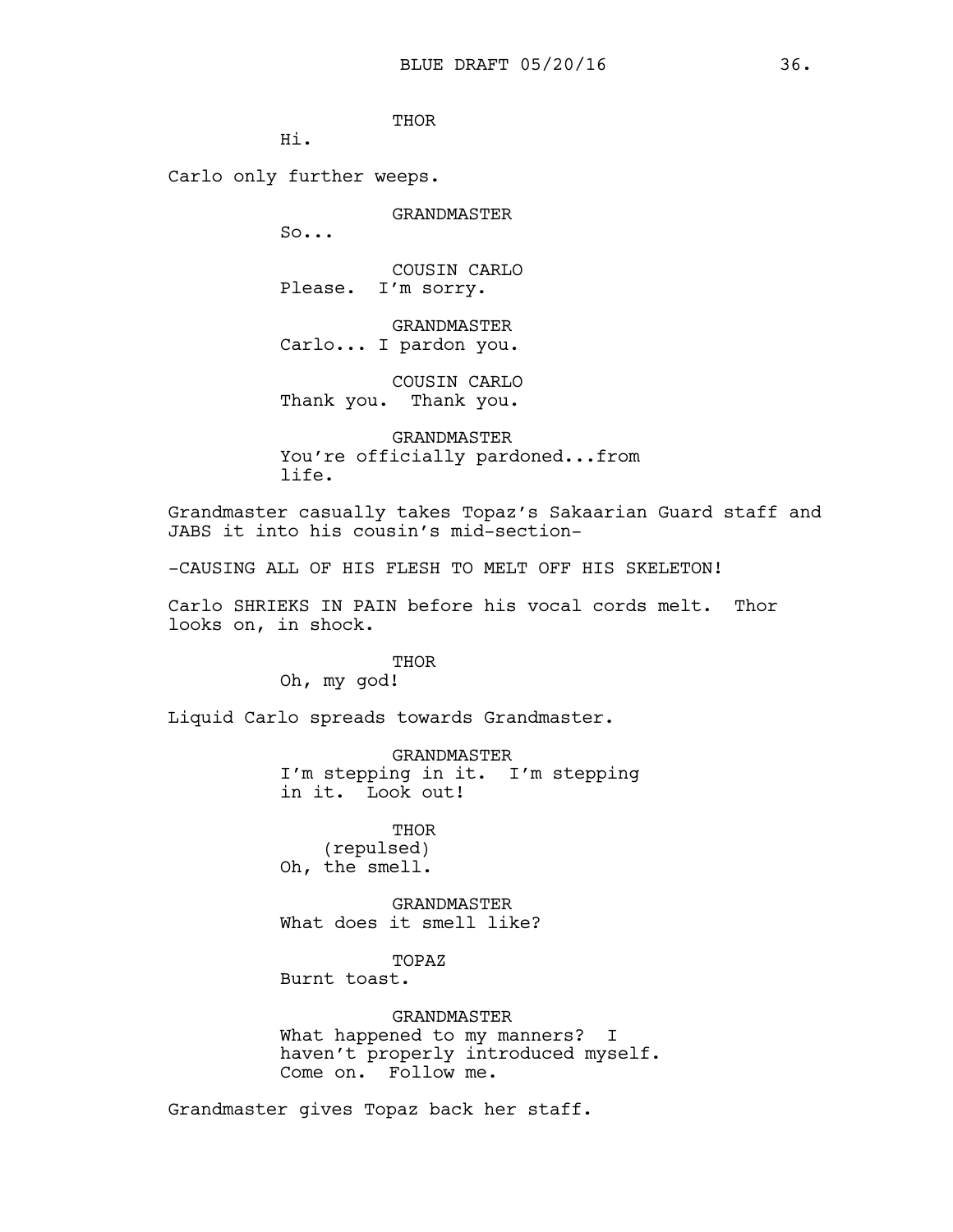THOR
Hi.

Carlo only further weeps.

GRANDMASTER
So...

COUSIN CARLO
Please.  I'm sorry.

GRANDMASTER
Carlo... I pardon you.

COUSIN CARLO
Thank you.  Thank you.

GRANDMASTER
You're officially pardoned...from life.

Grandmaster casually takes Topaz's Sakaarian Guard staff and JABS it into his cousin's mid-section-

-CAUSING ALL OF HIS FLESH TO MELT OFF HIS SKELETON!

Carlo SHRIEKS IN PAIN before his vocal cords melt.  Thor looks on, in shock.

THOR
Oh, my god!

Liquid Carlo spreads towards Grandmaster.

GRANDMASTER
I'm stepping in it.  I'm stepping in it.  Look out!

THOR
(repulsed)
Oh, the smell.

GRANDMASTER
What does it smell like?

TOPAZ
Burnt toast.

GRANDMASTER
What happened to my manners?  I haven't properly introduced myself.  Come on.  Follow me.

Grandmaster gives Topaz back her staff.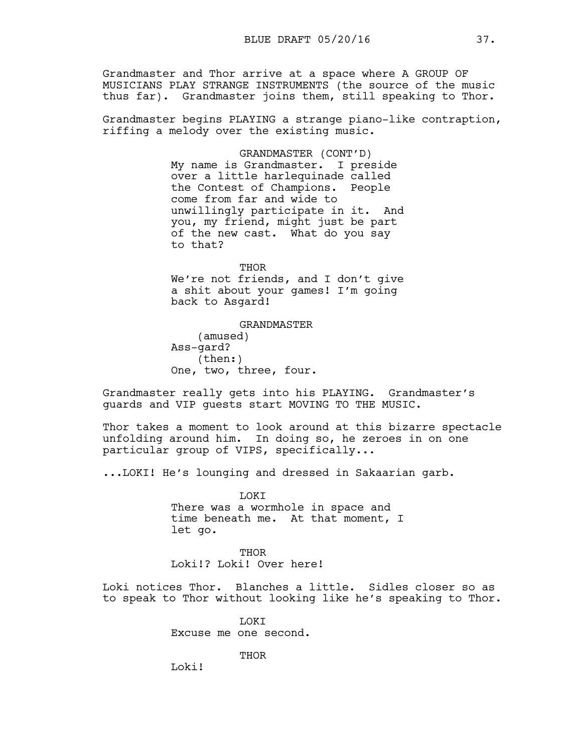Grandmaster and Thor arrive at a space where A GROUP OF MUSICIANS PLAY STRANGE INSTRUMENTS (the source of the music thus far). Grandmaster joins them, still speaking to Thor.

Grandmaster begins PLAYING a strange piano-like contraption, riffing a melody over the existing music.

GRANDMASTER (CONT'D)
My name is Grandmaster. I preside over a little harlequinade called the Contest of Champions. People come from far and wide to unwillingly participate in it. And you, my friend, might just be part of the new cast. What do you say to that?

THOR
We're not friends, and I don't give a shit about your games! I'm going back to Asgard!

GRANDMASTER
(amused)
Ass-gard?
(then:)
One, two, three, four.

Grandmaster really gets into his PLAYING. Grandmaster's guards and VIP guests start MOVING TO THE MUSIC.

Thor takes a moment to look around at this bizarre spectacle unfolding around him. In doing so, he zeroes in on one particular group of VIPS, specifically...

...LOKI! He's lounging and dressed in Sakaarian garb.

LOKI
There was a wormhole in space and time beneath me. At that moment, I let go.

THOR
Loki!? Loki! Over here!

Loki notices Thor. Blanches a little. Sidles closer so as to speak to Thor without looking like he's speaking to Thor.

LOKI
Excuse me one second.

THOR
Loki!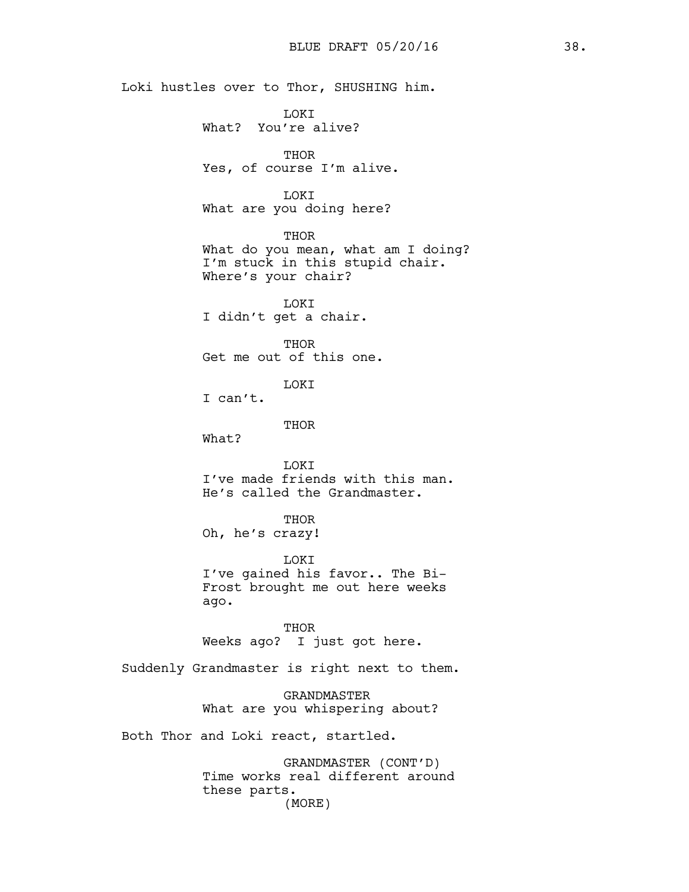Loki hustles over to Thor, SHUSHING him.

LOKI
What? You're alive?

THOR
Yes, of course I'm alive.

LOKI
What are you doing here?

THOR
What do you mean, what am I doing?
I'm stuck in this stupid chair.
Where's your chair?

LOKI
I didn't get a chair.

THOR
Get me out of this one.

LOKI
I can't.

THOR
What?

LOKI
I've made friends with this man.
He's called the Grandmaster.

THOR
Oh, he's crazy!

LOKI
I've gained his favor.. The Bi-
Frost brought me out here weeks
ago.

THOR
Weeks ago? I just got here.

Suddenly Grandmaster is right next to them.

GRANDMASTER
What are you whispering about?

Both Thor and Loki react, startled.

GRANDMASTER (CONT'D)
Time works real different around
these parts.
(MORE)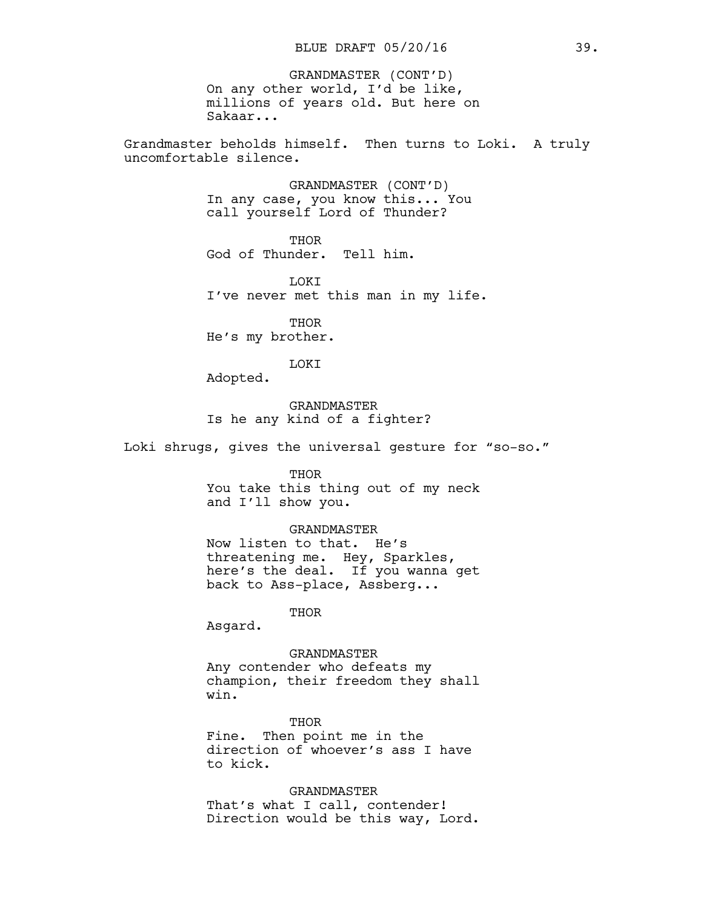GRANDMASTER (CONT'D)
On any other world, I'd be like, millions of years old. But here on Sakaar...

Grandmaster beholds himself. Then turns to Loki. A truly uncomfortable silence.

GRANDMASTER (CONT'D)
In any case, you know this... You call yourself Lord of Thunder?

THOR
God of Thunder. Tell him.

LOKI
I've never met this man in my life.

THOR
He's my brother.

LOKI
Adopted.

GRANDMASTER
Is he any kind of a fighter?

Loki shrugs, gives the universal gesture for "so-so."

THOR
You take this thing out of my neck and I'll show you.

GRANDMASTER
Now listen to that. He's threatening me. Hey, Sparkles, here's the deal. If you wanna get back to Ass-place, Assberg...

THOR
Asgard.

GRANDMASTER
Any contender who defeats my champion, their freedom they shall win.

THOR
Fine. Then point me in the direction of whoever's ass I have to kick.

GRANDMASTER
That's what I call, contender! Direction would be this way, Lord.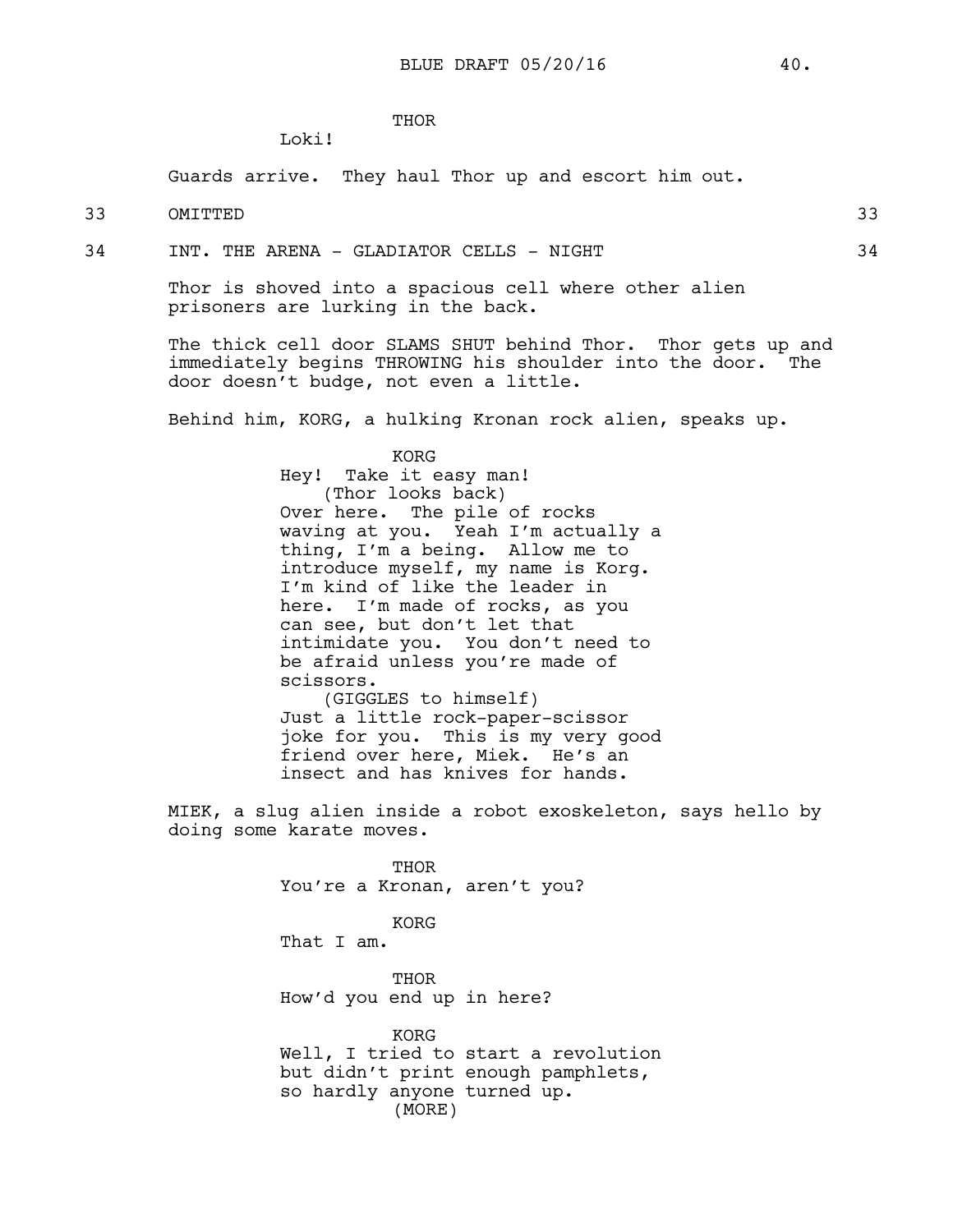THOR

Loki!

Guards arrive. They haul Thor up and escort him out.

33 OMITTED 33

34 INT. THE ARENA - GLADIATOR CELLS - NIGHT 34

Thor is shoved into a spacious cell where other alien prisoners are lurking in the back.

The thick cell door SLAMS SHUT behind Thor. Thor gets up and immediately begins THROWING his shoulder into the door. The door doesn't budge, not even a little.

Behind him, KORG, a hulking Kronan rock alien, speaks up.

KORG

Hey! Take it easy man!
(Thor looks back)
Over here. The pile of rocks waving at you. Yeah I'm actually a thing, I'm a being. Allow me to introduce myself, my name is Korg. I'm kind of like the leader in here. I'm made of rocks, as you can see, but don't let that intimidate you. You don't need to be afraid unless you're made of scissors.
(GIGGLES to himself)
Just a little rock-paper-scissor joke for you. This is my very good friend over here, Miek. He's an insect and has knives for hands.

MIEK, a slug alien inside a robot exoskeleton, says hello by doing some karate moves.

THOR

You're a Kronan, aren't you?

KORG

That I am.

THOR

How'd you end up in here?

KORG

Well, I tried to start a revolution but didn't print enough pamphlets, so hardly anyone turned up.
(MORE)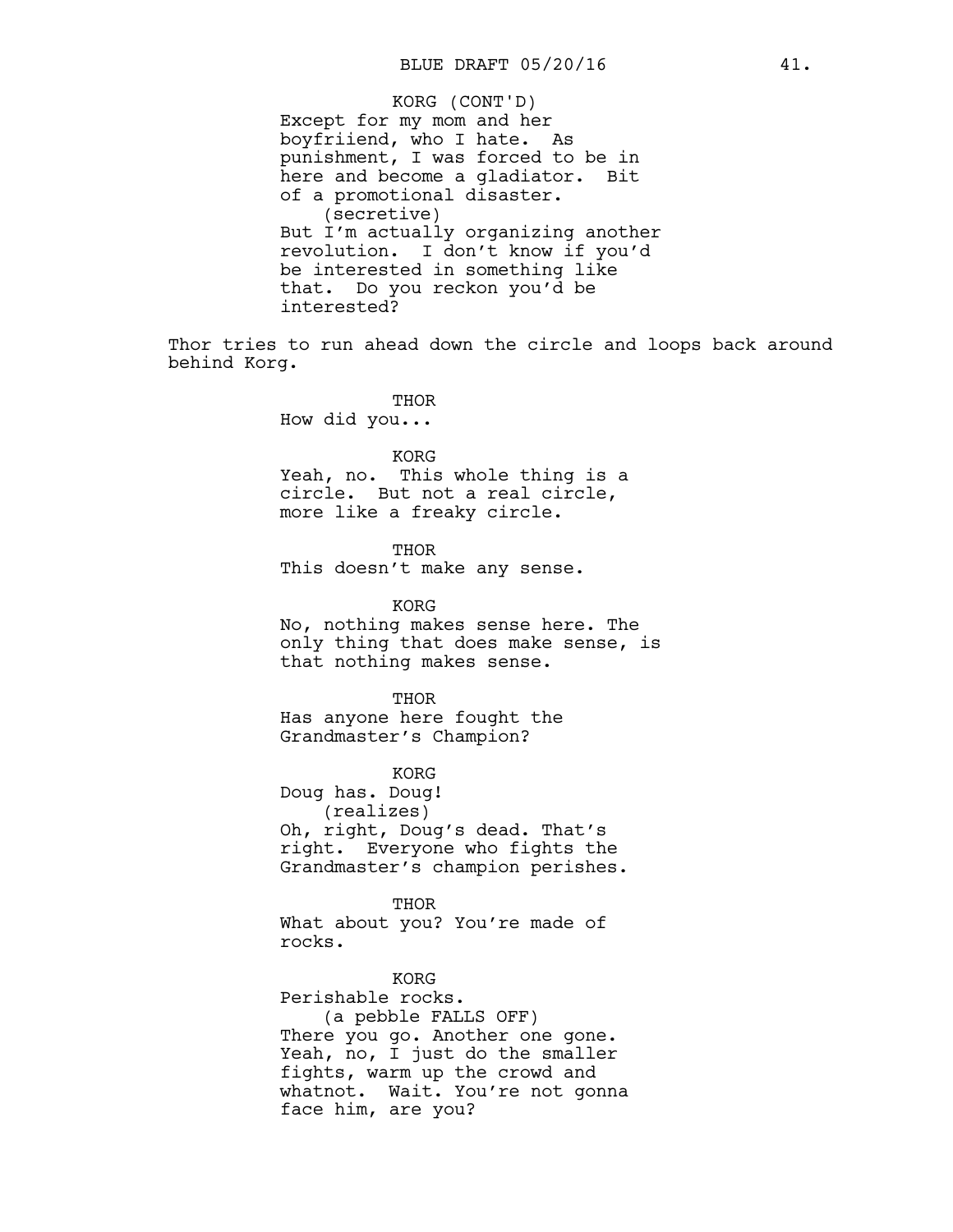KORG (CONT'D)
Except for my mom and her boyfriiend, who I hate. As punishment, I was forced to be in here and become a gladiator. Bit of a promotional disaster.
(secretive)
But I'm actually organizing another revolution. I don't know if you'd be interested in something like that. Do you reckon you'd be interested?

Thor tries to run ahead down the circle and loops back around behind Korg.

THOR
How did you...

KORG
Yeah, no. This whole thing is a circle. But not a real circle, more like a freaky circle.

THOR
This doesn't make any sense.

KORG
No, nothing makes sense here. The only thing that does make sense, is that nothing makes sense.

THOR
Has anyone here fought the Grandmaster's Champion?

KORG
Doug has. Doug!
(realizes)
Oh, right, Doug's dead. That's right. Everyone who fights the Grandmaster's champion perishes.

THOR
What about you? You're made of rocks.

KORG
Perishable rocks.
(a pebble FALLS OFF)
There you go. Another one gone. Yeah, no, I just do the smaller fights, warm up the crowd and whatnot. Wait. You're not gonna face him, are you?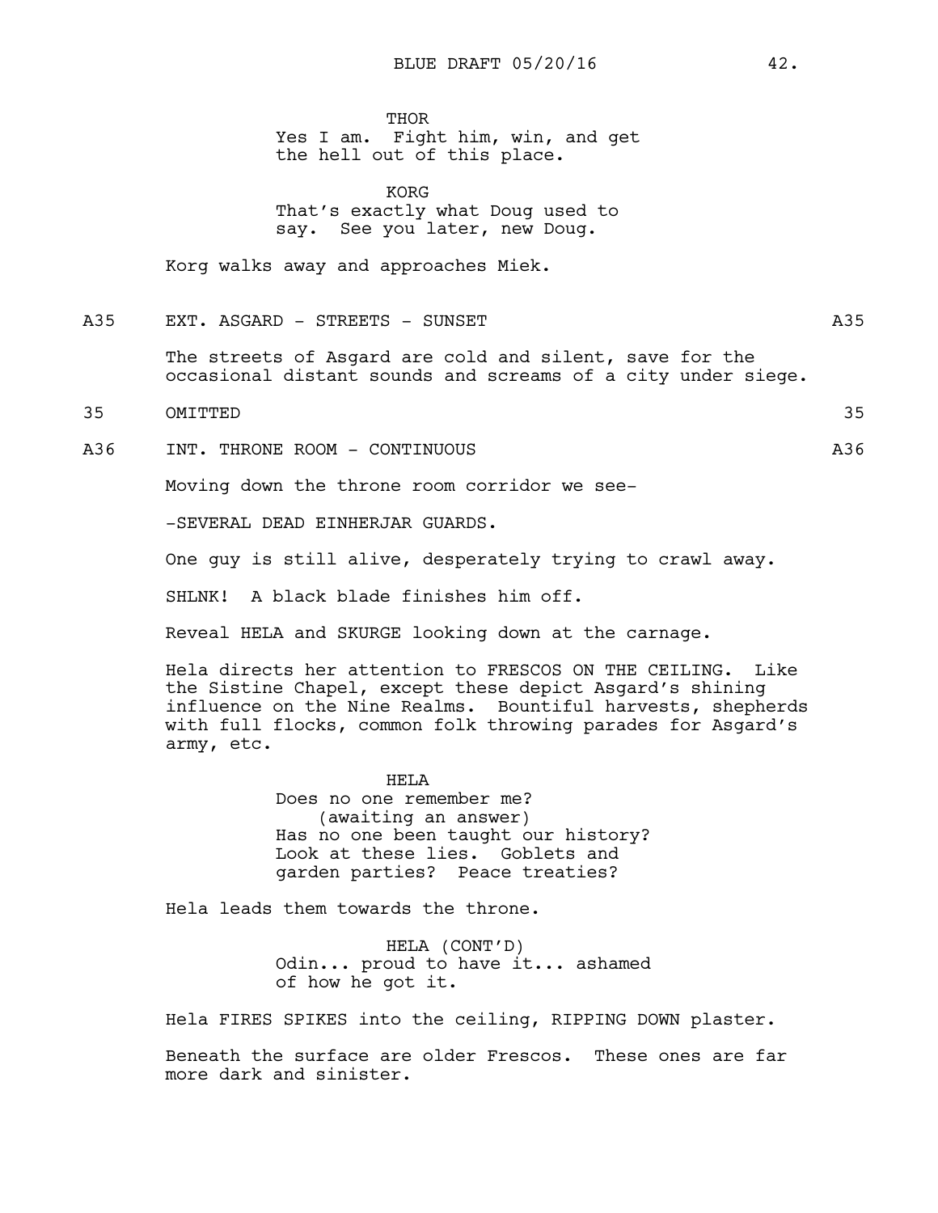THOR
Yes I am. Fight him, win, and get the hell out of this place.

KORG
That's exactly what Doug used to say. See you later, new Doug.

Korg walks away and approaches Miek.

A35 EXT. ASGARD - STREETS - SUNSET A35

The streets of Asgard are cold and silent, save for the occasional distant sounds and screams of a city under siege.

35 OMITTED 35

A36 INT. THRONE ROOM - CONTINUOUS A36

Moving down the throne room corridor we see-

-SEVERAL DEAD EINHERJAR GUARDS.

One guy is still alive, desperately trying to crawl away.

SHLNK! A black blade finishes him off.

Reveal HELA and SKURGE looking down at the carnage.

Hela directs her attention to FRESCOS ON THE CEILING. Like the Sistine Chapel, except these depict Asgard's shining influence on the Nine Realms. Bountiful harvests, shepherds with full flocks, common folk throwing parades for Asgard's army, etc.

HELA
Does no one remember me?
(awaiting an answer)
Has no one been taught our history? Look at these lies. Goblets and garden parties? Peace treaties?

Hela leads them towards the throne.

HELA (CONT'D)
Odin... proud to have it... ashamed of how he got it.

Hela FIRES SPIKES into the ceiling, RIPPING DOWN plaster.

Beneath the surface are older Frescos. These ones are far more dark and sinister.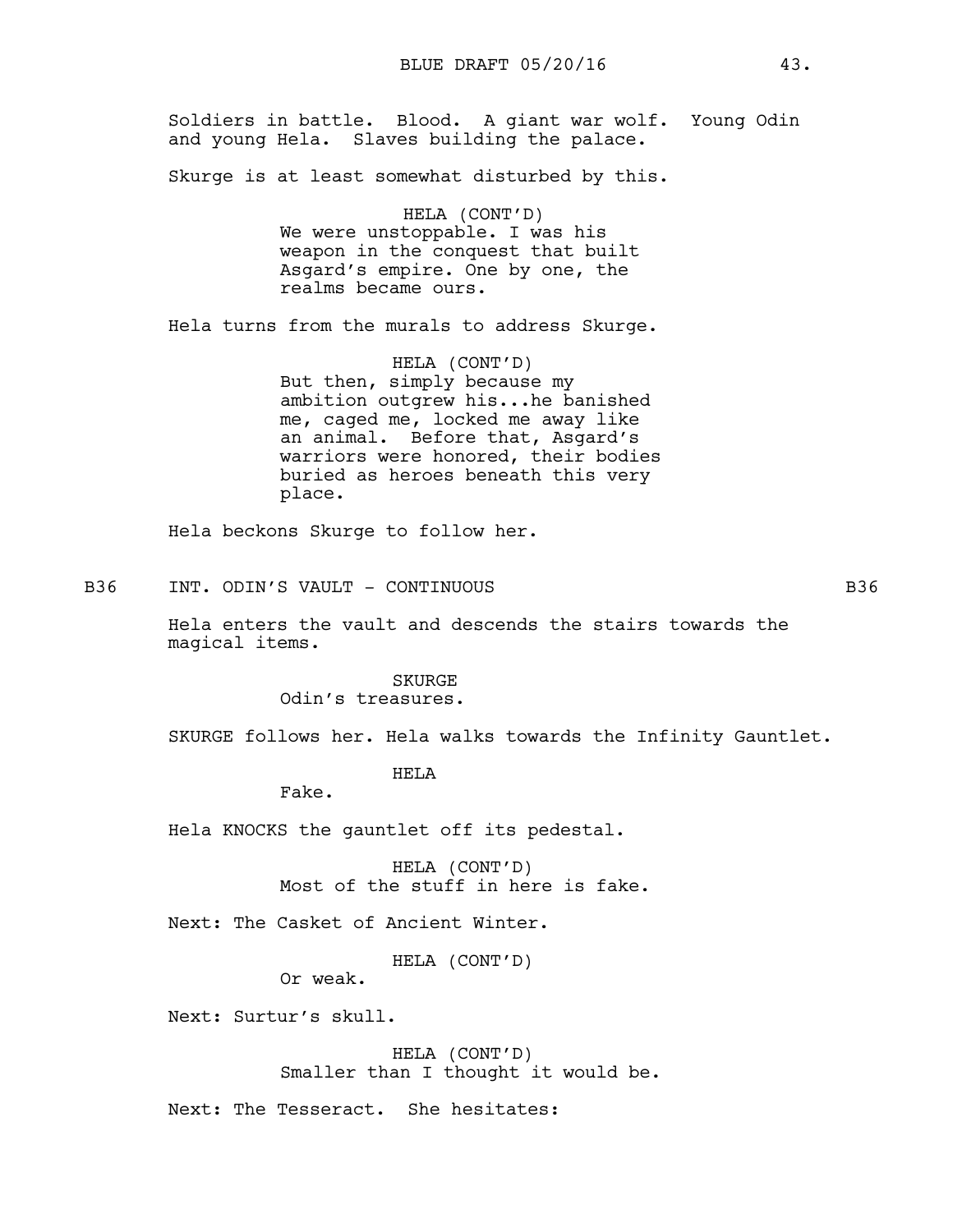Soldiers in battle. Blood. A giant war wolf. Young Odin and young Hela. Slaves building the palace.

Skurge is at least somewhat disturbed by this.

HELA (CONT'D)
We were unstoppable. I was his weapon in the conquest that built Asgard's empire. One by one, the realms became ours.

Hela turns from the murals to address Skurge.

HELA (CONT'D)
But then, simply because my ambition outgrew his...he banished me, caged me, locked me away like an animal. Before that, Asgard's warriors were honored, their bodies buried as heroes beneath this very place.

Hela beckons Skurge to follow her.

B36 INT. ODIN'S VAULT - CONTINUOUS B36

Hela enters the vault and descends the stairs towards the magical items.

SKURGE
Odin's treasures.

SKURGE follows her. Hela walks towards the Infinity Gauntlet.

HELA
Fake.

Hela KNOCKS the gauntlet off its pedestal.

HELA (CONT'D)
Most of the stuff in here is fake.

Next: The Casket of Ancient Winter.

HELA (CONT'D)
Or weak.

Next: Surtur's skull.

HELA (CONT'D)
Smaller than I thought it would be.

Next: The Tesseract. She hesitates: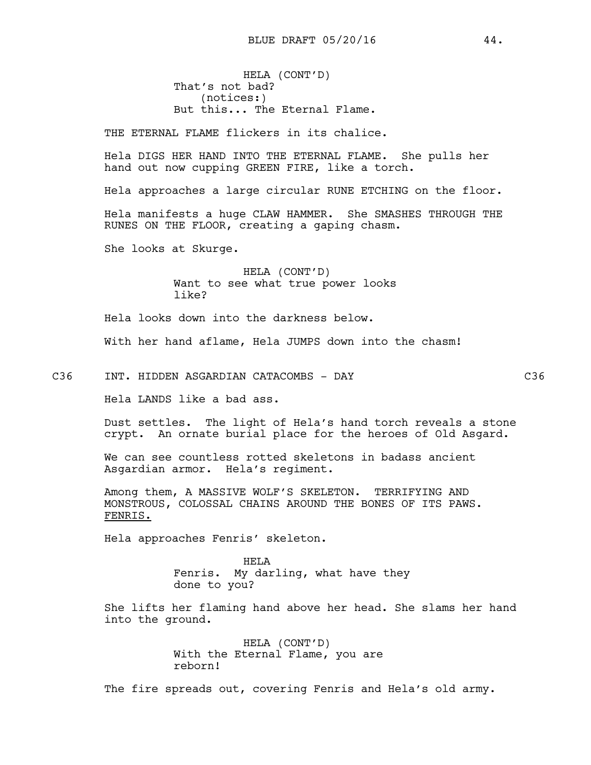HELA (CONT'D)
That's not bad?
(notices:)
But this... The Eternal Flame.

THE ETERNAL FLAME flickers in its chalice.

Hela DIGS HER HAND INTO THE ETERNAL FLAME. She pulls her hand out now cupping GREEN FIRE, like a torch.

Hela approaches a large circular RUNE ETCHING on the floor.

Hela manifests a huge CLAW HAMMER. She SMASHES THROUGH THE RUNES ON THE FLOOR, creating a gaping chasm.

She looks at Skurge.

HELA (CONT'D)
Want to see what true power looks like?

Hela looks down into the darkness below.

With her hand aflame, Hela JUMPS down into the chasm!

C36 INT. HIDDEN ASGARDIAN CATACOMBS - DAY C36

Hela LANDS like a bad ass.

Dust settles. The light of Hela's hand torch reveals a stone crypt. An ornate burial place for the heroes of Old Asgard.

We can see countless rotted skeletons in badass ancient Asgardian armor. Hela's regiment.

Among them, A MASSIVE WOLF'S SKELETON. TERRIFYING AND MONSTROUS, COLOSSAL CHAINS AROUND THE BONES OF ITS PAWS. <u>FENRIS.</u>

Hela approaches Fenris' skeleton.

HELA
Fenris. My darling, what have they done to you?

She lifts her flaming hand above her head. She slams her hand into the ground.

HELA (CONT'D)
With the Eternal Flame, you are reborn!

The fire spreads out, covering Fenris and Hela's old army.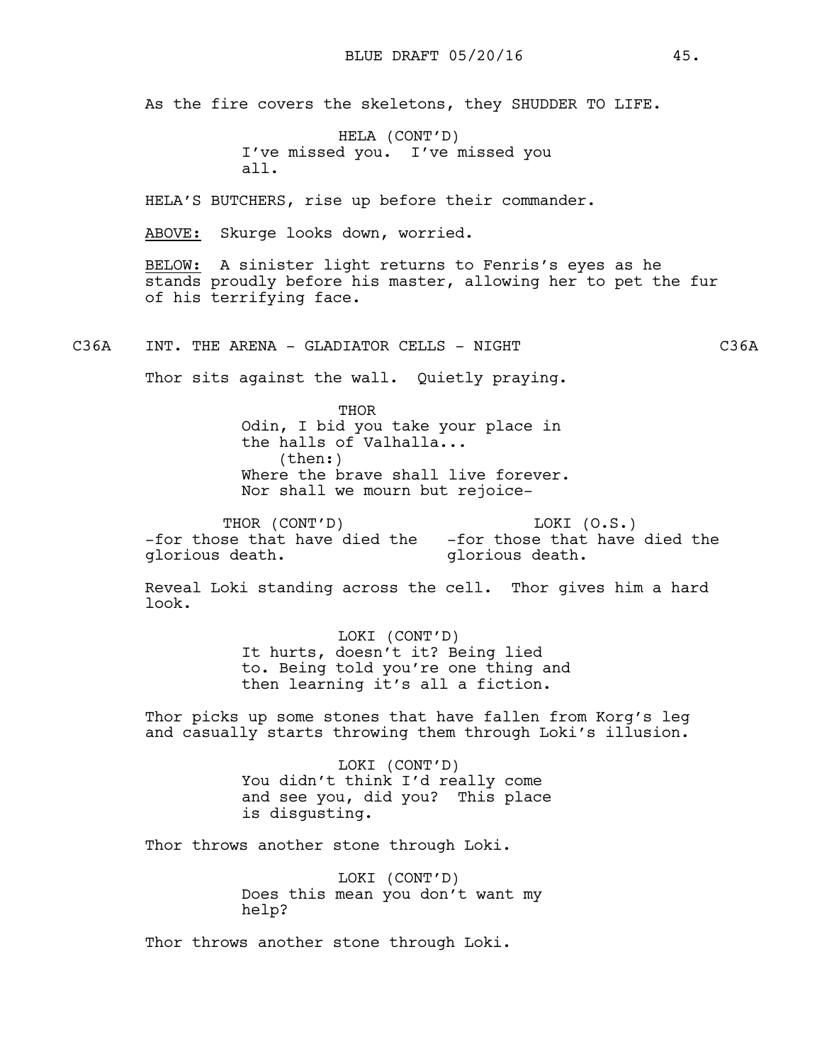As the fire covers the skeletons, they SHUDDER TO LIFE.

HELA (CONT'D)
I've missed you. I've missed you all.

HELA'S BUTCHERS, rise up before their commander.

ABOVE: Skurge looks down, worried.

BELOW: A sinister light returns to Fenris's eyes as he stands proudly before his master, allowing her to pet the fur of his terrifying face.

C36A INT. THE ARENA - GLADIATOR CELLS - NIGHT C36A

Thor sits against the wall. Quietly praying.

THOR
Odin, I bid you take your place in the halls of Valhalla...
(then:)
Where the brave shall live forever. Nor shall we mourn but rejoice-

THOR (CONT'D)
-for those that have died the glorious death.

LOKI (O.S.)
-for those that have died the glorious death.

Reveal Loki standing across the cell. Thor gives him a hard look.

LOKI (CONT'D)
It hurts, doesn't it? Being lied to. Being told you're one thing and then learning it's all a fiction.

Thor picks up some stones that have fallen from Korg's leg and casually starts throwing them through Loki's illusion.

LOKI (CONT'D)
You didn't think I'd really come and see you, did you? This place is disgusting.

Thor throws another stone through Loki.

LOKI (CONT'D)
Does this mean you don't want my help?

Thor throws another stone through Loki.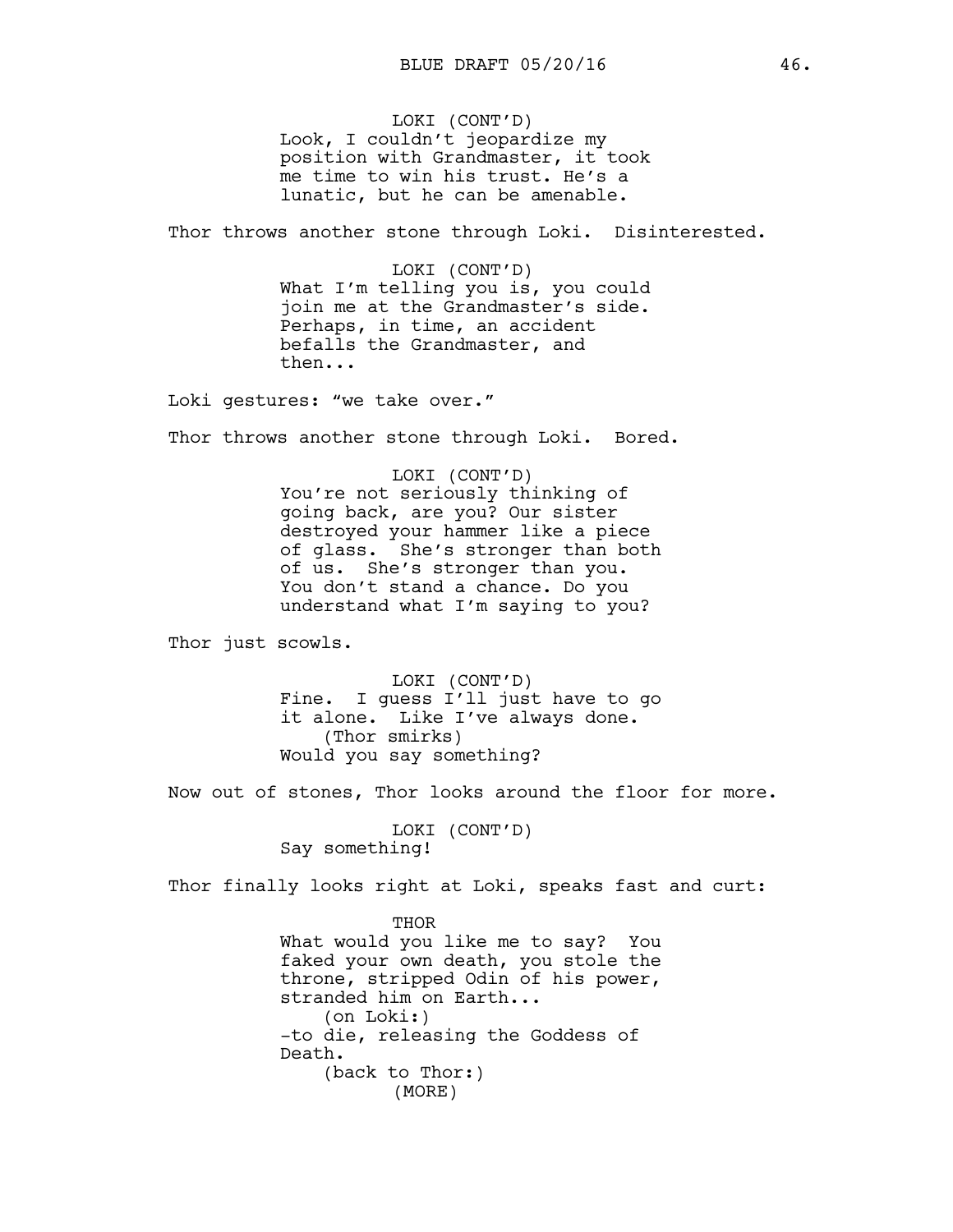LOKI (CONT'D)
Look, I couldn't jeopardize my position with Grandmaster, it took me time to win his trust. He's a lunatic, but he can be amenable.

Thor throws another stone through Loki. Disinterested.

LOKI (CONT'D)
What I'm telling you is, you could join me at the Grandmaster's side. Perhaps, in time, an accident befalls the Grandmaster, and then...

Loki gestures: "we take over."

Thor throws another stone through Loki. Bored.

LOKI (CONT'D)
You're not seriously thinking of going back, are you? Our sister destroyed your hammer like a piece of glass. She's stronger than both of us. She's stronger than you. You don't stand a chance. Do you understand what I'm saying to you?

Thor just scowls.

LOKI (CONT'D)
Fine. I guess I'll just have to go it alone. Like I've always done.
(Thor smirks)
Would you say something?

Now out of stones, Thor looks around the floor for more.

LOKI (CONT'D)
Say something!

Thor finally looks right at Loki, speaks fast and curt:

THOR
What would you like me to say? You faked your own death, you stole the throne, stripped Odin of his power, stranded him on Earth...
(on Loki:)
-to die, releasing the Goddess of Death.
(back to Thor:)
(MORE)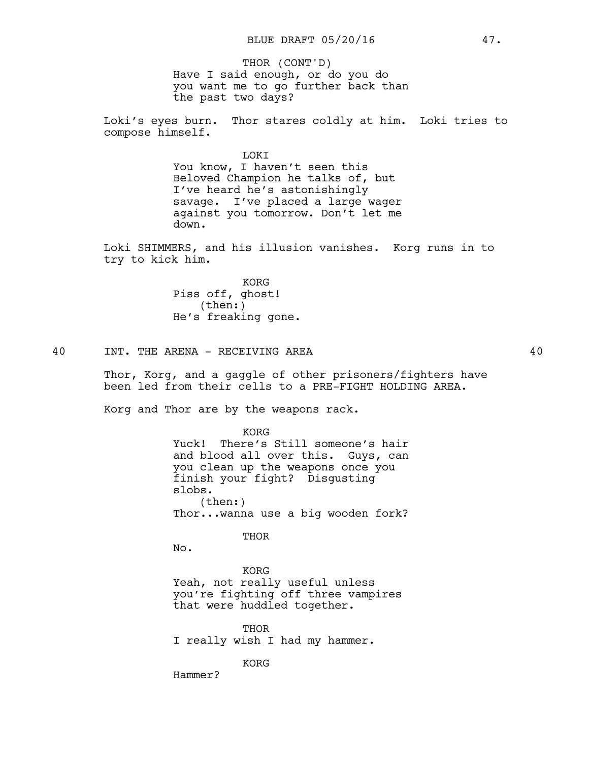THOR (CONT'D)
Have I said enough, or do you do you want me to go further back than the past two days?

Loki's eyes burn. Thor stares coldly at him. Loki tries to compose himself.

LOKI
You know, I haven't seen this Beloved Champion he talks of, but I've heard he's astonishingly savage. I've placed a large wager against you tomorrow. Don't let me down.

Loki SHIMMERS, and his illusion vanishes. Korg runs in to try to kick him.

KORG
Piss off, ghost!
(then:)
He's freaking gone.

40 INT. THE ARENA - RECEIVING AREA 40

Thor, Korg, and a gaggle of other prisoners/fighters have been led from their cells to a PRE-FIGHT HOLDING AREA.

Korg and Thor are by the weapons rack.

KORG
Yuck! There's Still someone's hair and blood all over this. Guys, can you clean up the weapons once you finish your fight? Disgusting slobs.
(then:)
Thor...wanna use a big wooden fork?

THOR
No.

KORG
Yeah, not really useful unless you're fighting off three vampires that were huddled together.

THOR
I really wish I had my hammer.

KORG
Hammer?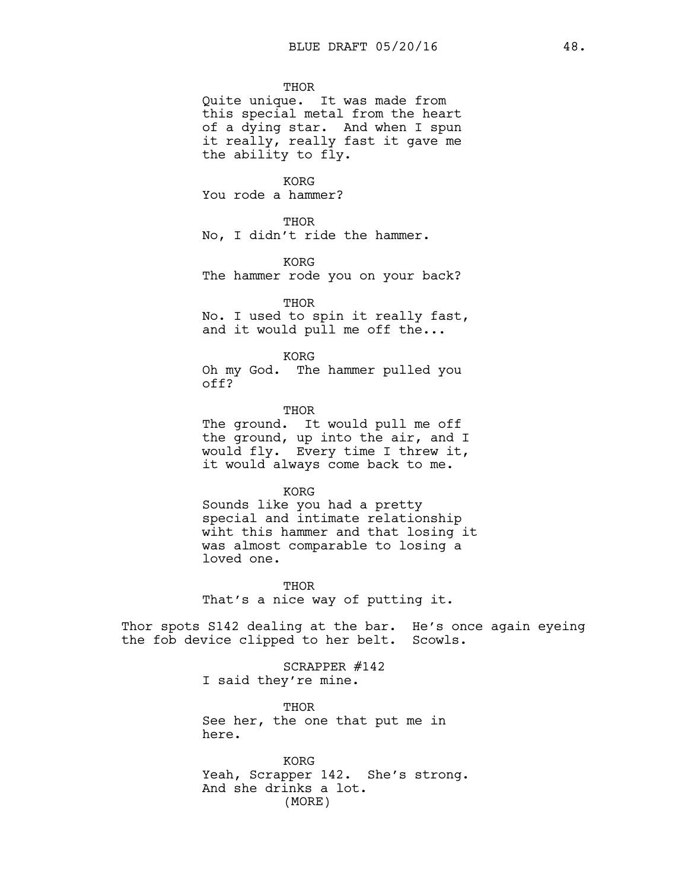THOR
Quite unique. It was made from this special metal from the heart of a dying star. And when I spun it really, really fast it gave me the ability to fly.

KORG
You rode a hammer?

THOR
No, I didn't ride the hammer.

KORG
The hammer rode you on your back?

THOR
No. I used to spin it really fast, and it would pull me off the...

KORG
Oh my God. The hammer pulled you off?

THOR
The ground. It would pull me off the ground, up into the air, and I would fly. Every time I threw it, it would always come back to me.

KORG
Sounds like you had a pretty special and intimate relationship wiht this hammer and that losing it was almost comparable to losing a loved one.

THOR
That's a nice way of putting it.

Thor spots S142 dealing at the bar. He's once again eyeing the fob device clipped to her belt. Scowls.

SCRAPPER #142
I said they're mine.

THOR
See her, the one that put me in here.

KORG
Yeah, Scrapper 142. She's strong. And she drinks a lot.
(MORE)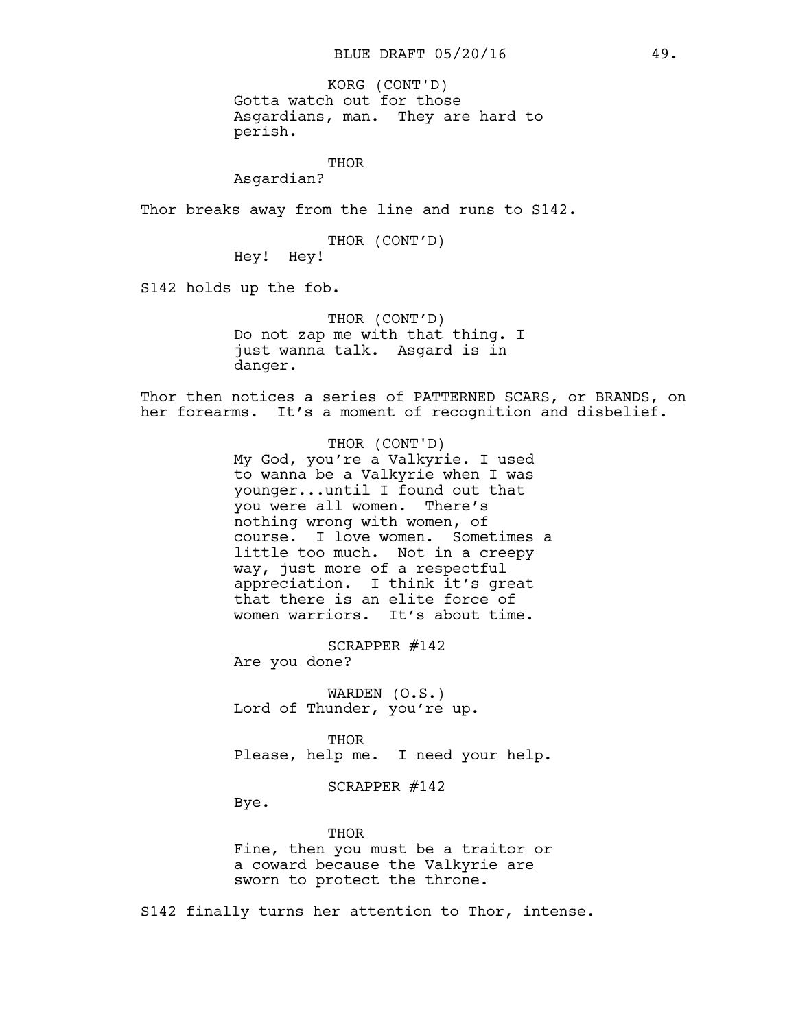KORG (CONT'D)
Gotta watch out for those Asgardians, man. They are hard to perish.

THOR
Asgardian?

Thor breaks away from the line and runs to S142.

THOR (CONT'D)
Hey! Hey!

S142 holds up the fob.

THOR (CONT'D)
Do not zap me with that thing. I just wanna talk. Asgard is in danger.

Thor then notices a series of PATTERNED SCARS, or BRANDS, on her forearms. It's a moment of recognition and disbelief.

THOR (CONT'D)
My God, you're a Valkyrie. I used to wanna be a Valkyrie when I was younger...until I found out that you were all women. There's nothing wrong with women, of course. I love women. Sometimes a little too much. Not in a creepy way, just more of a respectful appreciation. I think it's great that there is an elite force of women warriors. It's about time.

SCRAPPER #142
Are you done?

WARDEN (O.S.)
Lord of Thunder, you're up.

THOR
Please, help me. I need your help.

SCRAPPER #142
Bye.

THOR
Fine, then you must be a traitor or a coward because the Valkyrie are sworn to protect the throne.

S142 finally turns her attention to Thor, intense.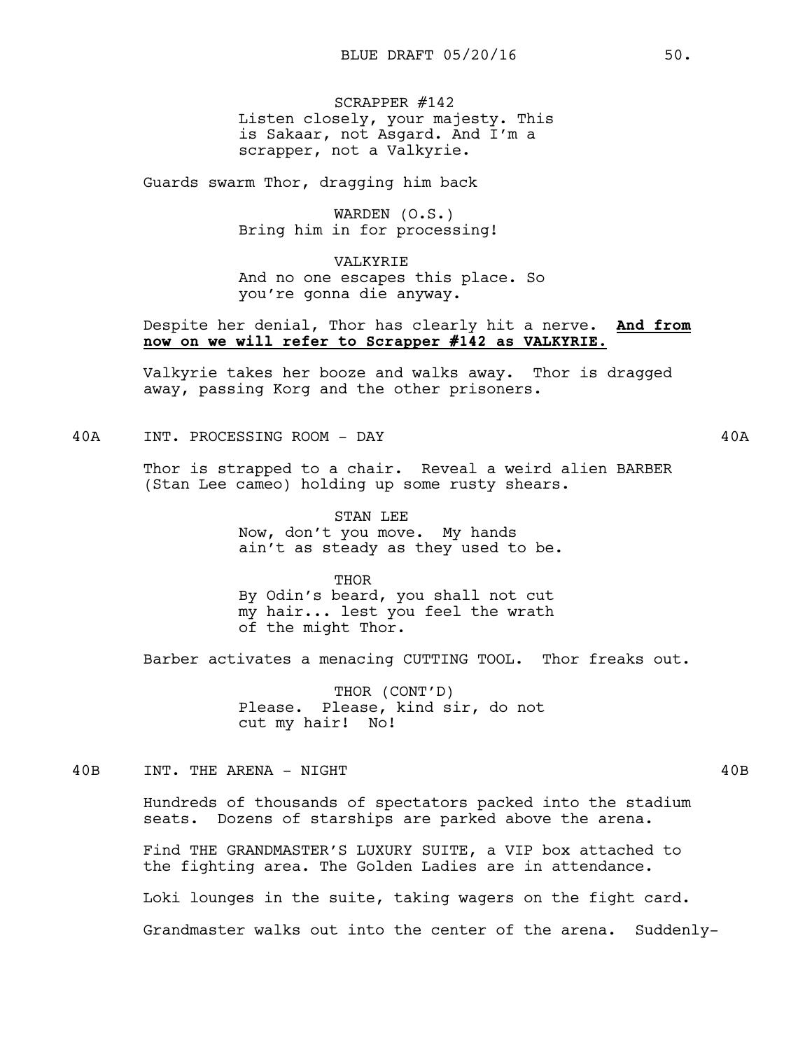SCRAPPER #142
Listen closely, your majesty. This is Sakaar, not Asgard. And I'm a scrapper, not a Valkyrie.

Guards swarm Thor, dragging him back

WARDEN (O.S.)
Bring him in for processing!

VALKYRIE
And no one escapes this place. So you're gonna die anyway.

Despite her denial, Thor has clearly hit a nerve. **And from now on we will refer to Scrapper #142 as VALKYRIE.**

Valkyrie takes her booze and walks away. Thor is dragged away, passing Korg and the other prisoners.

40A INT. PROCESSING ROOM - DAY 40A

Thor is strapped to a chair. Reveal a weird alien BARBER (Stan Lee cameo) holding up some rusty shears.

STAN LEE
Now, don't you move. My hands ain't as steady as they used to be.

THOR
By Odin's beard, you shall not cut my hair... lest you feel the wrath of the might Thor.

Barber activates a menacing CUTTING TOOL. Thor freaks out.

THOR (CONT'D)
Please. Please, kind sir, do not cut my hair! No!

40B INT. THE ARENA - NIGHT 40B

Hundreds of thousands of spectators packed into the stadium seats. Dozens of starships are parked above the arena.

Find THE GRANDMASTER'S LUXURY SUITE, a VIP box attached to the fighting area. The Golden Ladies are in attendance.

Loki lounges in the suite, taking wagers on the fight card.

Grandmaster walks out into the center of the arena. Suddenly-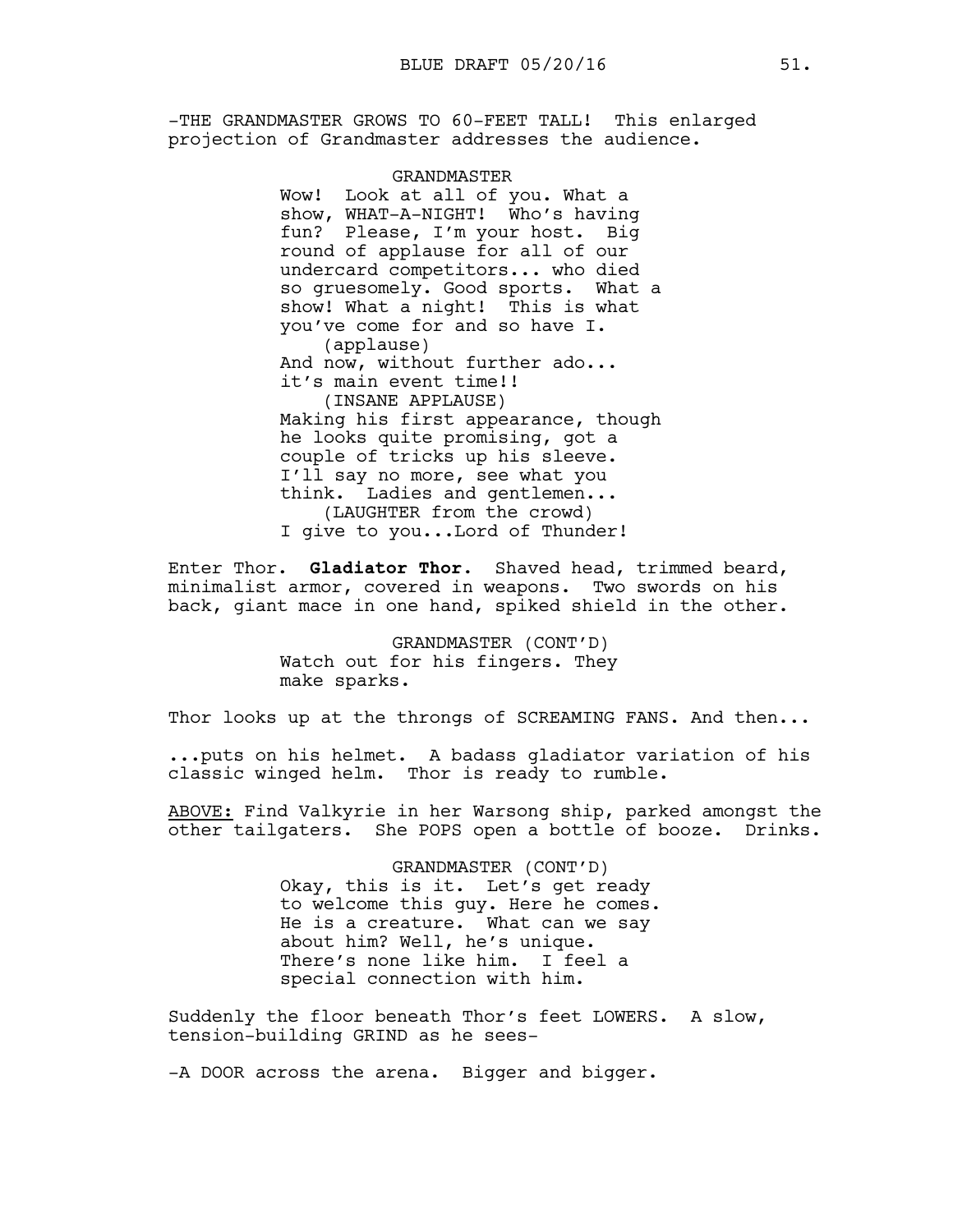-THE GRANDMASTER GROWS TO 60-FEET TALL! This enlarged projection of Grandmaster addresses the audience.

GRANDMASTER
Wow! Look at all of you. What a show, WHAT-A-NIGHT! Who's having fun? Please, I'm your host. Big round of applause for all of our undercard competitors... who died so gruesomely. Good sports. What a show! What a night! This is what you've come for and so have I.
(applause)
And now, without further ado... it's main event time!!
(INSANE APPLAUSE)
Making his first appearance, though he looks quite promising, got a couple of tricks up his sleeve. I'll say no more, see what you think. Ladies and gentlemen...
(LAUGHTER from the crowd)
I give to you...Lord of Thunder!

Enter Thor. **Gladiator Thor**. Shaved head, trimmed beard, minimalist armor, covered in weapons. Two swords on his back, giant mace in one hand, spiked shield in the other.

GRANDMASTER (CONT'D)
Watch out for his fingers. They make sparks.

Thor looks up at the throngs of SCREAMING FANS. And then...

...puts on his helmet. A badass gladiator variation of his classic winged helm. Thor is ready to rumble.

<u>ABOVE:</u> Find Valkyrie in her Warsong ship, parked amongst the other tailgaters. She POPS open a bottle of booze. Drinks.

GRANDMASTER (CONT'D)
Okay, this is it. Let's get ready to welcome this guy. Here he comes. He is a creature. What can we say about him? Well, he's unique. There's none like him. I feel a special connection with him.

Suddenly the floor beneath Thor's feet LOWERS. A slow, tension-building GRIND as he sees-

-A DOOR across the arena. Bigger and bigger.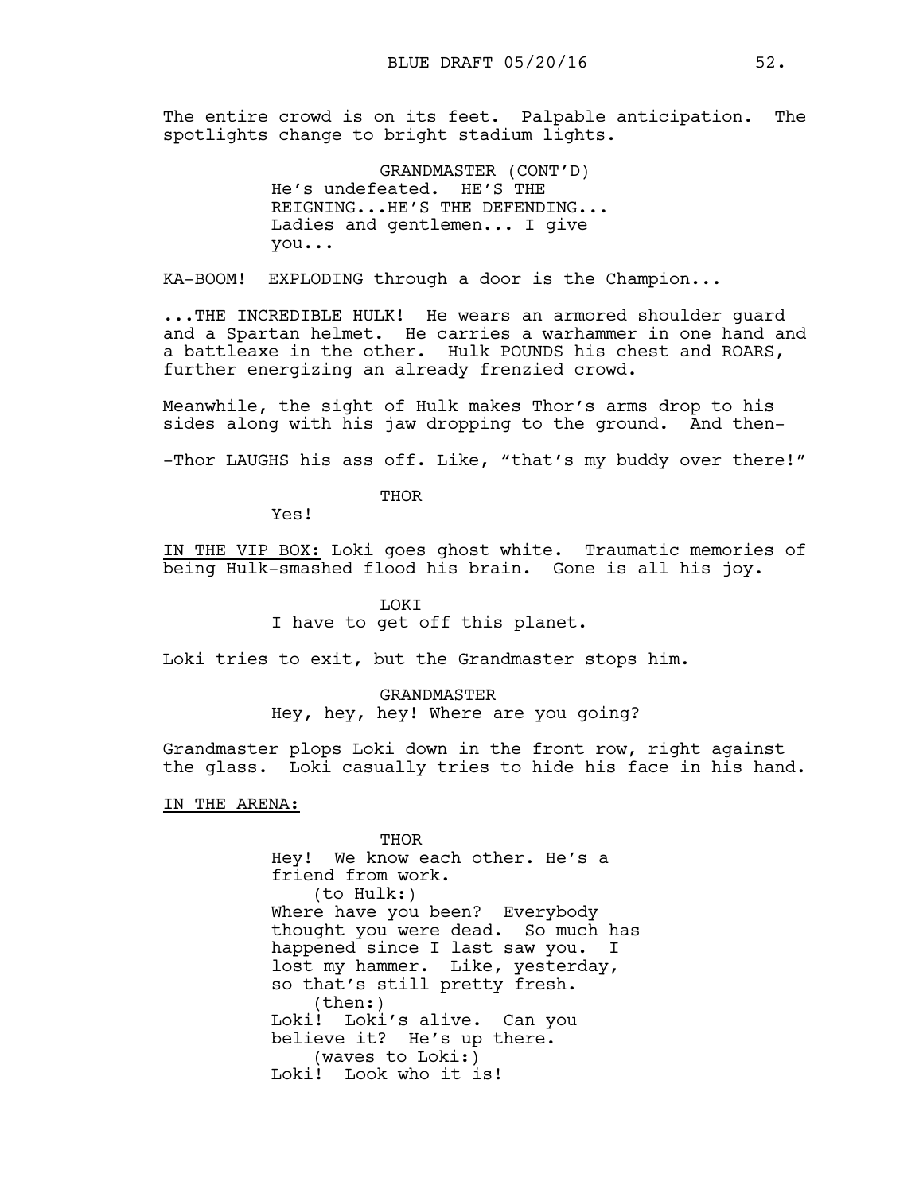The entire crowd is on its feet. Palpable anticipation. The spotlights change to bright stadium lights.

GRANDMASTER (CONT'D)
He's undefeated. HE'S THE REIGNING...HE'S THE DEFENDING... Ladies and gentlemen... I give you...

KA-BOOM! EXPLODING through a door is the Champion...

...THE INCREDIBLE HULK! He wears an armored shoulder guard and a Spartan helmet. He carries a warhammer in one hand and a battleaxe in the other. Hulk POUNDS his chest and ROARS, further energizing an already frenzied crowd.

Meanwhile, the sight of Hulk makes Thor's arms drop to his sides along with his jaw dropping to the ground. And then-

-Thor LAUGHS his ass off. Like, "that's my buddy over there!"

THOR
Yes!

<u>IN THE VIP BOX:</u> Loki goes ghost white. Traumatic memories of being Hulk-smashed flood his brain. Gone is all his joy.

LOKI
I have to get off this planet.

Loki tries to exit, but the Grandmaster stops him.

GRANDMASTER
Hey, hey, hey! Where are you going?

Grandmaster plops Loki down in the front row, right against the glass. Loki casually tries to hide his face in his hand.

<u>IN THE ARENA:</u>

THOR
Hey! We know each other. He's a friend from work.
(to Hulk:)
Where have you been? Everybody thought you were dead. So much has happened since I last saw you. I lost my hammer. Like, yesterday, so that's still pretty fresh.
(then:)
Loki! Loki's alive. Can you believe it? He's up there.
(waves to Loki:)
Loki! Look who it is!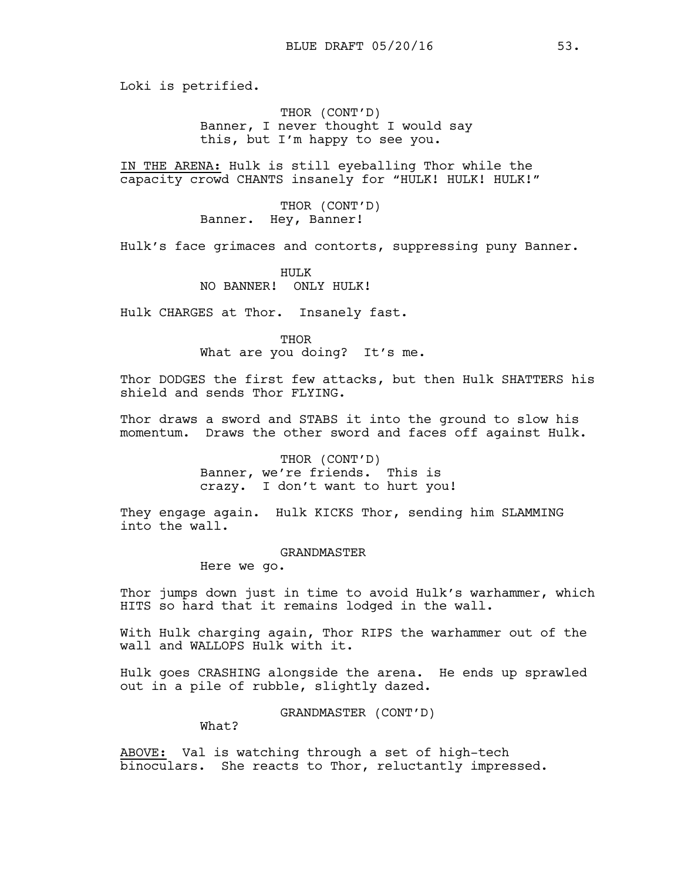Loki is petrified.

THOR (CONT'D)
Banner, I never thought I would say this, but I'm happy to see you.

IN THE ARENA: Hulk is still eyeballing Thor while the capacity crowd CHANTS insanely for "HULK! HULK! HULK!"

THOR (CONT'D)
Banner. Hey, Banner!

Hulk's face grimaces and contorts, suppressing puny Banner.

HULK
NO BANNER! ONLY HULK!

Hulk CHARGES at Thor. Insanely fast.

THOR
What are you doing? It's me.

Thor DODGES the first few attacks, but then Hulk SHATTERS his shield and sends Thor FLYING.

Thor draws a sword and STABS it into the ground to slow his momentum. Draws the other sword and faces off against Hulk.

THOR (CONT'D)
Banner, we're friends. This is crazy. I don't want to hurt you!

They engage again. Hulk KICKS Thor, sending him SLAMMING into the wall.

GRANDMASTER
Here we go.

Thor jumps down just in time to avoid Hulk's warhammer, which HITS so hard that it remains lodged in the wall.

With Hulk charging again, Thor RIPS the warhammer out of the wall and WALLOPS Hulk with it.

Hulk goes CRASHING alongside the arena. He ends up sprawled out in a pile of rubble, slightly dazed.

GRANDMASTER (CONT'D)
What?

ABOVE: Val is watching through a set of high-tech binoculars. She reacts to Thor, reluctantly impressed.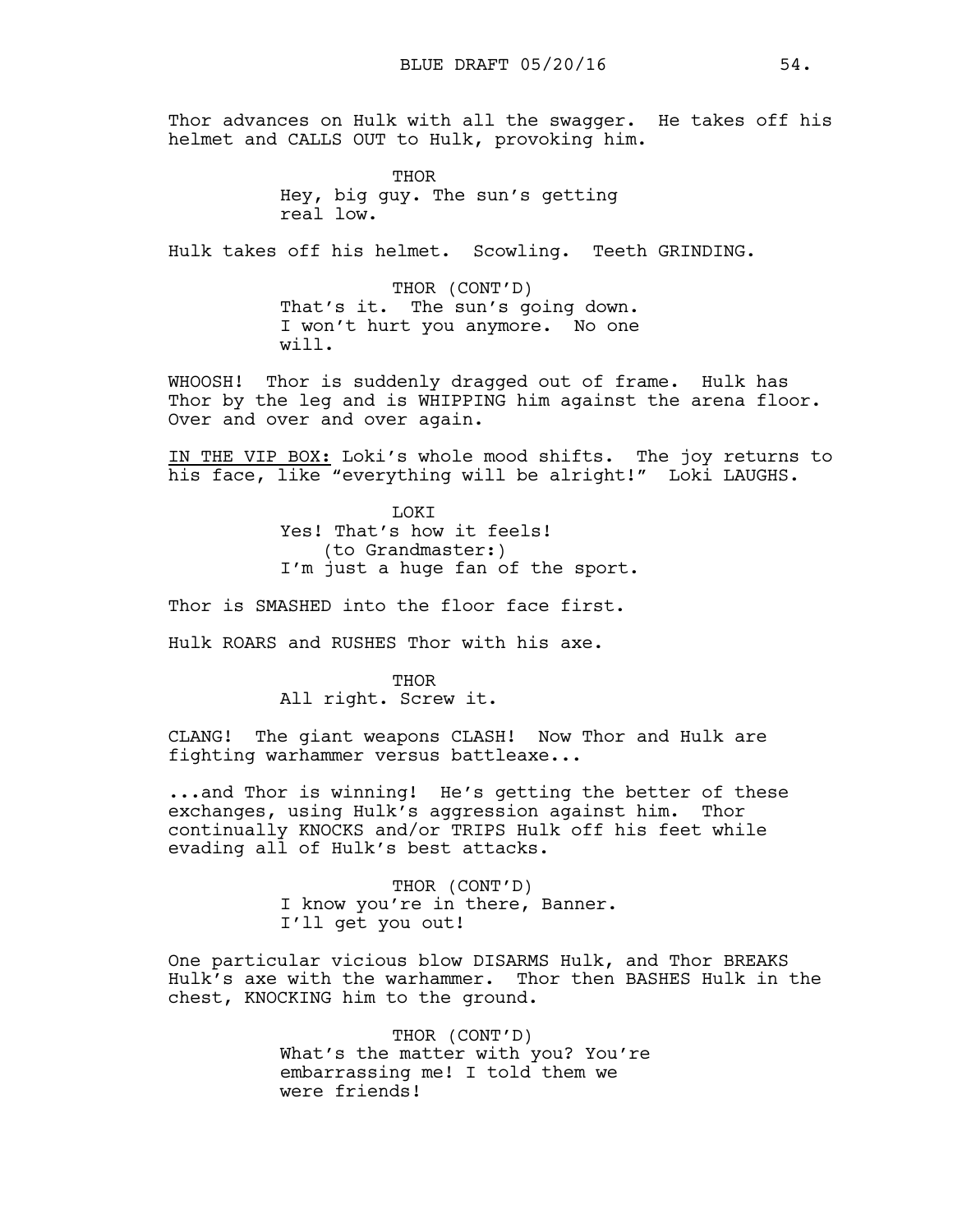Thor advances on Hulk with all the swagger. He takes off his helmet and CALLS OUT to Hulk, provoking him.

THOR
Hey, big guy. The sun's getting real low.

Hulk takes off his helmet. Scowling. Teeth GRINDING.

THOR (CONT'D)
That's it. The sun's going down. I won't hurt you anymore. No one will.

WHOOSH! Thor is suddenly dragged out of frame. Hulk has Thor by the leg and is WHIPPING him against the arena floor. Over and over and over again.

IN THE VIP BOX: Loki's whole mood shifts. The joy returns to his face, like "everything will be alright!" Loki LAUGHS.

LOKI
Yes! That's how it feels!
(to Grandmaster:)
I'm just a huge fan of the sport.

Thor is SMASHED into the floor face first.

Hulk ROARS and RUSHES Thor with his axe.

THOR
All right. Screw it.

CLANG! The giant weapons CLASH! Now Thor and Hulk are fighting warhammer versus battleaxe...

...and Thor is winning! He's getting the better of these exchanges, using Hulk's aggression against him. Thor continually KNOCKS and/or TRIPS Hulk off his feet while evading all of Hulk's best attacks.

THOR (CONT'D)
I know you're in there, Banner. I'll get you out!

One particular vicious blow DISARMS Hulk, and Thor BREAKS Hulk's axe with the warhammer. Thor then BASHES Hulk in the chest, KNOCKING him to the ground.

THOR (CONT'D)
What's the matter with you? You're embarrassing me! I told them we were friends!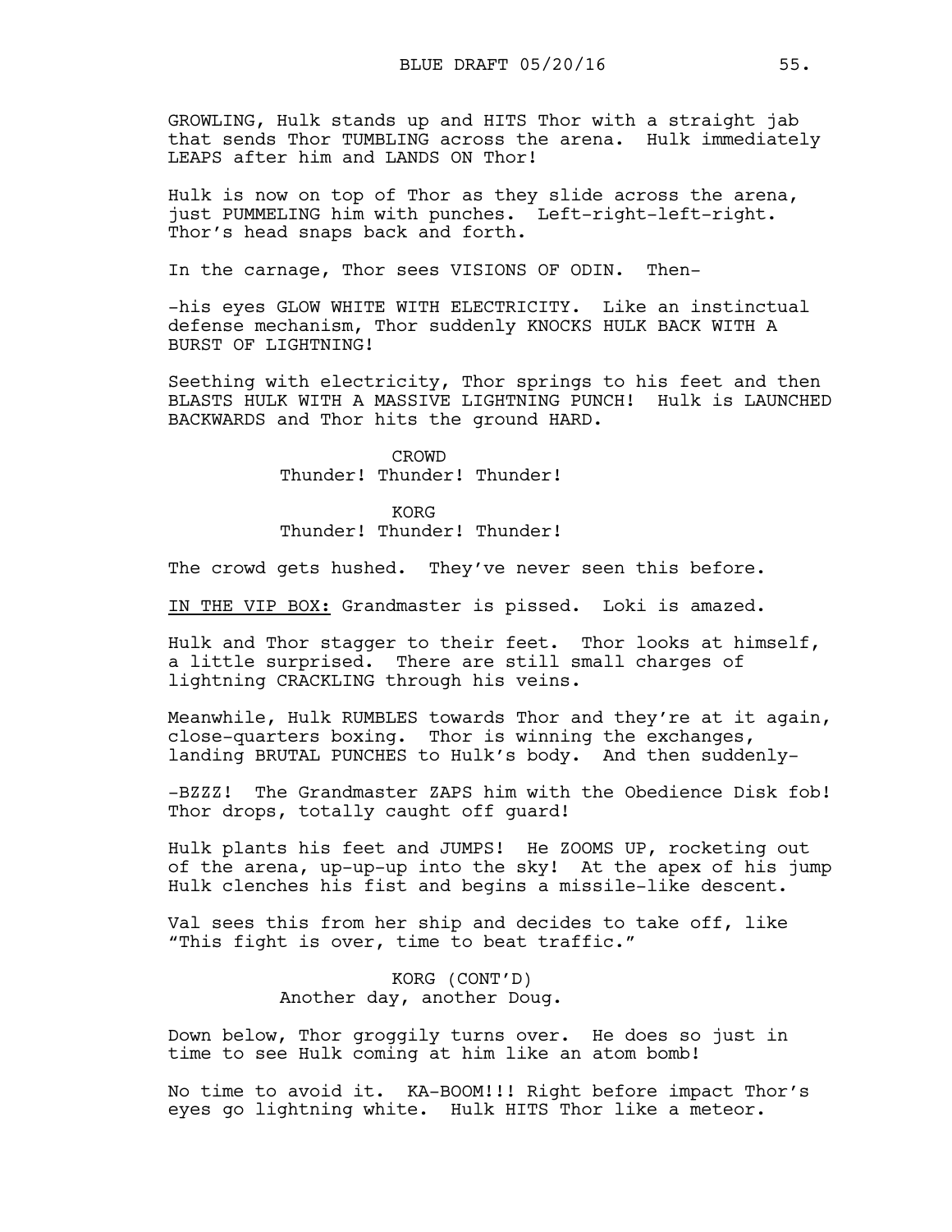GROWLING, Hulk stands up and HITS Thor with a straight jab that sends Thor TUMBLING across the arena. Hulk immediately LEAPS after him and LANDS ON Thor!

Hulk is now on top of Thor as they slide across the arena, just PUMMELING him with punches. Left-right-left-right. Thor's head snaps back and forth.

In the carnage, Thor sees VISIONS OF ODIN. Then-

-his eyes GLOW WHITE WITH ELECTRICITY. Like an instinctual defense mechanism, Thor suddenly KNOCKS HULK BACK WITH A BURST OF LIGHTNING!

Seething with electricity, Thor springs to his feet and then BLASTS HULK WITH A MASSIVE LIGHTNING PUNCH! Hulk is LAUNCHED BACKWARDS and Thor hits the ground HARD.

CROWD
Thunder! Thunder! Thunder!

KORG
Thunder! Thunder! Thunder!

The crowd gets hushed. They've never seen this before.

IN THE VIP BOX: Grandmaster is pissed. Loki is amazed.

Hulk and Thor stagger to their feet. Thor looks at himself, a little surprised. There are still small charges of lightning CRACKLING through his veins.

Meanwhile, Hulk RUMBLES towards Thor and they're at it again, close-quarters boxing. Thor is winning the exchanges, landing BRUTAL PUNCHES to Hulk's body. And then suddenly-

-BZZZ! The Grandmaster ZAPS him with the Obedience Disk fob! Thor drops, totally caught off guard!

Hulk plants his feet and JUMPS! He ZOOMS UP, rocketing out of the arena, up-up-up into the sky! At the apex of his jump Hulk clenches his fist and begins a missile-like descent.

Val sees this from her ship and decides to take off, like "This fight is over, time to beat traffic."

KORG (CONT'D)
Another day, another Doug.

Down below, Thor groggily turns over. He does so just in time to see Hulk coming at him like an atom bomb!

No time to avoid it. KA-BOOM!!! Right before impact Thor's eyes go lightning white. Hulk HITS Thor like a meteor.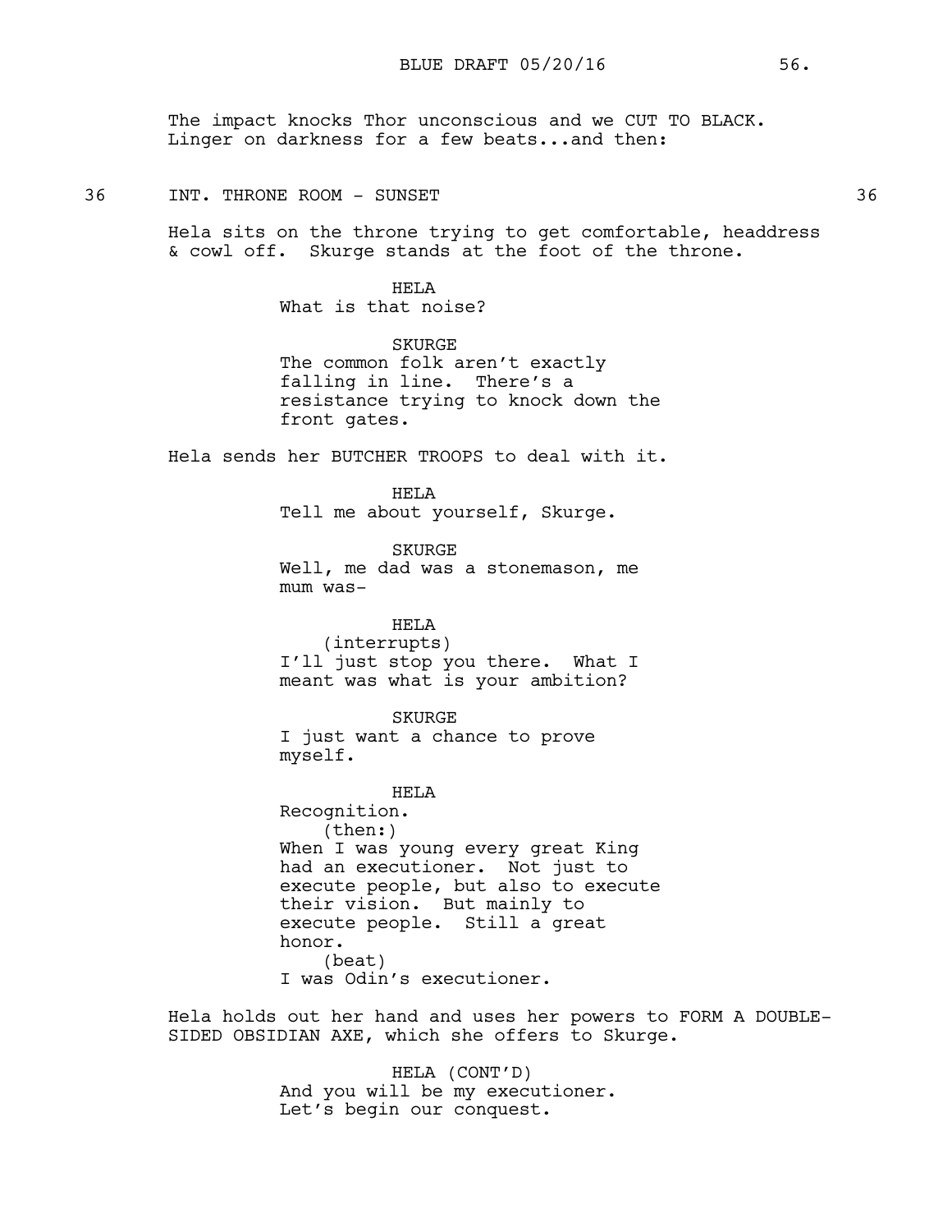The impact knocks Thor unconscious and we CUT TO BLACK. Linger on darkness for a few beats...and then:

36 INT. THRONE ROOM - SUNSET 36

Hela sits on the throne trying to get comfortable, headdress & cowl off. Skurge stands at the foot of the throne.

HELA
What is that noise?

SKURGE
The common folk aren't exactly falling in line. There's a resistance trying to knock down the front gates.

Hela sends her BUTCHER TROOPS to deal with it.

HELA
Tell me about yourself, Skurge.

SKURGE
Well, me dad was a stonemason, me mum was-

HELA
(interrupts)
I'll just stop you there. What I meant was what is your ambition?

SKURGE
I just want a chance to prove myself.

HELA
Recognition.
(then:)
When I was young every great King had an executioner. Not just to execute people, but also to execute their vision. But mainly to execute people. Still a great honor.
(beat)
I was Odin's executioner.

Hela holds out her hand and uses her powers to FORM A DOUBLE-SIDED OBSIDIAN AXE, which she offers to Skurge.

HELA (CONT'D)
And you will be my executioner. Let's begin our conquest.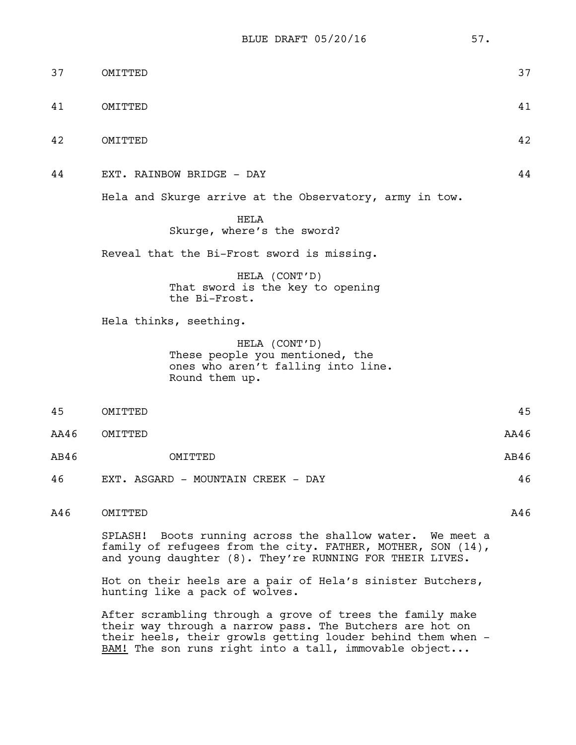37 OMITTED 37

41 OMITTED 41

42 OMITTED 42

44 EXT. RAINBOW BRIDGE - DAY 44

Hela and Skurge arrive at the Observatory, army in tow.

HELA
Skurge, where's the sword?

Reveal that the Bi-Frost sword is missing.

HELA (CONT'D)
That sword is the key to opening the Bi-Frost.

Hela thinks, seething.

HELA (CONT'D)
These people you mentioned, the ones who aren't falling into line. Round them up.

45 OMITTED 45

AA46 OMITTED AA46

AB46 OMITTED AB46

46 EXT. ASGARD - MOUNTAIN CREEK - DAY 46

A46 OMITTED A46

SPLASH! Boots running across the shallow water. We meet a family of refugees from the city. FATHER, MOTHER, SON (14), and young daughter (8). They're RUNNING FOR THEIR LIVES.

Hot on their heels are a pair of Hela's sinister Butchers, hunting like a pack of wolves.

After scrambling through a grove of trees the family make their way through a narrow pass. The Butchers are hot on their heels, their growls getting louder behind them when - BAM! The son runs right into a tall, immovable object...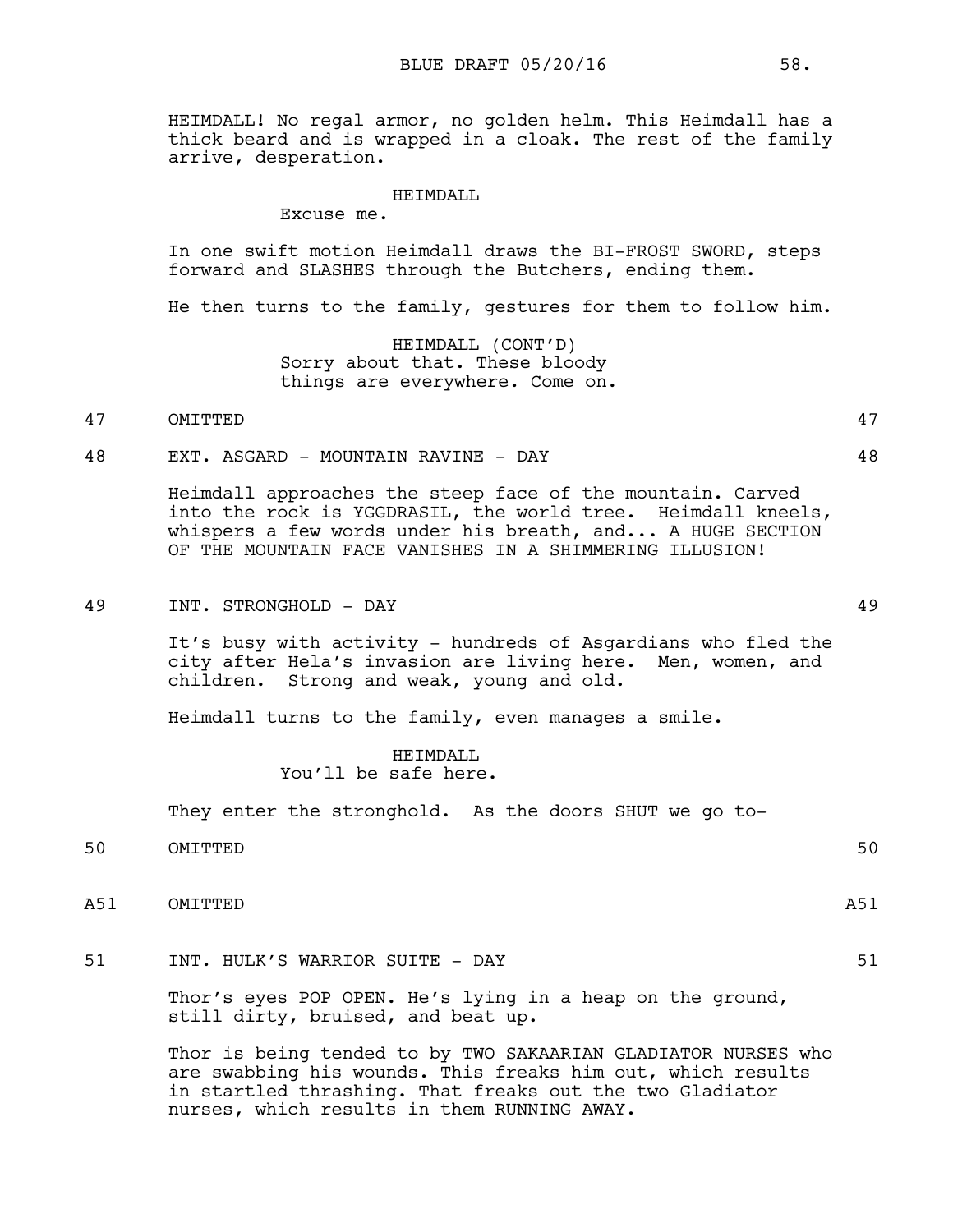HEIMDALL! No regal armor, no golden helm. This Heimdall has a thick beard and is wrapped in a cloak. The rest of the family arrive, desperation.

HEIMDALL

Excuse me.

In one swift motion Heimdall draws the BI-FROST SWORD, steps forward and SLASHES through the Butchers, ending them.

He then turns to the family, gestures for them to follow him.

HEIMDALL (CONT'D)

Sorry about that. These bloody things are everywhere. Come on.

47 OMITTED 47

48 EXT. ASGARD - MOUNTAIN RAVINE - DAY 48

Heimdall approaches the steep face of the mountain. Carved into the rock is YGGDRASIL, the world tree. Heimdall kneels, whispers a few words under his breath, and... A HUGE SECTION OF THE MOUNTAIN FACE VANISHES IN A SHIMMERING ILLUSION!

49 INT. STRONGHOLD - DAY 49

It's busy with activity - hundreds of Asgardians who fled the city after Hela's invasion are living here. Men, women, and children. Strong and weak, young and old.

Heimdall turns to the family, even manages a smile.

HEIMDALL

You'll be safe here.

They enter the stronghold. As the doors SHUT we go to-

50 OMITTED 50

A51 OMITTED A51

51 INT. HULK'S WARRIOR SUITE - DAY 51

Thor's eyes POP OPEN. He's lying in a heap on the ground, still dirty, bruised, and beat up.

Thor is being tended to by TWO SAKAARIAN GLADIATOR NURSES who are swabbing his wounds. This freaks him out, which results in startled thrashing. That freaks out the two Gladiator nurses, which results in them RUNNING AWAY.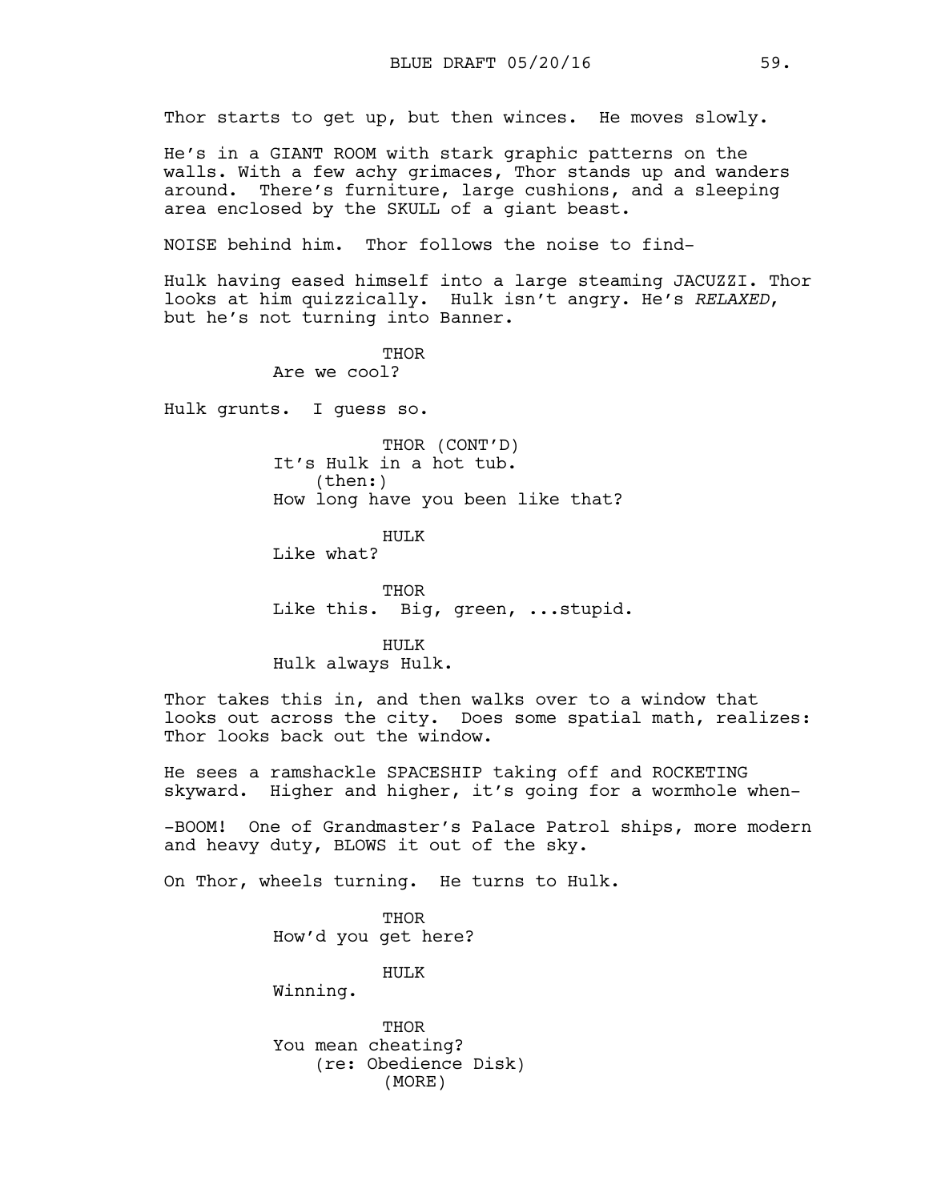Thor starts to get up, but then winces. He moves slowly.

He's in a GIANT ROOM with stark graphic patterns on the walls. With a few achy grimaces, Thor stands up and wanders around. There's furniture, large cushions, and a sleeping area enclosed by the SKULL of a giant beast.

NOISE behind him. Thor follows the noise to find-

Hulk having eased himself into a large steaming JACUZZI. Thor looks at him quizzically. Hulk isn't angry. He's *RELAXED*, but he's not turning into Banner.

THOR
Are we cool?

Hulk grunts. I guess so.

THOR (CONT'D)
It's Hulk in a hot tub.
(then:)
How long have you been like that?

HULK
Like what?

THOR
Like this. Big, green, ...stupid.

HULK
Hulk always Hulk.

Thor takes this in, and then walks over to a window that looks out across the city. Does some spatial math, realizes: Thor looks back out the window.

He sees a ramshackle SPACESHIP taking off and ROCKETING skyward. Higher and higher, it's going for a wormhole when-

-BOOM! One of Grandmaster's Palace Patrol ships, more modern and heavy duty, BLOWS it out of the sky.

On Thor, wheels turning. He turns to Hulk.

THOR
How'd you get here?

HULK
Winning.

THOR
You mean cheating?
(re: Obedience Disk)
(MORE)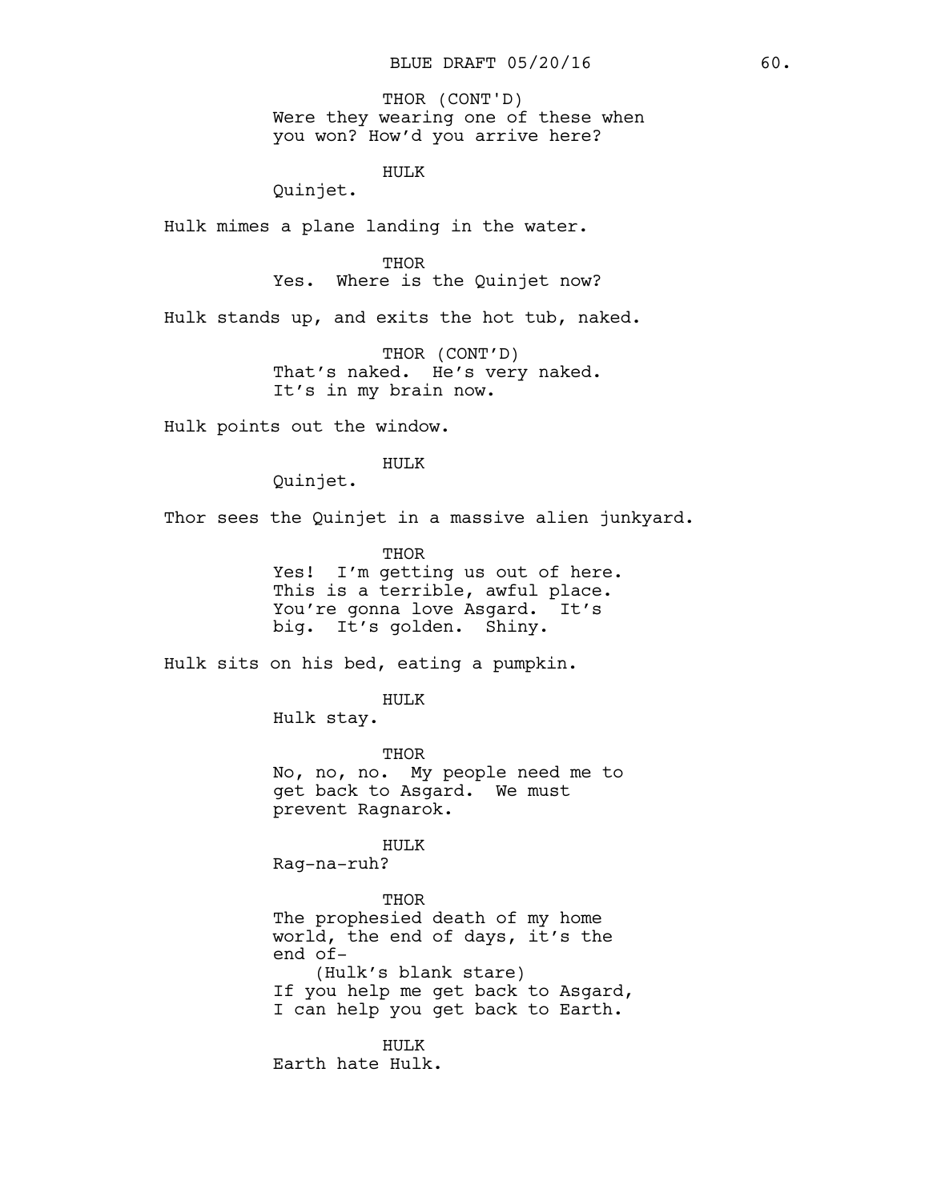THOR (CONT'D)
Were they wearing one of these when you won? How'd you arrive here?

HULK
Quinjet.

Hulk mimes a plane landing in the water.

THOR
Yes. Where is the Quinjet now?

Hulk stands up, and exits the hot tub, naked.

THOR (CONT'D)
That's naked. He's very naked. It's in my brain now.

Hulk points out the window.

HULK
Quinjet.

Thor sees the Quinjet in a massive alien junkyard.

THOR
Yes! I'm getting us out of here. This is a terrible, awful place. You're gonna love Asgard. It's big. It's golden. Shiny.

Hulk sits on his bed, eating a pumpkin.

HULK
Hulk stay.

THOR
No, no, no. My people need me to get back to Asgard. We must prevent Ragnarok.

HULK
Rag-na-ruh?

THOR
The prophesied death of my home world, the end of days, it's the end of-
(Hulk's blank stare)
If you help me get back to Asgard, I can help you get back to Earth.

HULK
Earth hate Hulk.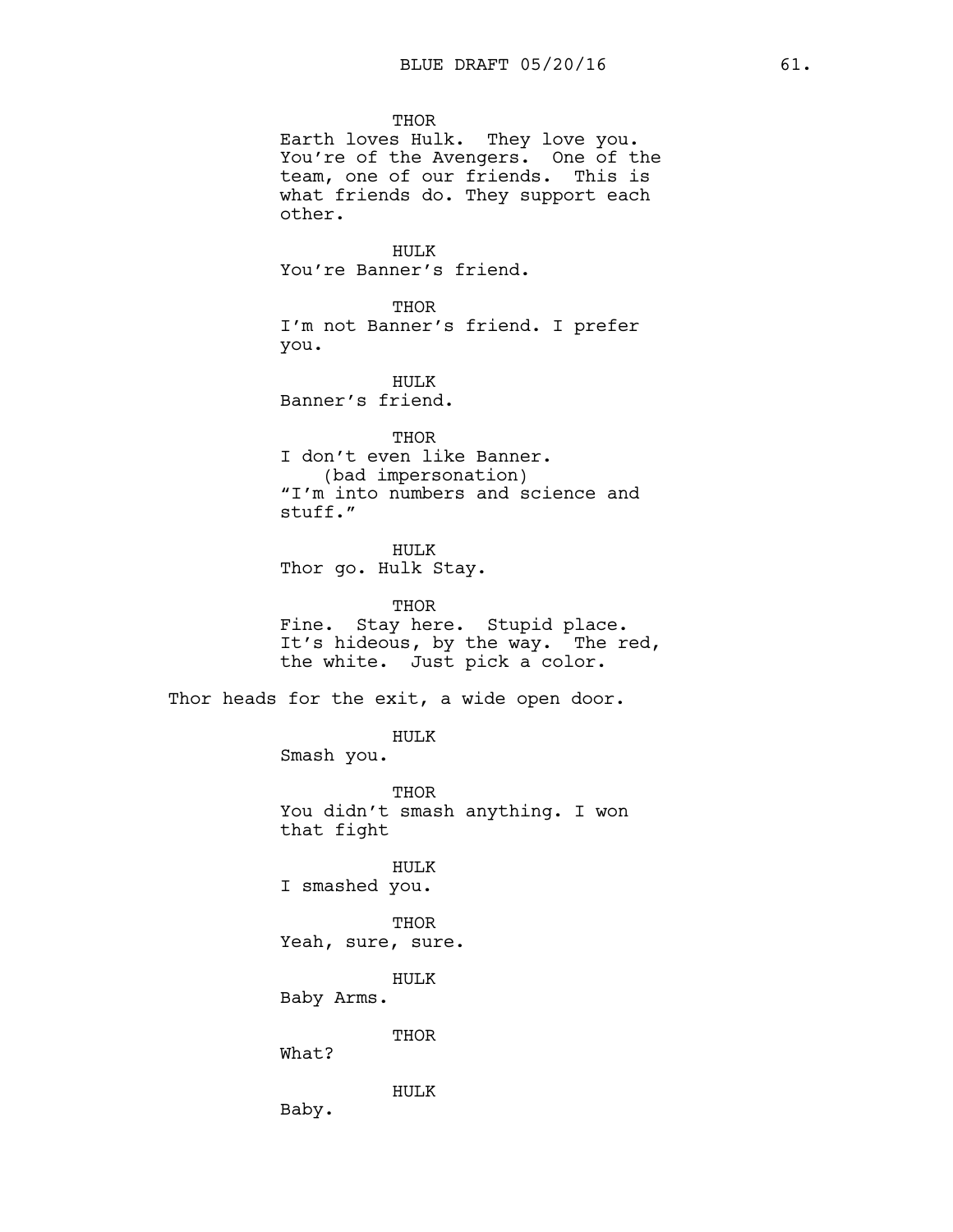THOR
Earth loves Hulk. They love you. You're of the Avengers. One of the team, one of our friends. This is what friends do. They support each other.

HULK
You're Banner's friend.

THOR
I'm not Banner's friend. I prefer you.

HULK
Banner's friend.

THOR
I don't even like Banner.
(bad impersonation)
"I'm into numbers and science and stuff."

HULK
Thor go. Hulk Stay.

THOR
Fine. Stay here. Stupid place. It's hideous, by the way. The red, the white. Just pick a color.

Thor heads for the exit, a wide open door.

HULK
Smash you.

THOR
You didn't smash anything. I won that fight

HULK
I smashed you.

THOR
Yeah, sure, sure.

HULK
Baby Arms.

THOR
What?

HULK
Baby.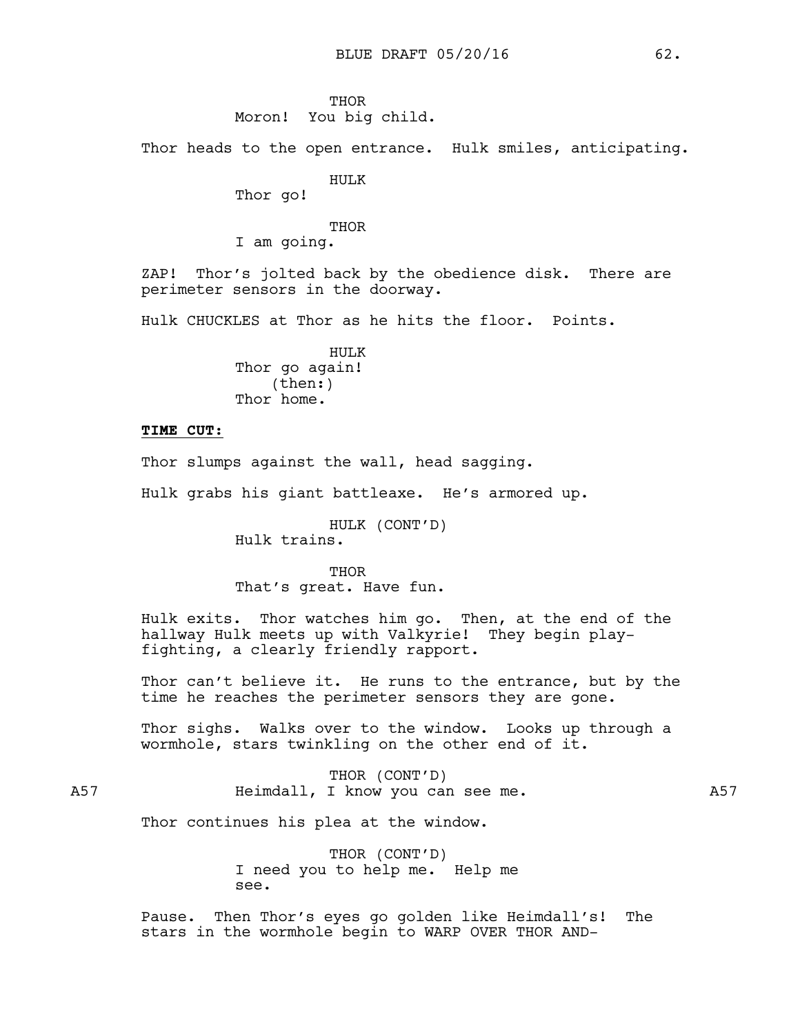THOR
Moron!  You big child.

Thor heads to the open entrance.  Hulk smiles, anticipating.

HULK
Thor go!

THOR
I am going.

ZAP!  Thor's jolted back by the obedience disk.  There are perimeter sensors in the doorway.

Hulk CHUCKLES at Thor as he hits the floor.  Points.

HULK
Thor go again!
(then:)
Thor home.

**TIME CUT:**

Thor slumps against the wall, head sagging.

Hulk grabs his giant battleaxe.  He's armored up.

HULK (CONT'D)
Hulk trains.

THOR
That's great. Have fun.

Hulk exits.  Thor watches him go.  Then, at the end of the hallway Hulk meets up with Valkyrie!  They begin play-fighting, a clearly friendly rapport.

Thor can't believe it.  He runs to the entrance, but by the time he reaches the perimeter sensors they are gone.

Thor sighs.  Walks over to the window.  Looks up through a wormhole, stars twinkling on the other end of it.

A57

THOR (CONT'D)
Heimdall, I know you can see me.

A57

Thor continues his plea at the window.

THOR (CONT'D)
I need you to help me.  Help me see.

Pause.  Then Thor's eyes go golden like Heimdall's!  The stars in the wormhole begin to WARP OVER THOR AND-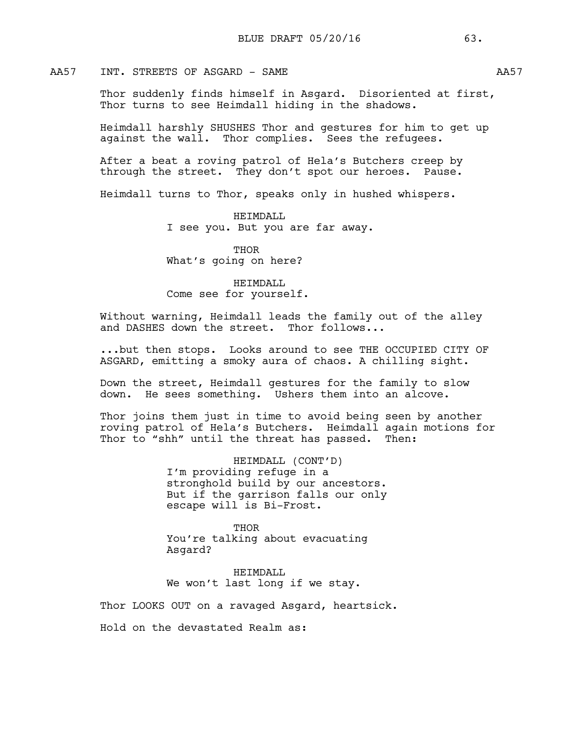AA57 INT. STREETS OF ASGARD - SAME AA57

Thor suddenly finds himself in Asgard. Disoriented at first, Thor turns to see Heimdall hiding in the shadows.

Heimdall harshly SHUSHES Thor and gestures for him to get up against the wall. Thor complies. Sees the refugees.

After a beat a roving patrol of Hela's Butchers creep by through the street. They don't spot our heroes. Pause.

Heimdall turns to Thor, speaks only in hushed whispers.

HEIMDALL
I see you. But you are far away.

THOR
What's going on here?

HEIMDALL
Come see for yourself.

Without warning, Heimdall leads the family out of the alley and DASHES down the street. Thor follows...

...but then stops. Looks around to see THE OCCUPIED CITY OF ASGARD, emitting a smoky aura of chaos. A chilling sight.

Down the street, Heimdall gestures for the family to slow down. He sees something. Ushers them into an alcove.

Thor joins them just in time to avoid being seen by another roving patrol of Hela's Butchers. Heimdall again motions for Thor to "shh" until the threat has passed. Then:

HEIMDALL (CONT'D)
I'm providing refuge in a stronghold build by our ancestors. But if the garrison falls our only escape will is Bi-Frost.

THOR
You're talking about evacuating Asgard?

HEIMDALL
We won't last long if we stay.

Thor LOOKS OUT on a ravaged Asgard, heartsick.

Hold on the devastated Realm as: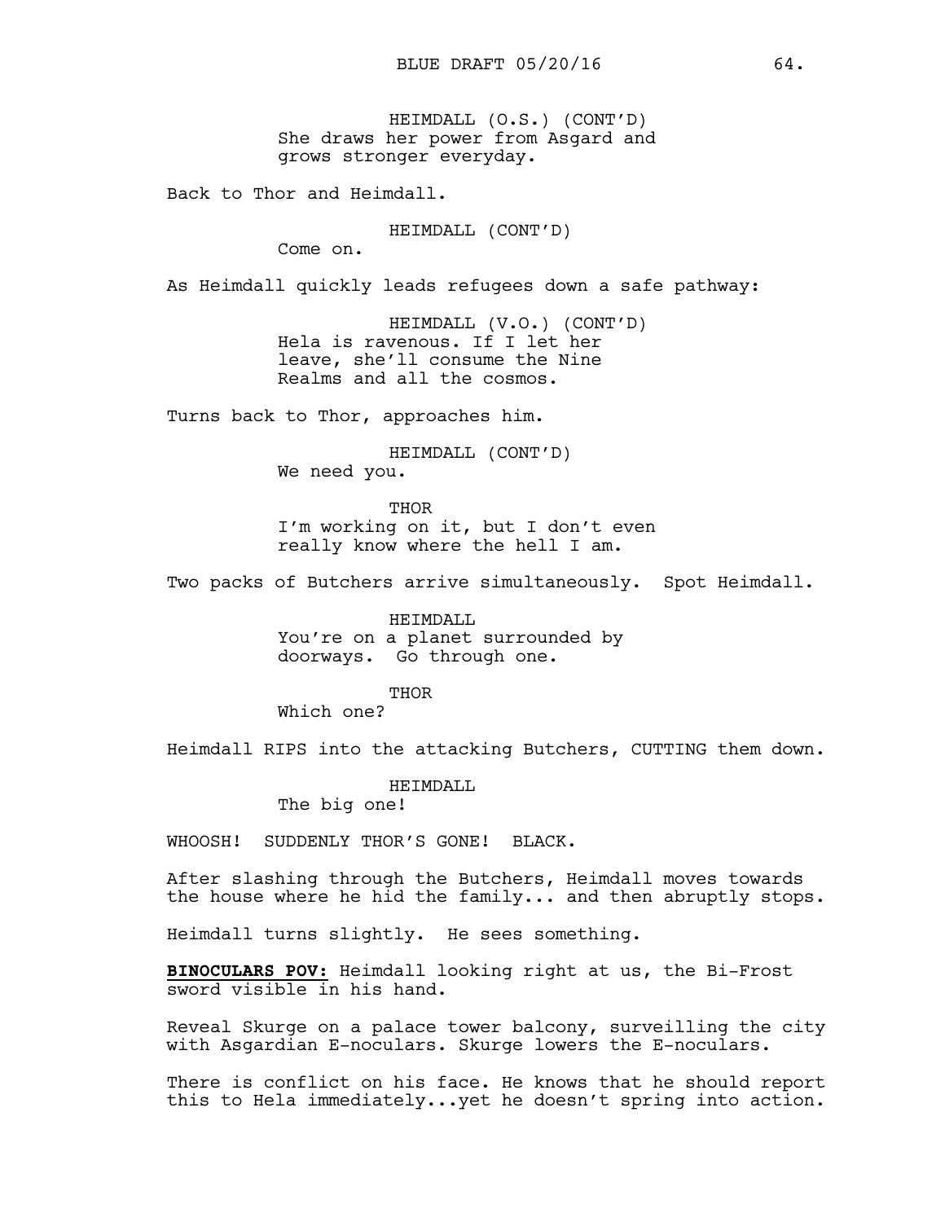HEIMDALL (O.S.) (CONT'D)
She draws her power from Asgard and grows stronger everyday.

Back to Thor and Heimdall.

HEIMDALL (CONT'D)
Come on.

As Heimdall quickly leads refugees down a safe pathway:

HEIMDALL (V.O.) (CONT'D)
Hela is ravenous. If I let her leave, she'll consume the Nine Realms and all the cosmos.

Turns back to Thor, approaches him.

HEIMDALL (CONT'D)
We need you.

THOR
I'm working on it, but I don't even really know where the hell I am.

Two packs of Butchers arrive simultaneously. Spot Heimdall.

HEIMDALL
You're on a planet surrounded by doorways. Go through one.

THOR
Which one?

Heimdall RIPS into the attacking Butchers, CUTTING them down.

HEIMDALL
The big one!

WHOOSH! SUDDENLY THOR'S GONE! BLACK.

After slashing through the Butchers, Heimdall moves towards the house where he hid the family... and then abruptly stops.

Heimdall turns slightly. He sees something.

**BINOCULARS POV:** Heimdall looking right at us, the Bi-Frost sword visible in his hand.

Reveal Skurge on a palace tower balcony, surveilling the city with Asgardian E-noculars. Skurge lowers the E-noculars.

There is conflict on his face. He knows that he should report this to Hela immediately...yet he doesn't spring into action.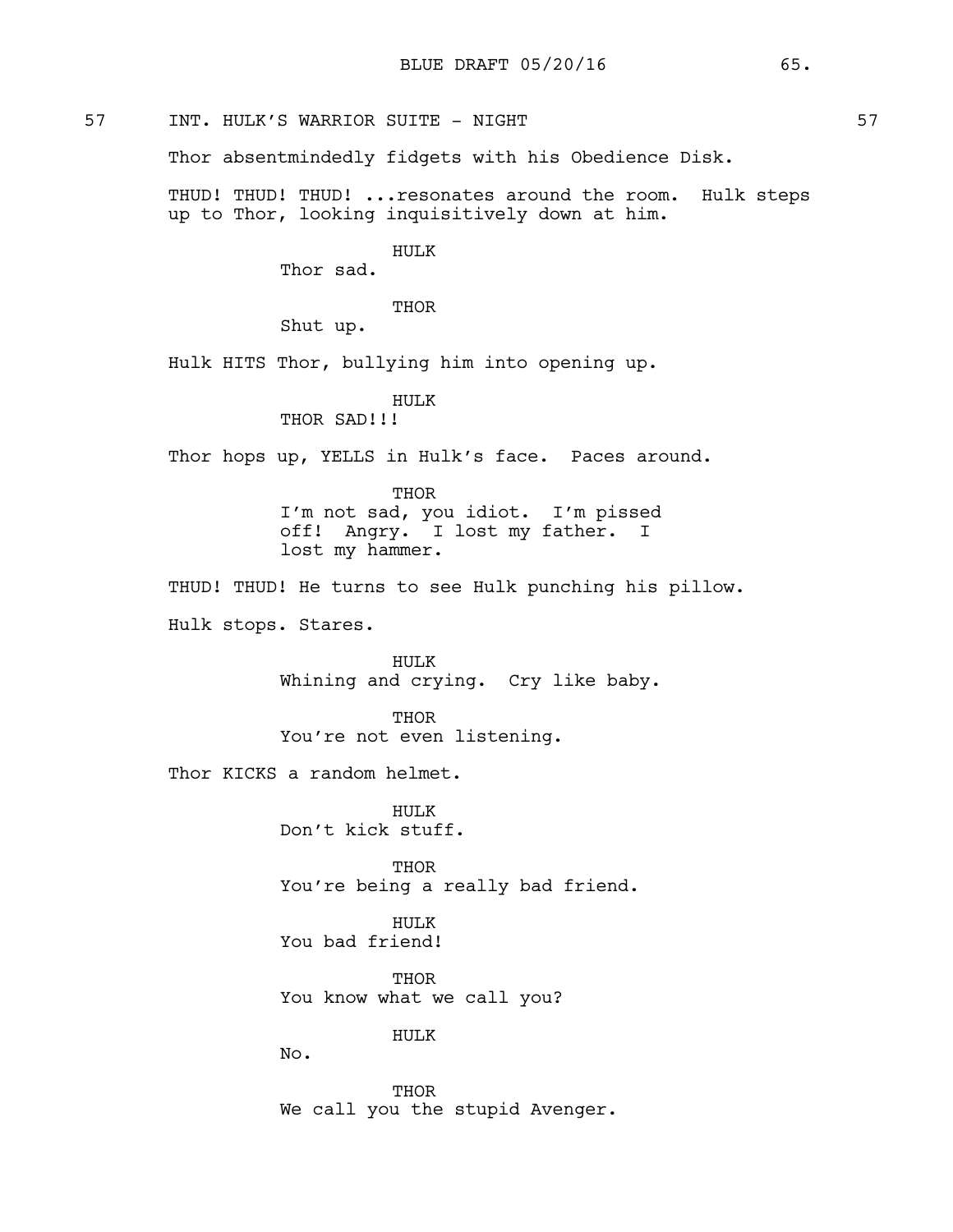57 INT. HULK'S WARRIOR SUITE - NIGHT 57

Thor absentmindedly fidgets with his Obedience Disk.

THUD! THUD! THUD! ...resonates around the room. Hulk steps up to Thor, looking inquisitively down at him.

HULK
Thor sad.

THOR
Shut up.

Hulk HITS Thor, bullying him into opening up.

HULK
THOR SAD!!!

Thor hops up, YELLS in Hulk's face. Paces around.

THOR
I'm not sad, you idiot. I'm pissed off! Angry. I lost my father. I lost my hammer.

THUD! THUD! He turns to see Hulk punching his pillow.

Hulk stops. Stares.

HULK
Whining and crying. Cry like baby.

THOR
You're not even listening.

Thor KICKS a random helmet.

HULK
Don't kick stuff.

THOR
You're being a really bad friend.

HULK
You bad friend!

THOR
You know what we call you?

HULK
No.

THOR
We call you the stupid Avenger.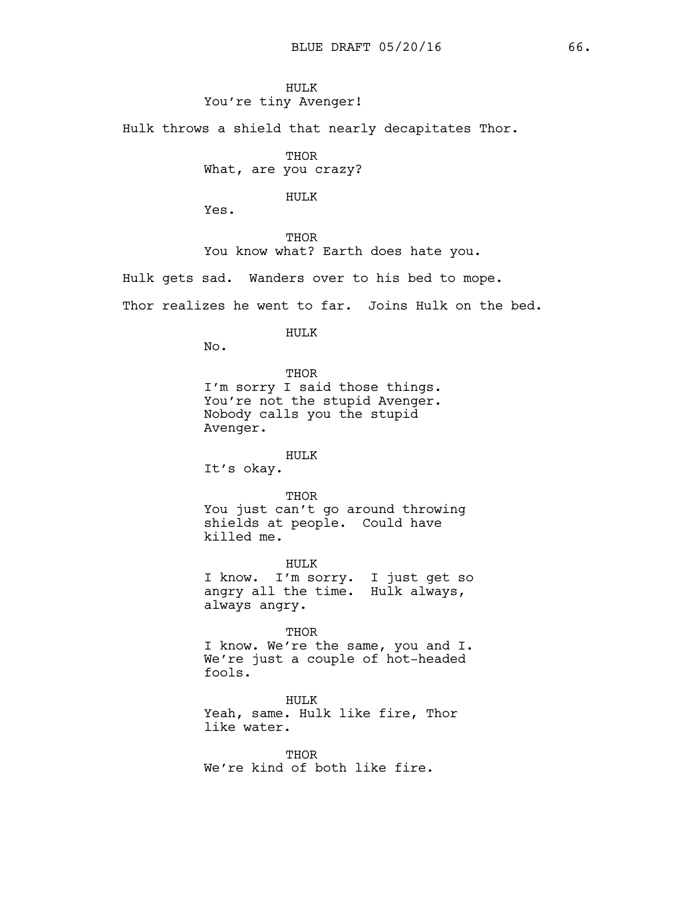HULK
You're tiny Avenger!

Hulk throws a shield that nearly decapitates Thor.

THOR
What, are you crazy?

HULK
Yes.

THOR
You know what? Earth does hate you.

Hulk gets sad. Wanders over to his bed to mope.

Thor realizes he went to far. Joins Hulk on the bed.

HULK
No.

THOR
I'm sorry I said those things. You're not the stupid Avenger. Nobody calls you the stupid Avenger.

HULK
It's okay.

THOR
You just can't go around throwing shields at people. Could have killed me.

HULK
I know. I'm sorry. I just get so angry all the time. Hulk always, always angry.

THOR
I know. We're the same, you and I. We're just a couple of hot-headed fools.

HULK
Yeah, same. Hulk like fire, Thor like water.

THOR
We're kind of both like fire.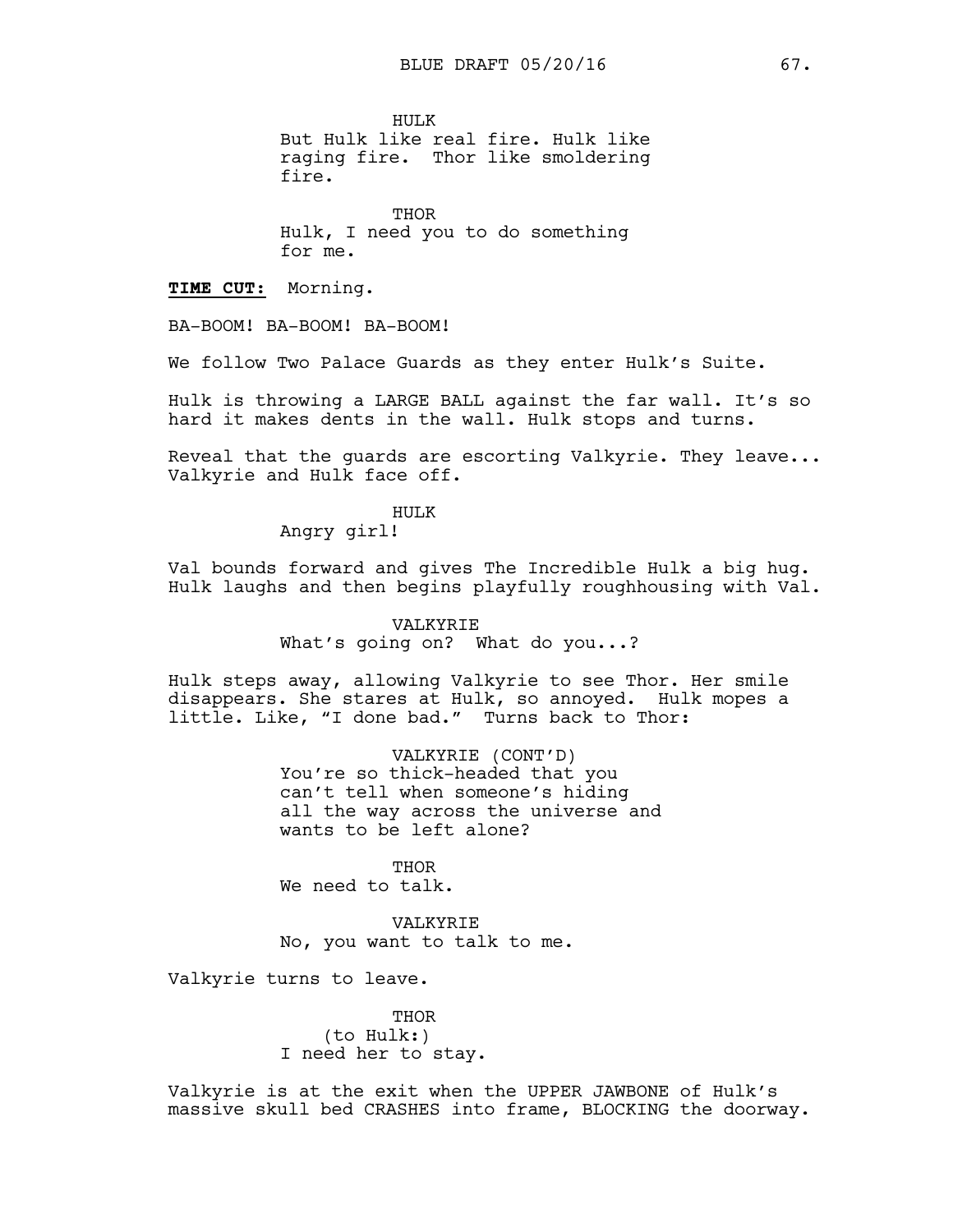HULK
But Hulk like real fire. Hulk like raging fire.  Thor like smoldering fire.

THOR
Hulk, I need you to do something for me.

**TIME CUT:** Morning.

BA-BOOM! BA-BOOM! BA-BOOM!

We follow Two Palace Guards as they enter Hulk's Suite.

Hulk is throwing a LARGE BALL against the far wall. It's so hard it makes dents in the wall. Hulk stops and turns.

Reveal that the guards are escorting Valkyrie. They leave... Valkyrie and Hulk face off.

HULK
Angry girl!

Val bounds forward and gives The Incredible Hulk a big hug. Hulk laughs and then begins playfully roughhousing with Val.

VALKYRIE
What's going on?  What do you...?

Hulk steps away, allowing Valkyrie to see Thor. Her smile disappears. She stares at Hulk, so annoyed.  Hulk mopes a little. Like, "I done bad."  Turns back to Thor:

VALKYRIE (CONT'D)
You're so thick-headed that you can't tell when someone's hiding all the way across the universe and wants to be left alone?

THOR
We need to talk.

VALKYRIE
No, you want to talk to me.

Valkyrie turns to leave.

THOR
(to Hulk:)
I need her to stay.

Valkyrie is at the exit when the UPPER JAWBONE of Hulk's massive skull bed CRASHES into frame, BLOCKING the doorway.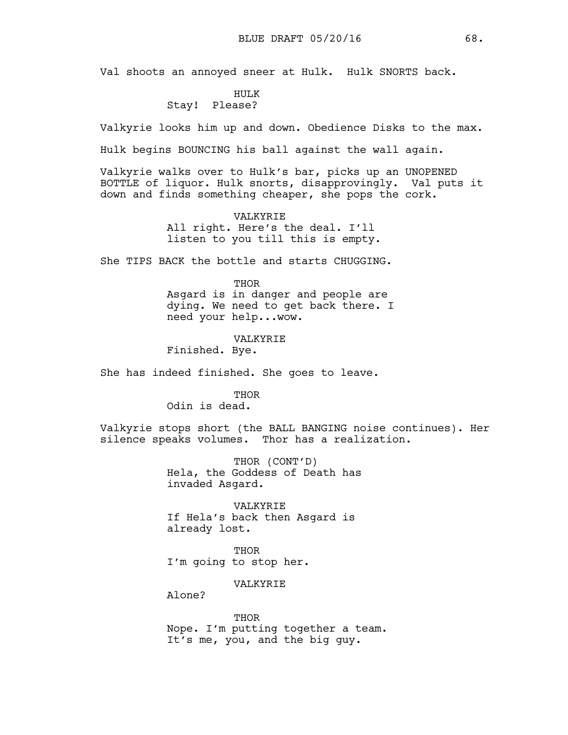Val shoots an annoyed sneer at Hulk. Hulk SNORTS back.

HULK
Stay! Please?

Valkyrie looks him up and down. Obedience Disks to the max.

Hulk begins BOUNCING his ball against the wall again.

Valkyrie walks over to Hulk's bar, picks up an UNOPENED BOTTLE of liquor. Hulk snorts, disapprovingly. Val puts it down and finds something cheaper, she pops the cork.

VALKYRIE
All right. Here's the deal. I'll listen to you till this is empty.

She TIPS BACK the bottle and starts CHUGGING.

THOR
Asgard is in danger and people are dying. We need to get back there. I need your help...wow.

VALKYRIE
Finished. Bye.

She has indeed finished. She goes to leave.

THOR
Odin is dead.

Valkyrie stops short (the BALL BANGING noise continues). Her silence speaks volumes. Thor has a realization.

THOR (CONT'D)
Hela, the Goddess of Death has invaded Asgard.

VALKYRIE
If Hela's back then Asgard is already lost.

THOR
I'm going to stop her.

VALKYRIE
Alone?

THOR
Nope. I'm putting together a team. It's me, you, and the big guy.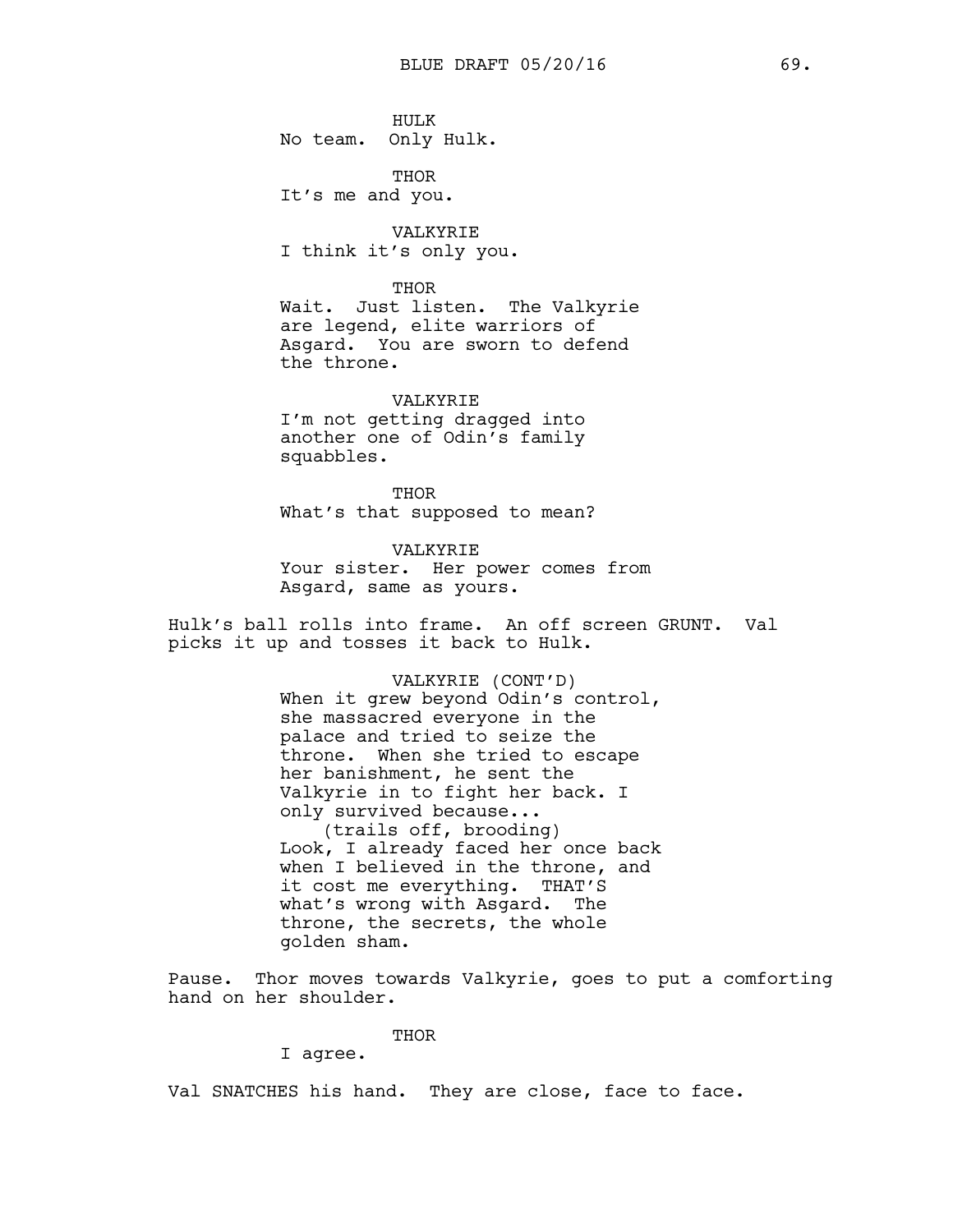HULK
No team. Only Hulk.

THOR
It's me and you.

VALKYRIE
I think it's only you.

THOR
Wait. Just listen. The Valkyrie are legend, elite warriors of Asgard. You are sworn to defend the throne.

VALKYRIE
I'm not getting dragged into another one of Odin's family squabbles.

THOR
What's that supposed to mean?

VALKYRIE
Your sister. Her power comes from Asgard, same as yours.

Hulk's ball rolls into frame. An off screen GRUNT. Val picks it up and tosses it back to Hulk.

VALKYRIE (CONT'D)
When it grew beyond Odin's control, she massacred everyone in the palace and tried to seize the throne. When she tried to escape her banishment, he sent the Valkyrie in to fight her back. I only survived because...
(trails off, brooding)
Look, I already faced her once back when I believed in the throne, and it cost me everything. THAT'S what's wrong with Asgard. The throne, the secrets, the whole golden sham.

Pause. Thor moves towards Valkyrie, goes to put a comforting hand on her shoulder.

THOR
I agree.

Val SNATCHES his hand. They are close, face to face.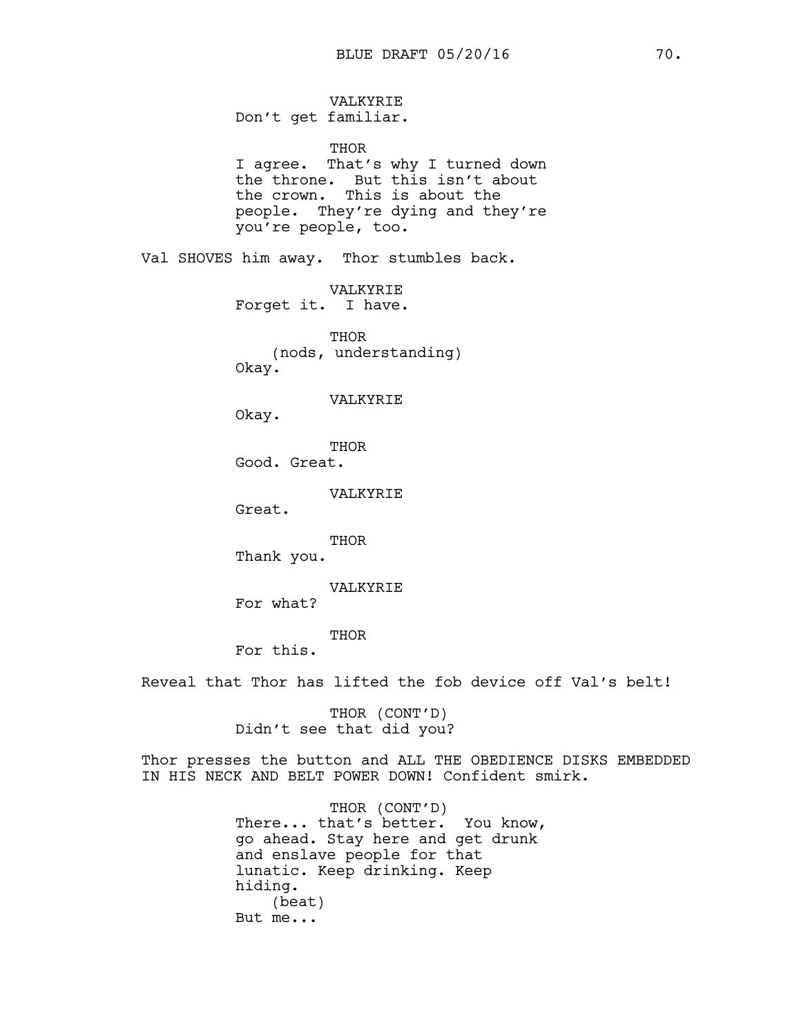VALKYRIE
Don't get familiar.

THOR
I agree. That's why I turned down the throne. But this isn't about the crown. This is about the people. They're dying and they're you're people, too.

Val SHOVES him away. Thor stumbles back.

VALKYRIE
Forget it. I have.

THOR
(nods, understanding)
Okay.

VALKYRIE
Okay.

THOR
Good. Great.

VALKYRIE
Great.

THOR
Thank you.

VALKYRIE
For what?

THOR
For this.

Reveal that Thor has lifted the fob device off Val's belt!

THOR (CONT'D)
Didn't see that did you?

Thor presses the button and ALL THE OBEDIENCE DISKS EMBEDDED IN HIS NECK AND BELT POWER DOWN! Confident smirk.

THOR (CONT'D)
There... that's better. You know, go ahead. Stay here and get drunk and enslave people for that lunatic. Keep drinking. Keep hiding.
(beat)
But me...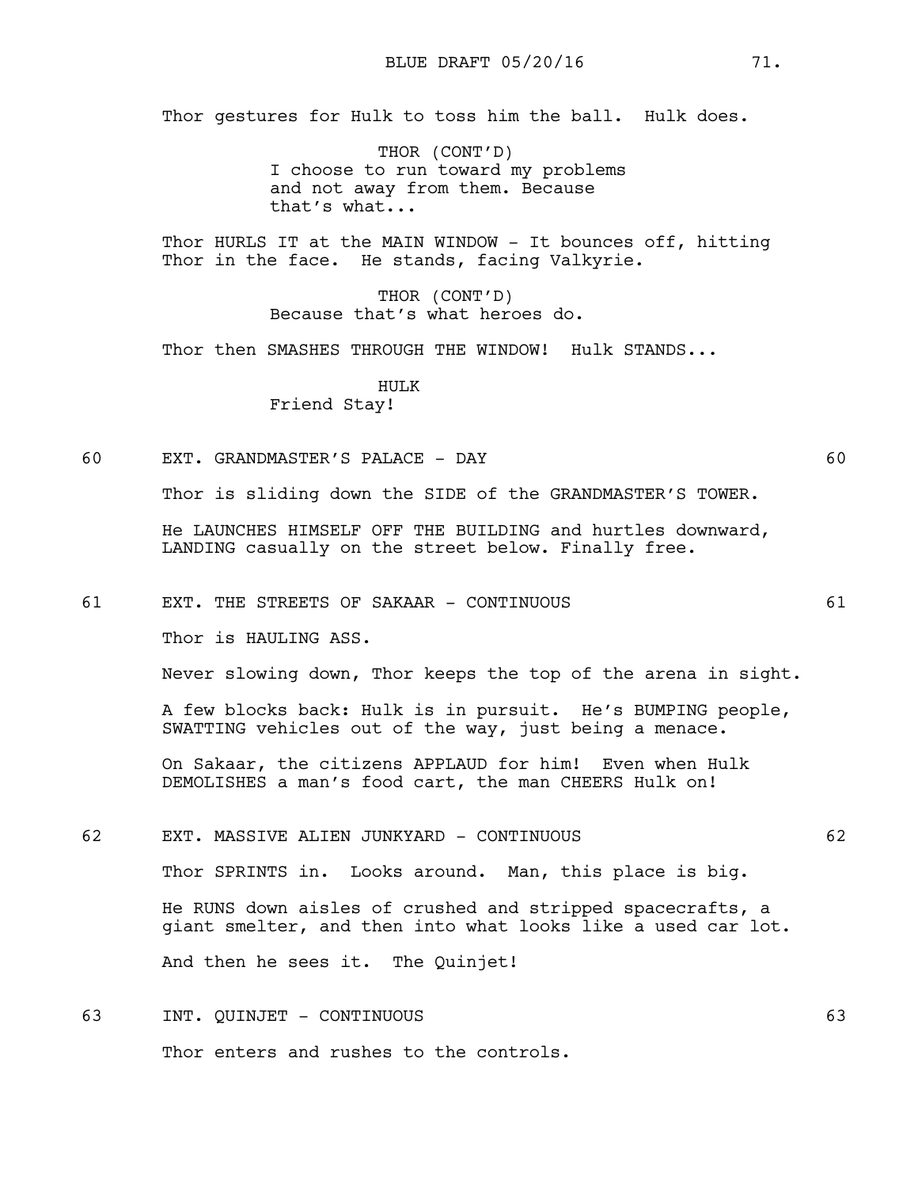Thor gestures for Hulk to toss him the ball. Hulk does.

THOR (CONT'D)
I choose to run toward my problems and not away from them. Because that's what...

Thor HURLS IT at the MAIN WINDOW - It bounces off, hitting Thor in the face. He stands, facing Valkyrie.

THOR (CONT'D)
Because that's what heroes do.

Thor then SMASHES THROUGH THE WINDOW! Hulk STANDS...

HULK
Friend Stay!

60 EXT. GRANDMASTER'S PALACE - DAY 60

Thor is sliding down the SIDE of the GRANDMASTER'S TOWER.

He LAUNCHES HIMSELF OFF THE BUILDING and hurtles downward, LANDING casually on the street below. Finally free.

61 EXT. THE STREETS OF SAKAAR - CONTINUOUS 61

Thor is HAULING ASS.

Never slowing down, Thor keeps the top of the arena in sight.

A few blocks back: Hulk is in pursuit. He's BUMPING people, SWATTING vehicles out of the way, just being a menace.

On Sakaar, the citizens APPLAUD for him! Even when Hulk DEMOLISHES a man's food cart, the man CHEERS Hulk on!

62 EXT. MASSIVE ALIEN JUNKYARD - CONTINUOUS 62

Thor SPRINTS in. Looks around. Man, this place is big.

He RUNS down aisles of crushed and stripped spacecrafts, a giant smelter, and then into what looks like a used car lot.

And then he sees it. The Quinjet!

63 INT. QUINJET - CONTINUOUS 63

Thor enters and rushes to the controls.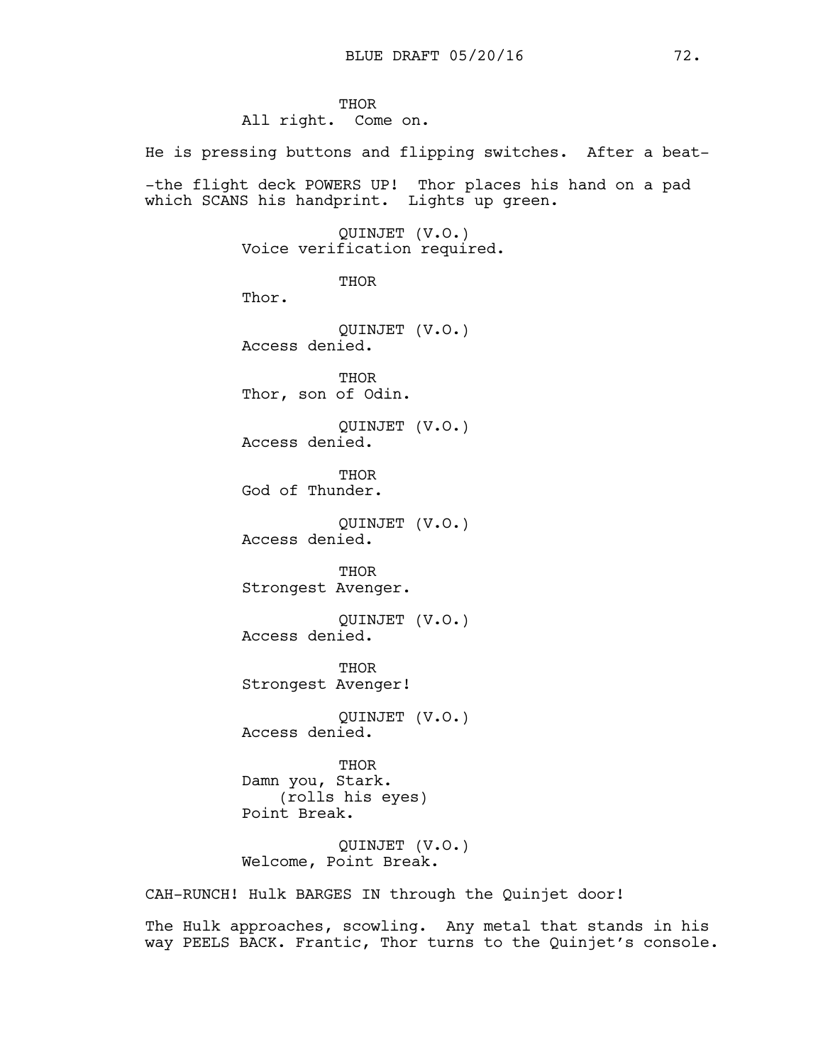THOR
All right. Come on.

He is pressing buttons and flipping switches. After a beat-

-the flight deck POWERS UP! Thor places his hand on a pad which SCANS his handprint. Lights up green.

QUINJET (V.O.)
Voice verification required.

THOR
Thor.

QUINJET (V.O.)
Access denied.

THOR
Thor, son of Odin.

QUINJET (V.O.)
Access denied.

THOR
God of Thunder.

QUINJET (V.O.)
Access denied.

THOR
Strongest Avenger.

QUINJET (V.O.)
Access denied.

THOR
Strongest Avenger!

QUINJET (V.O.)
Access denied.

THOR
Damn you, Stark.
(rolls his eyes)
Point Break.

QUINJET (V.O.)
Welcome, Point Break.

CAH-RUNCH! Hulk BARGES IN through the Quinjet door!

The Hulk approaches, scowling. Any metal that stands in his way PEELS BACK. Frantic, Thor turns to the Quinjet's console.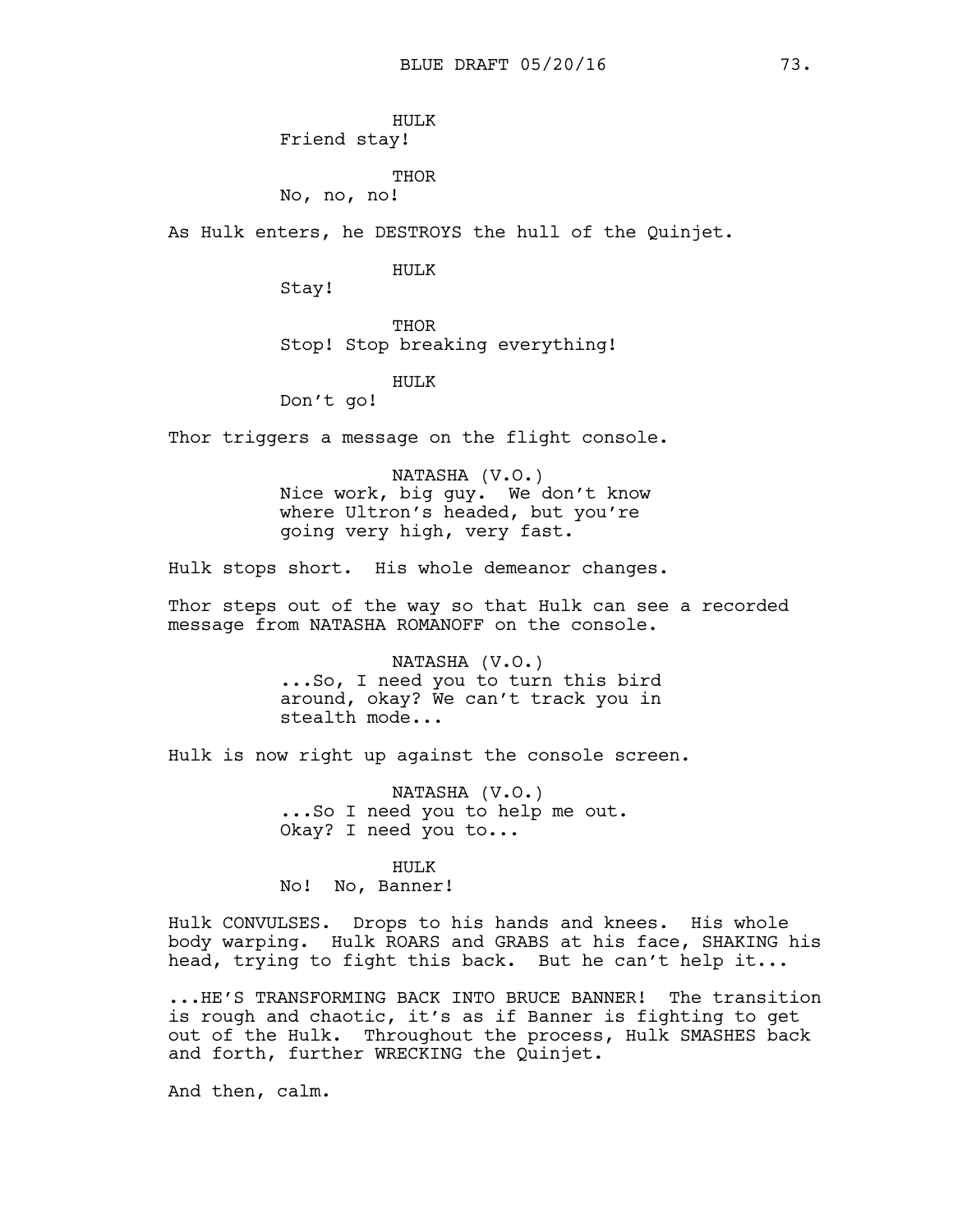HULK
Friend stay!

THOR
No, no, no!

As Hulk enters, he DESTROYS the hull of the Quinjet.

HULK
Stay!

THOR
Stop! Stop breaking everything!

HULK
Don't go!

Thor triggers a message on the flight console.

NATASHA (V.O.)
Nice work, big guy. We don't know where Ultron's headed, but you're going very high, very fast.

Hulk stops short. His whole demeanor changes.

Thor steps out of the way so that Hulk can see a recorded message from NATASHA ROMANOFF on the console.

NATASHA (V.O.)
...So, I need you to turn this bird around, okay? We can't track you in stealth mode...

Hulk is now right up against the console screen.

NATASHA (V.O.)
...So I need you to help me out. Okay? I need you to...

HULK
No! No, Banner!

Hulk CONVULSES. Drops to his hands and knees. His whole body warping. Hulk ROARS and GRABS at his face, SHAKING his head, trying to fight this back. But he can't help it...

...HE'S TRANSFORMING BACK INTO BRUCE BANNER! The transition is rough and chaotic, it's as if Banner is fighting to get out of the Hulk. Throughout the process, Hulk SMASHES back and forth, further WRECKING the Quinjet.

And then, calm.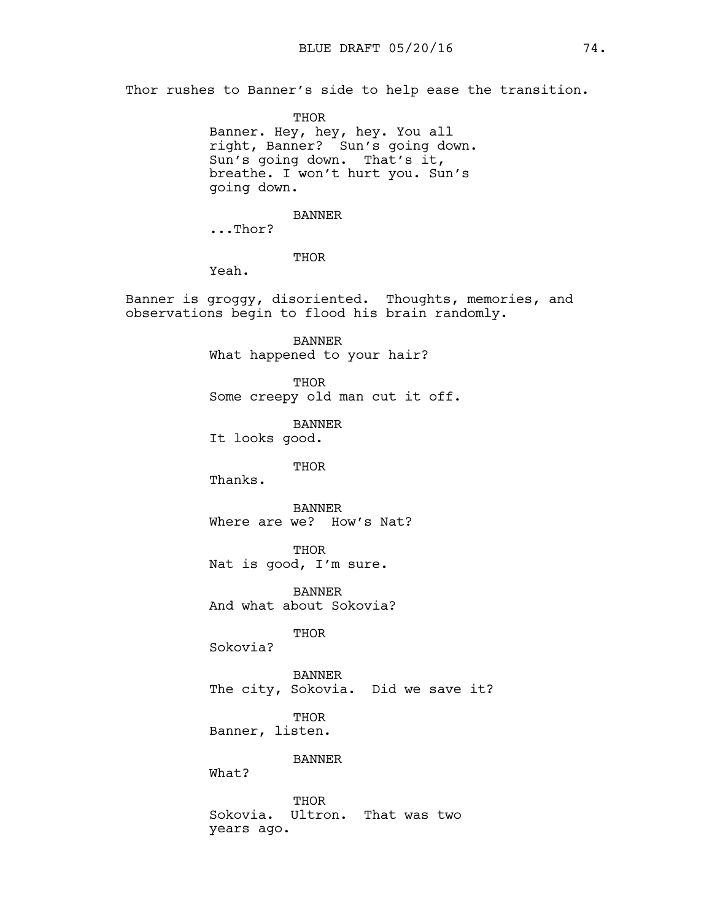Thor rushes to Banner's side to help ease the transition.

**THOR**
Banner. Hey, hey, hey. You all right, Banner? Sun's going down. Sun's going down. That's it, breathe. I won't hurt you. Sun's going down.

**BANNER**
...Thor?

**THOR**
Yeah.

Banner is groggy, disoriented. Thoughts, memories, and observations begin to flood his brain randomly.

**BANNER**
What happened to your hair?

**THOR**
Some creepy old man cut it off.

**BANNER**
It looks good.

**THOR**
Thanks.

**BANNER**
Where are we? How's Nat?

**THOR**
Nat is good, I'm sure.

**BANNER**
And what about Sokovia?

**THOR**
Sokovia?

**BANNER**
The city, Sokovia. Did we save it?

**THOR**
Banner, listen.

**BANNER**
What?

**THOR**
Sokovia. Ultron. That was two years ago.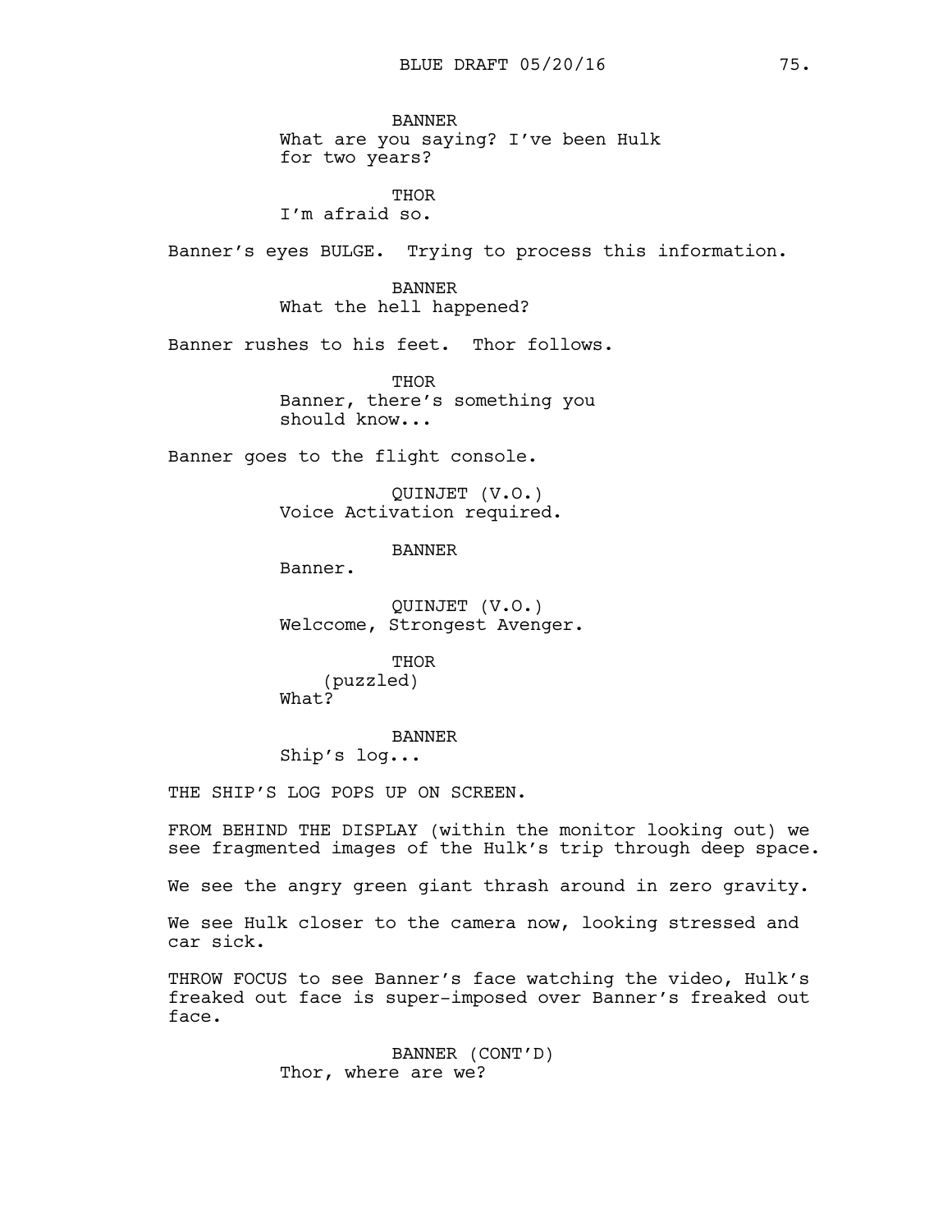BANNER
What are you saying? I've been Hulk for two years?

THOR
I'm afraid so.

Banner's eyes BULGE. Trying to process this information.

BANNER
What the hell happened?

Banner rushes to his feet. Thor follows.

THOR
Banner, there's something you should know...

Banner goes to the flight console.

QUINJET (V.O.)
Voice Activation required.

BANNER
Banner.

QUINJET (V.O.)
Welccome, Strongest Avenger.

THOR
(puzzled)
What?

BANNER
Ship's log...

THE SHIP'S LOG POPS UP ON SCREEN.

FROM BEHIND THE DISPLAY (within the monitor looking out) we see fragmented images of the Hulk's trip through deep space.

We see the angry green giant thrash around in zero gravity.

We see Hulk closer to the camera now, looking stressed and car sick.

THROW FOCUS to see Banner's face watching the video, Hulk's freaked out face is super-imposed over Banner's freaked out face.

BANNER (CONT'D)
Thor, where are we?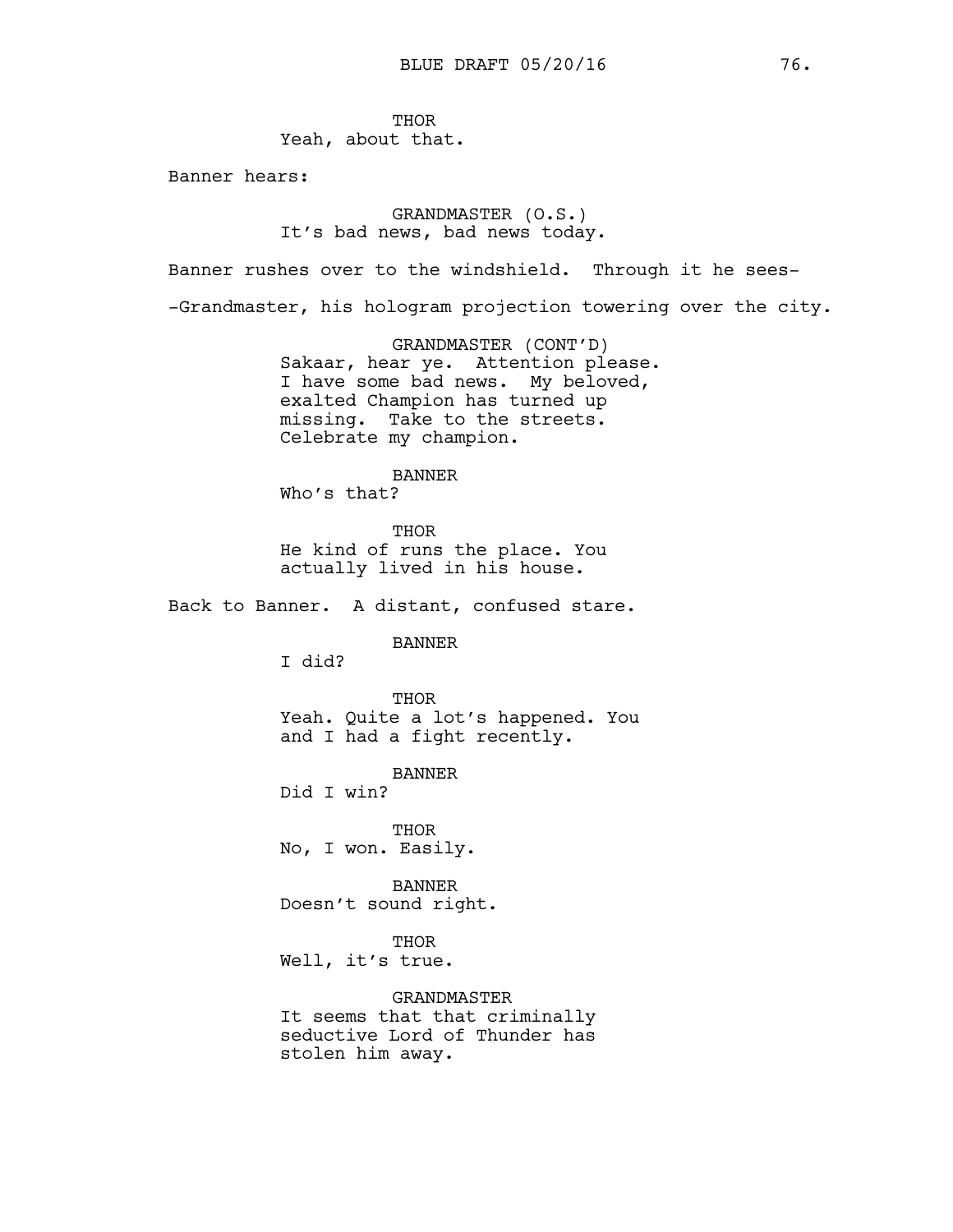THOR
Yeah, about that.

Banner hears:

GRANDMASTER (O.S.)
It's bad news, bad news today.

Banner rushes over to the windshield. Through it he sees-

-Grandmaster, his hologram projection towering over the city.

GRANDMASTER (CONT'D)
Sakaar, hear ye. Attention please. I have some bad news. My beloved, exalted Champion has turned up missing. Take to the streets. Celebrate my champion.

BANNER
Who's that?

THOR
He kind of runs the place. You actually lived in his house.

Back to Banner. A distant, confused stare.

BANNER
I did?

THOR
Yeah. Quite a lot's happened. You and I had a fight recently.

BANNER
Did I win?

THOR
No, I won. Easily.

BANNER
Doesn't sound right.

THOR
Well, it's true.

GRANDMASTER
It seems that that criminally seductive Lord of Thunder has stolen him away.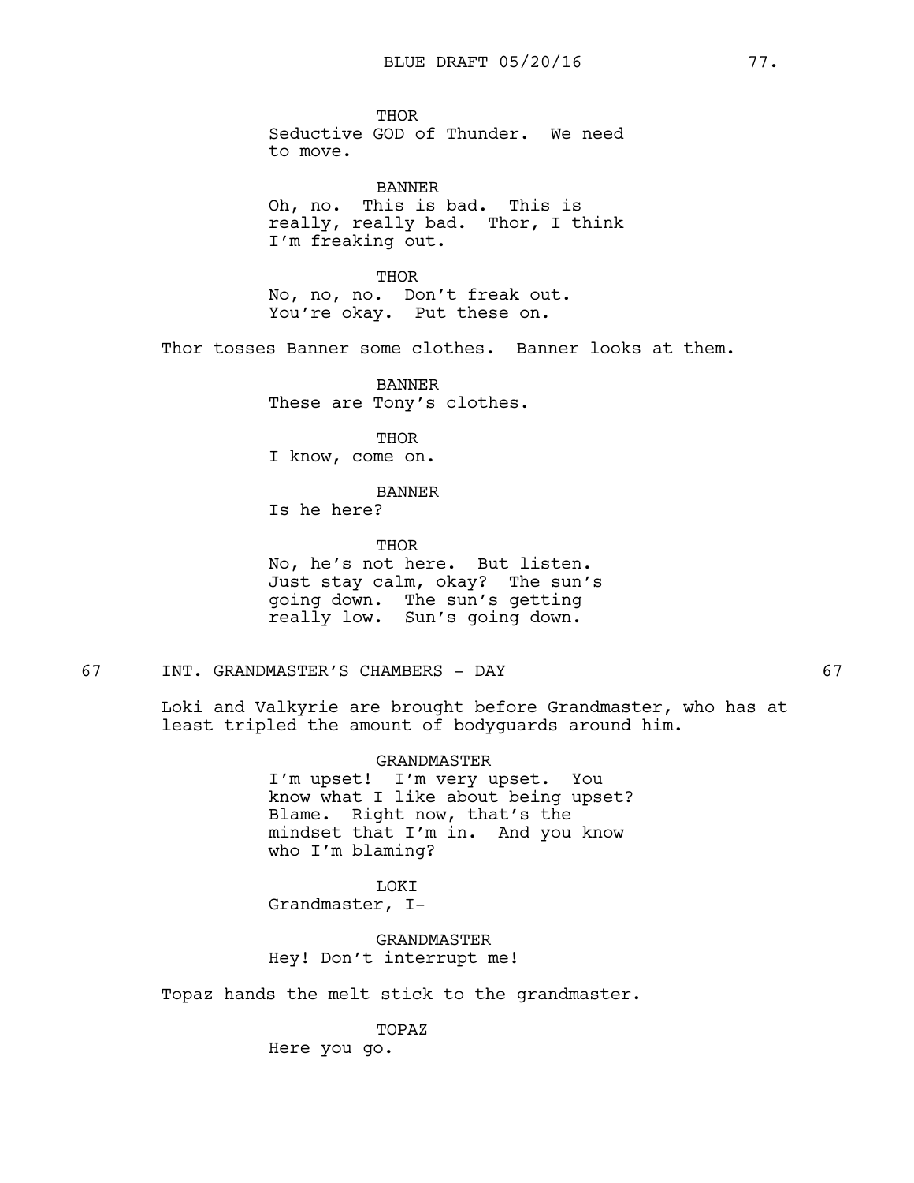THOR
Seductive GOD of Thunder. We need to move.

BANNER
Oh, no. This is bad. This is really, really bad. Thor, I think I'm freaking out.

THOR
No, no, no. Don't freak out. You're okay. Put these on.

Thor tosses Banner some clothes. Banner looks at them.

BANNER
These are Tony's clothes.

THOR
I know, come on.

BANNER
Is he here?

THOR
No, he's not here. But listen. Just stay calm, okay? The sun's going down. The sun's getting really low. Sun's going down.

67 INT. GRANDMASTER'S CHAMBERS - DAY 67

Loki and Valkyrie are brought before Grandmaster, who has at least tripled the amount of bodyguards around him.

GRANDMASTER
I'm upset! I'm very upset. You know what I like about being upset? Blame. Right now, that's the mindset that I'm in. And you know who I'm blaming?

LOKI
Grandmaster, I-

GRANDMASTER
Hey! Don't interrupt me!

Topaz hands the melt stick to the grandmaster.

TOPAZ
Here you go.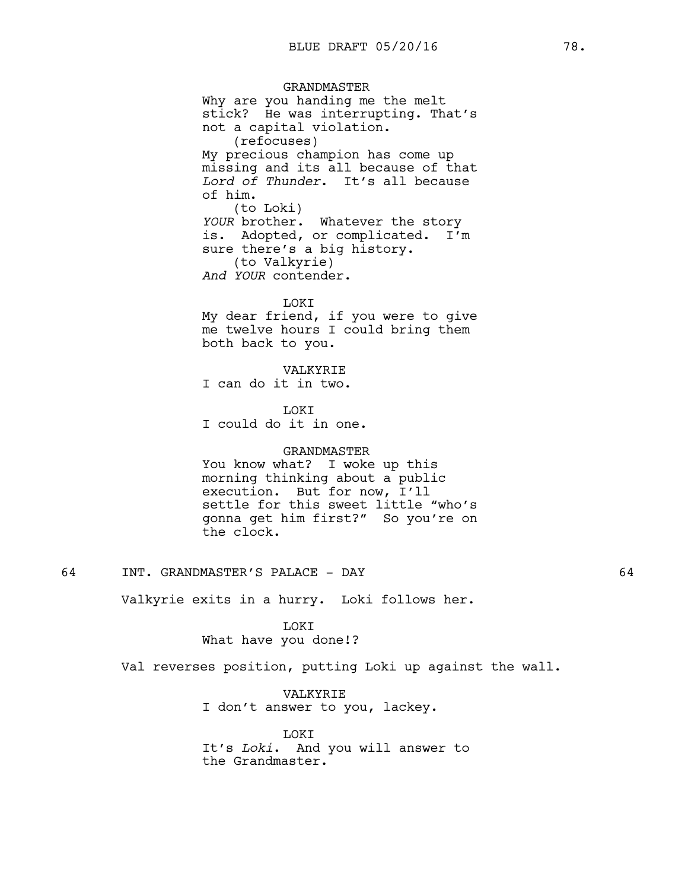GRANDMASTER
Why are you handing me the melt stick? He was interrupting. That's not a capital violation.
(refocuses)
My precious champion has come up missing and its all because of that *Lord of Thunder*. It's all because of him.
(to Loki)
*YOUR* brother. Whatever the story is. Adopted, or complicated. I'm sure there's a big history.
(to Valkyrie)
*And YOUR* contender.

LOKI
My dear friend, if you were to give me twelve hours I could bring them both back to you.

VALKYRIE
I can do it in two.

LOKI
I could do it in one.

GRANDMASTER
You know what? I woke up this morning thinking about a public execution. But for now, I'll settle for this sweet little "who's gonna get him first?" So you're on the clock.

64 INT. GRANDMASTER'S PALACE - DAY 64

Valkyrie exits in a hurry. Loki follows her.

LOKI
What have you done!?

Val reverses position, putting Loki up against the wall.

VALKYRIE
I don't answer to you, lackey.

LOKI
It's *Loki*. And you will answer to the Grandmaster.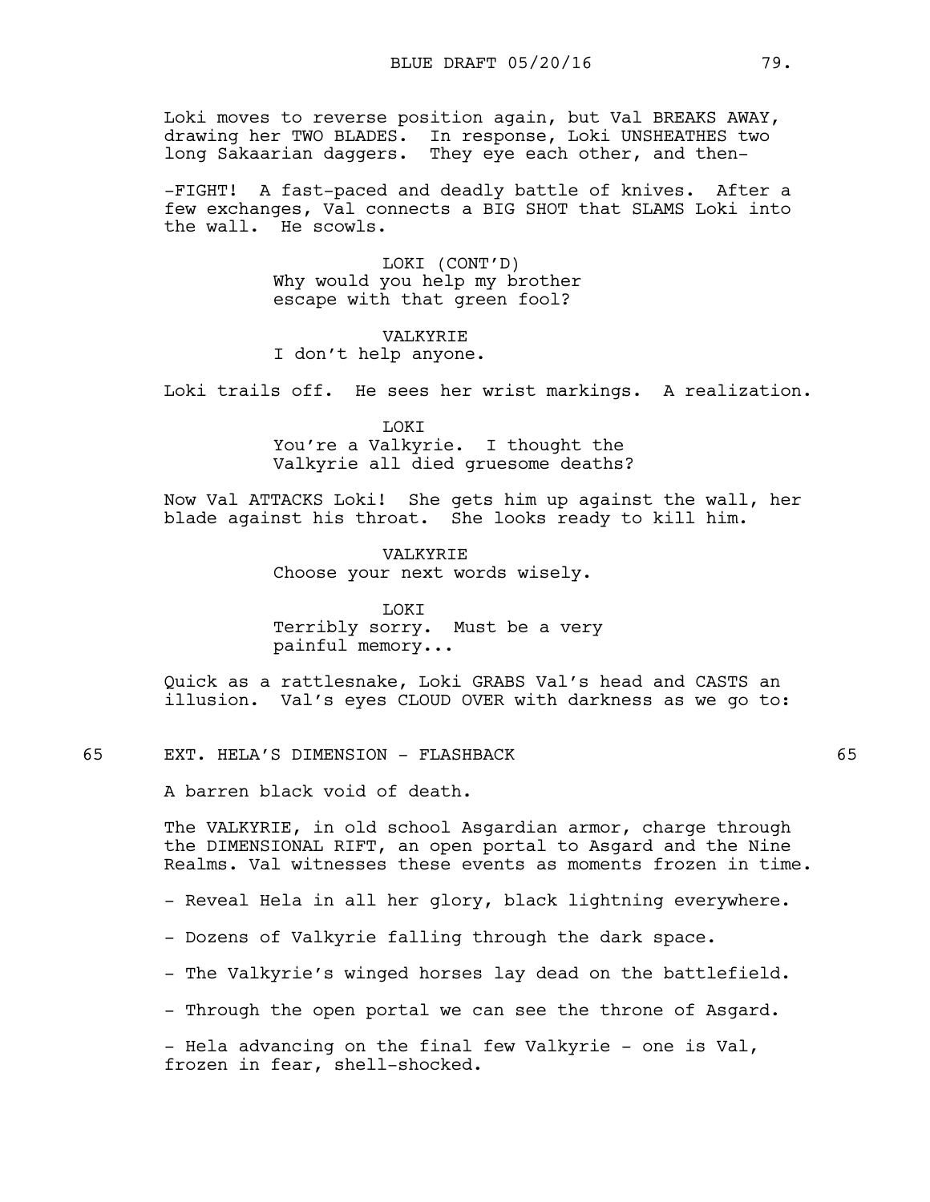Loki moves to reverse position again, but Val BREAKS AWAY, drawing her TWO BLADES. In response, Loki UNSHEATHES two long Sakaarian daggers. They eye each other, and then-

-FIGHT! A fast-paced and deadly battle of knives. After a few exchanges, Val connects a BIG SHOT that SLAMS Loki into the wall. He scowls.

LOKI (CONT'D)
Why would you help my brother escape with that green fool?

VALKYRIE
I don't help anyone.

Loki trails off. He sees her wrist markings. A realization.

LOKI
You're a Valkyrie. I thought the Valkyrie all died gruesome deaths?

Now Val ATTACKS Loki! She gets him up against the wall, her blade against his throat. She looks ready to kill him.

VALKYRIE
Choose your next words wisely.

LOKI
Terribly sorry. Must be a very painful memory...

Quick as a rattlesnake, Loki GRABS Val's head and CASTS an illusion. Val's eyes CLOUD OVER with darkness as we go to:

65 EXT. HELA'S DIMENSION - FLASHBACK 65

A barren black void of death.

The VALKYRIE, in old school Asgardian armor, charge through the DIMENSIONAL RIFT, an open portal to Asgard and the Nine Realms. Val witnesses these events as moments frozen in time.

- Reveal Hela in all her glory, black lightning everywhere.

- Dozens of Valkyrie falling through the dark space.

- The Valkyrie's winged horses lay dead on the battlefield.

- Through the open portal we can see the throne of Asgard.

- Hela advancing on the final few Valkyrie - one is Val, frozen in fear, shell-shocked.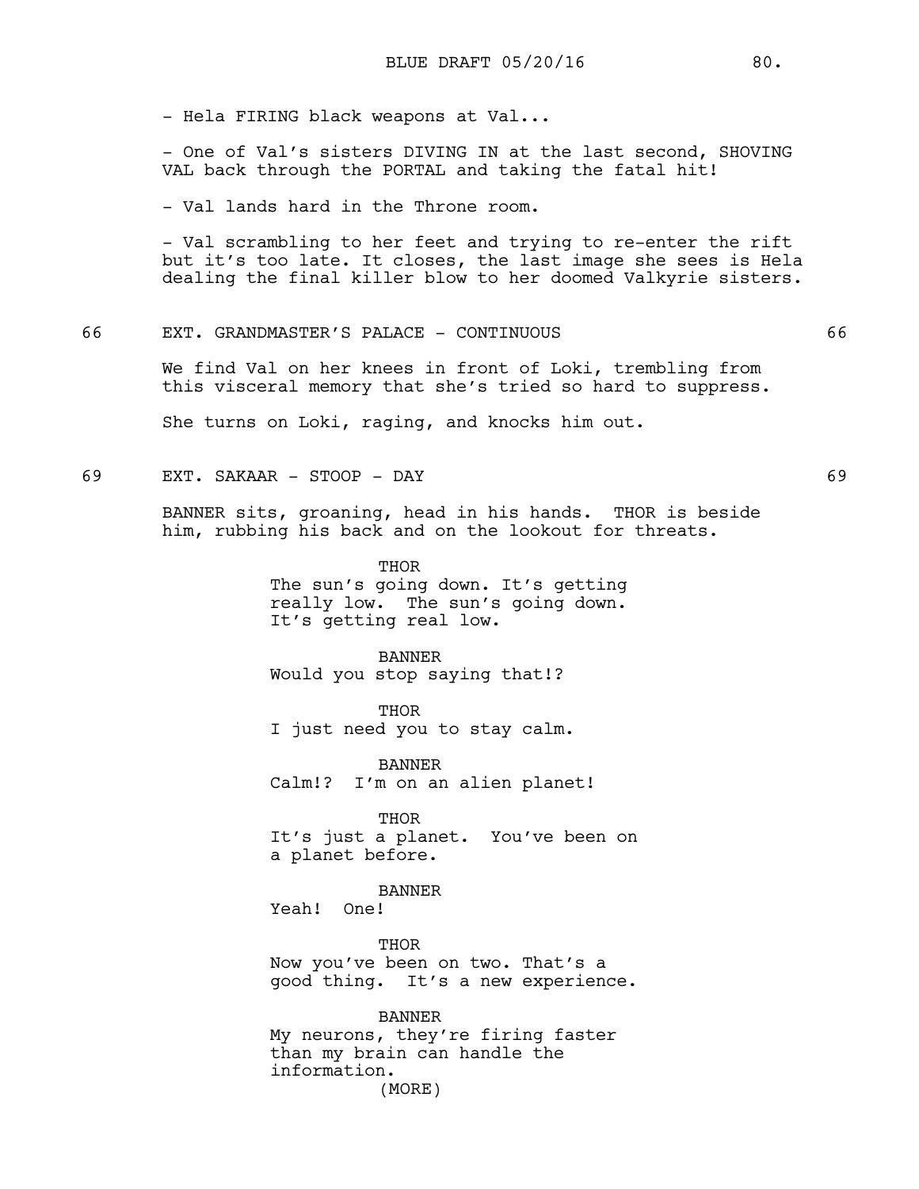- Hela FIRING black weapons at Val...

- One of Val's sisters DIVING IN at the last second, SHOVING VAL back through the PORTAL and taking the fatal hit!

- Val lands hard in the Throne room.

- Val scrambling to her feet and trying to re-enter the rift but it's too late. It closes, the last image she sees is Hela dealing the final killer blow to her doomed Valkyrie sisters.

66 EXT. GRANDMASTER'S PALACE - CONTINUOUS 66

We find Val on her knees in front of Loki, trembling from this visceral memory that she's tried so hard to suppress.

She turns on Loki, raging, and knocks him out.

69 EXT. SAKAAR - STOOP - DAY 69

BANNER sits, groaning, head in his hands. THOR is beside him, rubbing his back and on the lookout for threats.

THOR
The sun's going down. It's getting really low. The sun's going down. It's getting real low.

BANNER
Would you stop saying that!?

THOR
I just need you to stay calm.

BANNER
Calm!? I'm on an alien planet!

THOR
It's just a planet. You've been on a planet before.

BANNER
Yeah! One!

THOR
Now you've been on two. That's a good thing. It's a new experience.

BANNER
My neurons, they're firing faster than my brain can handle the information.
(MORE)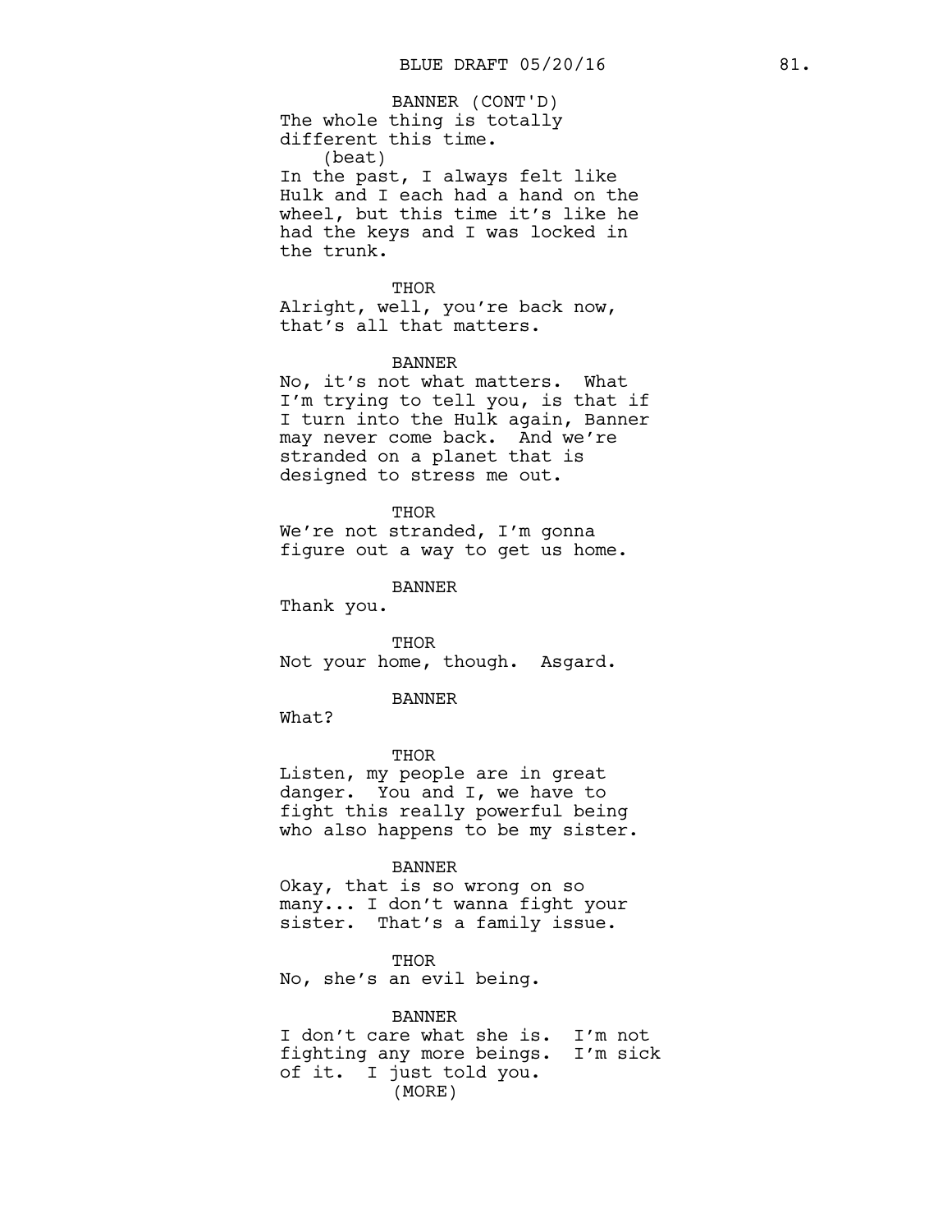BANNER (CONT'D)
The whole thing is totally different this time.
(beat)
In the past, I always felt like Hulk and I each had a hand on the wheel, but this time it's like he had the keys and I was locked in the trunk.

THOR
Alright, well, you're back now, that's all that matters.

BANNER
No, it's not what matters. What I'm trying to tell you, is that if I turn into the Hulk again, Banner may never come back. And we're stranded on a planet that is designed to stress me out.

THOR
We're not stranded, I'm gonna figure out a way to get us home.

BANNER
Thank you.

THOR
Not your home, though. Asgard.

BANNER
What?

THOR
Listen, my people are in great danger. You and I, we have to fight this really powerful being who also happens to be my sister.

BANNER
Okay, that is so wrong on so many... I don't wanna fight your sister. That's a family issue.

THOR
No, she's an evil being.

BANNER
I don't care what she is. I'm not fighting any more beings. I'm sick of it. I just told you.
(MORE)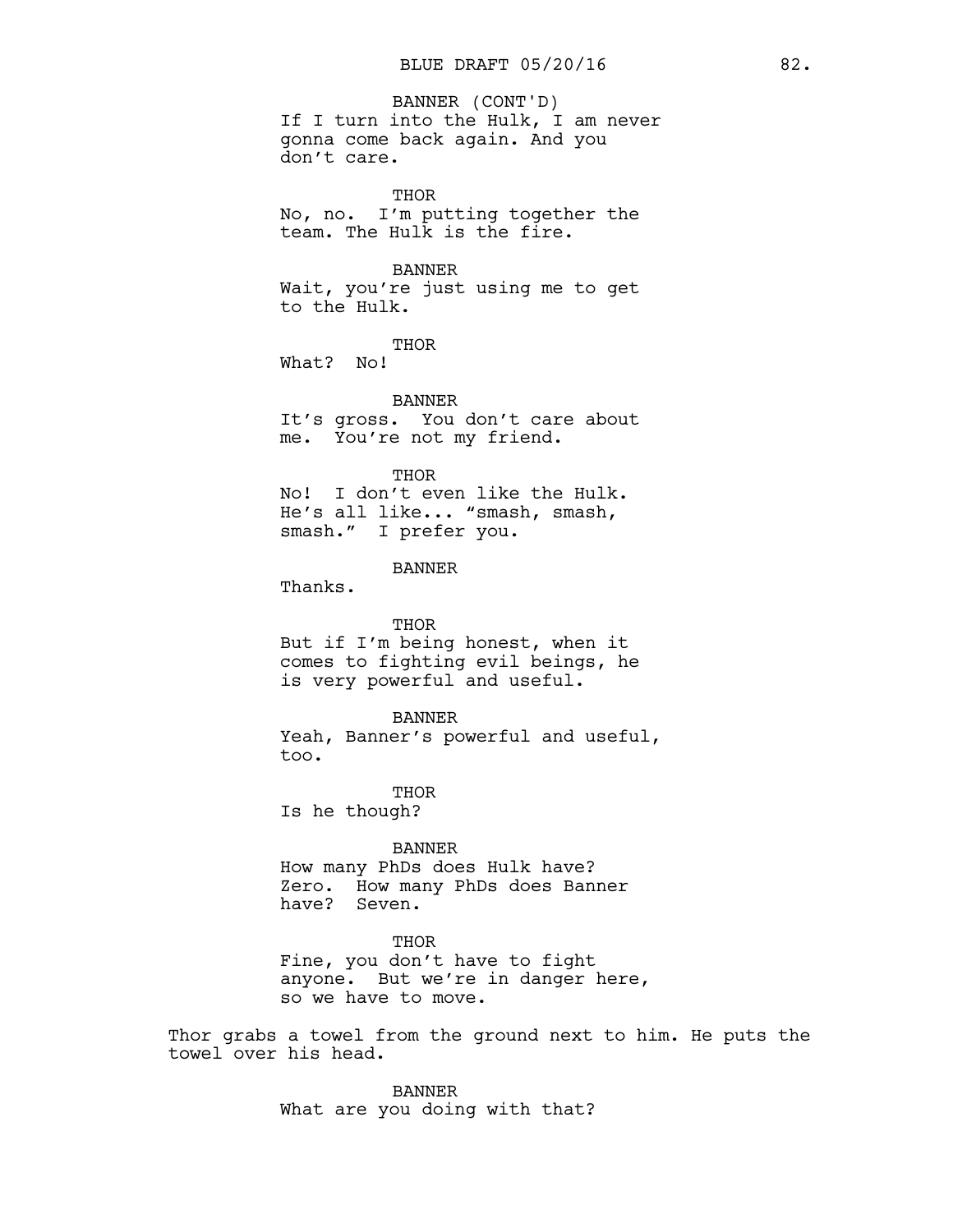BANNER (CONT'D)
If I turn into the Hulk, I am never gonna come back again. And you don't care.

THOR
No, no. I'm putting together the team. The Hulk is the fire.

BANNER
Wait, you're just using me to get to the Hulk.

THOR
What? No!

BANNER
It's gross. You don't care about me. You're not my friend.

THOR
No! I don't even like the Hulk. He's all like... "smash, smash, smash." I prefer you.

BANNER
Thanks.

THOR
But if I'm being honest, when it comes to fighting evil beings, he is very powerful and useful.

BANNER
Yeah, Banner's powerful and useful, too.

THOR
Is he though?

BANNER
How many PhDs does Hulk have? Zero. How many PhDs does Banner have? Seven.

THOR
Fine, you don't have to fight anyone. But we're in danger here, so we have to move.

Thor grabs a towel from the ground next to him. He puts the towel over his head.

BANNER
What are you doing with that?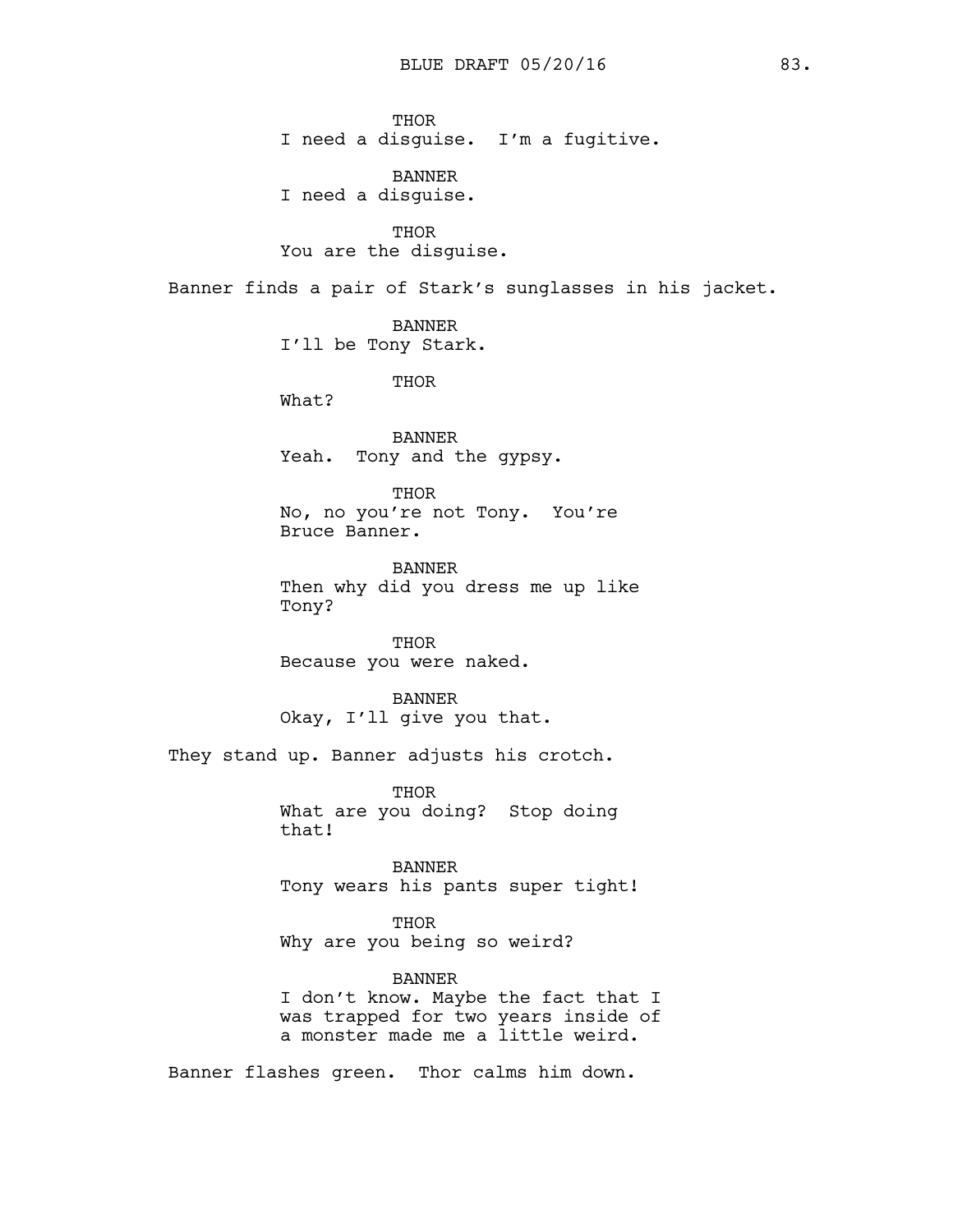THOR
I need a disguise. I'm a fugitive.

BANNER
I need a disguise.

THOR
You are the disguise.

Banner finds a pair of Stark's sunglasses in his jacket.

BANNER
I'll be Tony Stark.

THOR
What?

BANNER
Yeah. Tony and the gypsy.

THOR
No, no you're not Tony. You're Bruce Banner.

BANNER
Then why did you dress me up like Tony?

THOR
Because you were naked.

BANNER
Okay, I'll give you that.

They stand up. Banner adjusts his crotch.

THOR
What are you doing? Stop doing that!

BANNER
Tony wears his pants super tight!

THOR
Why are you being so weird?

BANNER
I don't know. Maybe the fact that I was trapped for two years inside of a monster made me a little weird.

Banner flashes green. Thor calms him down.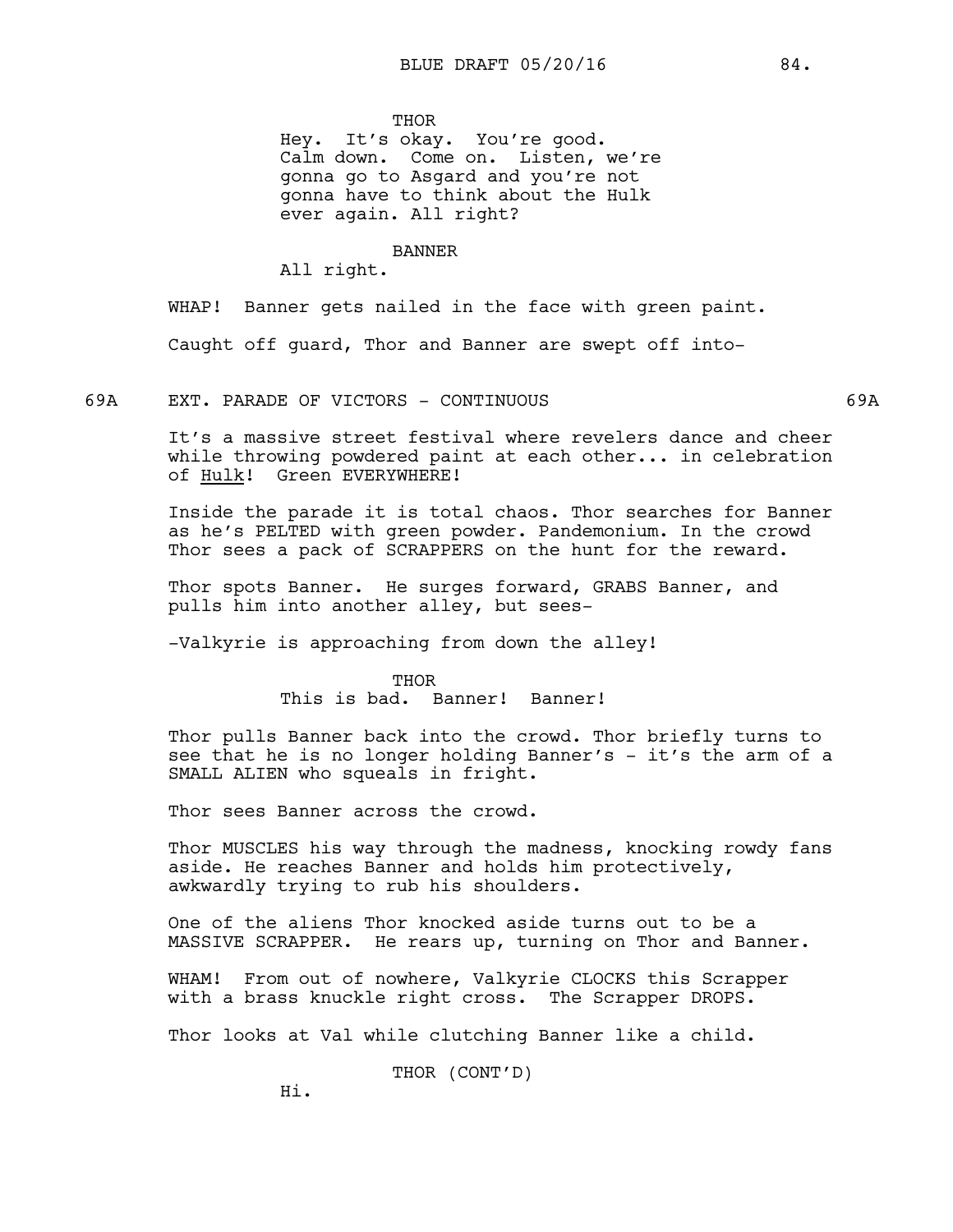THOR

Hey. It's okay. You're good. Calm down. Come on. Listen, we're gonna go to Asgard and you're not gonna have to think about the Hulk ever again. All right?

BANNER

All right.

WHAP! Banner gets nailed in the face with green paint.

Caught off guard, Thor and Banner are swept off into-

### 69A EXT. PARADE OF VICTORS - CONTINUOUS 69A

It's a massive street festival where revelers dance and cheer while throwing powdered paint at each other... in celebration of _Hulk_! Green EVERYWHERE!

Inside the parade it is total chaos. Thor searches for Banner as he's PELTED with green powder. Pandemonium. In the crowd Thor sees a pack of SCRAPPERS on the hunt for the reward.

Thor spots Banner. He surges forward, GRABS Banner, and pulls him into another alley, but sees-

-Valkyrie is approaching from down the alley!

THOR

This is bad. Banner! Banner!

Thor pulls Banner back into the crowd. Thor briefly turns to see that he is no longer holding Banner's - it's the arm of a SMALL ALIEN who squeals in fright.

Thor sees Banner across the crowd.

Thor MUSCLES his way through the madness, knocking rowdy fans aside. He reaches Banner and holds him protectively, awkwardly trying to rub his shoulders.

One of the aliens Thor knocked aside turns out to be a MASSIVE SCRAPPER. He rears up, turning on Thor and Banner.

WHAM! From out of nowhere, Valkyrie CLOCKS this Scrapper with a brass knuckle right cross. The Scrapper DROPS.

Thor looks at Val while clutching Banner like a child.

THOR (CONT'D)

Hi.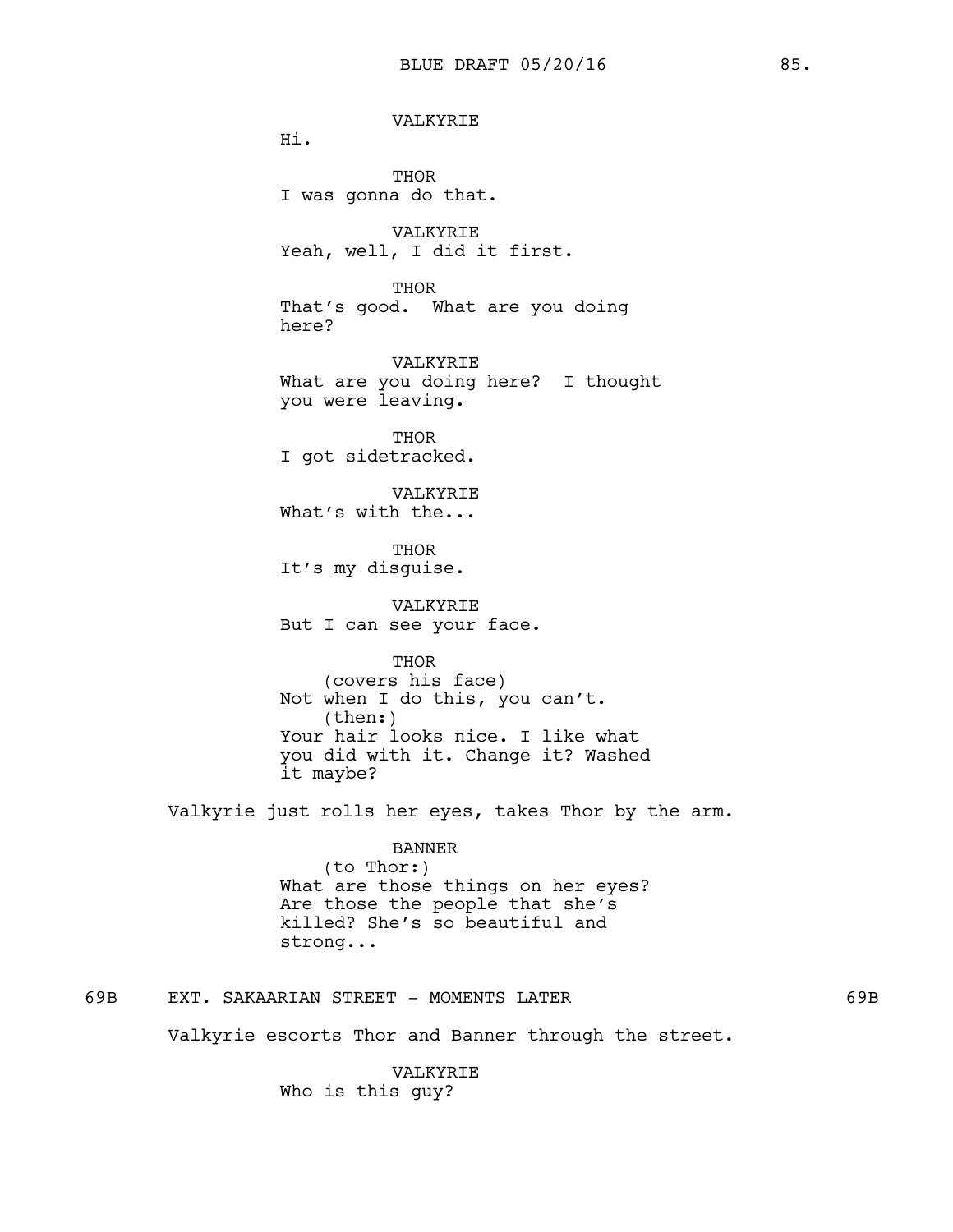VALKYRIE
Hi.

THOR
I was gonna do that.

VALKYRIE
Yeah, well, I did it first.

THOR
That's good. What are you doing here?

VALKYRIE
What are you doing here? I thought you were leaving.

THOR
I got sidetracked.

VALKYRIE
What's with the...

THOR
It's my disguise.

VALKYRIE
But I can see your face.

THOR
(covers his face)
Not when I do this, you can't.
(then:)
Your hair looks nice. I like what you did with it. Change it? Washed it maybe?

Valkyrie just rolls her eyes, takes Thor by the arm.

BANNER
(to Thor:)
What are those things on her eyes? Are those the people that she's killed? She's so beautiful and strong...

69B EXT. SAKAARIAN STREET - MOMENTS LATER 69B

Valkyrie escorts Thor and Banner through the street.

VALKYRIE
Who is this guy?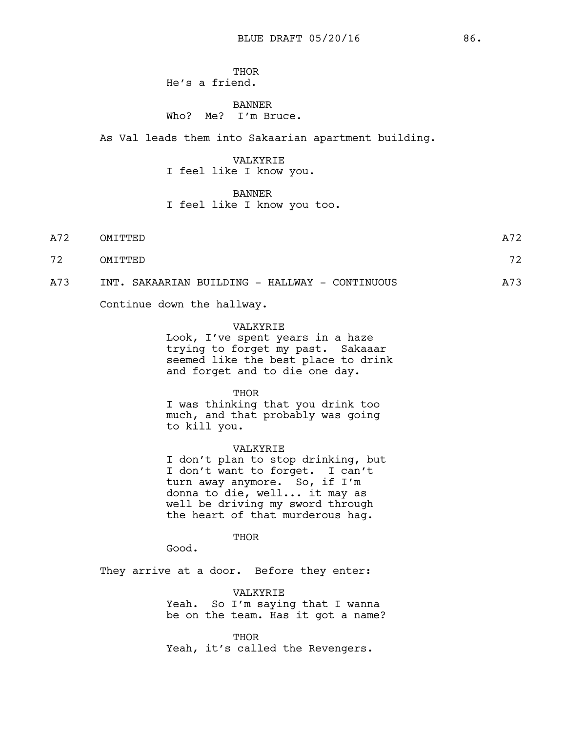THOR
He's a friend.

BANNER
Who? Me? I'm Bruce.

As Val leads them into Sakaarian apartment building.

VALKYRIE
I feel like I know you.

BANNER
I feel like I know you too.

A72 OMITTED A72

72 OMITTED 72

A73 INT. SAKAARIAN BUILDING - HALLWAY - CONTINUOUS A73

Continue down the hallway.

VALKYRIE
Look, I've spent years in a haze trying to forget my past. Sakaaar seemed like the best place to drink and forget and to die one day.

THOR
I was thinking that you drink too much, and that probably was going to kill you.

VALKYRIE
I don't plan to stop drinking, but I don't want to forget. I can't turn away anymore. So, if I'm donna to die, well... it may as well be driving my sword through the heart of that murderous hag.

THOR
Good.

They arrive at a door. Before they enter:

VALKYRIE
Yeah. So I'm saying that I wanna be on the team. Has it got a name?

THOR
Yeah, it's called the Revengers.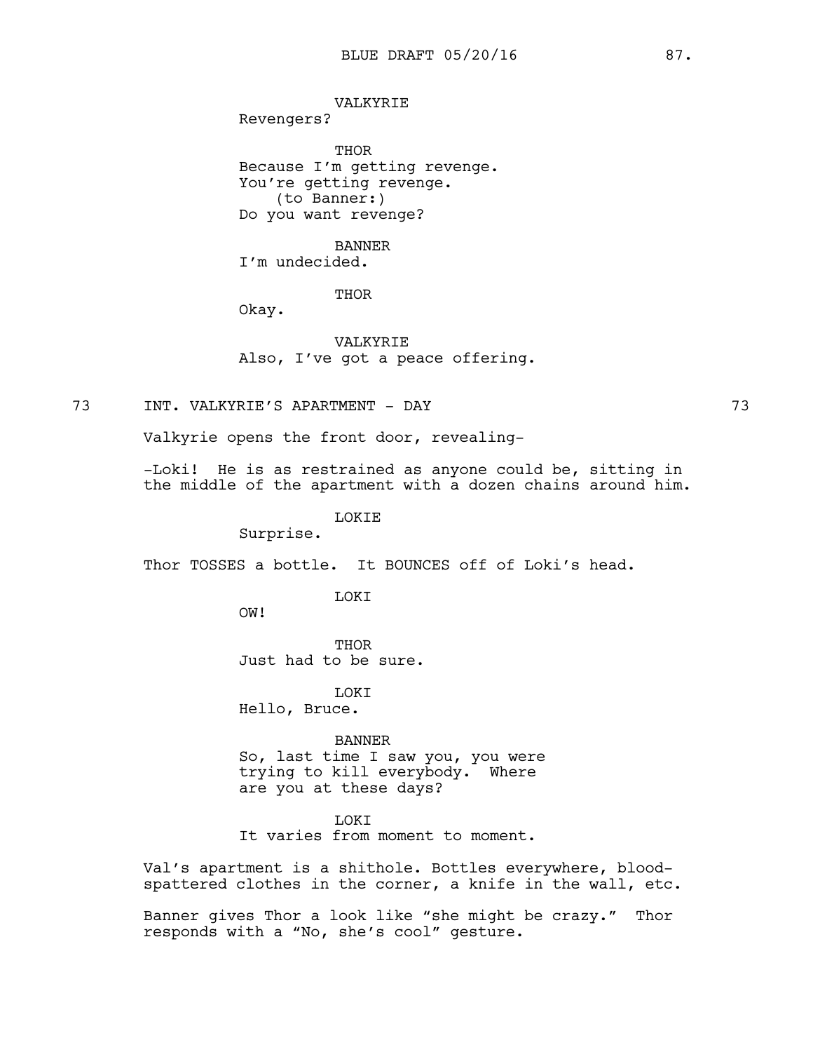VALKYRIE
Revengers?

THOR
Because I'm getting revenge.
You're getting revenge.
(to Banner:)
Do you want revenge?

BANNER
I'm undecided.

THOR
Okay.

VALKYRIE
Also, I've got a peace offering.

73 INT. VALKYRIE'S APARTMENT - DAY 73

Valkyrie opens the front door, revealing-

-Loki! He is as restrained as anyone could be, sitting in the middle of the apartment with a dozen chains around him.

LOKIE
Surprise.

Thor TOSSES a bottle. It BOUNCES off of Loki's head.

LOKI
OW!

THOR
Just had to be sure.

LOKI
Hello, Bruce.

BANNER
So, last time I saw you, you were trying to kill everybody. Where are you at these days?

LOKI
It varies from moment to moment.

Val's apartment is a shithole. Bottles everywhere, blood-spattered clothes in the corner, a knife in the wall, etc.

Banner gives Thor a look like "she might be crazy." Thor responds with a "No, she's cool" gesture.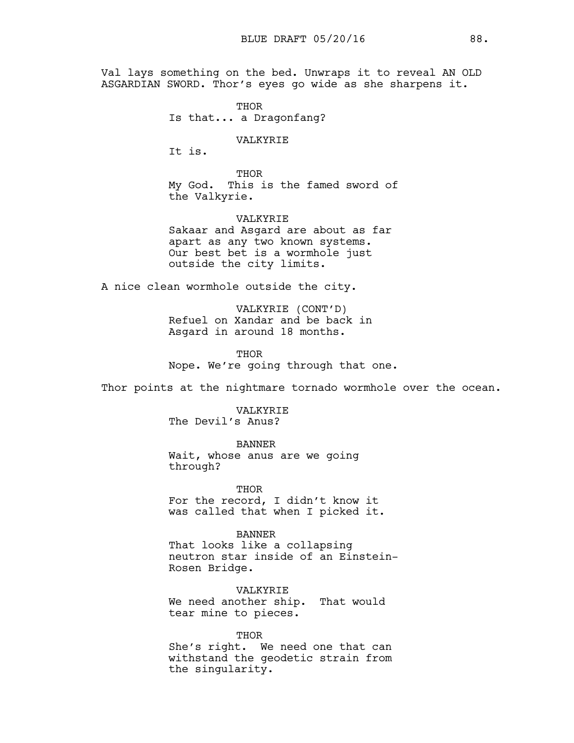Val lays something on the bed. Unwraps it to reveal AN OLD ASGARDIAN SWORD. Thor's eyes go wide as she sharpens it.

THOR
Is that... a Dragonfang?

VALKYRIE
It is.

THOR
My God. This is the famed sword of the Valkyrie.

VALKYRIE
Sakaar and Asgard are about as far apart as any two known systems. Our best bet is a wormhole just outside the city limits.

A nice clean wormhole outside the city.

VALKYRIE (CONT'D)
Refuel on Xandar and be back in Asgard in around 18 months.

THOR
Nope. We're going through that one.

Thor points at the nightmare tornado wormhole over the ocean.

VALKYRIE
The Devil's Anus?

BANNER
Wait, whose anus are we going through?

THOR
For the record, I didn't know it was called that when I picked it.

BANNER
That looks like a collapsing neutron star inside of an Einstein-Rosen Bridge.

VALKYRIE
We need another ship. That would tear mine to pieces.

THOR
She's right. We need one that can withstand the geodetic strain from the singularity.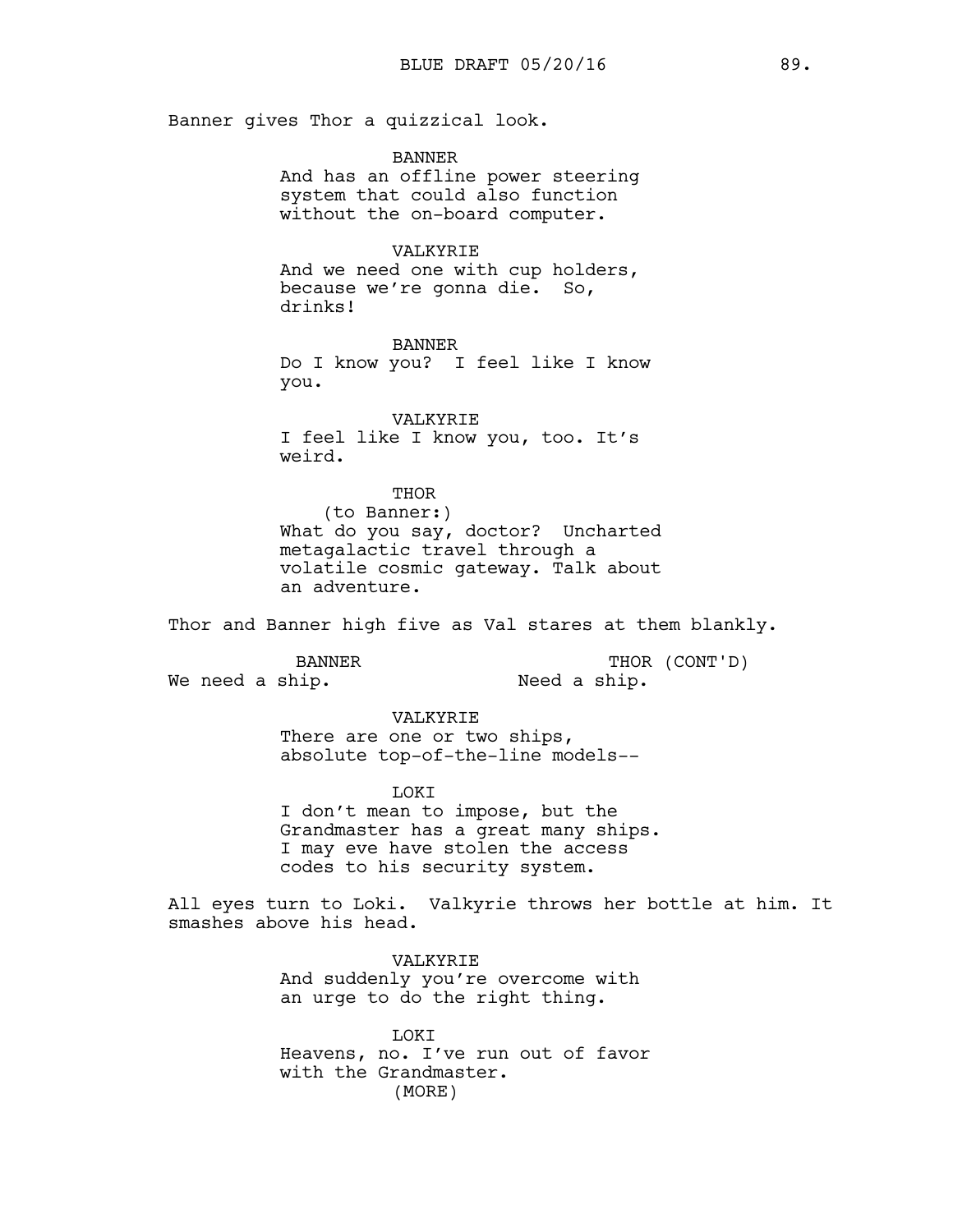Banner gives Thor a quizzical look.

BANNER
And has an offline power steering system that could also function without the on-board computer.

VALKYRIE
And we need one with cup holders, because we're gonna die. So, drinks!

BANNER
Do I know you? I feel like I know you.

VALKYRIE
I feel like I know you, too. It's weird.

THOR
(to Banner:)
What do you say, doctor? Uncharted metagalactic travel through a volatile cosmic gateway. Talk about an adventure.

Thor and Banner high five as Val stares at them blankly.

BANNER
We need a ship.

THOR (CONT'D)
Need a ship.

VALKYRIE
There are one or two ships, absolute top-of-the-line models--

LOKI
I don't mean to impose, but the Grandmaster has a great many ships. I may eve have stolen the access codes to his security system.

All eyes turn to Loki. Valkyrie throws her bottle at him. It smashes above his head.

VALKYRIE
And suddenly you're overcome with an urge to do the right thing.

LOKI
Heavens, no. I've run out of favor with the Grandmaster.
(MORE)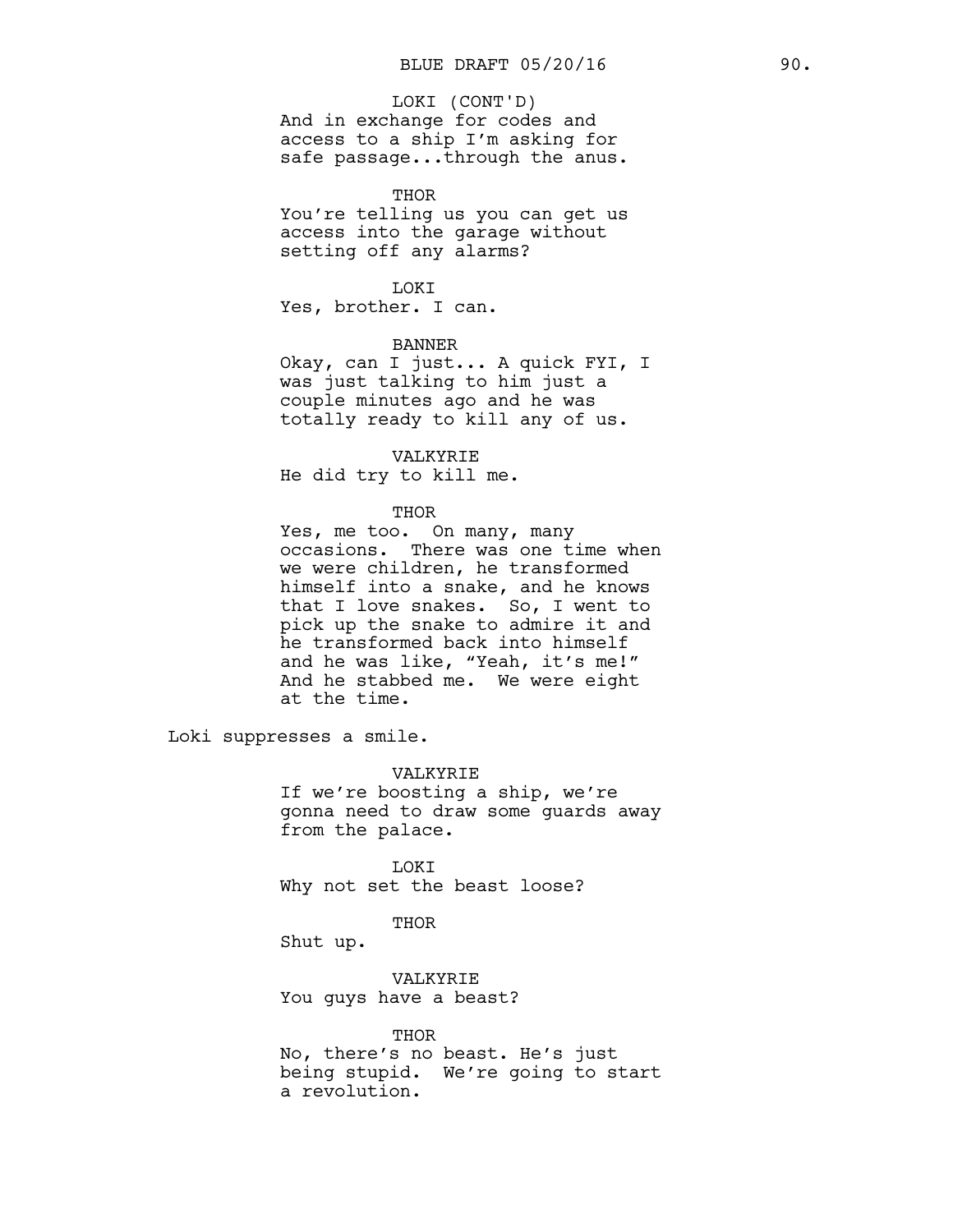LOKI (CONT'D)
And in exchange for codes and access to a ship I'm asking for safe passage...through the anus.

THOR
You're telling us you can get us access into the garage without setting off any alarms?

LOKI
Yes, brother. I can.

BANNER
Okay, can I just... A quick FYI, I was just talking to him just a couple minutes ago and he was totally ready to kill any of us.

VALKYRIE
He did try to kill me.

THOR
Yes, me too. On many, many occasions. There was one time when we were children, he transformed himself into a snake, and he knows that I love snakes. So, I went to pick up the snake to admire it and he transformed back into himself and he was like, "Yeah, it's me!" And he stabbed me. We were eight at the time.

Loki suppresses a smile.

VALKYRIE
If we're boosting a ship, we're gonna need to draw some guards away from the palace.

LOKI
Why not set the beast loose?

THOR
Shut up.

VALKYRIE
You guys have a beast?

THOR
No, there's no beast. He's just being stupid. We're going to start a revolution.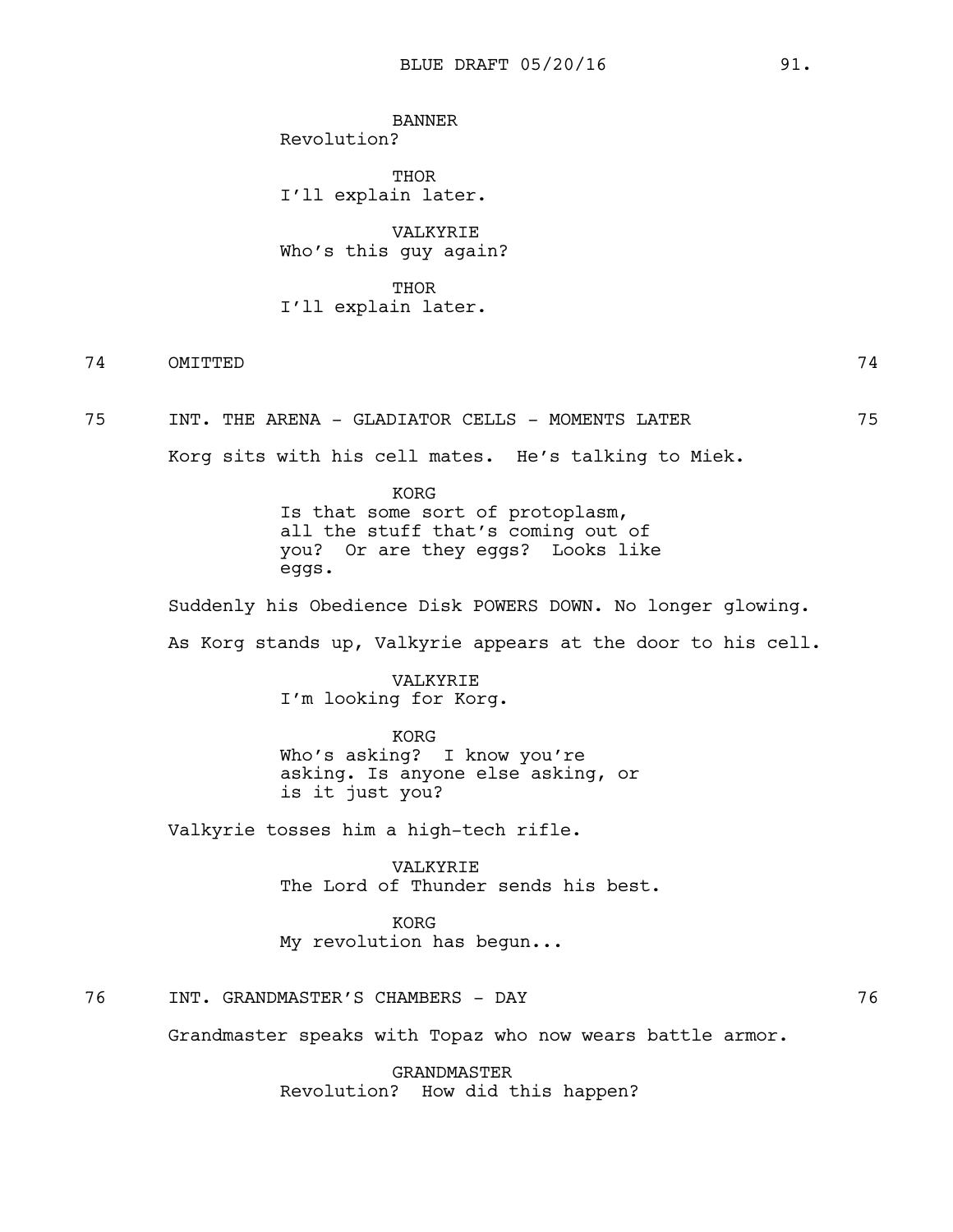BANNER
Revolution?

THOR
I'll explain later.

VALKYRIE
Who's this guy again?

THOR
I'll explain later.

74 OMITTED 74

75 INT. THE ARENA - GLADIATOR CELLS - MOMENTS LATER 75

Korg sits with his cell mates. He's talking to Miek.

KORG
Is that some sort of protoplasm, all the stuff that's coming out of you? Or are they eggs? Looks like eggs.

Suddenly his Obedience Disk POWERS DOWN. No longer glowing.

As Korg stands up, Valkyrie appears at the door to his cell.

VALKYRIE
I'm looking for Korg.

KORG
Who's asking? I know you're asking. Is anyone else asking, or is it just you?

Valkyrie tosses him a high-tech rifle.

VALKYRIE
The Lord of Thunder sends his best.

KORG
My revolution has begun...

76 INT. GRANDMASTER'S CHAMBERS - DAY 76

Grandmaster speaks with Topaz who now wears battle armor.

GRANDMASTER
Revolution? How did this happen?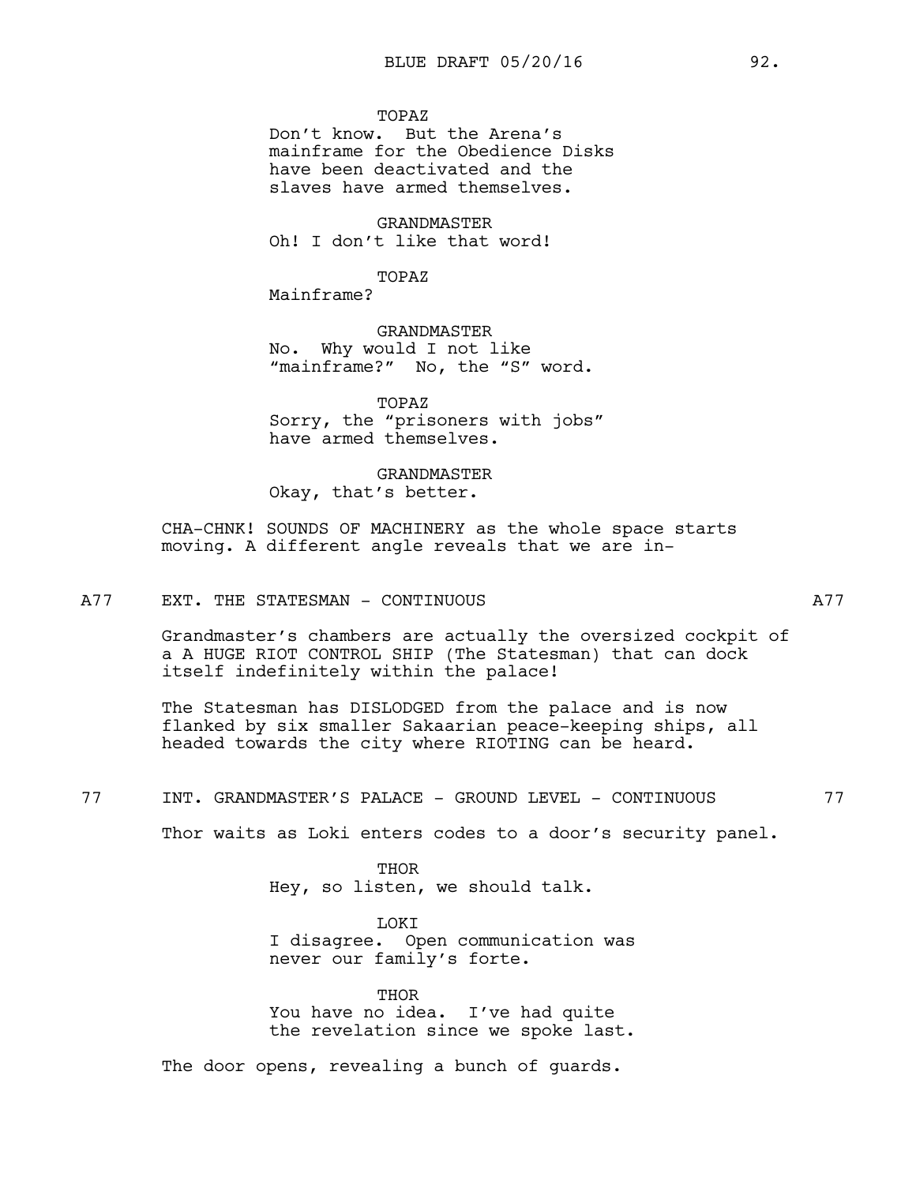TOPAZ
Don't know. But the Arena's mainframe for the Obedience Disks have been deactivated and the slaves have armed themselves.

GRANDMASTER
Oh! I don't like that word!

TOPAZ
Mainframe?

GRANDMASTER
No. Why would I not like "mainframe?" No, the "S" word.

TOPAZ
Sorry, the "prisoners with jobs" have armed themselves.

GRANDMASTER
Okay, that's better.

CHA-CHNK! SOUNDS OF MACHINERY as the whole space starts moving. A different angle reveals that we are in-

A77 EXT. THE STATESMAN - CONTINUOUS A77

Grandmaster's chambers are actually the oversized cockpit of a A HUGE RIOT CONTROL SHIP (The Statesman) that can dock itself indefinitely within the palace!

The Statesman has DISLODGED from the palace and is now flanked by six smaller Sakaarian peace-keeping ships, all headed towards the city where RIOTING can be heard.

77 INT. GRANDMASTER'S PALACE - GROUND LEVEL - CONTINUOUS 77

Thor waits as Loki enters codes to a door's security panel.

THOR
Hey, so listen, we should talk.

LOKI
I disagree. Open communication was never our family's forte.

THOR
You have no idea. I've had quite the revelation since we spoke last.

The door opens, revealing a bunch of guards.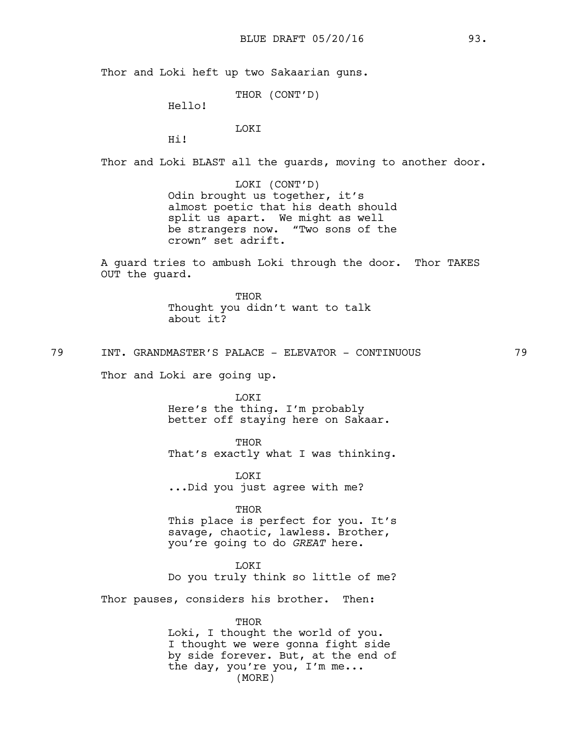Thor and Loki heft up two Sakaarian guns.

THOR (CONT'D)
Hello!

LOKI
Hi!

Thor and Loki BLAST all the guards, moving to another door.

LOKI (CONT'D)
Odin brought us together, it's almost poetic that his death should split us apart. We might as well be strangers now. "Two sons of the crown" set adrift.

A guard tries to ambush Loki through the door. Thor TAKES OUT the guard.

THOR
Thought you didn't want to talk about it?

79 INT. GRANDMASTER'S PALACE - ELEVATOR - CONTINUOUS 79

Thor and Loki are going up.

LOKI
Here's the thing. I'm probably better off staying here on Sakaar.

THOR
That's exactly what I was thinking.

LOKI
...Did you just agree with me?

THOR
This place is perfect for you. It's savage, chaotic, lawless. Brother, you're going to do *GREAT* here.

LOKI
Do you truly think so little of me?

Thor pauses, considers his brother. Then:

THOR
Loki, I thought the world of you. I thought we were gonna fight side by side forever. But, at the end of the day, you're you, I'm me...
(MORE)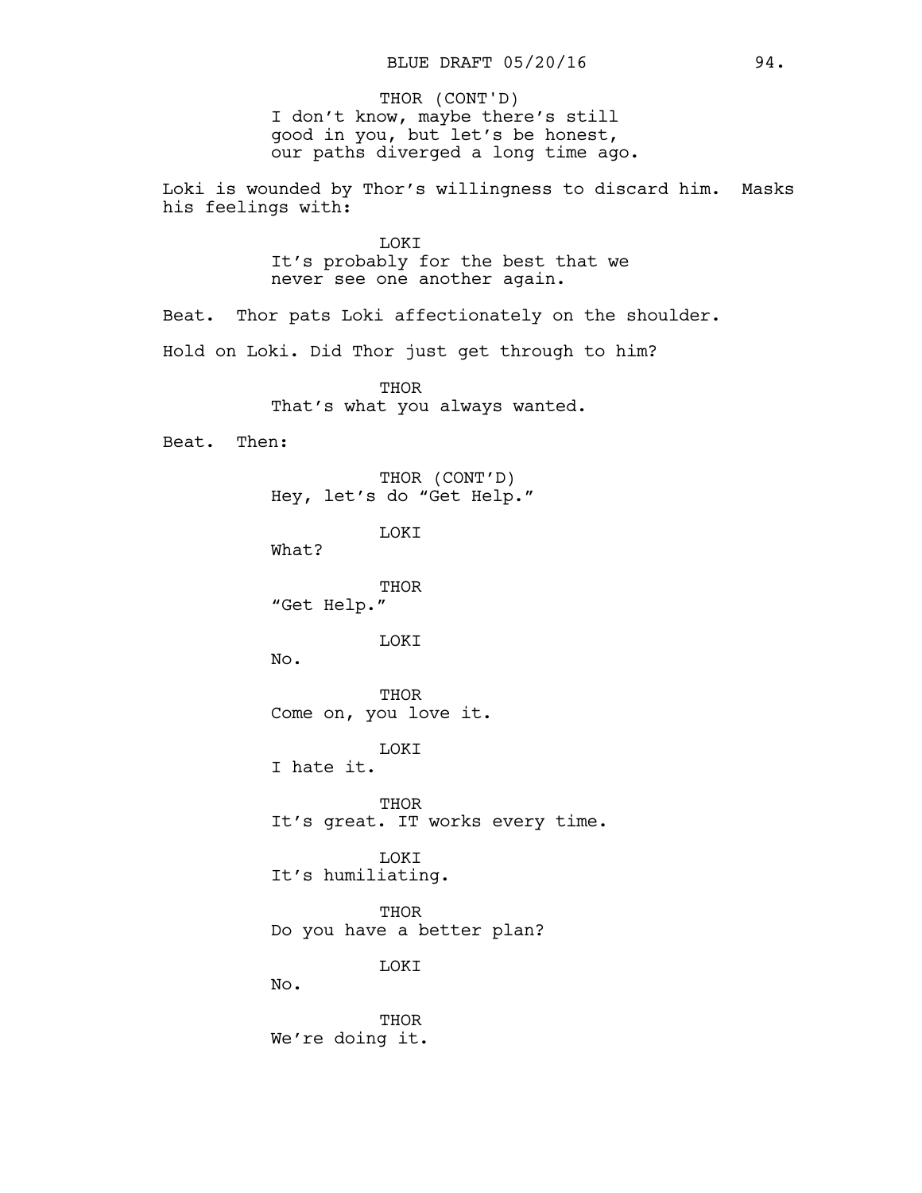THOR (CONT'D)
I don't know, maybe there's still good in you, but let's be honest, our paths diverged a long time ago.

Loki is wounded by Thor's willingness to discard him. Masks his feelings with:

LOKI
It's probably for the best that we never see one another again.

Beat. Thor pats Loki affectionately on the shoulder.

Hold on Loki. Did Thor just get through to him?

THOR
That's what you always wanted.

Beat. Then:

THOR (CONT'D)
Hey, let's do "Get Help."

LOKI
What?

THOR
"Get Help."

LOKI
No.

THOR
Come on, you love it.

LOKI
I hate it.

THOR
It's great. IT works every time.

LOKI
It's humiliating.

THOR
Do you have a better plan?

LOKI
No.

THOR
We're doing it.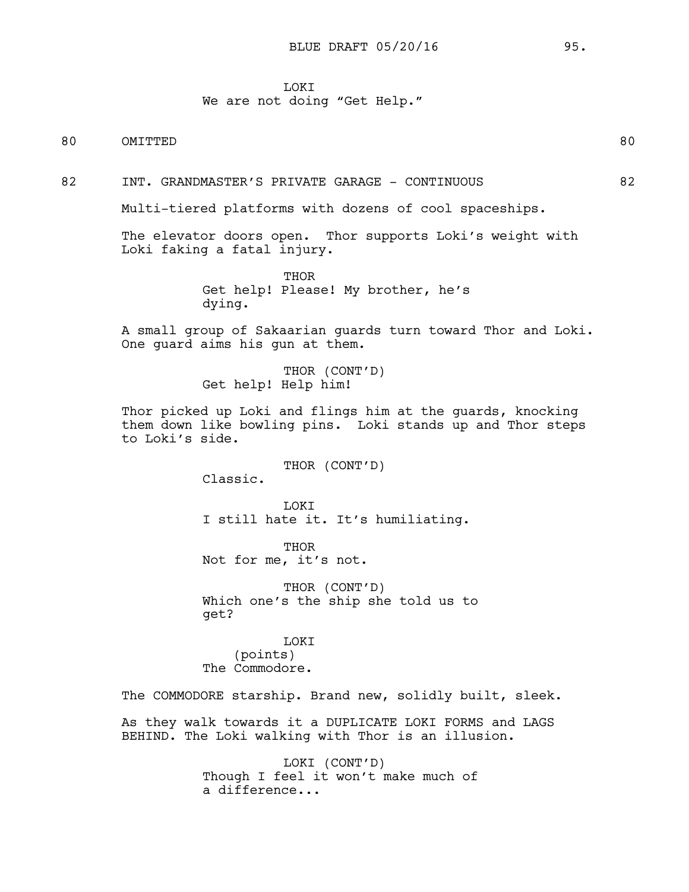LOKI
We are not doing "Get Help."

80 OMITTED 80

82 INT. GRANDMASTER'S PRIVATE GARAGE - CONTINUOUS 82

Multi-tiered platforms with dozens of cool spaceships.

The elevator doors open. Thor supports Loki's weight with Loki faking a fatal injury.

THOR
Get help! Please! My brother, he's dying.

A small group of Sakaarian guards turn toward Thor and Loki. One guard aims his gun at them.

THOR (CONT'D)
Get help! Help him!

Thor picked up Loki and flings him at the guards, knocking them down like bowling pins. Loki stands up and Thor steps to Loki's side.

THOR (CONT'D)
Classic.

LOKI
I still hate it. It's humiliating.

THOR
Not for me, it's not.

THOR (CONT'D)
Which one's the ship she told us to get?

LOKI
(points)
The Commodore.

The COMMODORE starship. Brand new, solidly built, sleek.

As they walk towards it a DUPLICATE LOKI FORMS and LAGS BEHIND. The Loki walking with Thor is an illusion.

LOKI (CONT'D)
Though I feel it won't make much of a difference...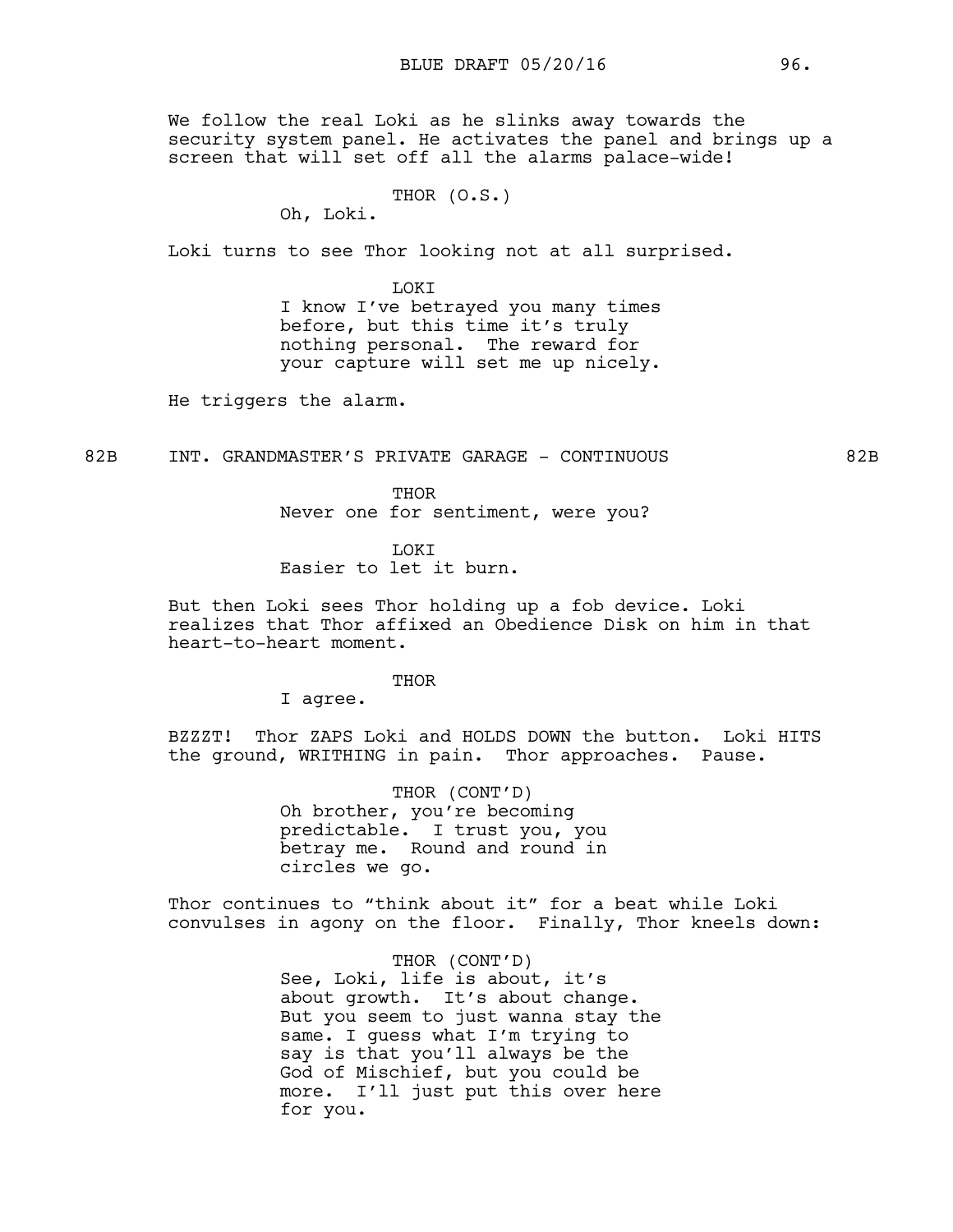We follow the real Loki as he slinks away towards the security system panel. He activates the panel and brings up a screen that will set off all the alarms palace-wide!

THOR (O.S.)
Oh, Loki.

Loki turns to see Thor looking not at all surprised.

LOKI
I know I've betrayed you many times before, but this time it's truly nothing personal. The reward for your capture will set me up nicely.

He triggers the alarm.

82B INT. GRANDMASTER'S PRIVATE GARAGE - CONTINUOUS 82B

THOR
Never one for sentiment, were you?

LOKI
Easier to let it burn.

But then Loki sees Thor holding up a fob device. Loki realizes that Thor affixed an Obedience Disk on him in that heart-to-heart moment.

THOR
I agree.

BZZZT! Thor ZAPS Loki and HOLDS DOWN the button. Loki HITS the ground, WRITHING in pain. Thor approaches. Pause.

THOR (CONT'D)
Oh brother, you're becoming predictable. I trust you, you betray me. Round and round in circles we go.

Thor continues to "think about it" for a beat while Loki convulses in agony on the floor. Finally, Thor kneels down:

THOR (CONT'D)
See, Loki, life is about, it's about growth. It's about change. But you seem to just wanna stay the same. I guess what I'm trying to say is that you'll always be the God of Mischief, but you could be more. I'll just put this over here for you.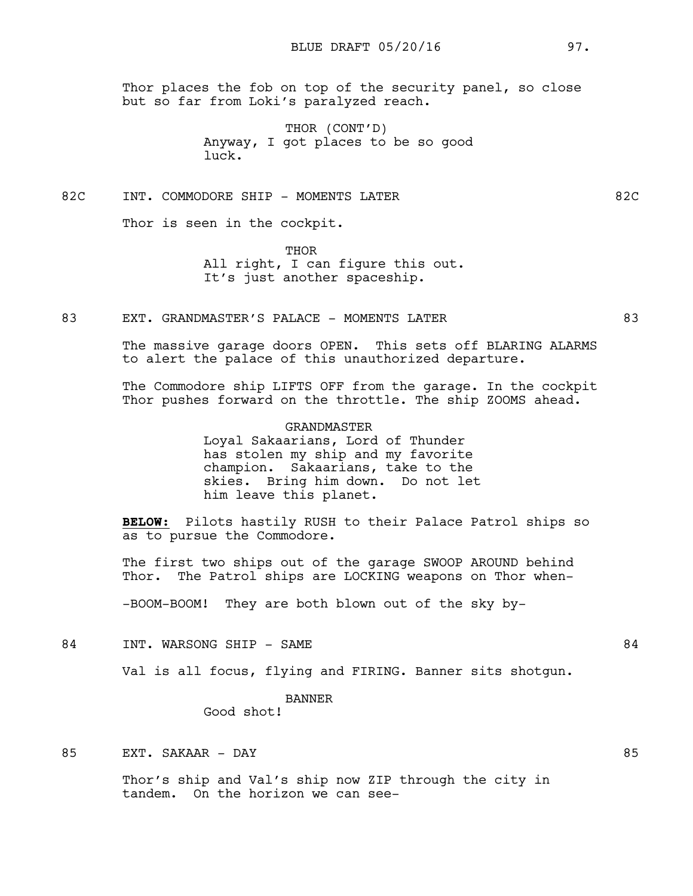Thor places the fob on top of the security panel, so close but so far from Loki's paralyzed reach.

THOR (CONT'D)
Anyway, I got places to be so good luck.

82C INT. COMMODORE SHIP - MOMENTS LATER 82C

Thor is seen in the cockpit.

THOR
All right, I can figure this out. It's just another spaceship.

83 EXT. GRANDMASTER'S PALACE - MOMENTS LATER 83

The massive garage doors OPEN. This sets off BLARING ALARMS to alert the palace of this unauthorized departure.

The Commodore ship LIFTS OFF from the garage. In the cockpit Thor pushes forward on the throttle. The ship ZOOMS ahead.

GRANDMASTER
Loyal Sakaarians, Lord of Thunder has stolen my ship and my favorite champion. Sakaarians, take to the skies. Bring him down. Do not let him leave this planet.

**BELOW:** Pilots hastily RUSH to their Palace Patrol ships so as to pursue the Commodore.

The first two ships out of the garage SWOOP AROUND behind Thor. The Patrol ships are LOCKING weapons on Thor when-

-BOOM-BOOM! They are both blown out of the sky by-

84 INT. WARSONG SHIP - SAME 84

Val is all focus, flying and FIRING. Banner sits shotgun.

BANNER
Good shot!

85 EXT. SAKAAR - DAY 85

Thor's ship and Val's ship now ZIP through the city in tandem. On the horizon we can see-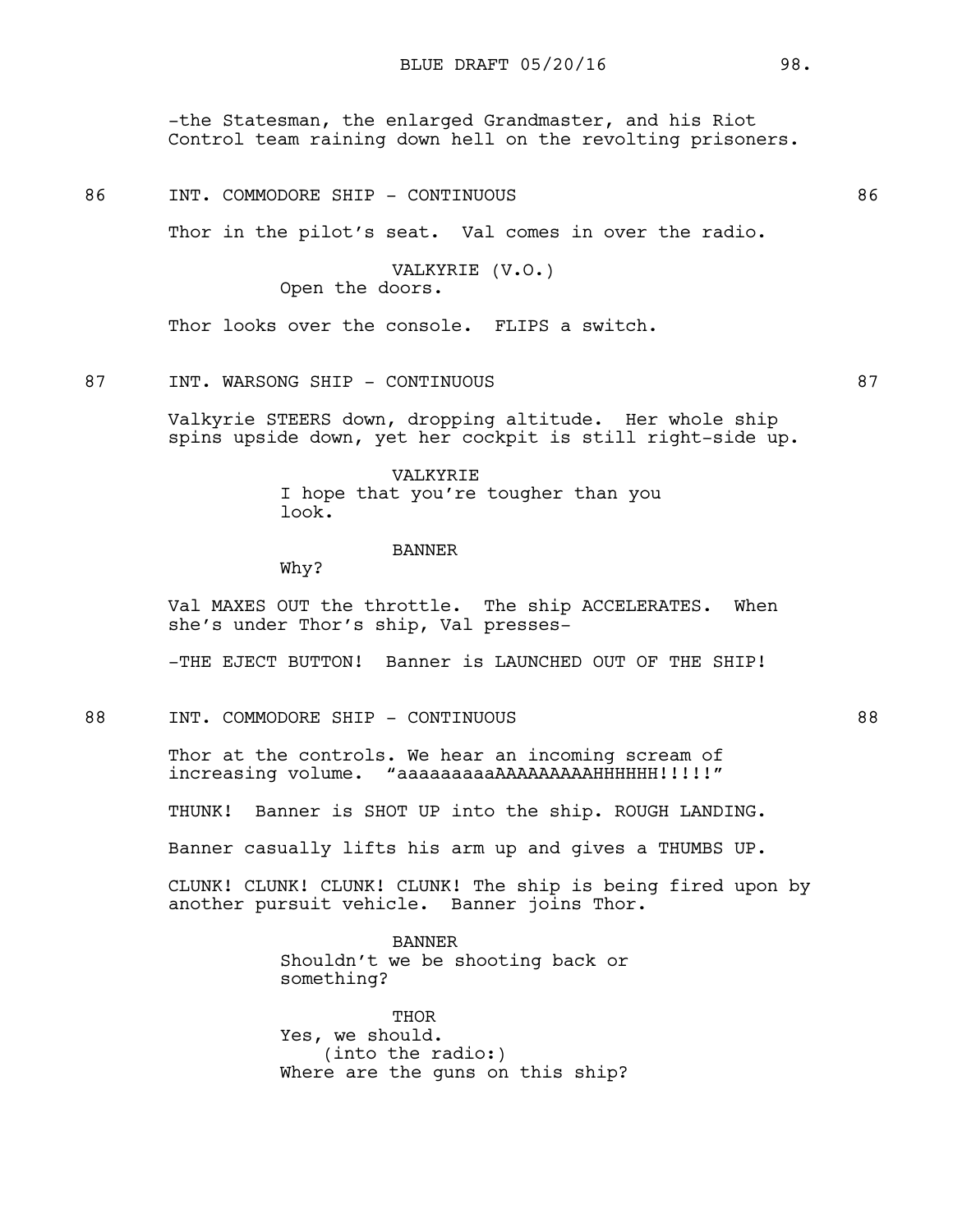-the Statesman, the enlarged Grandmaster, and his Riot Control team raining down hell on the revolting prisoners.

86 INT. COMMODORE SHIP - CONTINUOUS 86

Thor in the pilot's seat. Val comes in over the radio.

VALKYRIE (V.O.)
Open the doors.

Thor looks over the console. FLIPS a switch.

87 INT. WARSONG SHIP - CONTINUOUS 87

Valkyrie STEERS down, dropping altitude. Her whole ship spins upside down, yet her cockpit is still right-side up.

VALKYRIE
I hope that you're tougher than you look.

BANNER
Why?

Val MAXES OUT the throttle. The ship ACCELERATES. When she's under Thor's ship, Val presses-

-THE EJECT BUTTON! Banner is LAUNCHED OUT OF THE SHIP!

88 INT. COMMODORE SHIP - CONTINUOUS 88

Thor at the controls. We hear an incoming scream of increasing volume. "aaaaaaaaaAAAAAAAAAHHHHHH!!!!!"

THUNK! Banner is SHOT UP into the ship. ROUGH LANDING.

Banner casually lifts his arm up and gives a THUMBS UP.

CLUNK! CLUNK! CLUNK! CLUNK! The ship is being fired upon by another pursuit vehicle. Banner joins Thor.

BANNER
Shouldn't we be shooting back or something?

THOR
Yes, we should.
(into the radio:)
Where are the guns on this ship?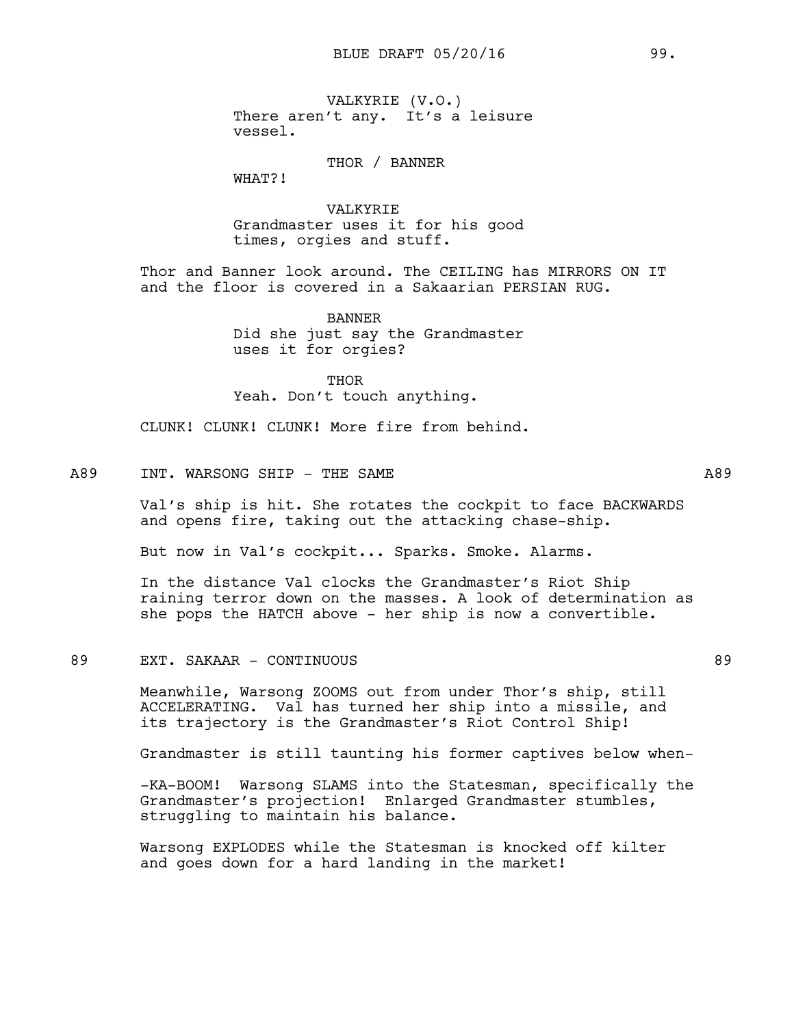VALKYRIE (V.O.)
There aren't any. It's a leisure vessel.

THOR / BANNER
WHAT?!

VALKYRIE
Grandmaster uses it for his good times, orgies and stuff.

Thor and Banner look around. The CEILING has MIRRORS ON IT and the floor is covered in a Sakaarian PERSIAN RUG.

BANNER
Did she just say the Grandmaster uses it for orgies?

THOR
Yeah. Don't touch anything.

CLUNK! CLUNK! CLUNK! More fire from behind.

A89 INT. WARSONG SHIP - THE SAME A89

Val's ship is hit. She rotates the cockpit to face BACKWARDS and opens fire, taking out the attacking chase-ship.

But now in Val's cockpit... Sparks. Smoke. Alarms.

In the distance Val clocks the Grandmaster's Riot Ship raining terror down on the masses. A look of determination as she pops the HATCH above - her ship is now a convertible.

89 EXT. SAKAAR - CONTINUOUS 89

Meanwhile, Warsong ZOOMS out from under Thor's ship, still ACCELERATING. Val has turned her ship into a missile, and its trajectory is the Grandmaster's Riot Control Ship!

Grandmaster is still taunting his former captives below when-

-KA-BOOM! Warsong SLAMS into the Statesman, specifically the Grandmaster's projection! Enlarged Grandmaster stumbles, struggling to maintain his balance.

Warsong EXPLODES while the Statesman is knocked off kilter and goes down for a hard landing in the market!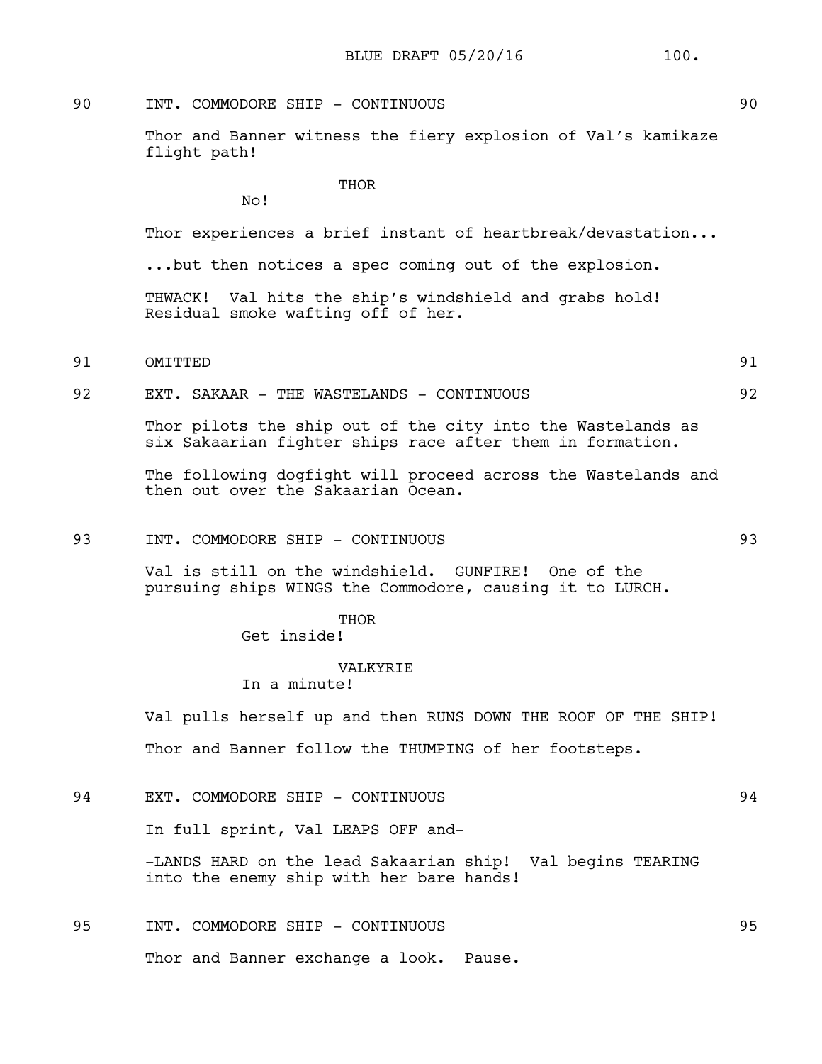90 INT. COMMODORE SHIP - CONTINUOUS 90

Thor and Banner witness the fiery explosion of Val's kamikaze flight path!

THOR
No!

Thor experiences a brief instant of heartbreak/devastation...

...but then notices a spec coming out of the explosion.

THWACK! Val hits the ship's windshield and grabs hold! Residual smoke wafting off of her.

91 OMITTED 91

92 EXT. SAKAAR - THE WASTELANDS - CONTINUOUS 92

Thor pilots the ship out of the city into the Wastelands as six Sakaarian fighter ships race after them in formation.

The following dogfight will proceed across the Wastelands and then out over the Sakaarian Ocean.

93 INT. COMMODORE SHIP - CONTINUOUS 93

Val is still on the windshield. GUNFIRE! One of the pursuing ships WINGS the Commodore, causing it to LURCH.

THOR
Get inside!

VALKYRIE
In a minute!

Val pulls herself up and then RUNS DOWN THE ROOF OF THE SHIP!

Thor and Banner follow the THUMPING of her footsteps.

94 EXT. COMMODORE SHIP - CONTINUOUS 94

In full sprint, Val LEAPS OFF and-

-LANDS HARD on the lead Sakaarian ship! Val begins TEARING into the enemy ship with her bare hands!

95 INT. COMMODORE SHIP - CONTINUOUS 95

Thor and Banner exchange a look. Pause.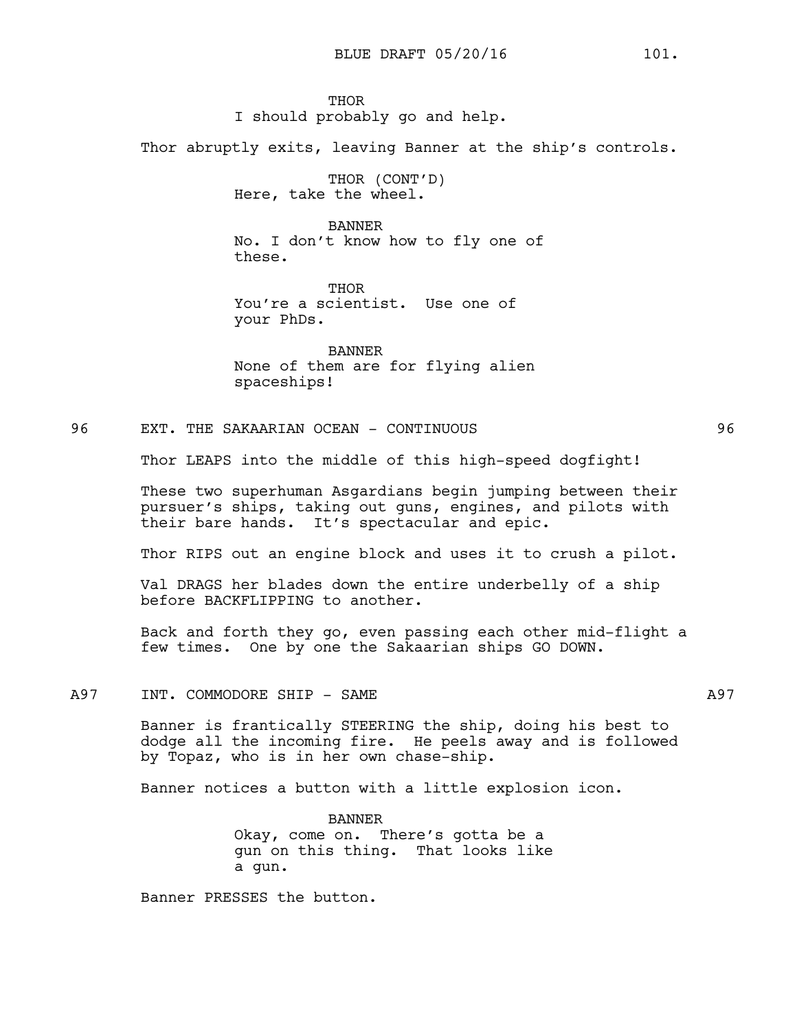THOR
I should probably go and help.

Thor abruptly exits, leaving Banner at the ship's controls.

THOR (CONT'D)
Here, take the wheel.

BANNER
No. I don't know how to fly one of these.

THOR
You're a scientist. Use one of your PhDs.

BANNER
None of them are for flying alien spaceships!

96 EXT. THE SAKAARIAN OCEAN - CONTINUOUS 96

Thor LEAPS into the middle of this high-speed dogfight!

These two superhuman Asgardians begin jumping between their pursuer's ships, taking out guns, engines, and pilots with their bare hands. It's spectacular and epic.

Thor RIPS out an engine block and uses it to crush a pilot.

Val DRAGS her blades down the entire underbelly of a ship before BACKFLIPPING to another.

Back and forth they go, even passing each other mid-flight a few times. One by one the Sakaarian ships GO DOWN.

A97 INT. COMMODORE SHIP - SAME A97

Banner is frantically STEERING the ship, doing his best to dodge all the incoming fire. He peels away and is followed by Topaz, who is in her own chase-ship.

Banner notices a button with a little explosion icon.

BANNER
Okay, come on. There's gotta be a gun on this thing. That looks like a gun.

Banner PRESSES the button.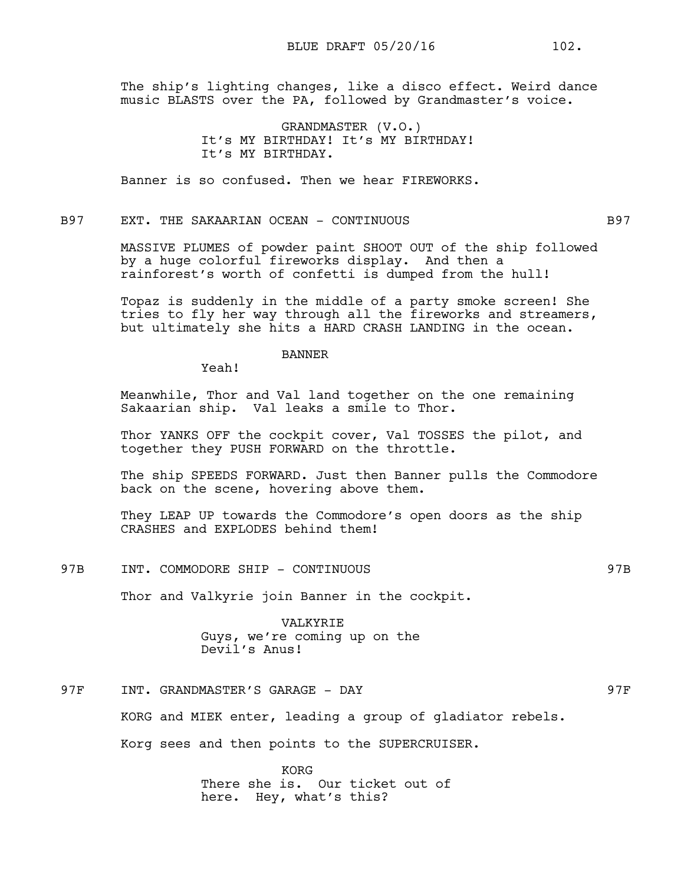The ship's lighting changes, like a disco effect. Weird dance music BLASTS over the PA, followed by Grandmaster's voice.

GRANDMASTER (V.O.)
It's MY BIRTHDAY! It's MY BIRTHDAY! It's MY BIRTHDAY.

Banner is so confused. Then we hear FIREWORKS.

B97 EXT. THE SAKAARIAN OCEAN - CONTINUOUS B97

MASSIVE PLUMES of powder paint SHOOT OUT of the ship followed by a huge colorful fireworks display. And then a rainforest's worth of confetti is dumped from the hull!

Topaz is suddenly in the middle of a party smoke screen! She tries to fly her way through all the fireworks and streamers, but ultimately she hits a HARD CRASH LANDING in the ocean.

BANNER
Yeah!

Meanwhile, Thor and Val land together on the one remaining Sakaarian ship. Val leaks a smile to Thor.

Thor YANKS OFF the cockpit cover, Val TOSSES the pilot, and together they PUSH FORWARD on the throttle.

The ship SPEEDS FORWARD. Just then Banner pulls the Commodore back on the scene, hovering above them.

They LEAP UP towards the Commodore's open doors as the ship CRASHES and EXPLODES behind them!

97B INT. COMMODORE SHIP - CONTINUOUS 97B

Thor and Valkyrie join Banner in the cockpit.

VALKYRIE
Guys, we're coming up on the Devil's Anus!

97F INT. GRANDMASTER'S GARAGE - DAY 97F

KORG and MIEK enter, leading a group of gladiator rebels.

Korg sees and then points to the SUPERCRUISER.

KORG
There she is. Our ticket out of here. Hey, what's this?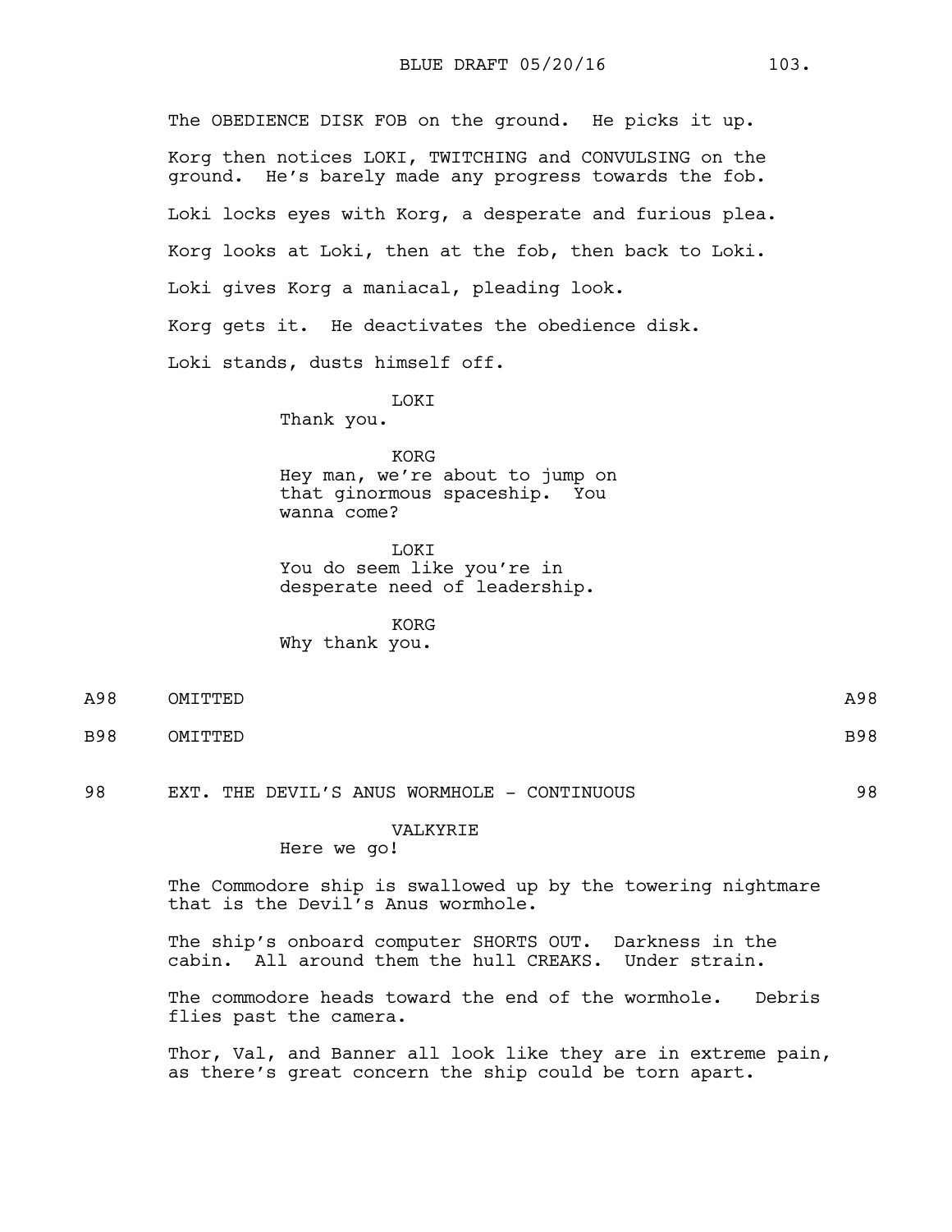The OBEDIENCE DISK FOB on the ground. He picks it up.

Korg then notices LOKI, TWITCHING and CONVULSING on the ground. He's barely made any progress towards the fob.

Loki locks eyes with Korg, a desperate and furious plea.

Korg looks at Loki, then at the fob, then back to Loki.

Loki gives Korg a maniacal, pleading look.

Korg gets it. He deactivates the obedience disk.

Loki stands, dusts himself off.

LOKI
Thank you.

KORG
Hey man, we're about to jump on that ginormous spaceship. You wanna come?

LOKI
You do seem like you're in desperate need of leadership.

KORG
Why thank you.

A98 OMITTED A98

B98 OMITTED B98

98 EXT. THE DEVIL'S ANUS WORMHOLE - CONTINUOUS 98

VALKYRIE
Here we go!

The Commodore ship is swallowed up by the towering nightmare that is the Devil's Anus wormhole.

The ship's onboard computer SHORTS OUT. Darkness in the cabin. All around them the hull CREAKS. Under strain.

The commodore heads toward the end of the wormhole. Debris flies past the camera.

Thor, Val, and Banner all look like they are in extreme pain, as there's great concern the ship could be torn apart.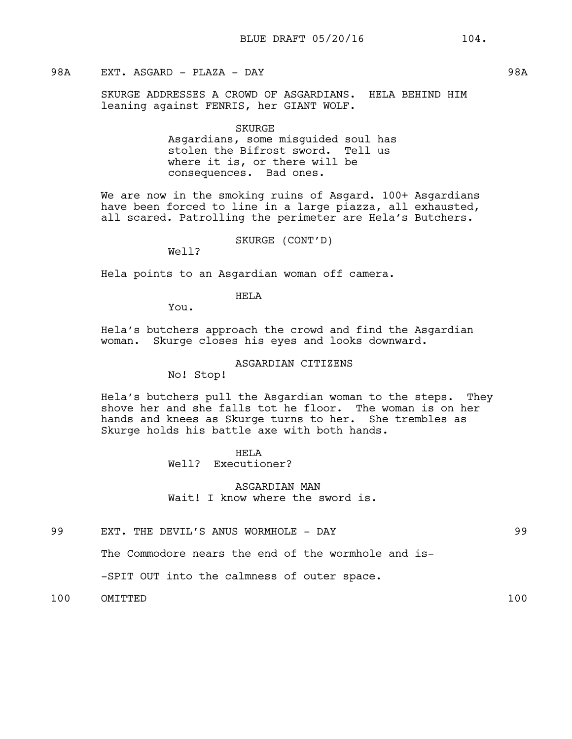98A EXT. ASGARD - PLAZA - DAY 98A

SKURGE ADDRESSES A CROWD OF ASGARDIANS. HELA BEHIND HIM leaning against FENRIS, her GIANT WOLF.

SKURGE
Asgardians, some misguided soul has stolen the Bifrost sword. Tell us where it is, or there will be consequences. Bad ones.

We are now in the smoking ruins of Asgard. 100+ Asgardians have been forced to line in a large piazza, all exhausted, all scared. Patrolling the perimeter are Hela's Butchers.

SKURGE (CONT'D)
Well?

Hela points to an Asgardian woman off camera.

HELA
You.

Hela's butchers approach the crowd and find the Asgardian woman. Skurge closes his eyes and looks downward.

ASGARDIAN CITIZENS
No! Stop!

Hela's butchers pull the Asgardian woman to the steps. They shove her and she falls tot he floor. The woman is on her hands and knees as Skurge turns to her. She trembles as Skurge holds his battle axe with both hands.

HELA
Well? Executioner?

ASGARDIAN MAN
Wait! I know where the sword is.

99 EXT. THE DEVIL'S ANUS WORMHOLE - DAY 99

The Commodore nears the end of the wormhole and is-

-SPIT OUT into the calmness of outer space.

100 OMITTED 100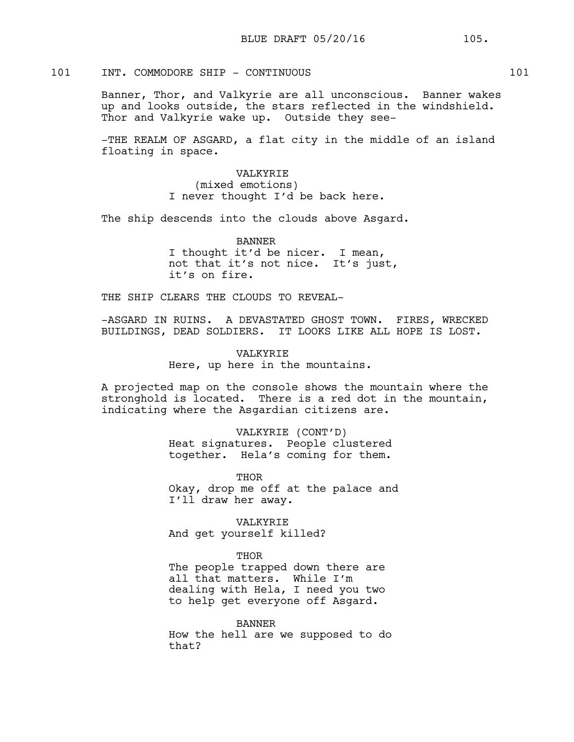101 INT. COMMODORE SHIP - CONTINUOUS 101

Banner, Thor, and Valkyrie are all unconscious. Banner wakes up and looks outside, the stars reflected in the windshield. Thor and Valkyrie wake up. Outside they see-

-THE REALM OF ASGARD, a flat city in the middle of an island floating in space.

VALKYRIE
(mixed emotions)
I never thought I'd be back here.

The ship descends into the clouds above Asgard.

BANNER
I thought it'd be nicer. I mean, not that it's not nice. It's just, it's on fire.

THE SHIP CLEARS THE CLOUDS TO REVEAL-

-ASGARD IN RUINS. A DEVASTATED GHOST TOWN. FIRES, WRECKED BUILDINGS, DEAD SOLDIERS. IT LOOKS LIKE ALL HOPE IS LOST.

VALKYRIE
Here, up here in the mountains.

A projected map on the console shows the mountain where the stronghold is located. There is a red dot in the mountain, indicating where the Asgardian citizens are.

VALKYRIE (CONT'D)
Heat signatures. People clustered together. Hela's coming for them.

THOR
Okay, drop me off at the palace and I'll draw her away.

VALKYRIE
And get yourself killed?

THOR
The people trapped down there are all that matters. While I'm dealing with Hela, I need you two to help get everyone off Asgard.

BANNER
How the hell are we supposed to do that?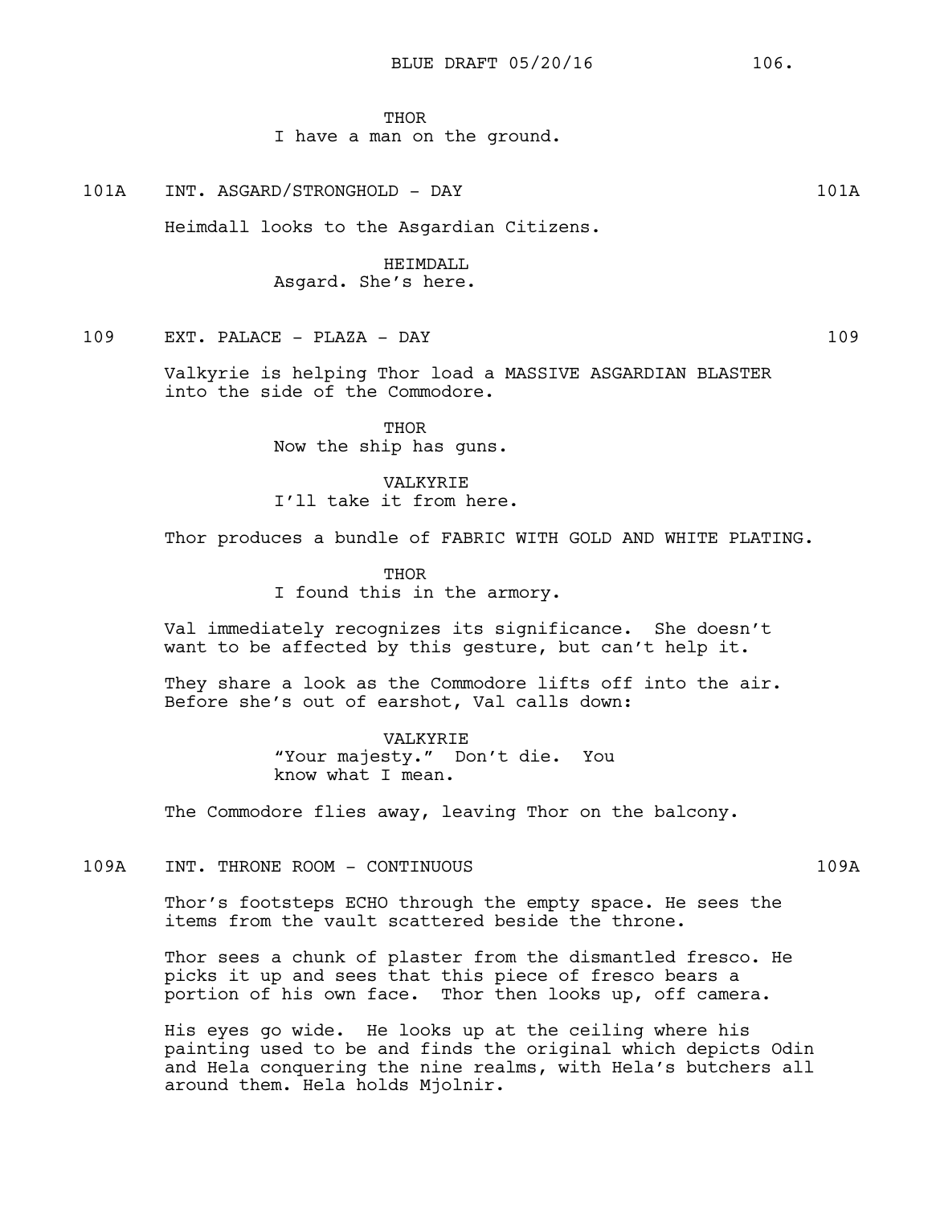THOR
I have a man on the ground.

101A INT. ASGARD/STRONGHOLD - DAY 101A

Heimdall looks to the Asgardian Citizens.

HEIMDALL
Asgard. She's here.

109 EXT. PALACE - PLAZA - DAY 109

Valkyrie is helping Thor load a MASSIVE ASGARDIAN BLASTER into the side of the Commodore.

THOR
Now the ship has guns.

VALKYRIE
I'll take it from here.

Thor produces a bundle of FABRIC WITH GOLD AND WHITE PLATING.

THOR
I found this in the armory.

Val immediately recognizes its significance. She doesn't want to be affected by this gesture, but can't help it.

They share a look as the Commodore lifts off into the air. Before she's out of earshot, Val calls down:

VALKYRIE
"Your majesty." Don't die. You know what I mean.

The Commodore flies away, leaving Thor on the balcony.

109A INT. THRONE ROOM - CONTINUOUS 109A

Thor's footsteps ECHO through the empty space. He sees the items from the vault scattered beside the throne.

Thor sees a chunk of plaster from the dismantled fresco. He picks it up and sees that this piece of fresco bears a portion of his own face. Thor then looks up, off camera.

His eyes go wide. He looks up at the ceiling where his painting used to be and finds the original which depicts Odin and Hela conquering the nine realms, with Hela's butchers all around them. Hela holds Mjolnir.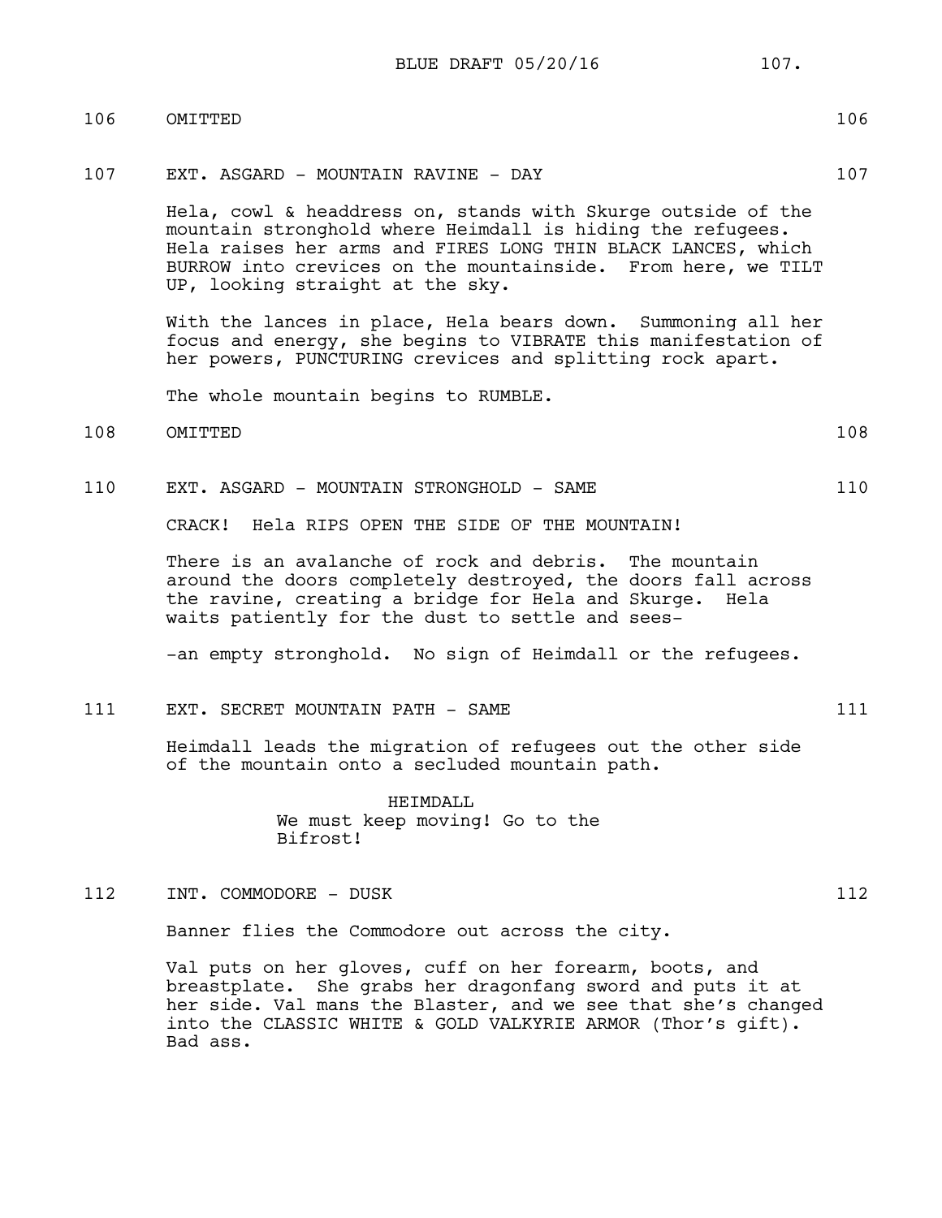106 OMITTED 106

107 EXT. ASGARD - MOUNTAIN RAVINE - DAY 107

Hela, cowl & headdress on, stands with Skurge outside of the mountain stronghold where Heimdall is hiding the refugees. Hela raises her arms and FIRES LONG THIN BLACK LANCES, which BURROW into crevices on the mountainside. From here, we TILT UP, looking straight at the sky.

With the lances in place, Hela bears down. Summoning all her focus and energy, she begins to VIBRATE this manifestation of her powers, PUNCTURING crevices and splitting rock apart.

The whole mountain begins to RUMBLE.

108 OMITTED 108

110 EXT. ASGARD - MOUNTAIN STRONGHOLD - SAME 110

CRACK! Hela RIPS OPEN THE SIDE OF THE MOUNTAIN!

There is an avalanche of rock and debris. The mountain around the doors completely destroyed, the doors fall across the ravine, creating a bridge for Hela and Skurge. Hela waits patiently for the dust to settle and sees-

-an empty stronghold. No sign of Heimdall or the refugees.

111 EXT. SECRET MOUNTAIN PATH - SAME 111

Heimdall leads the migration of refugees out the other side of the mountain onto a secluded mountain path.

HEIMDALL
We must keep moving! Go to the Bifrost!

112 INT. COMMODORE - DUSK 112

Banner flies the Commodore out across the city.

Val puts on her gloves, cuff on her forearm, boots, and breastplate. She grabs her dragonfang sword and puts it at her side. Val mans the Blaster, and we see that she's changed into the CLASSIC WHITE & GOLD VALKYRIE ARMOR (Thor's gift). Bad ass.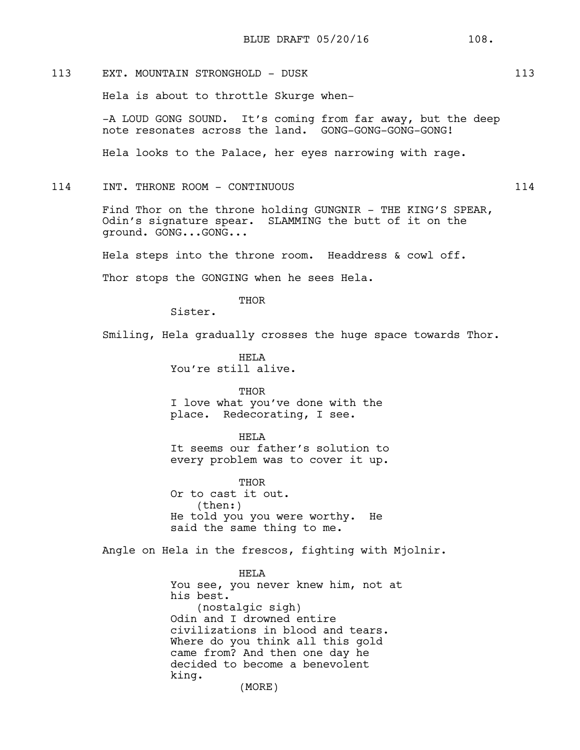113 EXT. MOUNTAIN STRONGHOLD - DUSK 113

Hela is about to throttle Skurge when-

-A LOUD GONG SOUND. It's coming from far away, but the deep note resonates across the land. GONG-GONG-GONG-GONG!

Hela looks to the Palace, her eyes narrowing with rage.

114 INT. THRONE ROOM - CONTINUOUS 114

Find Thor on the throne holding GUNGNIR - THE KING'S SPEAR, Odin's signature spear. SLAMMING the butt of it on the ground. GONG...GONG...

Hela steps into the throne room. Headdress & cowl off.

Thor stops the GONGING when he sees Hela.

THOR
Sister.

Smiling, Hela gradually crosses the huge space towards Thor.

HELA
You're still alive.

THOR
I love what you've done with the place. Redecorating, I see.

HELA
It seems our father's solution to every problem was to cover it up.

THOR
Or to cast it out.
(then:)
He told you you were worthy. He said the same thing to me.

Angle on Hela in the frescos, fighting with Mjolnir.

HELA
You see, you never knew him, not at his best.
(nostalgic sigh)
Odin and I drowned entire civilizations in blood and tears. Where do you think all this gold came from? And then one day he decided to become a benevolent king.
(MORE)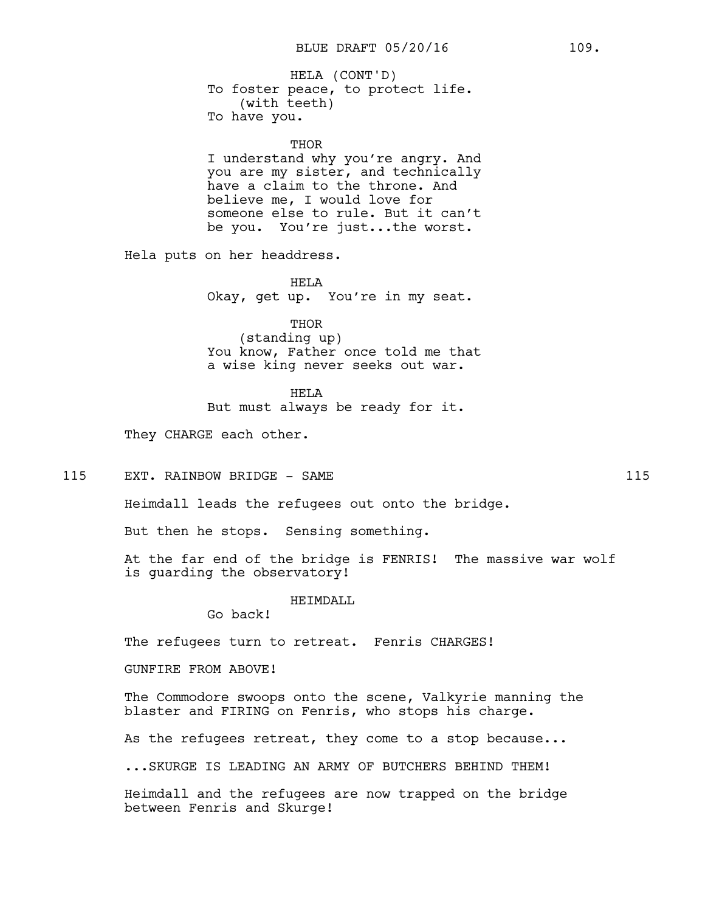HELA (CONT'D)
To foster peace, to protect life.
(with teeth)
To have you.

THOR
I understand why you're angry. And you are my sister, and technically have a claim to the throne. And believe me, I would love for someone else to rule. But it can't be you. You're just...the worst.

Hela puts on her headdress.

HELA
Okay, get up. You're in my seat.

THOR
(standing up)
You know, Father once told me that a wise king never seeks out war.

HELA
But must always be ready for it.

They CHARGE each other.

115 EXT. RAINBOW BRIDGE - SAME 115

Heimdall leads the refugees out onto the bridge.

But then he stops. Sensing something.

At the far end of the bridge is FENRIS! The massive war wolf is guarding the observatory!

HEIMDALL
Go back!

The refugees turn to retreat. Fenris CHARGES!

GUNFIRE FROM ABOVE!

The Commodore swoops onto the scene, Valkyrie manning the blaster and FIRING on Fenris, who stops his charge.

As the refugees retreat, they come to a stop because...

...SKURGE IS LEADING AN ARMY OF BUTCHERS BEHIND THEM!

Heimdall and the refugees are now trapped on the bridge between Fenris and Skurge!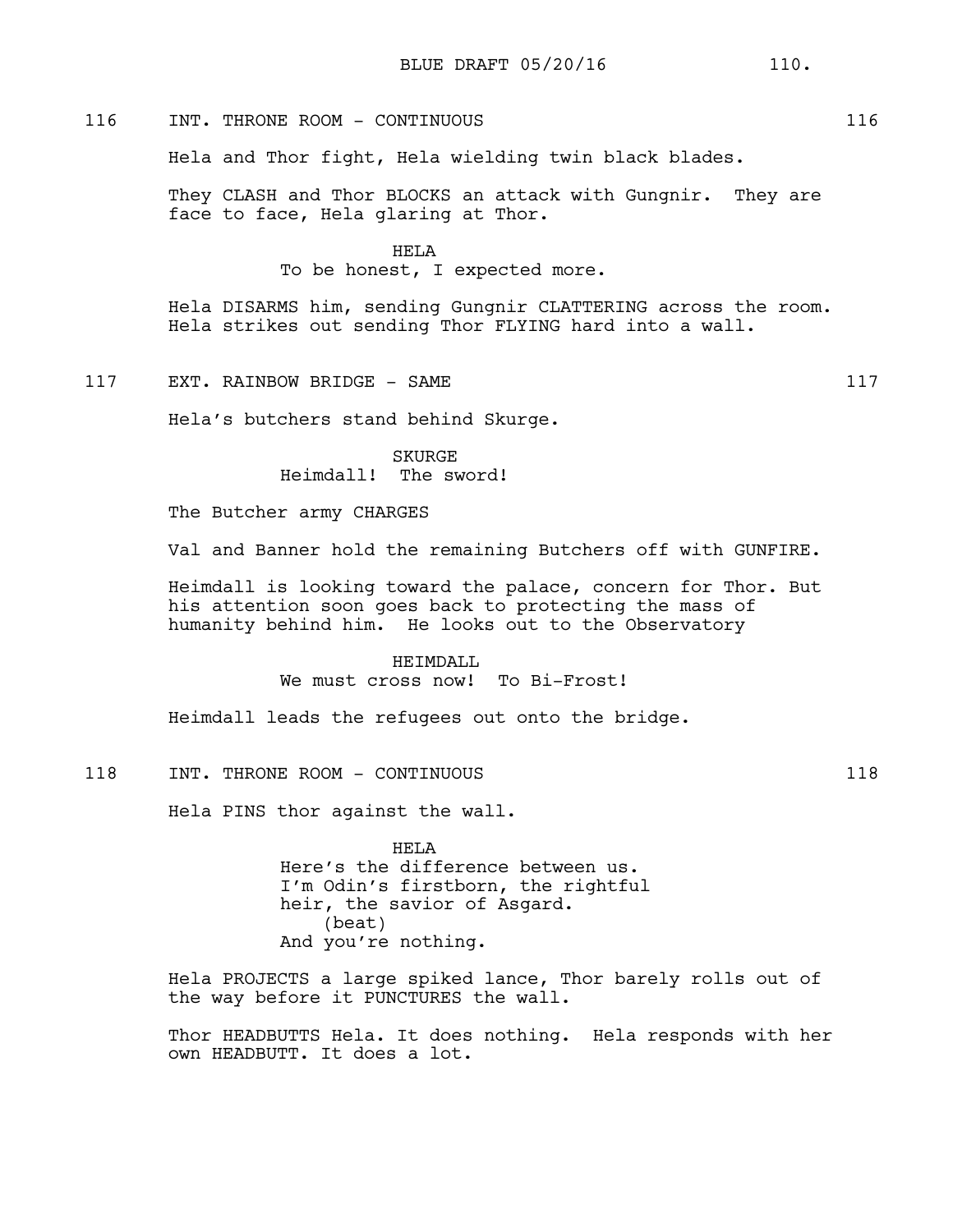116 INT. THRONE ROOM - CONTINUOUS 116

Hela and Thor fight, Hela wielding twin black blades.

They CLASH and Thor BLOCKS an attack with Gungnir. They are face to face, Hela glaring at Thor.

HELA
To be honest, I expected more.

Hela DISARMS him, sending Gungnir CLATTERING across the room. Hela strikes out sending Thor FLYING hard into a wall.

117 EXT. RAINBOW BRIDGE - SAME 117

Hela's butchers stand behind Skurge.

SKURGE
Heimdall! The sword!

The Butcher army CHARGES

Val and Banner hold the remaining Butchers off with GUNFIRE.

Heimdall is looking toward the palace, concern for Thor. But his attention soon goes back to protecting the mass of humanity behind him. He looks out to the Observatory

HEIMDALL
We must cross now! To Bi-Frost!

Heimdall leads the refugees out onto the bridge.

118 INT. THRONE ROOM - CONTINUOUS 118

Hela PINS thor against the wall.

HELA
Here's the difference between us.
I'm Odin's firstborn, the rightful heir, the savior of Asgard.
(beat)
And you're nothing.

Hela PROJECTS a large spiked lance, Thor barely rolls out of the way before it PUNCTURES the wall.

Thor HEADBUTTS Hela. It does nothing. Hela responds with her own HEADBUTT. It does a lot.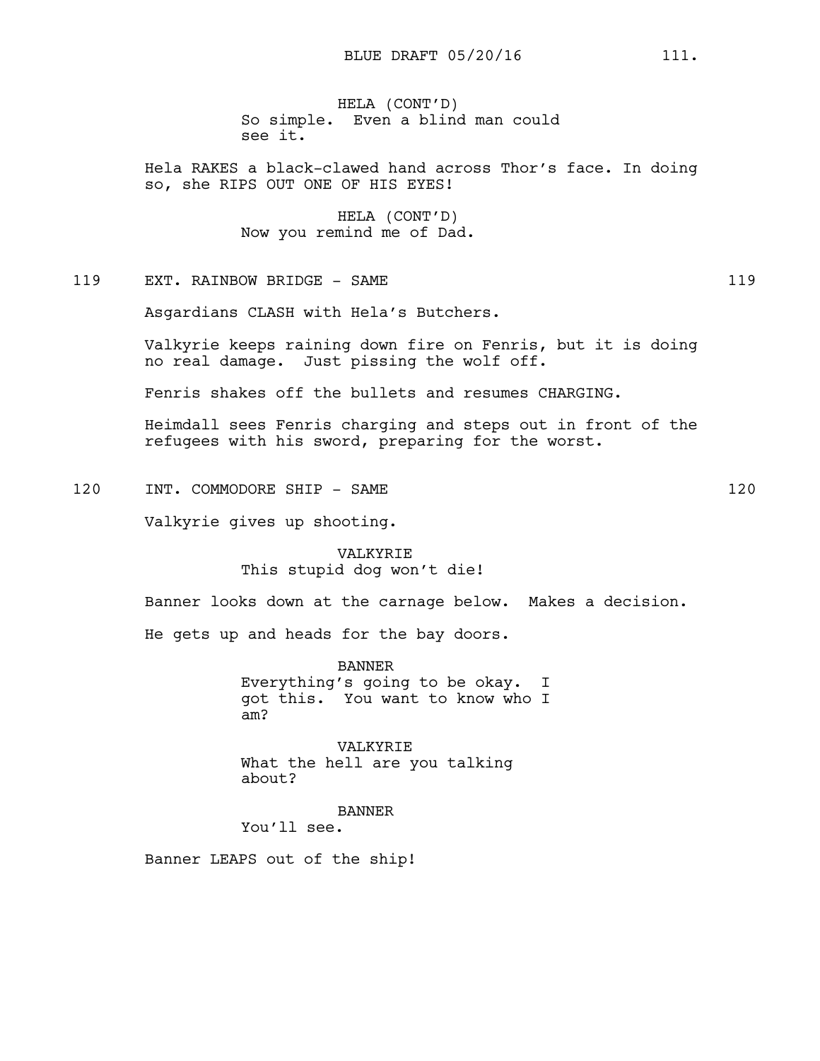HELA (CONT'D)
So simple. Even a blind man could see it.

Hela RAKES a black-clawed hand across Thor's face. In doing so, she RIPS OUT ONE OF HIS EYES!

HELA (CONT'D)
Now you remind me of Dad.

119 EXT. RAINBOW BRIDGE - SAME 119

Asgardians CLASH with Hela's Butchers.

Valkyrie keeps raining down fire on Fenris, but it is doing no real damage. Just pissing the wolf off.

Fenris shakes off the bullets and resumes CHARGING.

Heimdall sees Fenris charging and steps out in front of the refugees with his sword, preparing for the worst.

120 INT. COMMODORE SHIP - SAME 120

Valkyrie gives up shooting.

VALKYRIE
This stupid dog won't die!

Banner looks down at the carnage below. Makes a decision.

He gets up and heads for the bay doors.

BANNER
Everything's going to be okay. I got this. You want to know who I am?

VALKYRIE
What the hell are you talking about?

BANNER
You'll see.

Banner LEAPS out of the ship!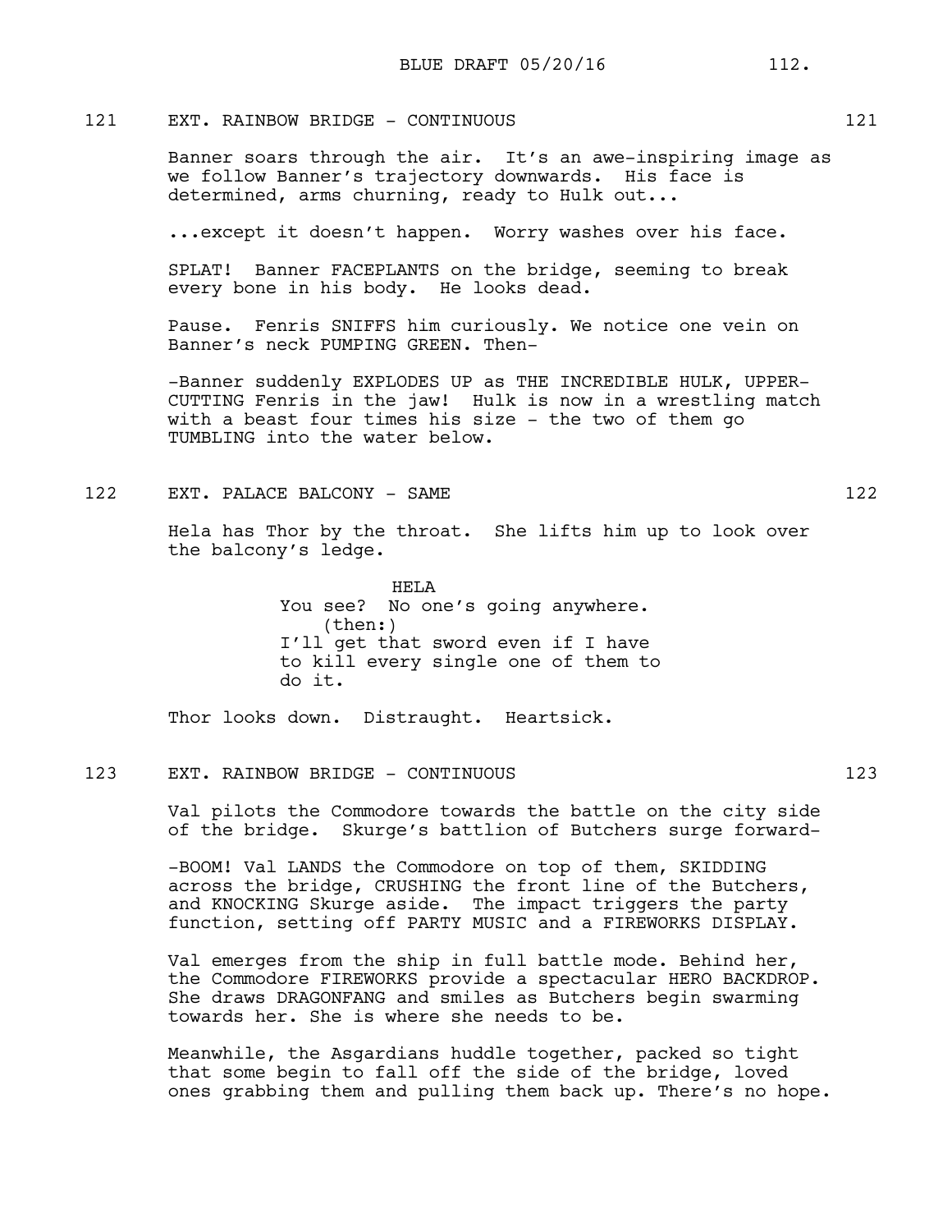121 EXT. RAINBOW BRIDGE - CONTINUOUS 121

Banner soars through the air. It's an awe-inspiring image as we follow Banner's trajectory downwards. His face is determined, arms churning, ready to Hulk out...

...except it doesn't happen. Worry washes over his face.

SPLAT! Banner FACEPLANTS on the bridge, seeming to break every bone in his body. He looks dead.

Pause. Fenris SNIFFS him curiously. We notice one vein on Banner's neck PUMPING GREEN. Then-

-Banner suddenly EXPLODES UP as THE INCREDIBLE HULK, UPPER-CUTTING Fenris in the jaw! Hulk is now in a wrestling match with a beast four times his size - the two of them go TUMBLING into the water below.

122 EXT. PALACE BALCONY - SAME 122

Hela has Thor by the throat. She lifts him up to look over the balcony's ledge.

HELA
You see? No one's going anywhere.
(then:)
I'll get that sword even if I have to kill every single one of them to do it.

Thor looks down. Distraught. Heartsick.

123 EXT. RAINBOW BRIDGE - CONTINUOUS 123

Val pilots the Commodore towards the battle on the city side of the bridge. Skurge's battlion of Butchers surge forward-

-BOOM! Val LANDS the Commodore on top of them, SKIDDING across the bridge, CRUSHING the front line of the Butchers, and KNOCKING Skurge aside. The impact triggers the party function, setting off PARTY MUSIC and a FIREWORKS DISPLAY.

Val emerges from the ship in full battle mode. Behind her, the Commodore FIREWORKS provide a spectacular HERO BACKDROP. She draws DRAGONFANG and smiles as Butchers begin swarming towards her. She is where she needs to be.

Meanwhile, the Asgardians huddle together, packed so tight that some begin to fall off the side of the bridge, loved ones grabbing them and pulling them back up. There's no hope.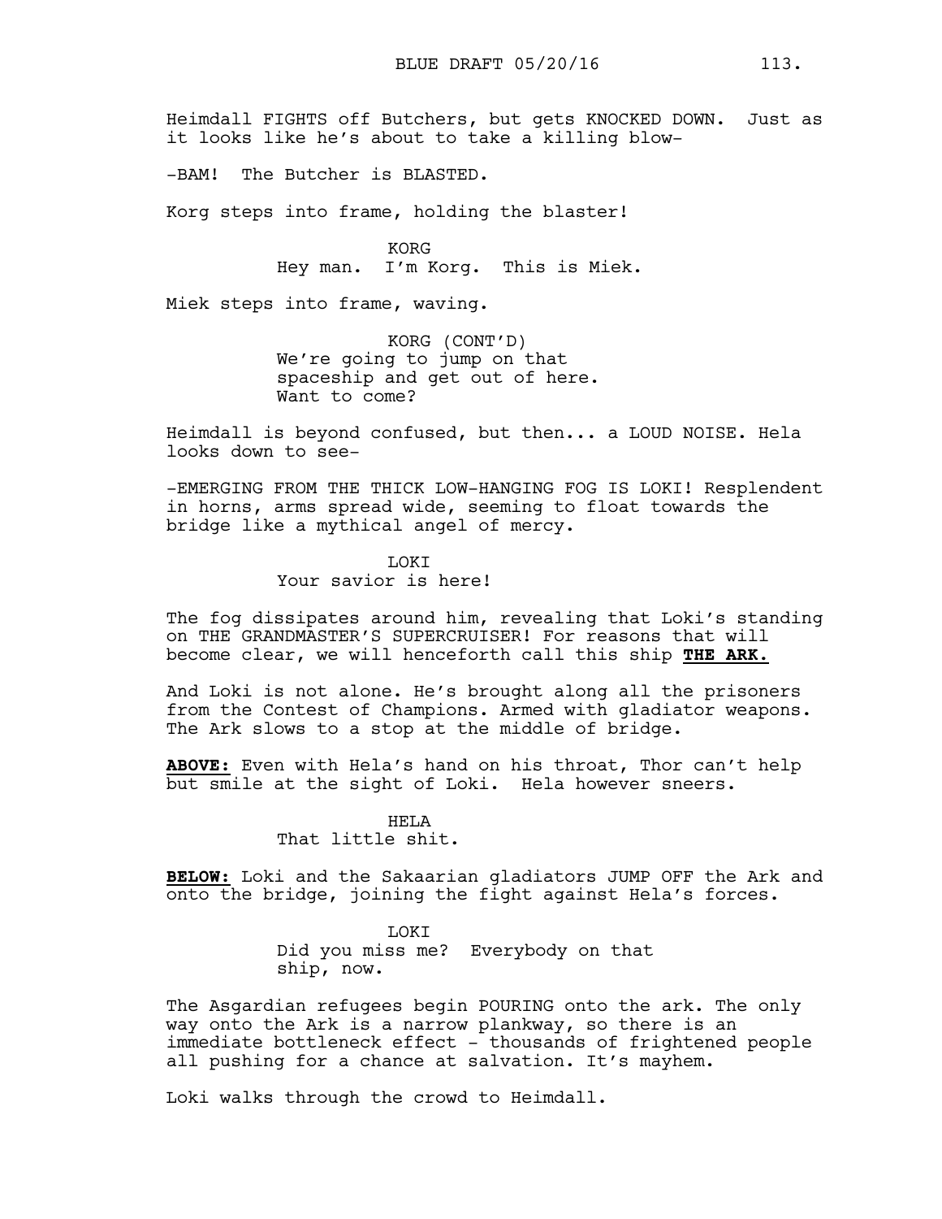Heimdall FIGHTS off Butchers, but gets KNOCKED DOWN. Just as it looks like he's about to take a killing blow-

-BAM! The Butcher is BLASTED.

Korg steps into frame, holding the blaster!

KORG
Hey man. I'm Korg. This is Miek.

Miek steps into frame, waving.

KORG (CONT'D)
We're going to jump on that spaceship and get out of here. Want to come?

Heimdall is beyond confused, but then... a LOUD NOISE. Hela looks down to see-

-EMERGING FROM THE THICK LOW-HANGING FOG IS LOKI! Resplendent in horns, arms spread wide, seeming to float towards the bridge like a mythical angel of mercy.

LOKI
Your savior is here!

The fog dissipates around him, revealing that Loki's standing on THE GRANDMASTER'S SUPERCRUISER! For reasons that will become clear, we will henceforth call this ship **THE ARK.**

And Loki is not alone. He's brought along all the prisoners from the Contest of Champions. Armed with gladiator weapons. The Ark slows to a stop at the middle of bridge.

**ABOVE:** Even with Hela's hand on his throat, Thor can't help but smile at the sight of Loki. Hela however sneers.

HELA
That little shit.

**BELOW:** Loki and the Sakaarian gladiators JUMP OFF the Ark and onto the bridge, joining the fight against Hela's forces.

LOKI
Did you miss me? Everybody on that ship, now.

The Asgardian refugees begin POURING onto the ark. The only way onto the Ark is a narrow plankway, so there is an immediate bottleneck effect - thousands of frightened people all pushing for a chance at salvation. It's mayhem.

Loki walks through the crowd to Heimdall.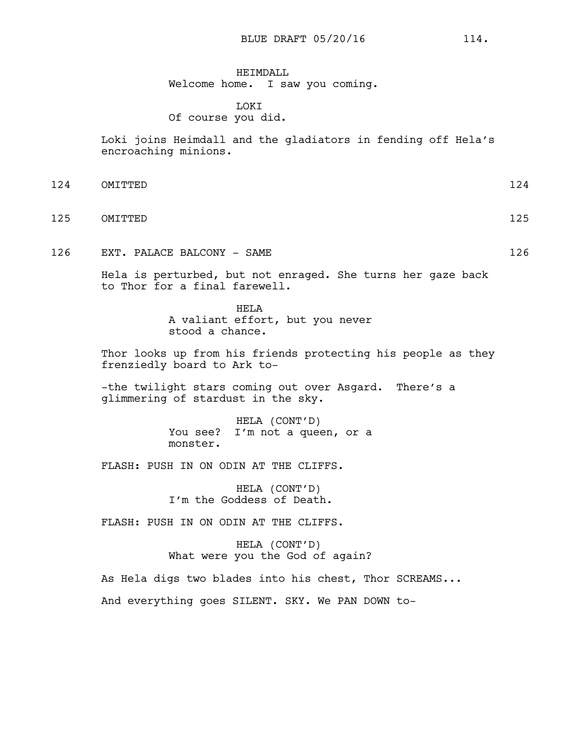HEIMDALL
Welcome home. I saw you coming.

LOKI
Of course you did.

Loki joins Heimdall and the gladiators in fending off Hela's encroaching minions.

124 OMITTED 124

125 OMITTED 125

126 EXT. PALACE BALCONY - SAME 126

Hela is perturbed, but not enraged. She turns her gaze back to Thor for a final farewell.

HELA
A valiant effort, but you never stood a chance.

Thor looks up from his friends protecting his people as they frenziedly board to Ark to-

-the twilight stars coming out over Asgard. There's a glimmering of stardust in the sky.

HELA (CONT'D)
You see? I'm not a queen, or a monster.

FLASH: PUSH IN ON ODIN AT THE CLIFFS.

HELA (CONT'D)
I'm the Goddess of Death.

FLASH: PUSH IN ON ODIN AT THE CLIFFS.

HELA (CONT'D)
What were you the God of again?

As Hela digs two blades into his chest, Thor SCREAMS...

And everything goes SILENT. SKY. We PAN DOWN to-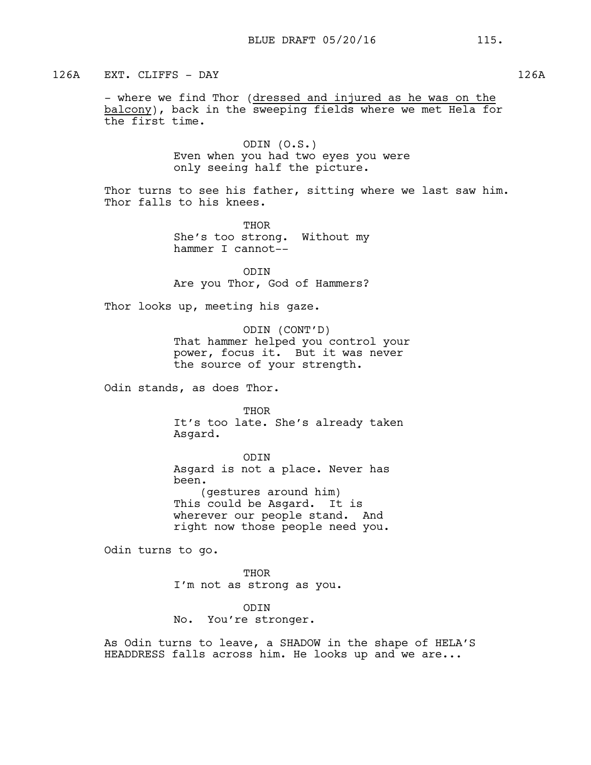126A EXT. CLIFFS - DAY 126A

- where we find Thor (<u>dressed and injured as he was on the balcony</u>), back in the sweeping fields where we met Hela for the first time.

ODIN (O.S.)
Even when you had two eyes you were only seeing half the picture.

Thor turns to see his father, sitting where we last saw him. Thor falls to his knees.

THOR
She's too strong. Without my hammer I cannot--

ODIN
Are you Thor, God of Hammers?

Thor looks up, meeting his gaze.

ODIN (CONT'D)
That hammer helped you control your power, focus it. But it was never the source of your strength.

Odin stands, as does Thor.

THOR
It's too late. She's already taken Asgard.

ODIN
Asgard is not a place. Never has been.
(gestures around him)
This could be Asgard. It is wherever our people stand. And right now those people need you.

Odin turns to go.

THOR
I'm not as strong as you.

ODIN
No. You're stronger.

As Odin turns to leave, a SHADOW in the shape of HELA'S HEADDRESS falls across him. He looks up and we are...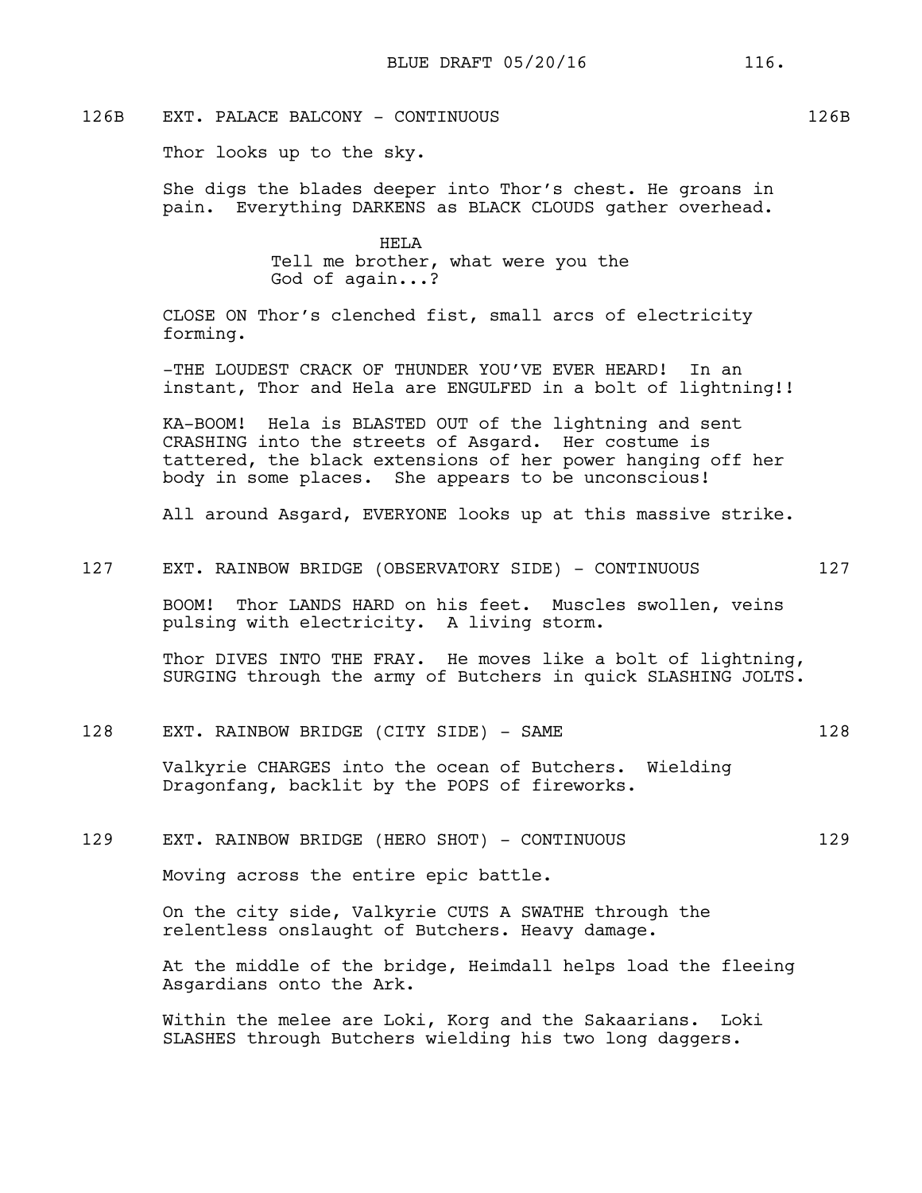126B EXT. PALACE BALCONY - CONTINUOUS 126B

Thor looks up to the sky.

She digs the blades deeper into Thor's chest. He groans in pain. Everything DARKENS as BLACK CLOUDS gather overhead.

HELA
Tell me brother, what were you the God of again...?

CLOSE ON Thor's clenched fist, small arcs of electricity forming.

-THE LOUDEST CRACK OF THUNDER YOU'VE EVER HEARD! In an instant, Thor and Hela are ENGULFED in a bolt of lightning!!

KA-BOOM! Hela is BLASTED OUT of the lightning and sent CRASHING into the streets of Asgard. Her costume is tattered, the black extensions of her power hanging off her body in some places. She appears to be unconscious!

All around Asgard, EVERYONE looks up at this massive strike.

127 EXT. RAINBOW BRIDGE (OBSERVATORY SIDE) - CONTINUOUS 127

BOOM! Thor LANDS HARD on his feet. Muscles swollen, veins pulsing with electricity. A living storm.

Thor DIVES INTO THE FRAY. He moves like a bolt of lightning, SURGING through the army of Butchers in quick SLASHING JOLTS.

128 EXT. RAINBOW BRIDGE (CITY SIDE) - SAME 128

Valkyrie CHARGES into the ocean of Butchers. Wielding Dragonfang, backlit by the POPS of fireworks.

129 EXT. RAINBOW BRIDGE (HERO SHOT) - CONTINUOUS 129

Moving across the entire epic battle.

On the city side, Valkyrie CUTS A SWATHE through the relentless onslaught of Butchers. Heavy damage.

At the middle of the bridge, Heimdall helps load the fleeing Asgardians onto the Ark.

Within the melee are Loki, Korg and the Sakaarians. Loki SLASHES through Butchers wielding his two long daggers.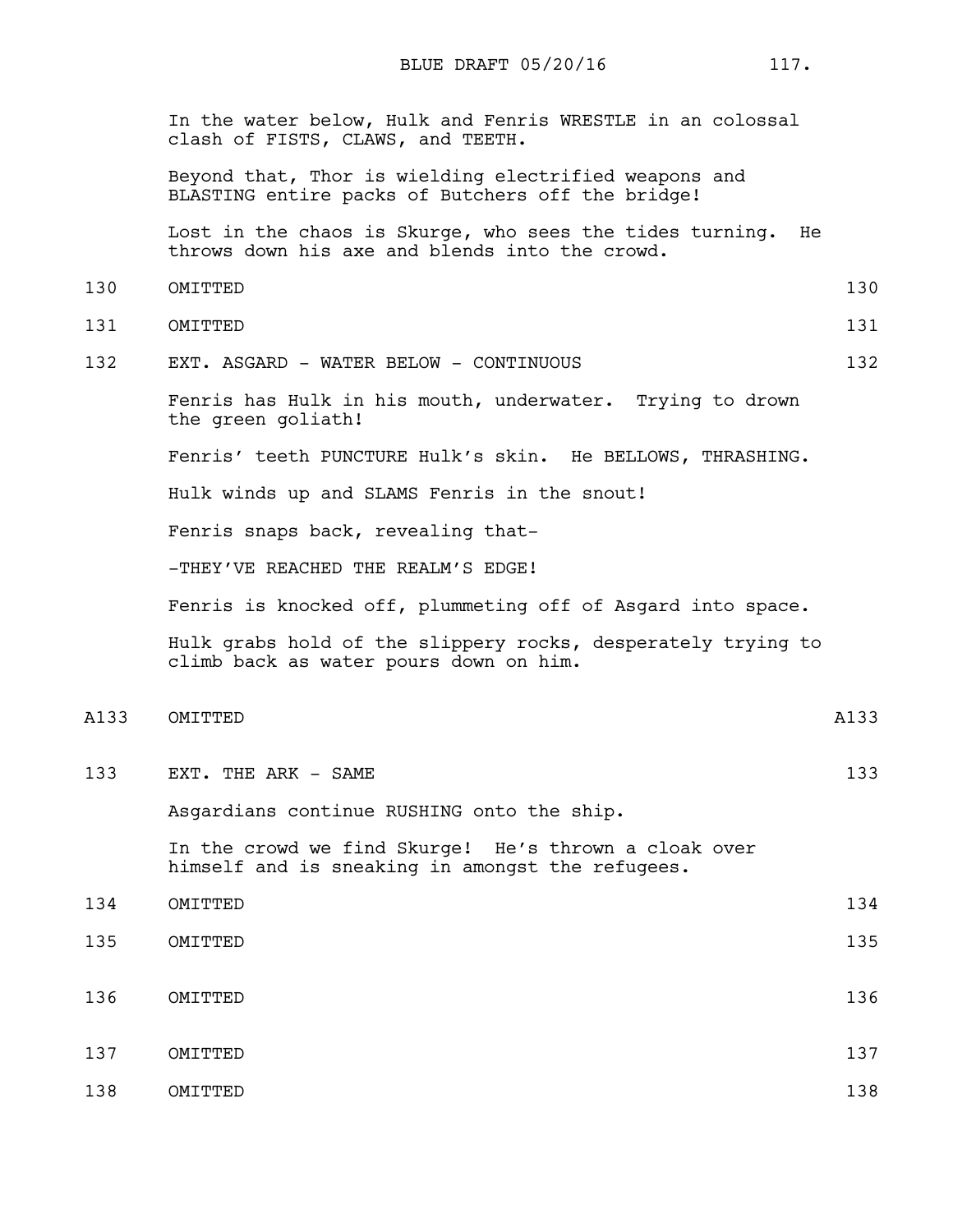In the water below, Hulk and Fenris WRESTLE in an colossal clash of FISTS, CLAWS, and TEETH.

Beyond that, Thor is wielding electrified weapons and BLASTING entire packs of Butchers off the bridge!

Lost in the chaos is Skurge, who sees the tides turning. He throws down his axe and blends into the crowd.

130 OMITTED 130

131 OMITTED 131

132 EXT. ASGARD - WATER BELOW - CONTINUOUS 132

Fenris has Hulk in his mouth, underwater. Trying to drown the green goliath!

Fenris' teeth PUNCTURE Hulk's skin. He BELLOWS, THRASHING.

Hulk winds up and SLAMS Fenris in the snout!

Fenris snaps back, revealing that-

-THEY'VE REACHED THE REALM'S EDGE!

Fenris is knocked off, plummeting off of Asgard into space.

Hulk grabs hold of the slippery rocks, desperately trying to climb back as water pours down on him.

A133 OMITTED A133

133 EXT. THE ARK - SAME 133

Asgardians continue RUSHING onto the ship.

In the crowd we find Skurge! He's thrown a cloak over himself and is sneaking in amongst the refugees.

134 OMITTED 134

135 OMITTED 135

136 OMITTED 136

137 OMITTED 137

138 OMITTED 138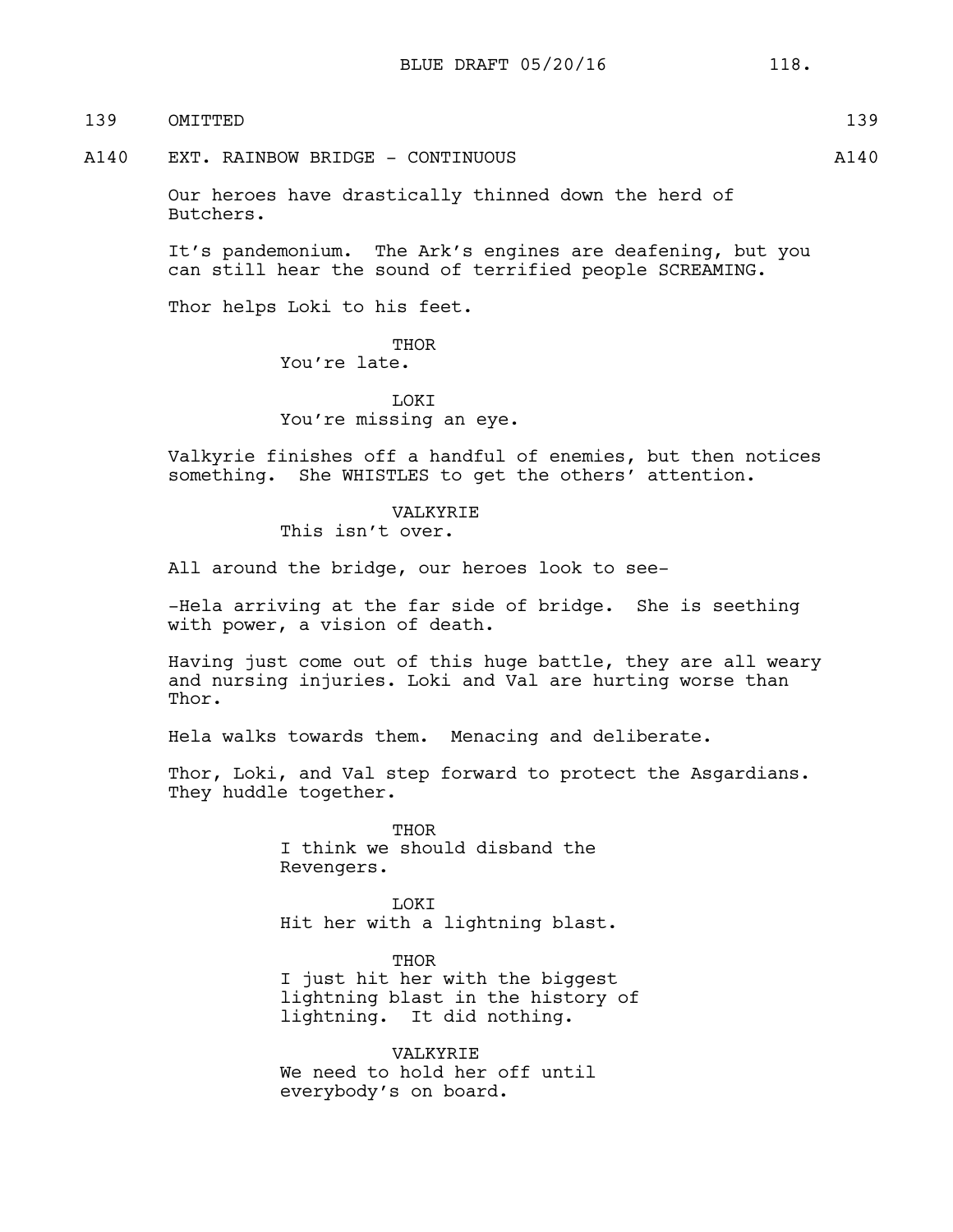139 OMITTED 139

A140 EXT. RAINBOW BRIDGE - CONTINUOUS A140

Our heroes have drastically thinned down the herd of Butchers.

It's pandemonium. The Ark's engines are deafening, but you can still hear the sound of terrified people SCREAMING.

Thor helps Loki to his feet.

THOR
You're late.

LOKI
You're missing an eye.

Valkyrie finishes off a handful of enemies, but then notices something. She WHISTLES to get the others' attention.

VALKYRIE
This isn't over.

All around the bridge, our heroes look to see-

-Hela arriving at the far side of bridge. She is seething with power, a vision of death.

Having just come out of this huge battle, they are all weary and nursing injuries. Loki and Val are hurting worse than Thor.

Hela walks towards them. Menacing and deliberate.

Thor, Loki, and Val step forward to protect the Asgardians. They huddle together.

THOR
I think we should disband the Revengers.

LOKI
Hit her with a lightning blast.

THOR
I just hit her with the biggest lightning blast in the history of lightning. It did nothing.

VALKYRIE
We need to hold her off until everybody's on board.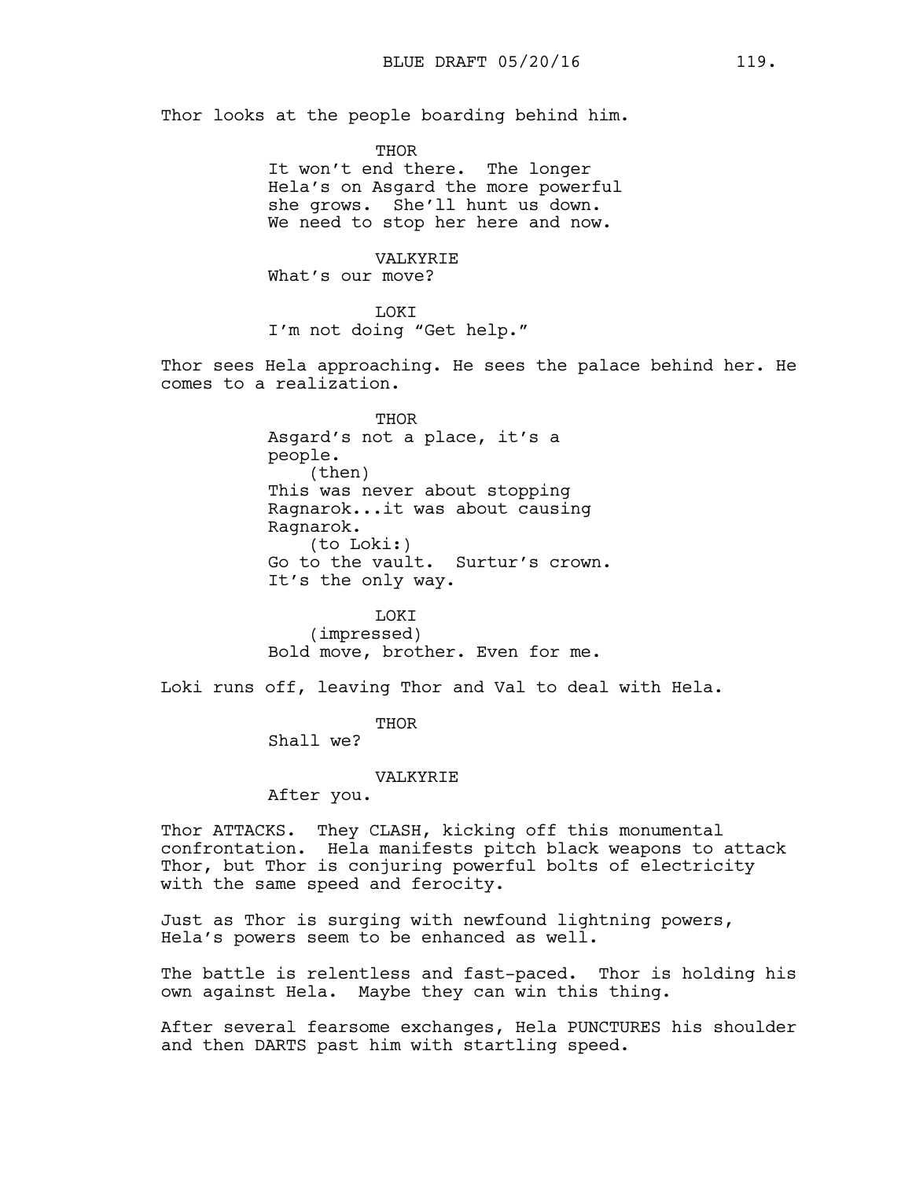Thor looks at the people boarding behind him.

THOR
It won't end there. The longer Hela's on Asgard the more powerful she grows. She'll hunt us down. We need to stop her here and now.

VALKYRIE
What's our move?

LOKI
I'm not doing "Get help."

Thor sees Hela approaching. He sees the palace behind her. He comes to a realization.

THOR
Asgard's not a place, it's a people.
(then)
This was never about stopping Ragnarok...it was about causing Ragnarok.
(to Loki:)
Go to the vault. Surtur's crown. It's the only way.

LOKI
(impressed)
Bold move, brother. Even for me.

Loki runs off, leaving Thor and Val to deal with Hela.

THOR
Shall we?

VALKYRIE
After you.

Thor ATTACKS. They CLASH, kicking off this monumental confrontation. Hela manifests pitch black weapons to attack Thor, but Thor is conjuring powerful bolts of electricity with the same speed and ferocity.

Just as Thor is surging with newfound lightning powers, Hela's powers seem to be enhanced as well.

The battle is relentless and fast-paced. Thor is holding his own against Hela. Maybe they can win this thing.

After several fearsome exchanges, Hela PUNCTURES his shoulder and then DARTS past him with startling speed.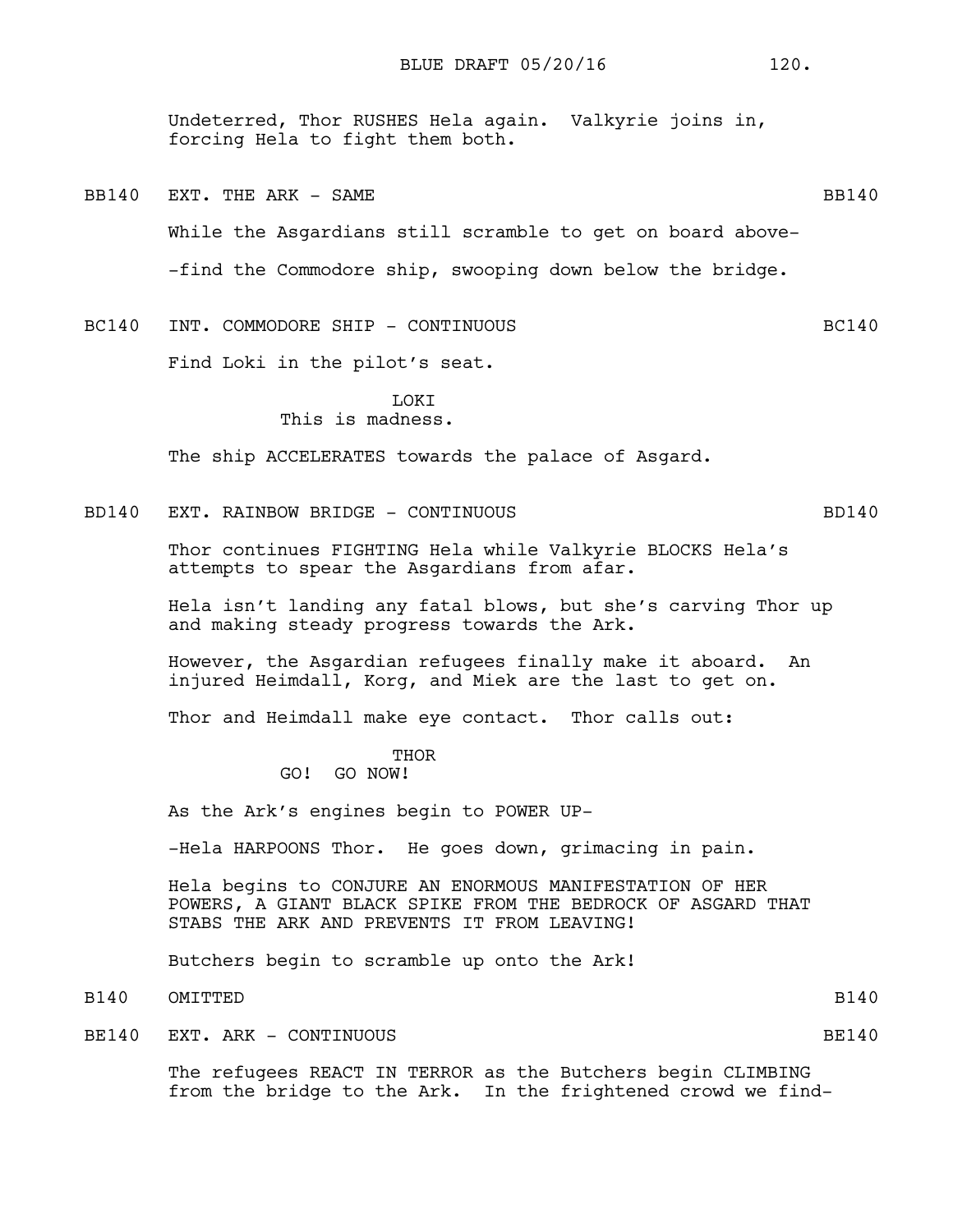Undeterred, Thor RUSHES Hela again. Valkyrie joins in, forcing Hela to fight them both.

BB140 EXT. THE ARK - SAME BB140

While the Asgardians still scramble to get on board above-

-find the Commodore ship, swooping down below the bridge.

BC140 INT. COMMODORE SHIP - CONTINUOUS BC140

Find Loki in the pilot's seat.

LOKI
This is madness.

The ship ACCELERATES towards the palace of Asgard.

BD140 EXT. RAINBOW BRIDGE - CONTINUOUS BD140

Thor continues FIGHTING Hela while Valkyrie BLOCKS Hela's attempts to spear the Asgardians from afar.

Hela isn't landing any fatal blows, but she's carving Thor up and making steady progress towards the Ark.

However, the Asgardian refugees finally make it aboard. An injured Heimdall, Korg, and Miek are the last to get on.

Thor and Heimdall make eye contact. Thor calls out:

THOR
GO! GO NOW!

As the Ark's engines begin to POWER UP-

-Hela HARPOONS Thor. He goes down, grimacing in pain.

Hela begins to CONJURE AN ENORMOUS MANIFESTATION OF HER POWERS, A GIANT BLACK SPIKE FROM THE BEDROCK OF ASGARD THAT STABS THE ARK AND PREVENTS IT FROM LEAVING!

Butchers begin to scramble up onto the Ark!

B140 OMITTED B140

BE140 EXT. ARK - CONTINUOUS BE140

The refugees REACT IN TERROR as the Butchers begin CLIMBING from the bridge to the Ark. In the frightened crowd we find-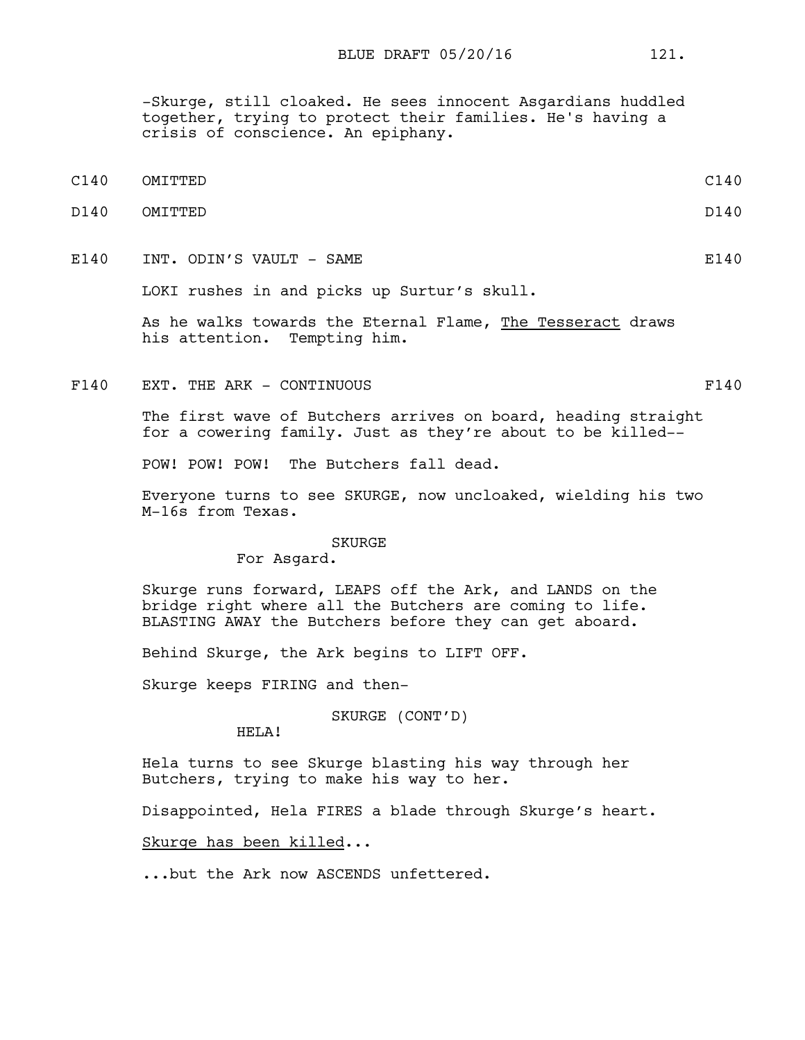-Skurge, still cloaked. He sees innocent Asgardians huddled together, trying to protect their families. He's having a crisis of conscience. An epiphany.

C140 OMITTED C140

D140 OMITTED D140

E140 INT. ODIN'S VAULT - SAME E140

LOKI rushes in and picks up Surtur's skull.

As he walks towards the Eternal Flame, The Tesseract draws his attention. Tempting him.

F140 EXT. THE ARK - CONTINUOUS F140

The first wave of Butchers arrives on board, heading straight for a cowering family. Just as they're about to be killed--

POW! POW! POW! The Butchers fall dead.

Everyone turns to see SKURGE, now uncloaked, wielding his two M-16s from Texas.

SKURGE
For Asgard.

Skurge runs forward, LEAPS off the Ark, and LANDS on the bridge right where all the Butchers are coming to life. BLASTING AWAY the Butchers before they can get aboard.

Behind Skurge, the Ark begins to LIFT OFF.

Skurge keeps FIRING and then-

SKURGE (CONT'D)
HELA!

Hela turns to see Skurge blasting his way through her Butchers, trying to make his way to her.

Disappointed, Hela FIRES a blade through Skurge's heart.

Skurge has been killed...

...but the Ark now ASCENDS unfettered.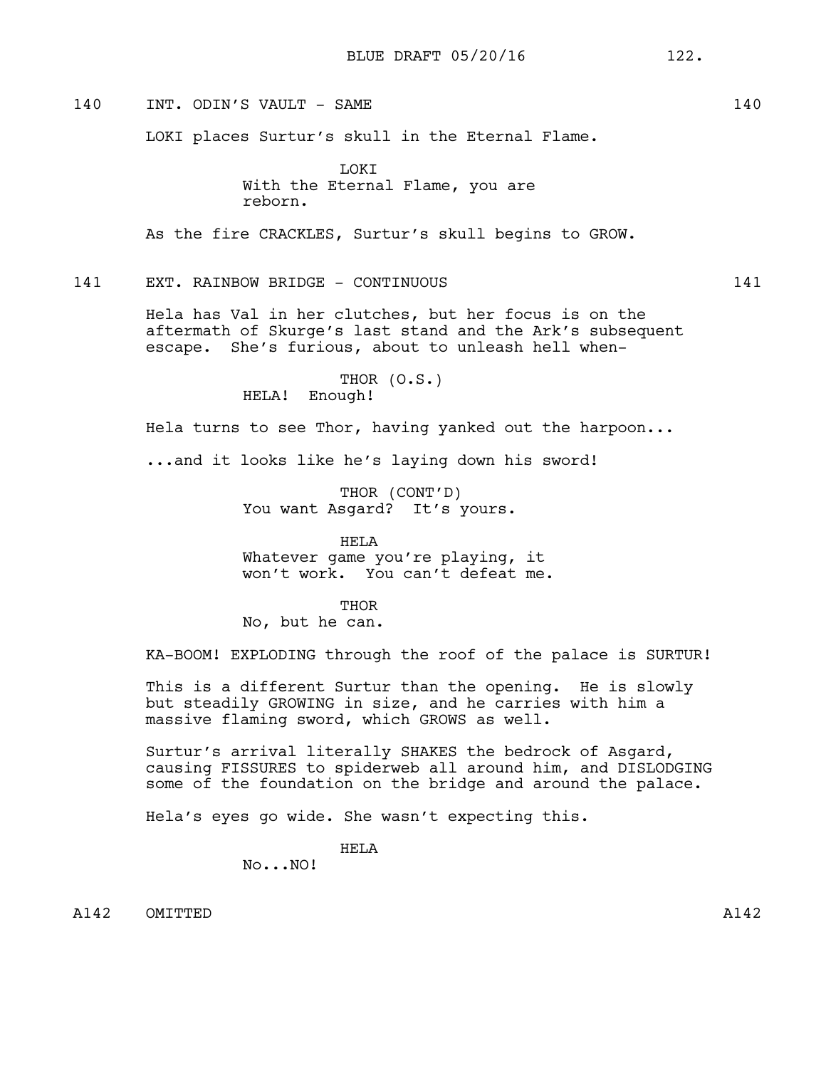140 INT. ODIN'S VAULT - SAME 140

LOKI places Surtur's skull in the Eternal Flame.

LOKI
With the Eternal Flame, you are reborn.

As the fire CRACKLES, Surtur's skull begins to GROW.

141 EXT. RAINBOW BRIDGE - CONTINUOUS 141

Hela has Val in her clutches, but her focus is on the aftermath of Skurge's last stand and the Ark's subsequent escape. She's furious, about to unleash hell when-

THOR (O.S.)
HELA! Enough!

Hela turns to see Thor, having yanked out the harpoon...

...and it looks like he's laying down his sword!

THOR (CONT'D)
You want Asgard? It's yours.

HELA
Whatever game you're playing, it won't work. You can't defeat me.

THOR
No, but he can.

KA-BOOM! EXPLODING through the roof of the palace is SURTUR!

This is a different Surtur than the opening. He is slowly but steadily GROWING in size, and he carries with him a massive flaming sword, which GROWS as well.

Surtur's arrival literally SHAKES the bedrock of Asgard, causing FISSURES to spiderweb all around him, and DISLODGING some of the foundation on the bridge and around the palace.

Hela's eyes go wide. She wasn't expecting this.

HELA
No...NO!

A142 OMITTED A142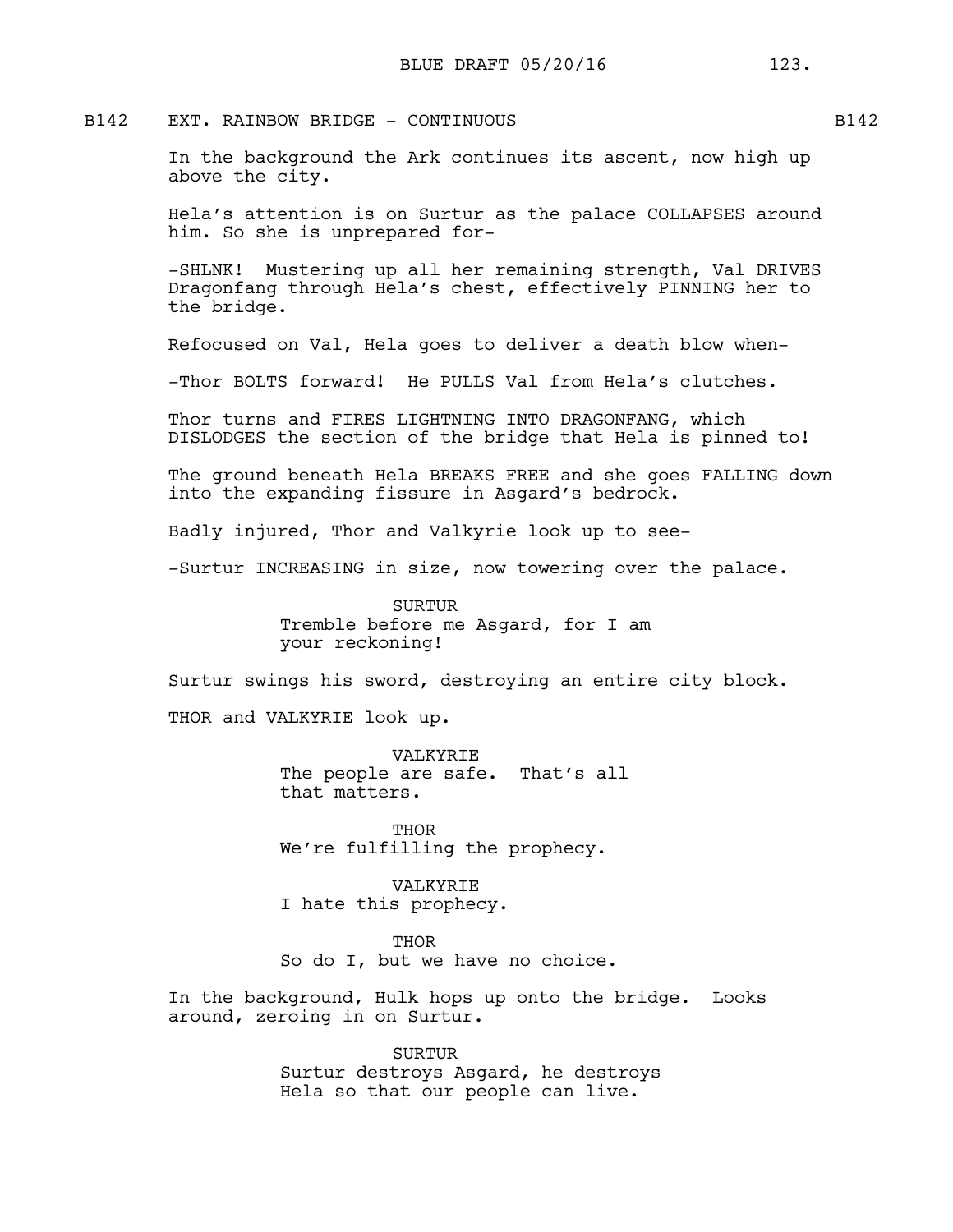B142 EXT. RAINBOW BRIDGE - CONTINUOUS B142

In the background the Ark continues its ascent, now high up above the city.

Hela's attention is on Surtur as the palace COLLAPSES around him. So she is unprepared for-

-SHLNK! Mustering up all her remaining strength, Val DRIVES Dragonfang through Hela's chest, effectively PINNING her to the bridge.

Refocused on Val, Hela goes to deliver a death blow when-

-Thor BOLTS forward! He PULLS Val from Hela's clutches.

Thor turns and FIRES LIGHTNING INTO DRAGONFANG, which DISLODGES the section of the bridge that Hela is pinned to!

The ground beneath Hela BREAKS FREE and she goes FALLING down into the expanding fissure in Asgard's bedrock.

Badly injured, Thor and Valkyrie look up to see-

-Surtur INCREASING in size, now towering over the palace.

SURTUR
Tremble before me Asgard, for I am your reckoning!

Surtur swings his sword, destroying an entire city block.

THOR and VALKYRIE look up.

VALKYRIE
The people are safe. That's all that matters.

THOR
We're fulfilling the prophecy.

VALKYRIE
I hate this prophecy.

THOR
So do I, but we have no choice.

In the background, Hulk hops up onto the bridge. Looks around, zeroing in on Surtur.

SURTUR
Surtur destroys Asgard, he destroys Hela so that our people can live.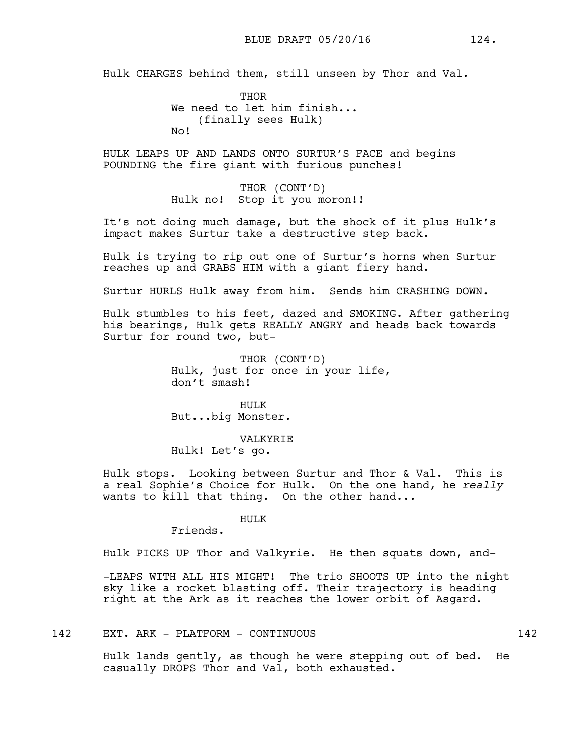Hulk CHARGES behind them, still unseen by Thor and Val.

THOR
We need to let him finish...
(finally sees Hulk)
No!

HULK LEAPS UP AND LANDS ONTO SURTUR'S FACE and begins POUNDING the fire giant with furious punches!

THOR (CONT'D)
Hulk no! Stop it you moron!!

It's not doing much damage, but the shock of it plus Hulk's impact makes Surtur take a destructive step back.

Hulk is trying to rip out one of Surtur's horns when Surtur reaches up and GRABS HIM with a giant fiery hand.

Surtur HURLS Hulk away from him. Sends him CRASHING DOWN.

Hulk stumbles to his feet, dazed and SMOKING. After gathering his bearings, Hulk gets REALLY ANGRY and heads back towards Surtur for round two, but-

THOR (CONT'D)
Hulk, just for once in your life, don't smash!

HULK
But...big Monster.

VALKYRIE
Hulk! Let's go.

Hulk stops. Looking between Surtur and Thor & Val. This is a real Sophie's Choice for Hulk. On the one hand, he *really* wants to kill that thing. On the other hand...

HULK
Friends.

Hulk PICKS UP Thor and Valkyrie. He then squats down, and-

-LEAPS WITH ALL HIS MIGHT! The trio SHOOTS UP into the night sky like a rocket blasting off. Their trajectory is heading right at the Ark as it reaches the lower orbit of Asgard.

142 EXT. ARK - PLATFORM - CONTINUOUS 142

Hulk lands gently, as though he were stepping out of bed. He casually DROPS Thor and Val, both exhausted.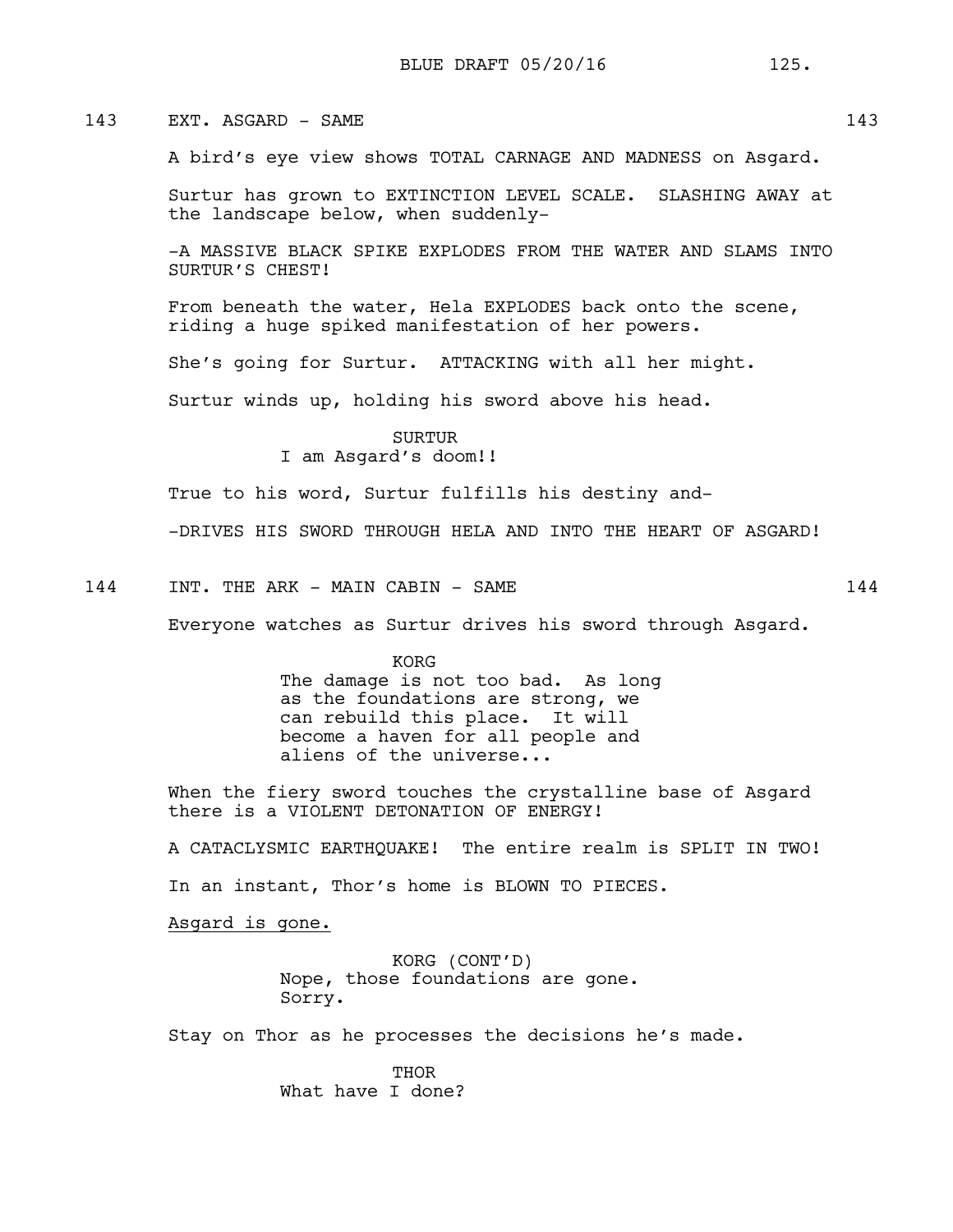143 EXT. ASGARD - SAME 143

A bird's eye view shows TOTAL CARNAGE AND MADNESS on Asgard.

Surtur has grown to EXTINCTION LEVEL SCALE. SLASHING AWAY at the landscape below, when suddenly-

-A MASSIVE BLACK SPIKE EXPLODES FROM THE WATER AND SLAMS INTO SURTUR'S CHEST!

From beneath the water, Hela EXPLODES back onto the scene, riding a huge spiked manifestation of her powers.

She's going for Surtur. ATTACKING with all her might.

Surtur winds up, holding his sword above his head.

SURTUR
I am Asgard's doom!!

True to his word, Surtur fulfills his destiny and-

-DRIVES HIS SWORD THROUGH HELA AND INTO THE HEART OF ASGARD!

144 INT. THE ARK - MAIN CABIN - SAME 144

Everyone watches as Surtur drives his sword through Asgard.

KORG
The damage is not too bad. As long as the foundations are strong, we can rebuild this place. It will become a haven for all people and aliens of the universe...

When the fiery sword touches the crystalline base of Asgard there is a VIOLENT DETONATION OF ENERGY!

A CATACLYSMIC EARTHQUAKE! The entire realm is SPLIT IN TWO!

In an instant, Thor's home is BLOWN TO PIECES.

<u>Asgard is gone.</u>

KORG (CONT'D)
Nope, those foundations are gone. Sorry.

Stay on Thor as he processes the decisions he's made.

THOR
What have I done?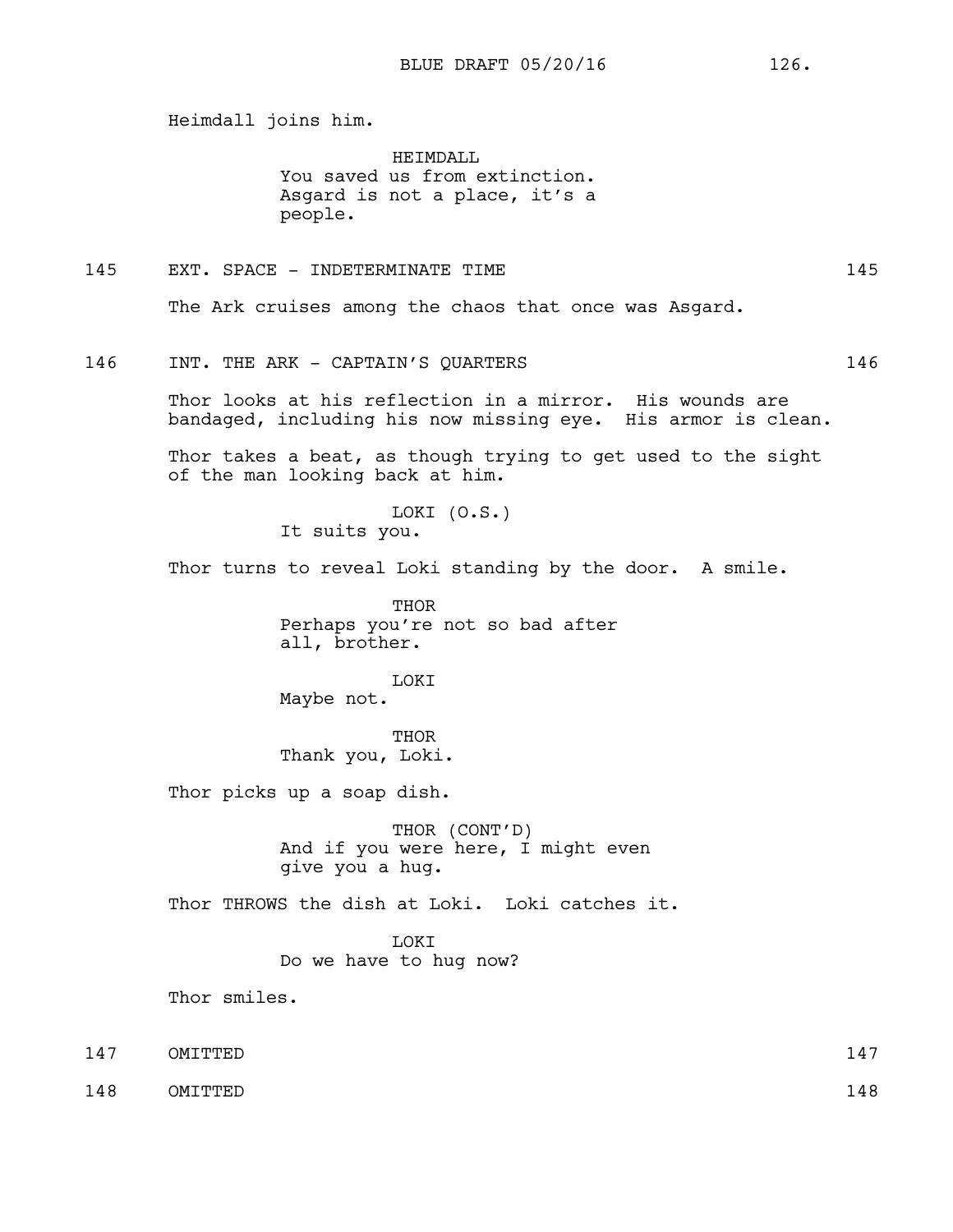Heimdall joins him.

HEIMDALL
You saved us from extinction. Asgard is not a place, it's a people.

145 EXT. SPACE - INDETERMINATE TIME 145

The Ark cruises among the chaos that once was Asgard.

146 INT. THE ARK - CAPTAIN'S QUARTERS 146

Thor looks at his reflection in a mirror. His wounds are bandaged, including his now missing eye. His armor is clean.

Thor takes a beat, as though trying to get used to the sight of the man looking back at him.

LOKI (O.S.)
It suits you.

Thor turns to reveal Loki standing by the door. A smile.

THOR
Perhaps you're not so bad after all, brother.

LOKI
Maybe not.

THOR
Thank you, Loki.

Thor picks up a soap dish.

THOR (CONT'D)
And if you were here, I might even give you a hug.

Thor THROWS the dish at Loki. Loki catches it.

LOKI
Do we have to hug now?

Thor smiles.

147 OMITTED 147

148 OMITTED 148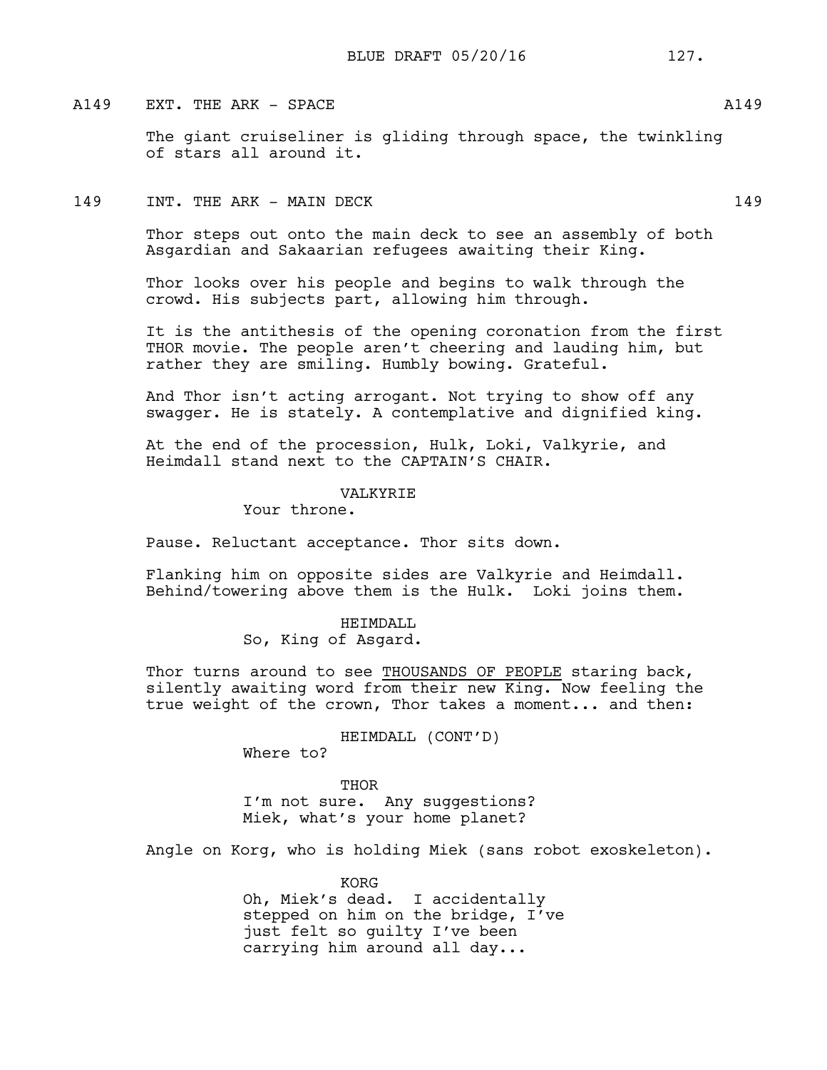A149 EXT. THE ARK - SPACE A149

The giant cruiseliner is gliding through space, the twinkling of stars all around it.

149 INT. THE ARK - MAIN DECK 149

Thor steps out onto the main deck to see an assembly of both Asgardian and Sakaarian refugees awaiting their King.

Thor looks over his people and begins to walk through the crowd. His subjects part, allowing him through.

It is the antithesis of the opening coronation from the first THOR movie. The people aren't cheering and lauding him, but rather they are smiling. Humbly bowing. Grateful.

And Thor isn't acting arrogant. Not trying to show off any swagger. He is stately. A contemplative and dignified king.

At the end of the procession, Hulk, Loki, Valkyrie, and Heimdall stand next to the CAPTAIN'S CHAIR.

VALKYRIE
Your throne.

Pause. Reluctant acceptance. Thor sits down.

Flanking him on opposite sides are Valkyrie and Heimdall. Behind/towering above them is the Hulk. Loki joins them.

HEIMDALL
So, King of Asgard.

Thor turns around to see <u>THOUSANDS OF PEOPLE</u> staring back, silently awaiting word from their new King. Now feeling the true weight of the crown, Thor takes a moment... and then:

HEIMDALL (CONT'D)
Where to?

THOR
I'm not sure. Any suggestions? Miek, what's your home planet?

Angle on Korg, who is holding Miek (sans robot exoskeleton).

KORG
Oh, Miek's dead. I accidentally stepped on him on the bridge, I've just felt so guilty I've been carrying him around all day...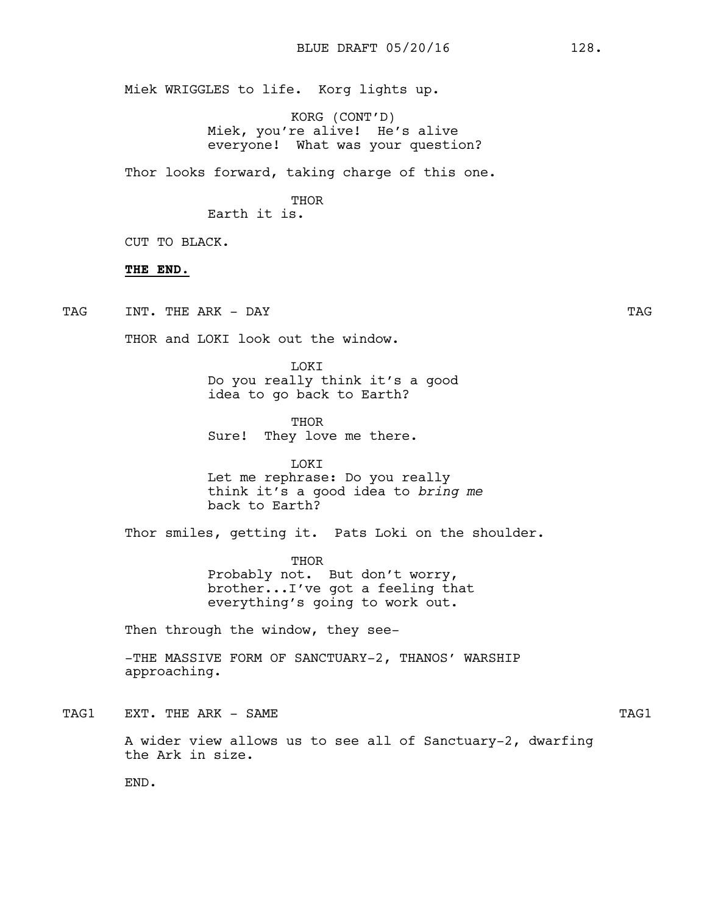Miek WRIGGLES to life. Korg lights up.

KORG (CONT'D)
Miek, you're alive! He's alive everyone! What was your question?

Thor looks forward, taking charge of this one.

THOR
Earth it is.

CUT TO BLACK.

**THE END.**

TAG INT. THE ARK - DAY TAG

THOR and LOKI look out the window.

LOKI
Do you really think it's a good idea to go back to Earth?

THOR
Sure! They love me there.

LOKI
Let me rephrase: Do you really think it's a good idea to *bring me* back to Earth?

Thor smiles, getting it. Pats Loki on the shoulder.

THOR
Probably not. But don't worry, brother...I've got a feeling that everything's going to work out.

Then through the window, they see-

-THE MASSIVE FORM OF SANCTUARY-2, THANOS' WARSHIP approaching.

TAG1 EXT. THE ARK - SAME TAG1

A wider view allows us to see all of Sanctuary-2, dwarfing the Ark in size.

END.